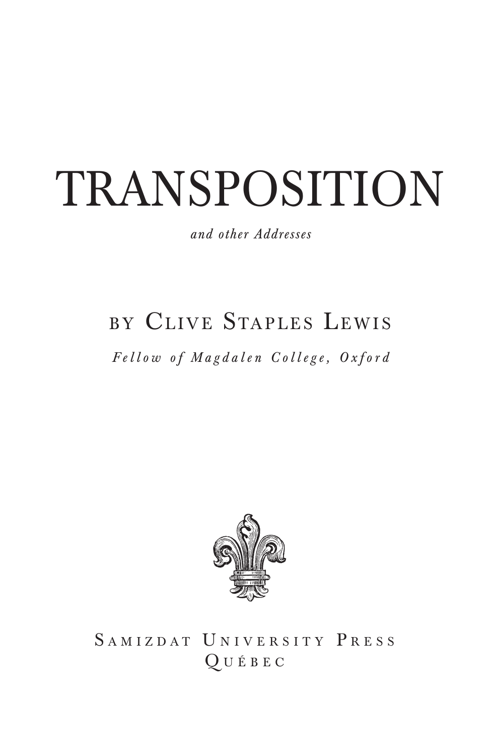# TRANSPOSITION

*and other Addresses*

BY CLIVE STAPLES LEWIS

*Fellow of Magdalen College, Oxford*

SAMIZDAT UNIVERSITY PRESS
QUÉBEC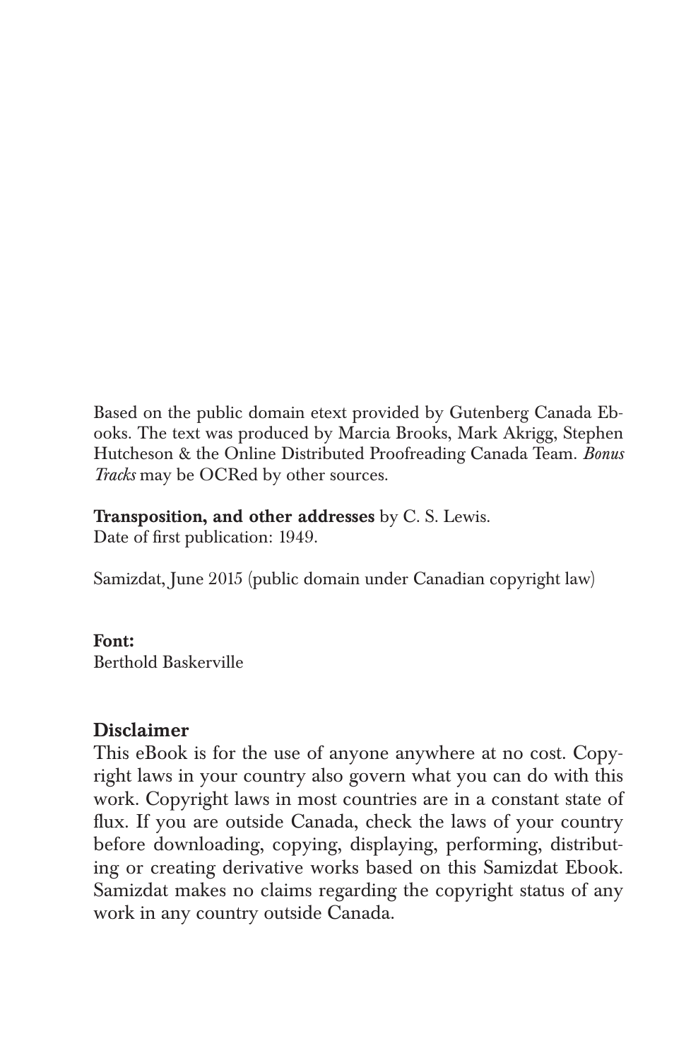Based on the public domain etext provided by Gutenberg Canada Ebooks. The text was produced by Marcia Brooks, Mark Akrigg, Stephen Hutcheson & the Online Distributed Proofreading Canada Team. *Bonus Tracks* may be OCRed by other sources.

**Transposition, and other addresses** by C. S. Lewis.
Date of first publication: 1949.

Samizdat, June 2015 (public domain under Canadian copyright law)

**Font:**
Berthold Baskerville

## Disclaimer

This eBook is for the use of anyone anywhere at no cost. Copyright laws in your country also govern what you can do with this work. Copyright laws in most countries are in a constant state of flux. If you are outside Canada, check the laws of your country before downloading, copying, displaying, performing, distributing or creating derivative works based on this Samizdat Ebook. Samizdat makes no claims regarding the copyright status of any work in any country outside Canada.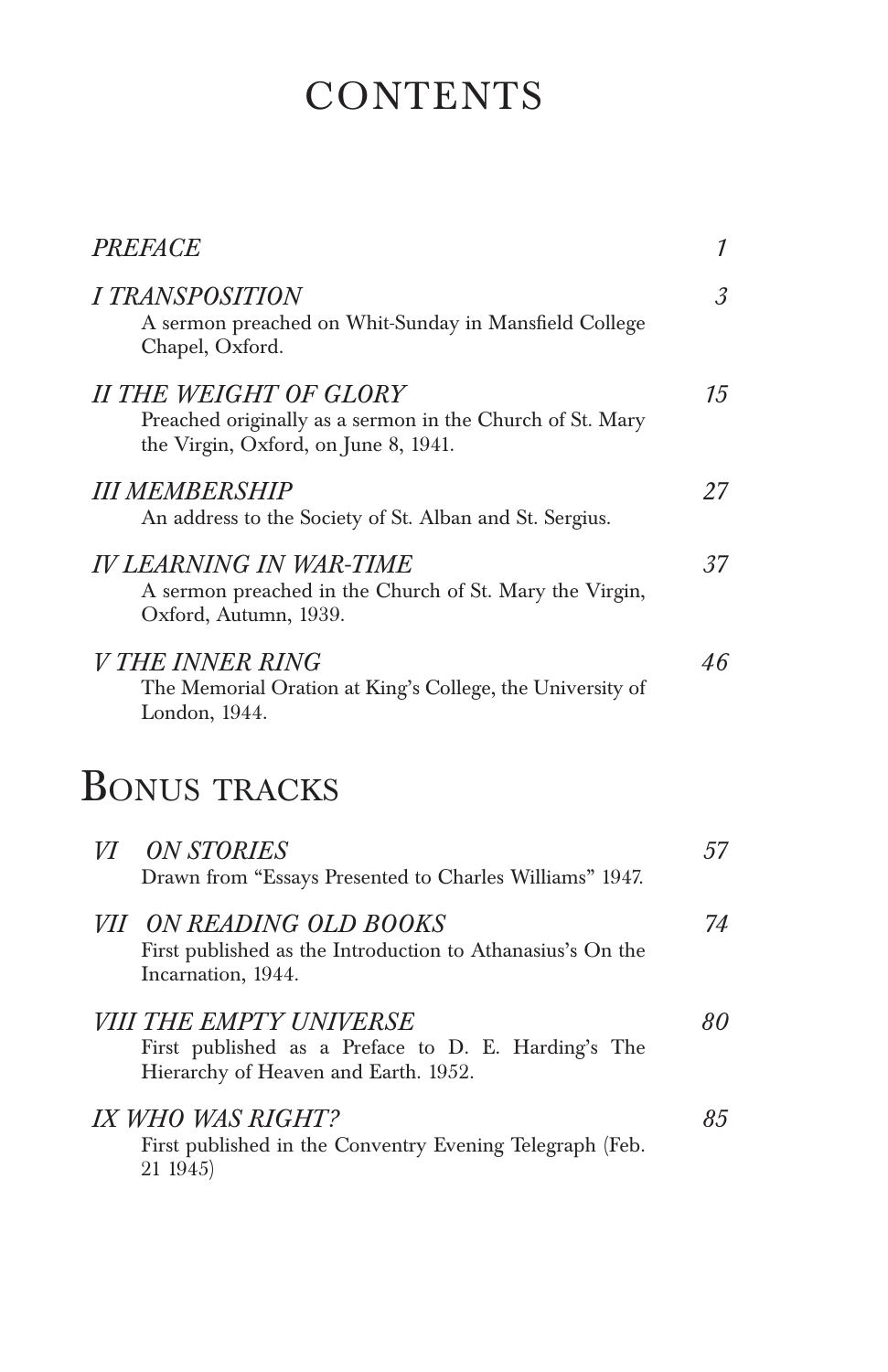# CONTENTS

| | |
|---|---|
| *PREFACE* | *1* |
| *I TRANSPOSITION*<br>A sermon preached on Whit-Sunday in Mansfield College Chapel, Oxford. | *3* |
| *II THE WEIGHT OF GLORY*<br>Preached originally as a sermon in the Church of St. Mary the Virgin, Oxford, on June 8, 1941. | *15* |
| *III MEMBERSHIP*<br>An address to the Society of St. Alban and St. Sergius. | *27* |
| *IV LEARNING IN WAR-TIME*<br>A sermon preached in the Church of St. Mary the Virgin, Oxford, Autumn, 1939. | *37* |
| *V THE INNER RING*<br>The Memorial Oration at King's College, the University of London, 1944. | *46* |

## Bonus tracks

| | |
|---|---|
| *VI ON STORIES*<br>Drawn from "Essays Presented to Charles Williams" 1947. | *57* |
| *VII ON READING OLD BOOKS*<br>First published as the Introduction to Athanasius's On the Incarnation, 1944. | *74* |
| *VIII THE EMPTY UNIVERSE*<br>First published as a Preface to D. E. Harding's The Hierarchy of Heaven and Earth. 1952. | *80* |
| *IX WHO WAS RIGHT?*<br>First published in the Conventry Evening Telegraph (Feb. 21 1945) | *85* |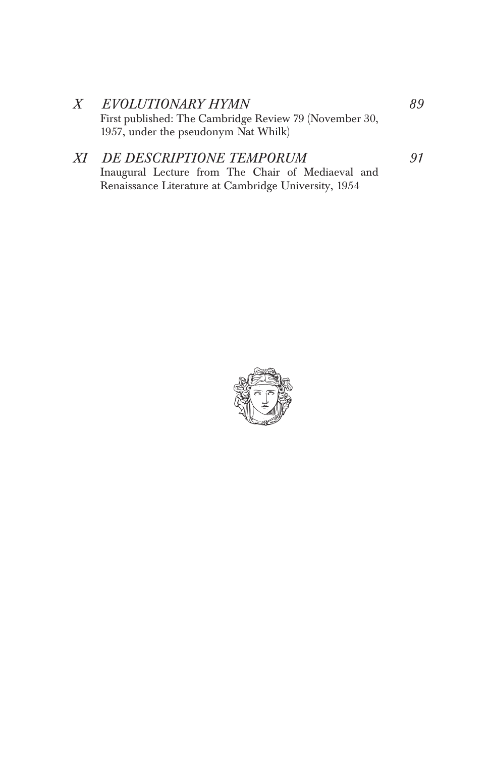*X EVOLUTIONARY HYMN* *89*

First published: The Cambridge Review 79 (November 30, 1957, under the pseudonym Nat Whilk)

*XI DE DESCRIPTIONE TEMPORUM* *91*

Inaugural Lecture from The Chair of Mediaeval and Renaissance Literature at Cambridge University, 1954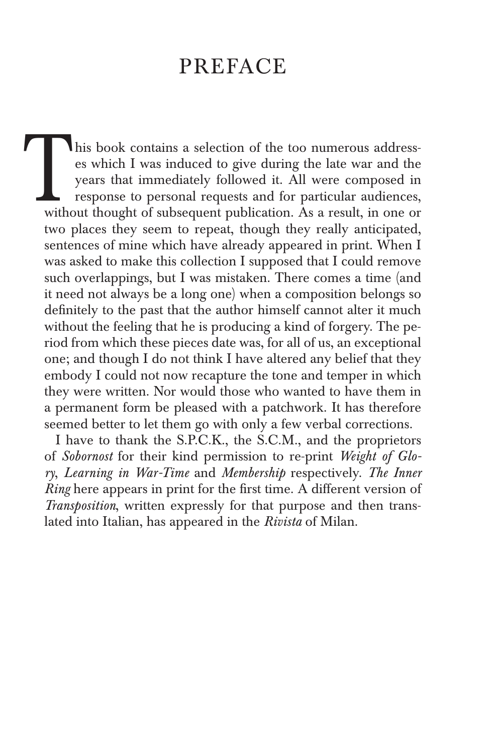# PREFACE

This book contains a selection of the too numerous addresses which I was induced to give during the late war and the years that immediately followed it. All were composed in response to personal requests and for particular audiences, without thought of subsequent publication. As a result, in one or two places they seem to repeat, though they really anticipated, sentences of mine which have already appeared in print. When I was asked to make this collection I supposed that I could remove such overlappings, but I was mistaken. There comes a time (and it need not always be a long one) when a composition belongs so definitely to the past that the author himself cannot alter it much without the feeling that he is producing a kind of forgery. The period from which these pieces date was, for all of us, an exceptional one; and though I do not think I have altered any belief that they embody I could not now recapture the tone and temper in which they were written. Nor would those who wanted to have them in a permanent form be pleased with a patchwork. It has therefore seemed better to let them go with only a few verbal corrections.

I have to thank the S.P.C.K., the S.C.M., and the proprietors of *Sobornost* for their kind permission to re-print *Weight of Glory*, *Learning in War-Time* and *Membership* respectively. *The Inner Ring* here appears in print for the first time. A different version of *Transposition*, written expressly for that purpose and then translated into Italian, has appeared in the *Rivista* of Milan.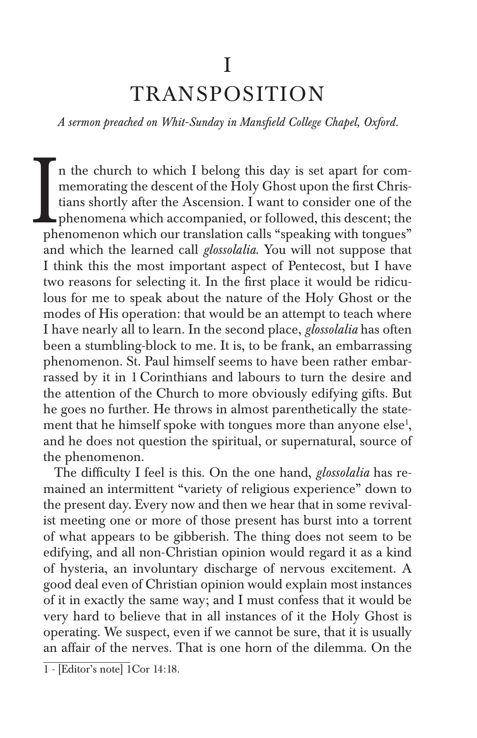# I

# TRANSPOSITION

*A sermon preached on Whit-Sunday in Mansfield College Chapel, Oxford.*

In the church to which I belong this day is set apart for commemorating the descent of the Holy Ghost upon the first Christians shortly after the Ascension. I want to consider one of the phenomena which accompanied, or followed, this descent; the phenomenon which our translation calls "speaking with tongues" and which the learned call *glossolalia*. You will not suppose that I think this the most important aspect of Pentecost, but I have two reasons for selecting it. In the first place it would be ridiculous for me to speak about the nature of the Holy Ghost or the modes of His operation: that would be an attempt to teach where I have nearly all to learn. In the second place, *glossolalia* has often been a stumbling-block to me. It is, to be frank, an embarrassing phenomenon. St. Paul himself seems to have been rather embarrassed by it in 1 Corinthians and labours to turn the desire and the attention of the Church to more obviously edifying gifts. But he goes no further. He throws in almost parenthetically the statement that he himself spoke with tongues more than anyone else[1], and he does not question the spiritual, or supernatural, source of the phenomenon.

The difficulty I feel is this. On the one hand, *glossolalia* has remained an intermittent "variety of religious experience" down to the present day. Every now and then we hear that in some revivalist meeting one or more of those present has burst into a torrent of what appears to be gibberish. The thing does not seem to be edifying, and all non-Christian opinion would regard it as a kind of hysteria, an involuntary discharge of nervous excitement. A good deal even of Christian opinion would explain most instances of it in exactly the same way; and I must confess that it would be very hard to believe that in all instances of it the Holy Ghost is operating. We suspect, even if we cannot be sure, that it is usually an affair of the nerves. That is one horn of the dilemma. On the

1 - [Editor's note] 1Cor 14:18.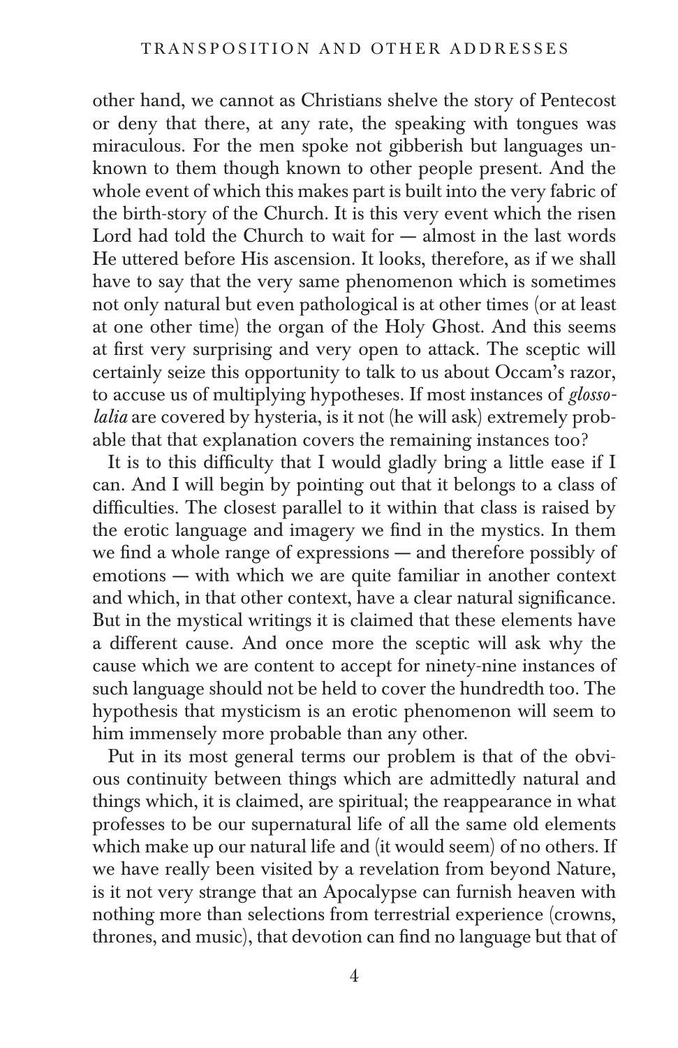other hand, we cannot as Christians shelve the story of Pentecost or deny that there, at any rate, the speaking with tongues was miraculous. For the men spoke not gibberish but languages unknown to them though known to other people present. And the whole event of which this makes part is built into the very fabric of the birth-story of the Church. It is this very event which the risen Lord had told the Church to wait for — almost in the last words He uttered before His ascension. It looks, therefore, as if we shall have to say that the very same phenomenon which is sometimes not only natural but even pathological is at other times (or at least at one other time) the organ of the Holy Ghost. And this seems at first very surprising and very open to attack. The sceptic will certainly seize this opportunity to talk to us about Occam's razor, to accuse us of multiplying hypotheses. If most instances of *glossolalia* are covered by hysteria, is it not (he will ask) extremely probable that that explanation covers the remaining instances too?

It is to this difficulty that I would gladly bring a little ease if I can. And I will begin by pointing out that it belongs to a class of difficulties. The closest parallel to it within that class is raised by the erotic language and imagery we find in the mystics. In them we find a whole range of expressions — and therefore possibly of emotions — with which we are quite familiar in another context and which, in that other context, have a clear natural significance. But in the mystical writings it is claimed that these elements have a different cause. And once more the sceptic will ask why the cause which we are content to accept for ninety-nine instances of such language should not be held to cover the hundredth too. The hypothesis that mysticism is an erotic phenomenon will seem to him immensely more probable than any other.

Put in its most general terms our problem is that of the obvious continuity between things which are admittedly natural and things which, it is claimed, are spiritual; the reappearance in what professes to be our supernatural life of all the same old elements which make up our natural life and (it would seem) of no others. If we have really been visited by a revelation from beyond Nature, is it not very strange that an Apocalypse can furnish heaven with nothing more than selections from terrestrial experience (crowns, thrones, and music), that devotion can find no language but that of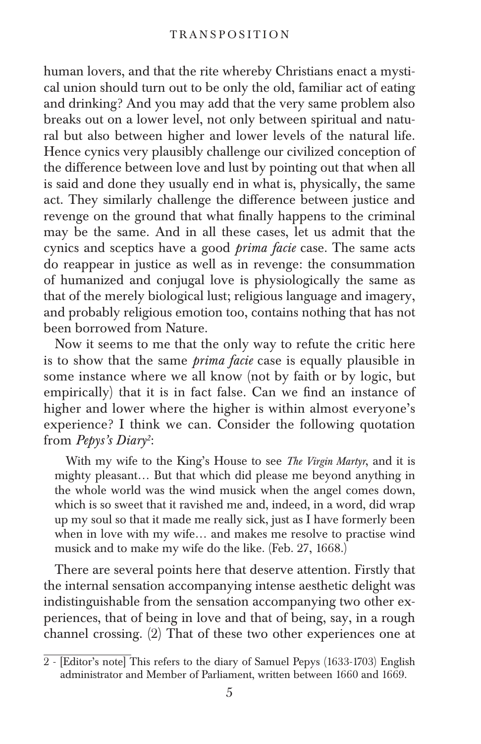human lovers, and that the rite whereby Christians enact a mystical union should turn out to be only the old, familiar act of eating and drinking? And you may add that the very same problem also breaks out on a lower level, not only between spiritual and natural but also between higher and lower levels of the natural life. Hence cynics very plausibly challenge our civilized conception of the difference between love and lust by pointing out that when all is said and done they usually end in what is, physically, the same act. They similarly challenge the difference between justice and revenge on the ground that what finally happens to the criminal may be the same. And in all these cases, let us admit that the cynics and sceptics have a good *prima facie* case. The same acts do reappear in justice as well as in revenge: the consummation of humanized and conjugal love is physiologically the same as that of the merely biological lust; religious language and imagery, and probably religious emotion too, contains nothing that has not been borrowed from Nature.

Now it seems to me that the only way to refute the critic here is to show that the same *prima facie* case is equally plausible in some instance where we all know (not by faith or by logic, but empirically) that it is in fact false. Can we find an instance of higher and lower where the higher is within almost everyone's experience? I think we can. Consider the following quotation from *Pepys's Diary*[2]:

> With my wife to the King's House to see *The Virgin Martyr*, and it is mighty pleasant… But that which did please me beyond anything in the whole world was the wind musick when the angel comes down, which is so sweet that it ravished me and, indeed, in a word, did wrap up my soul so that it made me really sick, just as I have formerly been when in love with my wife… and makes me resolve to practise wind musick and to make my wife do the like. (Feb. 27, 1668.)

There are several points here that deserve attention. Firstly that the internal sensation accompanying intense aesthetic delight was indistinguishable from the sensation accompanying two other experiences, that of being in love and that of being, say, in a rough channel crossing. (2) That of these two other experiences one at

2 - [Editor's note] This refers to the diary of Samuel Pepys (1633-1703) English administrator and Member of Parliament, written between 1660 and 1669.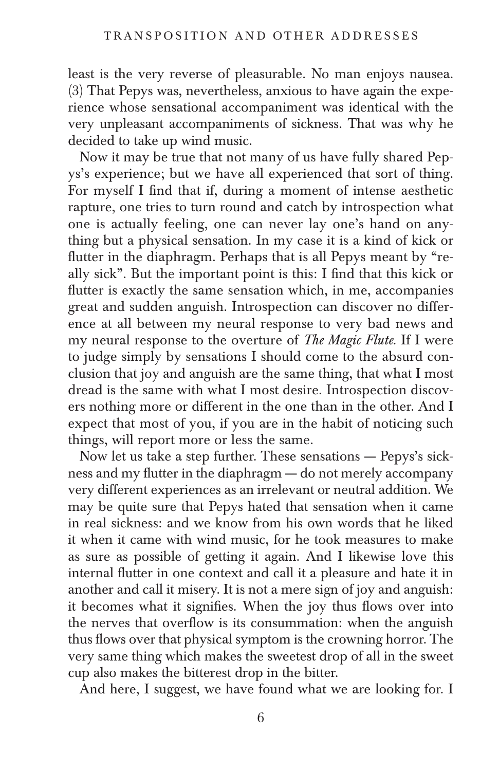least is the very reverse of pleasurable. No man enjoys nausea. (3) That Pepys was, nevertheless, anxious to have again the experience whose sensational accompaniment was identical with the very unpleasant accompaniments of sickness. That was why he decided to take up wind music.

Now it may be true that not many of us have fully shared Pepys's experience; but we have all experienced that sort of thing. For myself I find that if, during a moment of intense aesthetic rapture, one tries to turn round and catch by introspection what one is actually feeling, one can never lay one's hand on anything but a physical sensation. In my case it is a kind of kick or flutter in the diaphragm. Perhaps that is all Pepys meant by "really sick". But the important point is this: I find that this kick or flutter is exactly the same sensation which, in me, accompanies great and sudden anguish. Introspection can discover no difference at all between my neural response to very bad news and my neural response to the overture of *The Magic Flute*. If I were to judge simply by sensations I should come to the absurd conclusion that joy and anguish are the same thing, that what I most dread is the same with what I most desire. Introspection discovers nothing more or different in the one than in the other. And I expect that most of you, if you are in the habit of noticing such things, will report more or less the same.

Now let us take a step further. These sensations — Pepys's sickness and my flutter in the diaphragm — do not merely accompany very different experiences as an irrelevant or neutral addition. We may be quite sure that Pepys hated that sensation when it came in real sickness: and we know from his own words that he liked it when it came with wind music, for he took measures to make as sure as possible of getting it again. And I likewise love this internal flutter in one context and call it a pleasure and hate it in another and call it misery. It is not a mere sign of joy and anguish: it becomes what it signifies. When the joy thus flows over into the nerves that overflow is its consummation: when the anguish thus flows over that physical symptom is the crowning horror. The very same thing which makes the sweetest drop of all in the sweet cup also makes the bitterest drop in the bitter.

And here, I suggest, we have found what we are looking for. I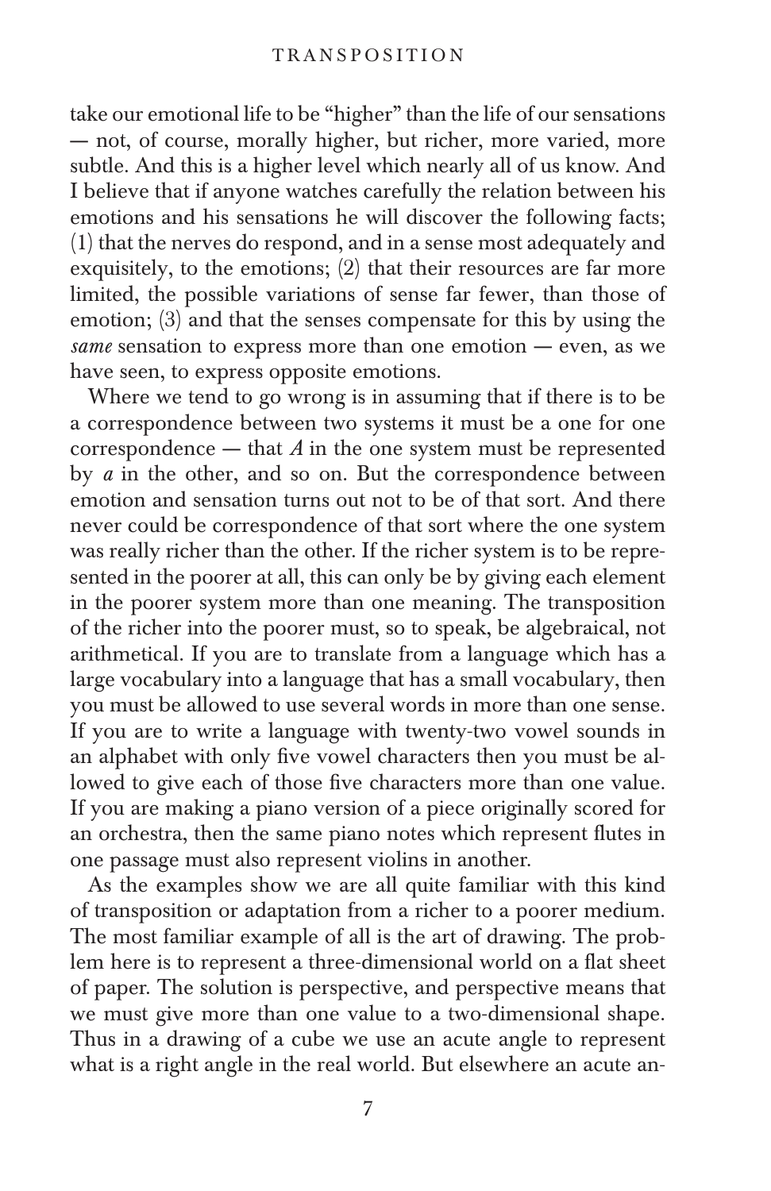take our emotional life to be "higher" than the life of our sensations — not, of course, morally higher, but richer, more varied, more subtle. And this is a higher level which nearly all of us know. And I believe that if anyone watches carefully the relation between his emotions and his sensations he will discover the following facts; (1) that the nerves do respond, and in a sense most adequately and exquisitely, to the emotions; (2) that their resources are far more limited, the possible variations of sense far fewer, than those of emotion; (3) and that the senses compensate for this by using the *same* sensation to express more than one emotion — even, as we have seen, to express opposite emotions.

Where we tend to go wrong is in assuming that if there is to be a correspondence between two systems it must be a one for one correspondence — that *A* in the one system must be represented by *a* in the other, and so on. But the correspondence between emotion and sensation turns out not to be of that sort. And there never could be correspondence of that sort where the one system was really richer than the other. If the richer system is to be represented in the poorer at all, this can only be by giving each element in the poorer system more than one meaning. The transposition of the richer into the poorer must, so to speak, be algebraical, not arithmetical. If you are to translate from a language which has a large vocabulary into a language that has a small vocabulary, then you must be allowed to use several words in more than one sense. If you are to write a language with twenty-two vowel sounds in an alphabet with only five vowel characters then you must be allowed to give each of those five characters more than one value. If you are making a piano version of a piece originally scored for an orchestra, then the same piano notes which represent flutes in one passage must also represent violins in another.

As the examples show we are all quite familiar with this kind of transposition or adaptation from a richer to a poorer medium. The most familiar example of all is the art of drawing. The problem here is to represent a three-dimensional world on a flat sheet of paper. The solution is perspective, and perspective means that we must give more than one value to a two-dimensional shape. Thus in a drawing of a cube we use an acute angle to represent what is a right angle in the real world. But elsewhere an acute an-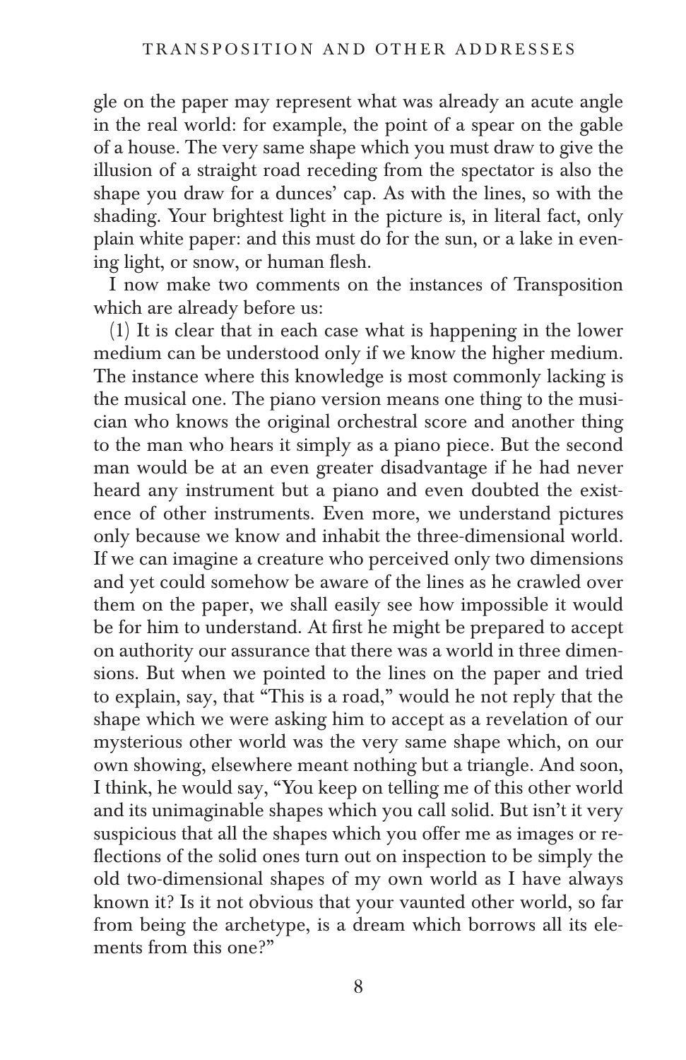gle on the paper may represent what was already an acute angle in the real world: for example, the point of a spear on the gable of a house. The very same shape which you must draw to give the illusion of a straight road receding from the spectator is also the shape you draw for a dunces' cap. As with the lines, so with the shading. Your brightest light in the picture is, in literal fact, only plain white paper: and this must do for the sun, or a lake in evening light, or snow, or human flesh.

I now make two comments on the instances of Transposition which are already before us:

(1) It is clear that in each case what is happening in the lower medium can be understood only if we know the higher medium. The instance where this knowledge is most commonly lacking is the musical one. The piano version means one thing to the musician who knows the original orchestral score and another thing to the man who hears it simply as a piano piece. But the second man would be at an even greater disadvantage if he had never heard any instrument but a piano and even doubted the existence of other instruments. Even more, we understand pictures only because we know and inhabit the three-dimensional world. If we can imagine a creature who perceived only two dimensions and yet could somehow be aware of the lines as he crawled over them on the paper, we shall easily see how impossible it would be for him to understand. At first he might be prepared to accept on authority our assurance that there was a world in three dimensions. But when we pointed to the lines on the paper and tried to explain, say, that "This is a road," would he not reply that the shape which we were asking him to accept as a revelation of our mysterious other world was the very same shape which, on our own showing, elsewhere meant nothing but a triangle. And soon, I think, he would say, "You keep on telling me of this other world and its unimaginable shapes which you call solid. But isn't it very suspicious that all the shapes which you offer me as images or reflections of the solid ones turn out on inspection to be simply the old two-dimensional shapes of my own world as I have always known it? Is it not obvious that your vaunted other world, so far from being the archetype, is a dream which borrows all its elements from this one?"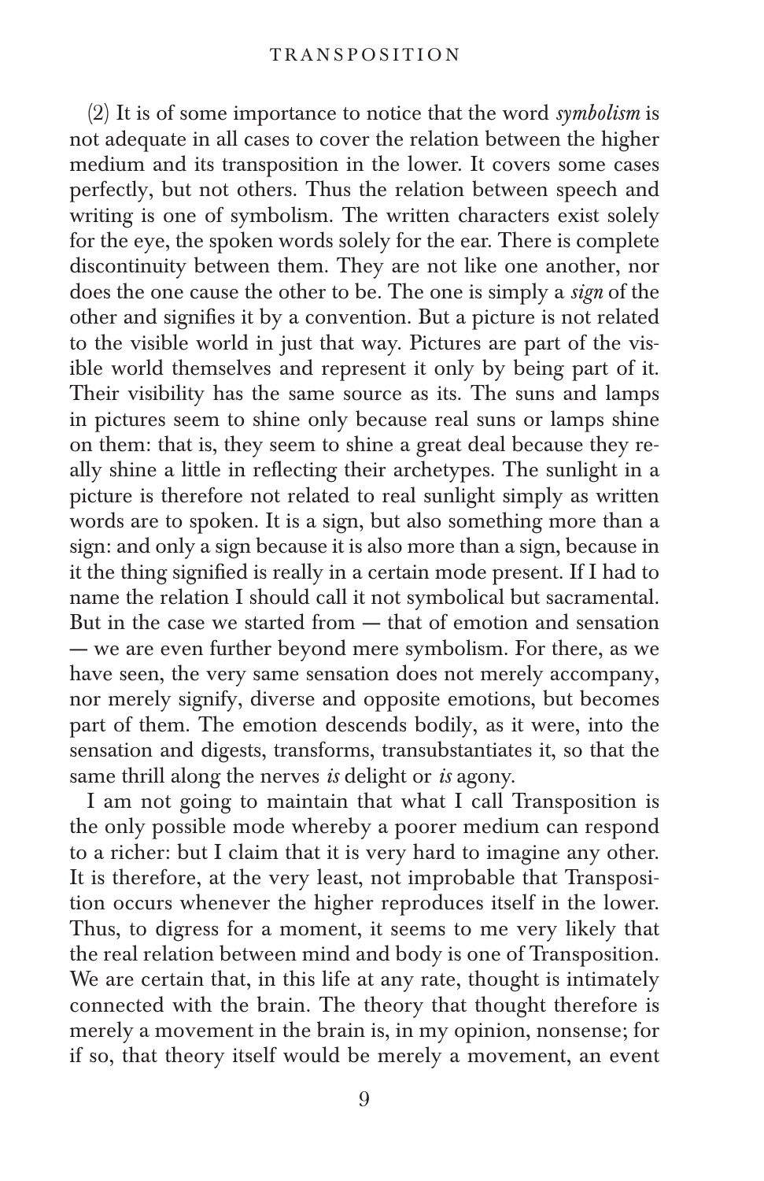(2) It is of some importance to notice that the word *symbolism* is not adequate in all cases to cover the relation between the higher medium and its transposition in the lower. It covers some cases perfectly, but not others. Thus the relation between speech and writing is one of symbolism. The written characters exist solely for the eye, the spoken words solely for the ear. There is complete discontinuity between them. They are not like one another, nor does the one cause the other to be. The one is simply a *sign* of the other and signifies it by a convention. But a picture is not related to the visible world in just that way. Pictures are part of the visible world themselves and represent it only by being part of it. Their visibility has the same source as its. The suns and lamps in pictures seem to shine only because real suns or lamps shine on them: that is, they seem to shine a great deal because they really shine a little in reflecting their archetypes. The sunlight in a picture is therefore not related to real sunlight simply as written words are to spoken. It is a sign, but also something more than a sign: and only a sign because it is also more than a sign, because in it the thing signified is really in a certain mode present. If I had to name the relation I should call it not symbolical but sacramental. But in the case we started from — that of emotion and sensation — we are even further beyond mere symbolism. For there, as we have seen, the very same sensation does not merely accompany, nor merely signify, diverse and opposite emotions, but becomes part of them. The emotion descends bodily, as it were, into the sensation and digests, transforms, transubstantiates it, so that the same thrill along the nerves *is* delight or *is* agony.

I am not going to maintain that what I call Transposition is the only possible mode whereby a poorer medium can respond to a richer: but I claim that it is very hard to imagine any other. It is therefore, at the very least, not improbable that Transposition occurs whenever the higher reproduces itself in the lower. Thus, to digress for a moment, it seems to me very likely that the real relation between mind and body is one of Transposition. We are certain that, in this life at any rate, thought is intimately connected with the brain. The theory that thought therefore is merely a movement in the brain is, in my opinion, nonsense; for if so, that theory itself would be merely a movement, an event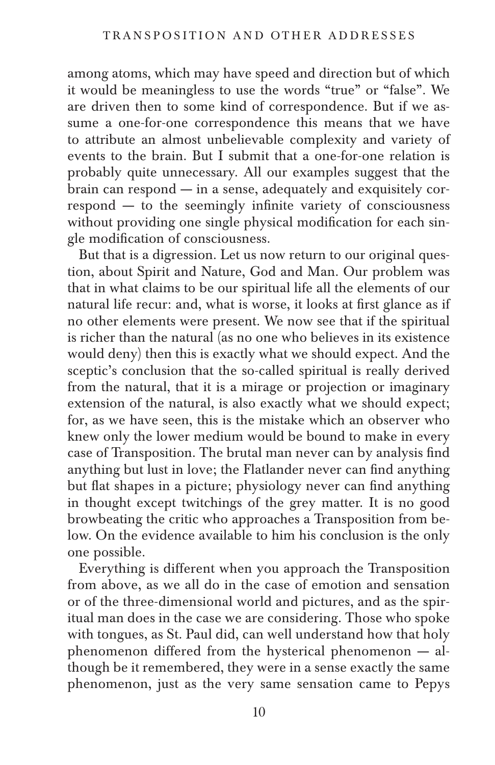among atoms, which may have speed and direction but of which it would be meaningless to use the words "true" or "false". We are driven then to some kind of correspondence. But if we assume a one-for-one correspondence this means that we have to attribute an almost unbelievable complexity and variety of events to the brain. But I submit that a one-for-one relation is probably quite unnecessary. All our examples suggest that the brain can respond — in a sense, adequately and exquisitely correspond — to the seemingly infinite variety of consciousness without providing one single physical modification for each single modification of consciousness.

But that is a digression. Let us now return to our original question, about Spirit and Nature, God and Man. Our problem was that in what claims to be our spiritual life all the elements of our natural life recur: and, what is worse, it looks at first glance as if no other elements were present. We now see that if the spiritual is richer than the natural (as no one who believes in its existence would deny) then this is exactly what we should expect. And the sceptic's conclusion that the so-called spiritual is really derived from the natural, that it is a mirage or projection or imaginary extension of the natural, is also exactly what we should expect; for, as we have seen, this is the mistake which an observer who knew only the lower medium would be bound to make in every case of Transposition. The brutal man never can by analysis find anything but lust in love; the Flatlander never can find anything but flat shapes in a picture; physiology never can find anything in thought except twitchings of the grey matter. It is no good browbeating the critic who approaches a Transposition from below. On the evidence available to him his conclusion is the only one possible.

Everything is different when you approach the Transposition from above, as we all do in the case of emotion and sensation or of the three-dimensional world and pictures, and as the spiritual man does in the case we are considering. Those who spoke with tongues, as St. Paul did, can well understand how that holy phenomenon differed from the hysterical phenomenon — although be it remembered, they were in a sense exactly the same phenomenon, just as the very same sensation came to Pepys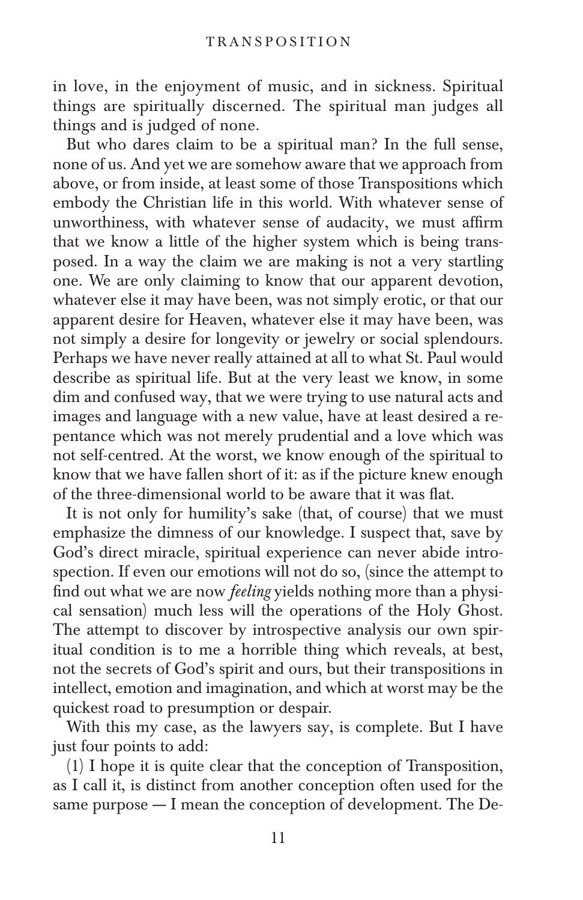in love, in the enjoyment of music, and in sickness. Spiritual things are spiritually discerned. The spiritual man judges all things and is judged of none.

But who dares claim to be a spiritual man? In the full sense, none of us. And yet we are somehow aware that we approach from above, or from inside, at least some of those Transpositions which embody the Christian life in this world. With whatever sense of unworthiness, with whatever sense of audacity, we must affirm that we know a little of the higher system which is being transposed. In a way the claim we are making is not a very startling one. We are only claiming to know that our apparent devotion, whatever else it may have been, was not simply erotic, or that our apparent desire for Heaven, whatever else it may have been, was not simply a desire for longevity or jewelry or social splendours. Perhaps we have never really attained at all to what St. Paul would describe as spiritual life. But at the very least we know, in some dim and confused way, that we were trying to use natural acts and images and language with a new value, have at least desired a repentance which was not merely prudential and a love which was not self-centred. At the worst, we know enough of the spiritual to know that we have fallen short of it: as if the picture knew enough of the three-dimensional world to be aware that it was flat.

It is not only for humility's sake (that, of course) that we must emphasize the dimness of our knowledge. I suspect that, save by God's direct miracle, spiritual experience can never abide introspection. If even our emotions will not do so, (since the attempt to find out what we are now *feeling* yields nothing more than a physical sensation) much less will the operations of the Holy Ghost. The attempt to discover by introspective analysis our own spiritual condition is to me a horrible thing which reveals, at best, not the secrets of God's spirit and ours, but their transpositions in intellect, emotion and imagination, and which at worst may be the quickest road to presumption or despair.

With this my case, as the lawyers say, is complete. But I have just four points to add:

(1) I hope it is quite clear that the conception of Transposition, as I call it, is distinct from another conception often used for the same purpose — I mean the conception of development. The De-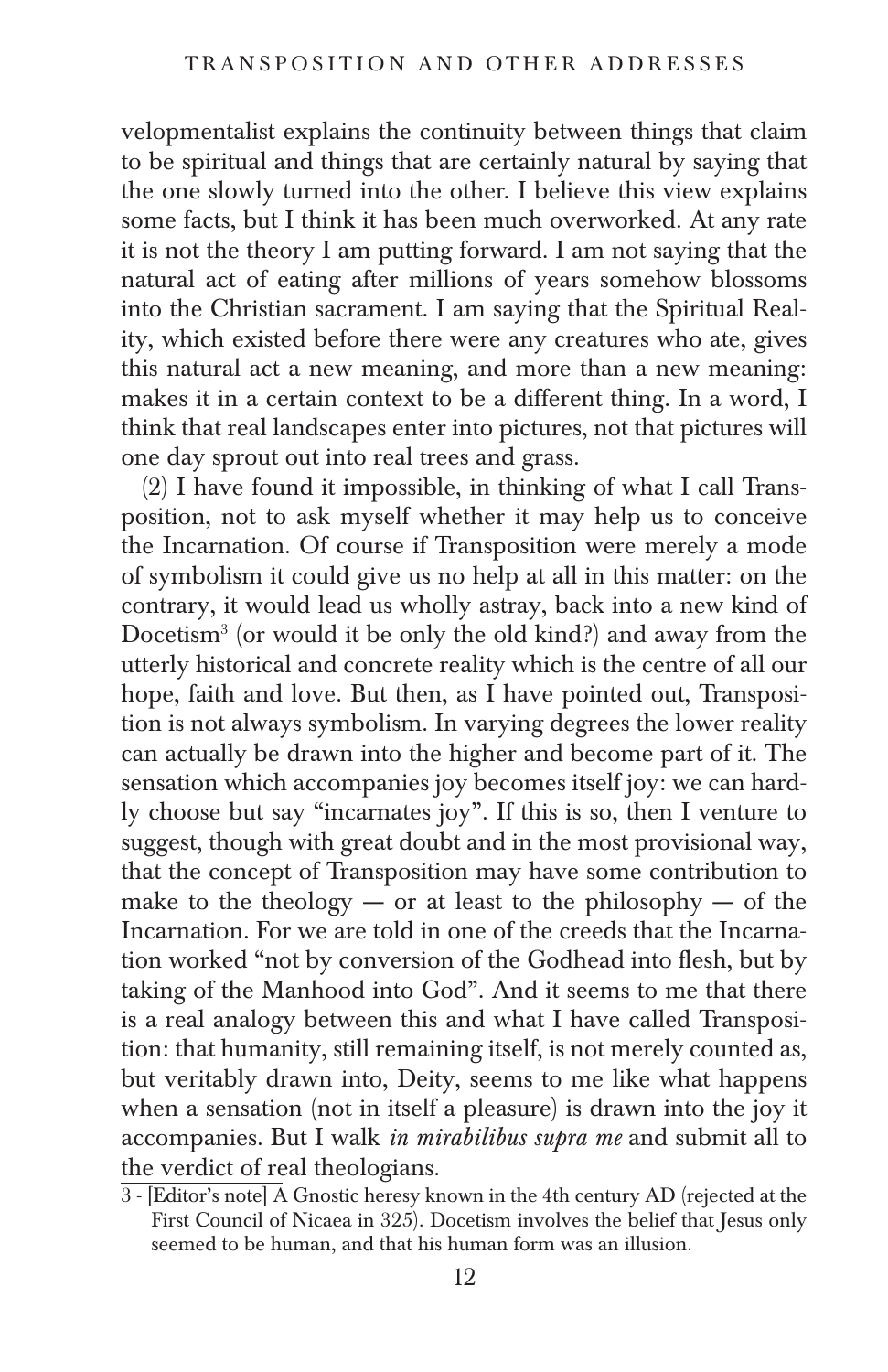velopmentalist explains the continuity between things that claim to be spiritual and things that are certainly natural by saying that the one slowly turned into the other. I believe this view explains some facts, but I think it has been much overworked. At any rate it is not the theory I am putting forward. I am not saying that the natural act of eating after millions of years somehow blossoms into the Christian sacrament. I am saying that the Spiritual Reality, which existed before there were any creatures who ate, gives this natural act a new meaning, and more than a new meaning: makes it in a certain context to be a different thing. In a word, I think that real landscapes enter into pictures, not that pictures will one day sprout out into real trees and grass.

(2) I have found it impossible, in thinking of what I call Transposition, not to ask myself whether it may help us to conceive the Incarnation. Of course if Transposition were merely a mode of symbolism it could give us no help at all in this matter: on the contrary, it would lead us wholly astray, back into a new kind of Docetism[3] (or would it be only the old kind?) and away from the utterly historical and concrete reality which is the centre of all our hope, faith and love. But then, as I have pointed out, Transposition is not always symbolism. In varying degrees the lower reality can actually be drawn into the higher and become part of it. The sensation which accompanies joy becomes itself joy: we can hardly choose but say "incarnates joy". If this is so, then I venture to suggest, though with great doubt and in the most provisional way, that the concept of Transposition may have some contribution to make to the theology — or at least to the philosophy — of the Incarnation. For we are told in one of the creeds that the Incarnation worked "not by conversion of the Godhead into flesh, but by taking of the Manhood into God". And it seems to me that there is a real analogy between this and what I have called Transposition: that humanity, still remaining itself, is not merely counted as, but veritably drawn into, Deity, seems to me like what happens when a sensation (not in itself a pleasure) is drawn into the joy it accompanies. But I walk *in mirabilibus supra me* and submit all to the verdict of real theologians.

3 - [Editor's note] A Gnostic heresy known in the 4th century AD (rejected at the First Council of Nicaea in 325). Docetism involves the belief that Jesus only seemed to be human, and that his human form was an illusion.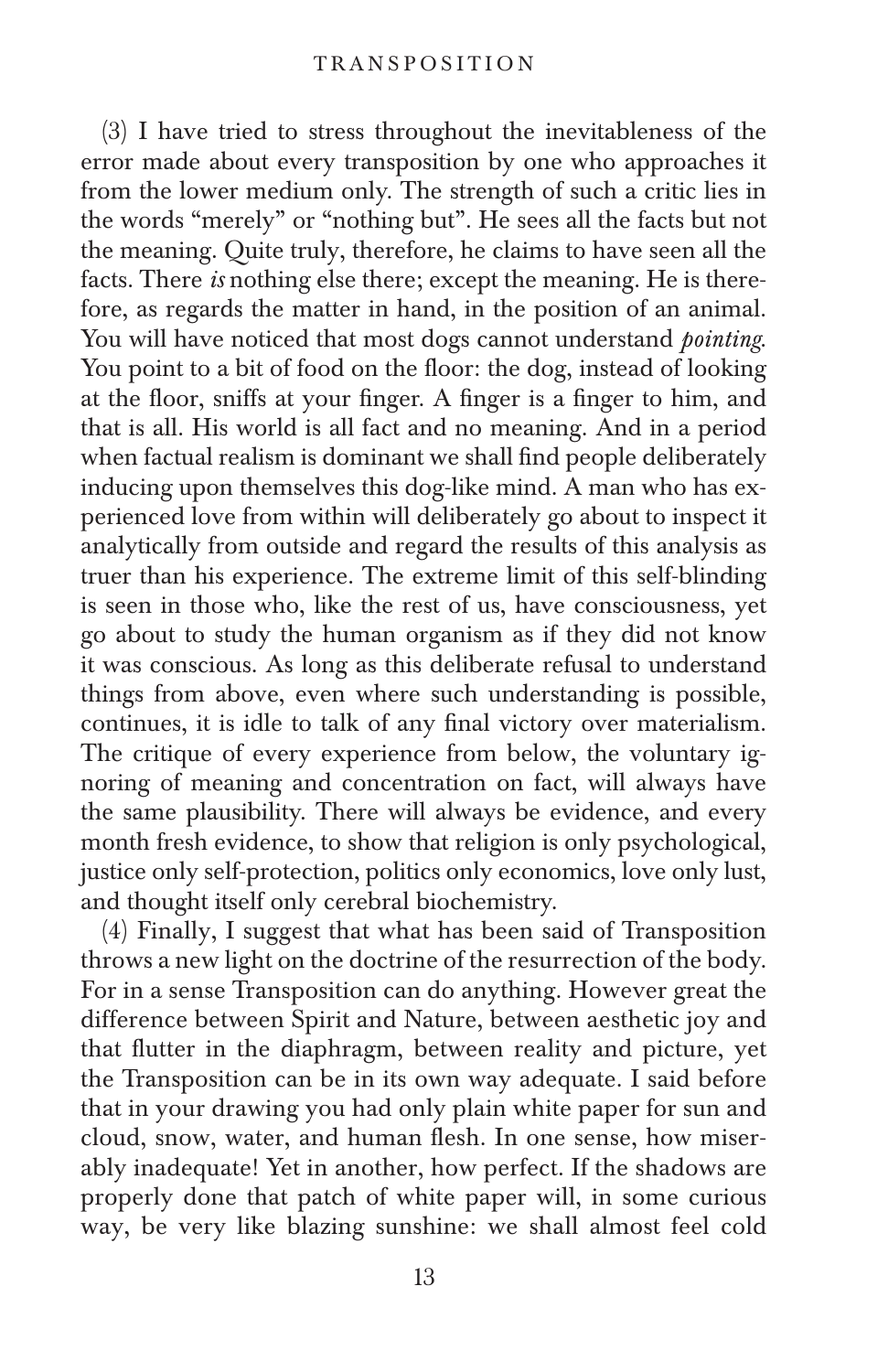(3) I have tried to stress throughout the inevitableness of the error made about every transposition by one who approaches it from the lower medium only. The strength of such a critic lies in the words "merely" or "nothing but". He sees all the facts but not the meaning. Quite truly, therefore, he claims to have seen all the facts. There *is* nothing else there; except the meaning. He is therefore, as regards the matter in hand, in the position of an animal. You will have noticed that most dogs cannot understand *pointing*. You point to a bit of food on the floor: the dog, instead of looking at the floor, sniffs at your finger. A finger is a finger to him, and that is all. His world is all fact and no meaning. And in a period when factual realism is dominant we shall find people deliberately inducing upon themselves this dog-like mind. A man who has experienced love from within will deliberately go about to inspect it analytically from outside and regard the results of this analysis as truer than his experience. The extreme limit of this self-blinding is seen in those who, like the rest of us, have consciousness, yet go about to study the human organism as if they did not know it was conscious. As long as this deliberate refusal to understand things from above, even where such understanding is possible, continues, it is idle to talk of any final victory over materialism. The critique of every experience from below, the voluntary ignoring of meaning and concentration on fact, will always have the same plausibility. There will always be evidence, and every month fresh evidence, to show that religion is only psychological, justice only self-protection, politics only economics, love only lust, and thought itself only cerebral biochemistry.

(4) Finally, I suggest that what has been said of Transposition throws a new light on the doctrine of the resurrection of the body. For in a sense Transposition can do anything. However great the difference between Spirit and Nature, between aesthetic joy and that flutter in the diaphragm, between reality and picture, yet the Transposition can be in its own way adequate. I said before that in your drawing you had only plain white paper for sun and cloud, snow, water, and human flesh. In one sense, how miserably inadequate! Yet in another, how perfect. If the shadows are properly done that patch of white paper will, in some curious way, be very like blazing sunshine: we shall almost feel cold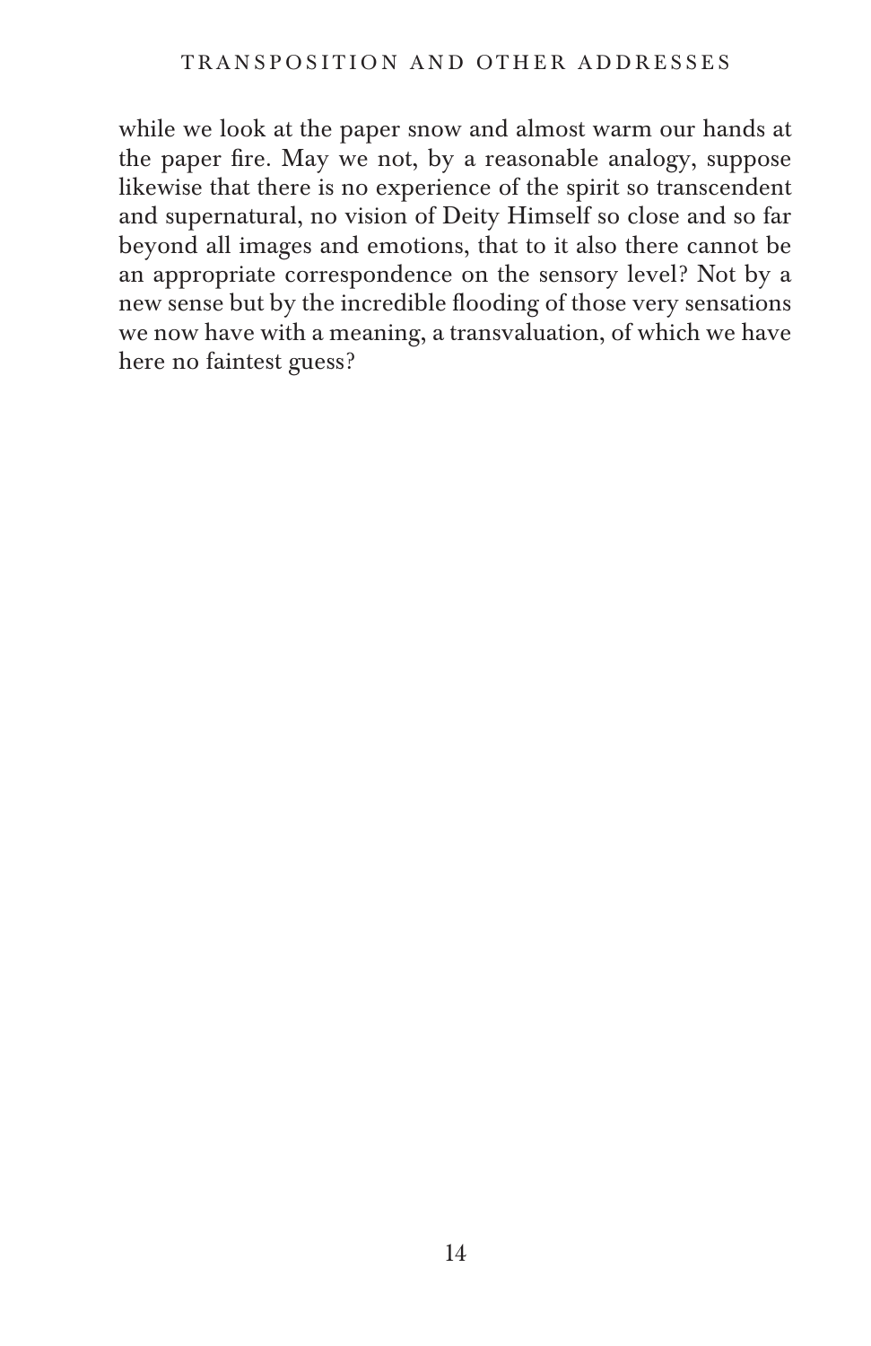while we look at the paper snow and almost warm our hands at the paper fire. May we not, by a reasonable analogy, suppose likewise that there is no experience of the spirit so transcendent and supernatural, no vision of Deity Himself so close and so far beyond all images and emotions, that to it also there cannot be an appropriate correspondence on the sensory level? Not by a new sense but by the incredible flooding of those very sensations we now have with a meaning, a transvaluation, of which we have here no faintest guess?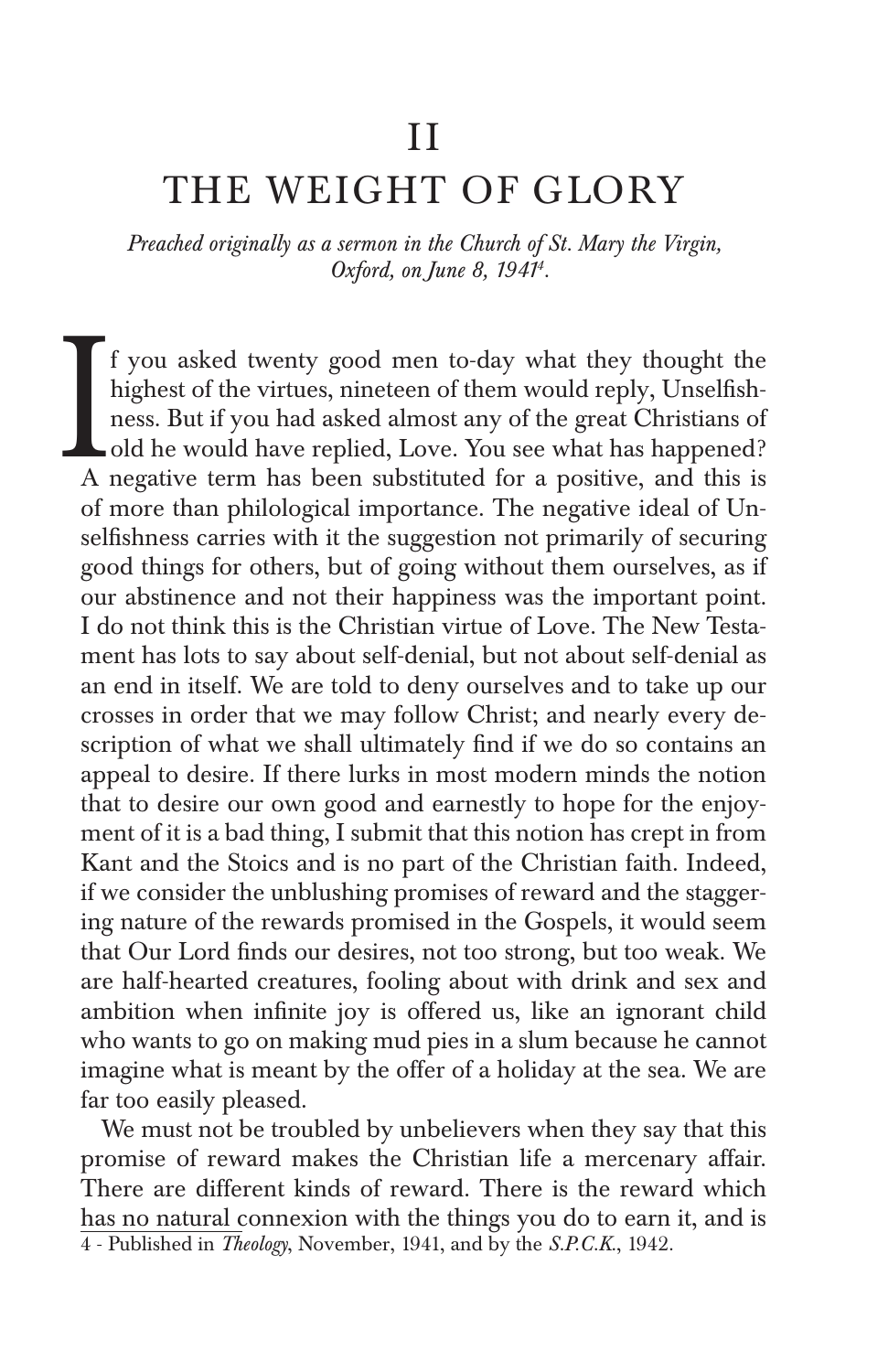# II
# THE WEIGHT OF GLORY

*Preached originally as a sermon in the Church of St. Mary the Virgin, Oxford, on June 8, 1941*[4].

If you asked twenty good men to-day what they thought the highest of the virtues, nineteen of them would reply, Unselfishness. But if you had asked almost any of the great Christians of old he would have replied, Love. You see what has happened? A negative term has been substituted for a positive, and this is of more than philological importance. The negative ideal of Unselfishness carries with it the suggestion not primarily of securing good things for others, but of going without them ourselves, as if our abstinence and not their happiness was the important point. I do not think this is the Christian virtue of Love. The New Testament has lots to say about self-denial, but not about self-denial as an end in itself. We are told to deny ourselves and to take up our crosses in order that we may follow Christ; and nearly every description of what we shall ultimately find if we do so contains an appeal to desire. If there lurks in most modern minds the notion that to desire our own good and earnestly to hope for the enjoyment of it is a bad thing, I submit that this notion has crept in from Kant and the Stoics and is no part of the Christian faith. Indeed, if we consider the unblushing promises of reward and the staggering nature of the rewards promised in the Gospels, it would seem that Our Lord finds our desires, not too strong, but too weak. We are half-hearted creatures, fooling about with drink and sex and ambition when infinite joy is offered us, like an ignorant child who wants to go on making mud pies in a slum because he cannot imagine what is meant by the offer of a holiday at the sea. We are far too easily pleased.

We must not be troubled by unbelievers when they say that this promise of reward makes the Christian life a mercenary affair. There are different kinds of reward. There is the reward which has no natural connexion with the things you do to earn it, and is

4 - Published in *Theology*, November, 1941, and by the *S.P.C.K.*, 1942.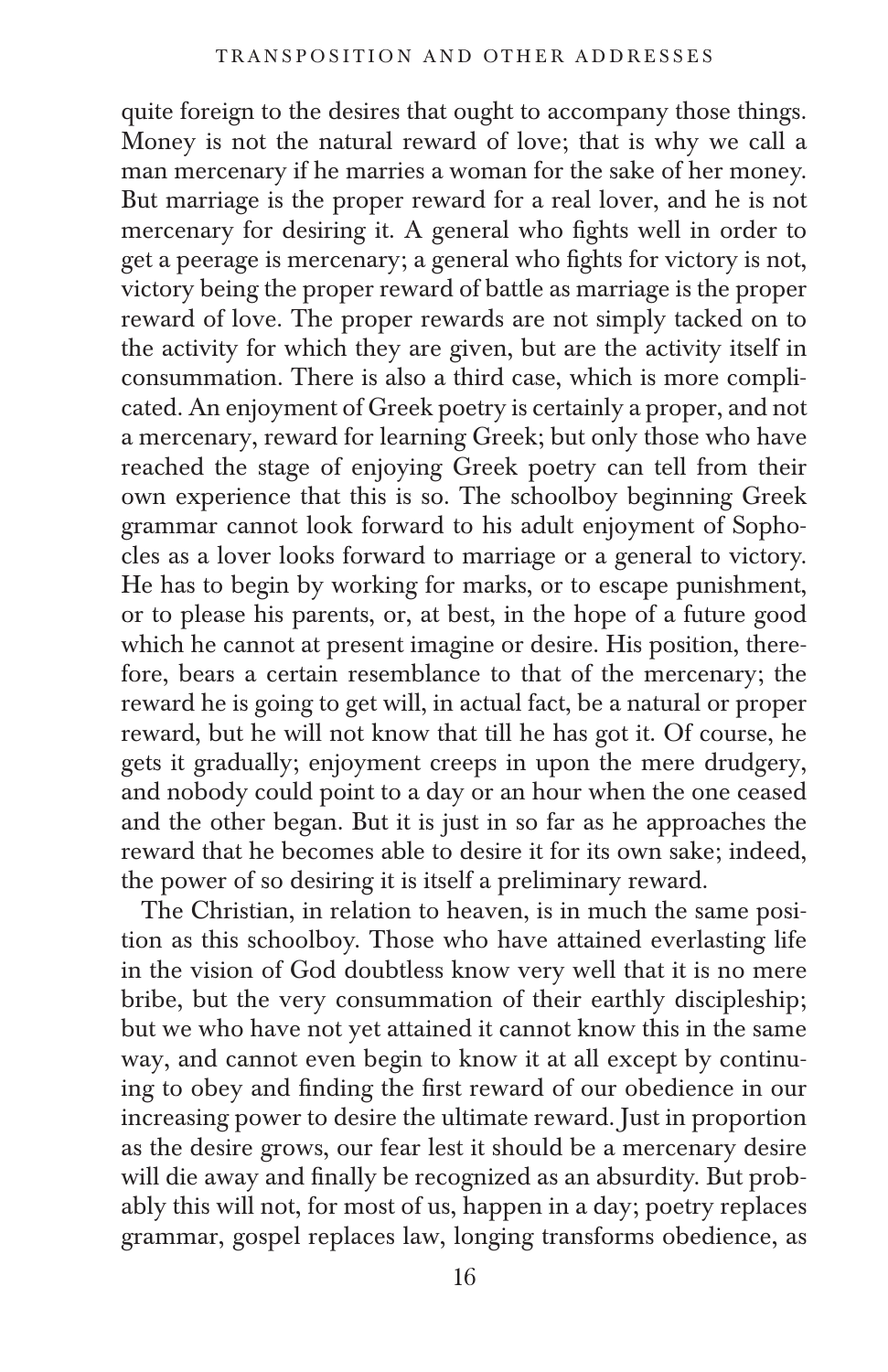quite foreign to the desires that ought to accompany those things. Money is not the natural reward of love; that is why we call a man mercenary if he marries a woman for the sake of her money. But marriage is the proper reward for a real lover, and he is not mercenary for desiring it. A general who fights well in order to get a peerage is mercenary; a general who fights for victory is not, victory being the proper reward of battle as marriage is the proper reward of love. The proper rewards are not simply tacked on to the activity for which they are given, but are the activity itself in consummation. There is also a third case, which is more complicated. An enjoyment of Greek poetry is certainly a proper, and not a mercenary, reward for learning Greek; but only those who have reached the stage of enjoying Greek poetry can tell from their own experience that this is so. The schoolboy beginning Greek grammar cannot look forward to his adult enjoyment of Sophocles as a lover looks forward to marriage or a general to victory. He has to begin by working for marks, or to escape punishment, or to please his parents, or, at best, in the hope of a future good which he cannot at present imagine or desire. His position, therefore, bears a certain resemblance to that of the mercenary; the reward he is going to get will, in actual fact, be a natural or proper reward, but he will not know that till he has got it. Of course, he gets it gradually; enjoyment creeps in upon the mere drudgery, and nobody could point to a day or an hour when the one ceased and the other began. But it is just in so far as he approaches the reward that he becomes able to desire it for its own sake; indeed, the power of so desiring it is itself a preliminary reward.

The Christian, in relation to heaven, is in much the same position as this schoolboy. Those who have attained everlasting life in the vision of God doubtless know very well that it is no mere bribe, but the very consummation of their earthly discipleship; but we who have not yet attained it cannot know this in the same way, and cannot even begin to know it at all except by continuing to obey and finding the first reward of our obedience in our increasing power to desire the ultimate reward. Just in proportion as the desire grows, our fear lest it should be a mercenary desire will die away and finally be recognized as an absurdity. But probably this will not, for most of us, happen in a day; poetry replaces grammar, gospel replaces law, longing transforms obedience, as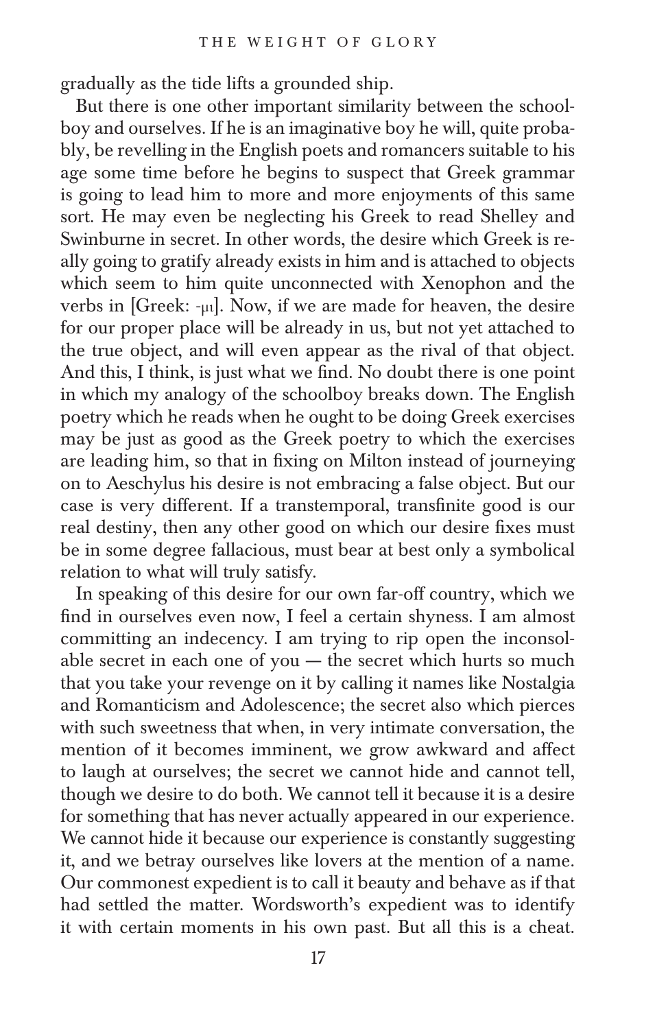gradually as the tide lifts a grounded ship.

But there is one other important similarity between the schoolboy and ourselves. If he is an imaginative boy he will, quite probably, be revelling in the English poets and romancers suitable to his age some time before he begins to suspect that Greek grammar is going to lead him to more and more enjoyments of this same sort. He may even be neglecting his Greek to read Shelley and Swinburne in secret. In other words, the desire which Greek is really going to gratify already exists in him and is attached to objects which seem to him quite unconnected with Xenophon and the verbs in [Greek: -μι]. Now, if we are made for heaven, the desire for our proper place will be already in us, but not yet attached to the true object, and will even appear as the rival of that object. And this, I think, is just what we find. No doubt there is one point in which my analogy of the schoolboy breaks down. The English poetry which he reads when he ought to be doing Greek exercises may be just as good as the Greek poetry to which the exercises are leading him, so that in fixing on Milton instead of journeying on to Aeschylus his desire is not embracing a false object. But our case is very different. If a transtemporal, transfinite good is our real destiny, then any other good on which our desire fixes must be in some degree fallacious, must bear at best only a symbolical relation to what will truly satisfy.

In speaking of this desire for our own far-off country, which we find in ourselves even now, I feel a certain shyness. I am almost committing an indecency. I am trying to rip open the inconsolable secret in each one of you — the secret which hurts so much that you take your revenge on it by calling it names like Nostalgia and Romanticism and Adolescence; the secret also which pierces with such sweetness that when, in very intimate conversation, the mention of it becomes imminent, we grow awkward and affect to laugh at ourselves; the secret we cannot hide and cannot tell, though we desire to do both. We cannot tell it because it is a desire for something that has never actually appeared in our experience. We cannot hide it because our experience is constantly suggesting it, and we betray ourselves like lovers at the mention of a name. Our commonest expedient is to call it beauty and behave as if that had settled the matter. Wordsworth's expedient was to identify it with certain moments in his own past. But all this is a cheat.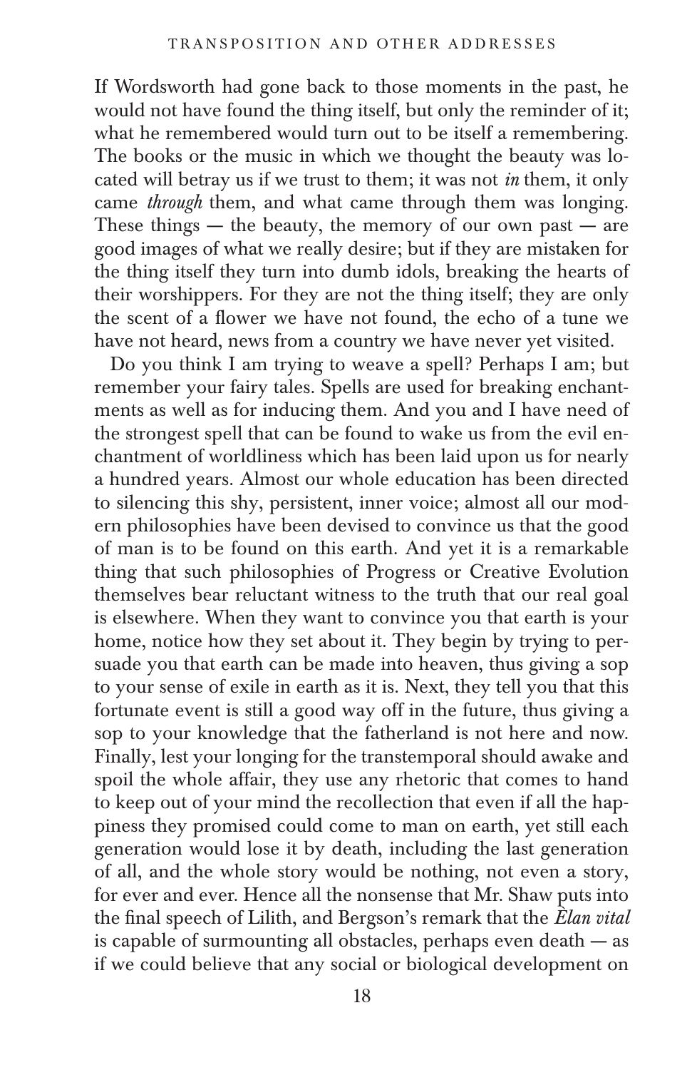If Wordsworth had gone back to those moments in the past, he would not have found the thing itself, but only the reminder of it; what he remembered would turn out to be itself a remembering. The books or the music in which we thought the beauty was located will betray us if we trust to them; it was not *in* them, it only came *through* them, and what came through them was longing. These things — the beauty, the memory of our own past — are good images of what we really desire; but if they are mistaken for the thing itself they turn into dumb idols, breaking the hearts of their worshippers. For they are not the thing itself; they are only the scent of a flower we have not found, the echo of a tune we have not heard, news from a country we have never yet visited.

Do you think I am trying to weave a spell? Perhaps I am; but remember your fairy tales. Spells are used for breaking enchantments as well as for inducing them. And you and I have need of the strongest spell that can be found to wake us from the evil enchantment of worldliness which has been laid upon us for nearly a hundred years. Almost our whole education has been directed to silencing this shy, persistent, inner voice; almost all our modern philosophies have been devised to convince us that the good of man is to be found on this earth. And yet it is a remarkable thing that such philosophies of Progress or Creative Evolution themselves bear reluctant witness to the truth that our real goal is elsewhere. When they want to convince you that earth is your home, notice how they set about it. They begin by trying to persuade you that earth can be made into heaven, thus giving a sop to your sense of exile in earth as it is. Next, they tell you that this fortunate event is still a good way off in the future, thus giving a sop to your knowledge that the fatherland is not here and now. Finally, lest your longing for the transtemporal should awake and spoil the whole affair, they use any rhetoric that comes to hand to keep out of your mind the recollection that even if all the happiness they promised could come to man on earth, yet still each generation would lose it by death, including the last generation of all, and the whole story would be nothing, not even a story, for ever and ever. Hence all the nonsense that Mr. Shaw puts into the final speech of Lilith, and Bergson's remark that the *Élan vital* is capable of surmounting all obstacles, perhaps even death — as if we could believe that any social or biological development on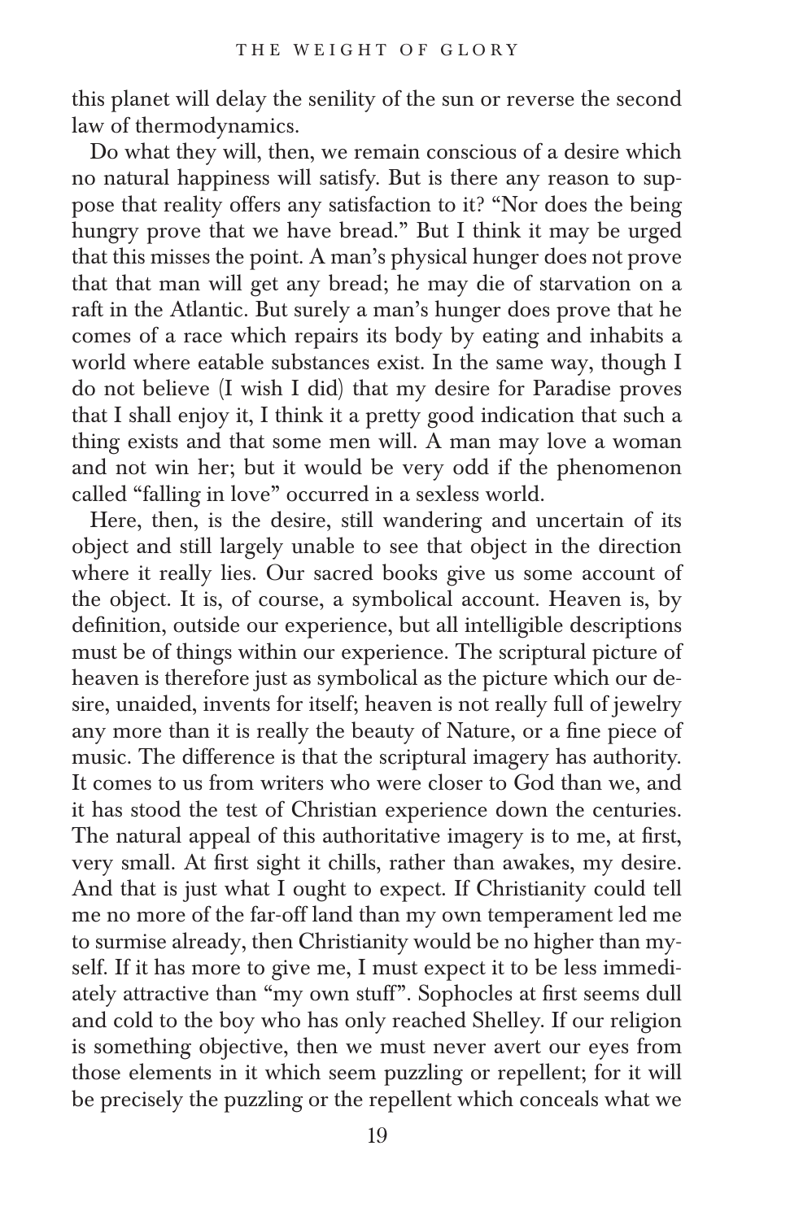this planet will delay the senility of the sun or reverse the second law of thermodynamics.

Do what they will, then, we remain conscious of a desire which no natural happiness will satisfy. But is there any reason to suppose that reality offers any satisfaction to it? "Nor does the being hungry prove that we have bread." But I think it may be urged that this misses the point. A man's physical hunger does not prove that that man will get any bread; he may die of starvation on a raft in the Atlantic. But surely a man's hunger does prove that he comes of a race which repairs its body by eating and inhabits a world where eatable substances exist. In the same way, though I do not believe (I wish I did) that my desire for Paradise proves that I shall enjoy it, I think it a pretty good indication that such a thing exists and that some men will. A man may love a woman and not win her; but it would be very odd if the phenomenon called "falling in love" occurred in a sexless world.

Here, then, is the desire, still wandering and uncertain of its object and still largely unable to see that object in the direction where it really lies. Our sacred books give us some account of the object. It is, of course, a symbolical account. Heaven is, by definition, outside our experience, but all intelligible descriptions must be of things within our experience. The scriptural picture of heaven is therefore just as symbolical as the picture which our desire, unaided, invents for itself; heaven is not really full of jewelry any more than it is really the beauty of Nature, or a fine piece of music. The difference is that the scriptural imagery has authority. It comes to us from writers who were closer to God than we, and it has stood the test of Christian experience down the centuries. The natural appeal of this authoritative imagery is to me, at first, very small. At first sight it chills, rather than awakes, my desire. And that is just what I ought to expect. If Christianity could tell me no more of the far-off land than my own temperament led me to surmise already, then Christianity would be no higher than myself. If it has more to give me, I must expect it to be less immediately attractive than "my own stuff". Sophocles at first seems dull and cold to the boy who has only reached Shelley. If our religion is something objective, then we must never avert our eyes from those elements in it which seem puzzling or repellent; for it will be precisely the puzzling or the repellent which conceals what we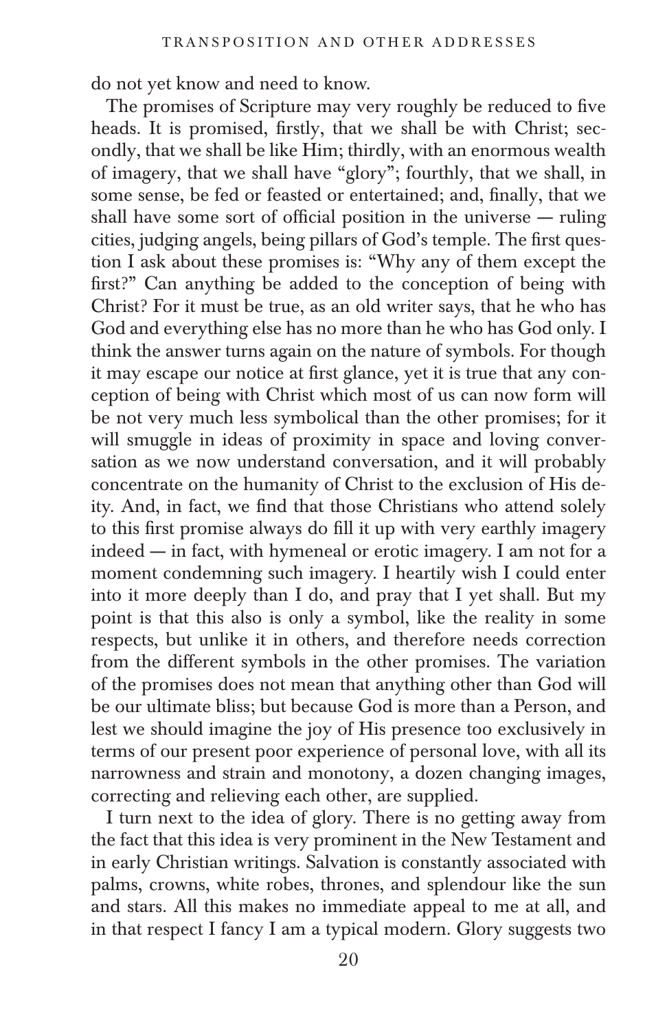do not yet know and need to know.

The promises of Scripture may very roughly be reduced to five heads. It is promised, firstly, that we shall be with Christ; secondly, that we shall be like Him; thirdly, with an enormous wealth of imagery, that we shall have "glory"; fourthly, that we shall, in some sense, be fed or feasted or entertained; and, finally, that we shall have some sort of official position in the universe — ruling cities, judging angels, being pillars of God's temple. The first question I ask about these promises is: "Why any of them except the first?" Can anything be added to the conception of being with Christ? For it must be true, as an old writer says, that he who has God and everything else has no more than he who has God only. I think the answer turns again on the nature of symbols. For though it may escape our notice at first glance, yet it is true that any conception of being with Christ which most of us can now form will be not very much less symbolical than the other promises; for it will smuggle in ideas of proximity in space and loving conversation as we now understand conversation, and it will probably concentrate on the humanity of Christ to the exclusion of His deity. And, in fact, we find that those Christians who attend solely to this first promise always do fill it up with very earthly imagery indeed — in fact, with hymeneal or erotic imagery. I am not for a moment condemning such imagery. I heartily wish I could enter into it more deeply than I do, and pray that I yet shall. But my point is that this also is only a symbol, like the reality in some respects, but unlike it in others, and therefore needs correction from the different symbols in the other promises. The variation of the promises does not mean that anything other than God will be our ultimate bliss; but because God is more than a Person, and lest we should imagine the joy of His presence too exclusively in terms of our present poor experience of personal love, with all its narrowness and strain and monotony, a dozen changing images, correcting and relieving each other, are supplied.

I turn next to the idea of glory. There is no getting away from the fact that this idea is very prominent in the New Testament and in early Christian writings. Salvation is constantly associated with palms, crowns, white robes, thrones, and splendour like the sun and stars. All this makes no immediate appeal to me at all, and in that respect I fancy I am a typical modern. Glory suggests two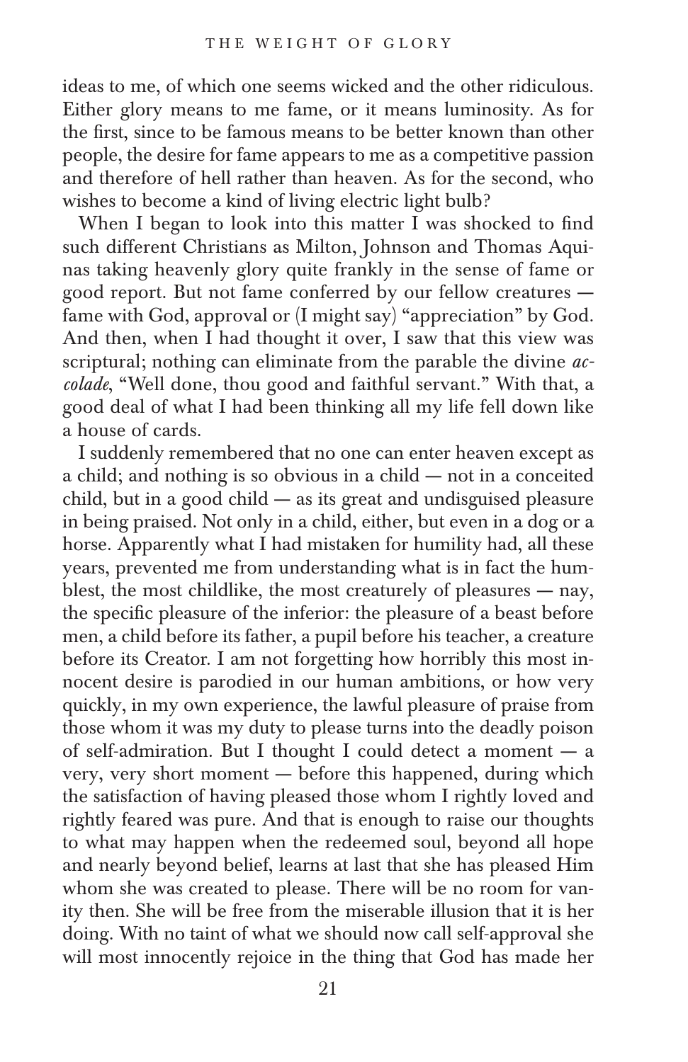ideas to me, of which one seems wicked and the other ridiculous. Either glory means to me fame, or it means luminosity. As for the first, since to be famous means to be better known than other people, the desire for fame appears to me as a competitive passion and therefore of hell rather than heaven. As for the second, who wishes to become a kind of living electric light bulb?

When I began to look into this matter I was shocked to find such different Christians as Milton, Johnson and Thomas Aquinas taking heavenly glory quite frankly in the sense of fame or good report. But not fame conferred by our fellow creatures — fame with God, approval or (I might say) "appreciation" by God. And then, when I had thought it over, I saw that this view was scriptural; nothing can eliminate from the parable the divine *accolade*, "Well done, thou good and faithful servant." With that, a good deal of what I had been thinking all my life fell down like a house of cards.

I suddenly remembered that no one can enter heaven except as a child; and nothing is so obvious in a child — not in a conceited child, but in a good child — as its great and undisguised pleasure in being praised. Not only in a child, either, but even in a dog or a horse. Apparently what I had mistaken for humility had, all these years, prevented me from understanding what is in fact the humblest, the most childlike, the most creaturely of pleasures — nay, the specific pleasure of the inferior: the pleasure of a beast before men, a child before its father, a pupil before his teacher, a creature before its Creator. I am not forgetting how horribly this most innocent desire is parodied in our human ambitions, or how very quickly, in my own experience, the lawful pleasure of praise from those whom it was my duty to please turns into the deadly poison of self-admiration. But I thought I could detect a moment — a very, very short moment — before this happened, during which the satisfaction of having pleased those whom I rightly loved and rightly feared was pure. And that is enough to raise our thoughts to what may happen when the redeemed soul, beyond all hope and nearly beyond belief, learns at last that she has pleased Him whom she was created to please. There will be no room for vanity then. She will be free from the miserable illusion that it is her doing. With no taint of what we should now call self-approval she will most innocently rejoice in the thing that God has made her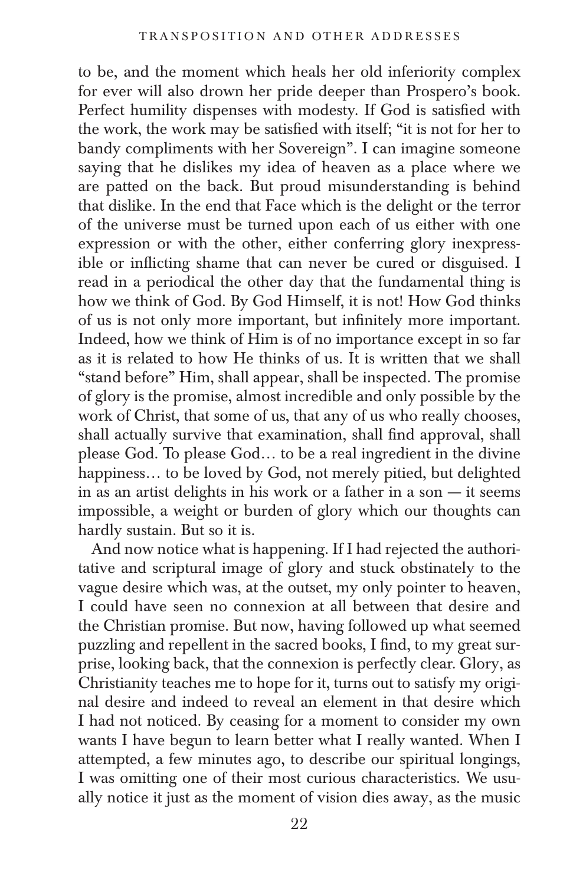to be, and the moment which heals her old inferiority complex for ever will also drown her pride deeper than Prospero's book. Perfect humility dispenses with modesty. If God is satisfied with the work, the work may be satisfied with itself; "it is not for her to bandy compliments with her Sovereign". I can imagine someone saying that he dislikes my idea of heaven as a place where we are patted on the back. But proud misunderstanding is behind that dislike. In the end that Face which is the delight or the terror of the universe must be turned upon each of us either with one expression or with the other, either conferring glory inexpressible or inflicting shame that can never be cured or disguised. I read in a periodical the other day that the fundamental thing is how we think of God. By God Himself, it is not! How God thinks of us is not only more important, but infinitely more important. Indeed, how we think of Him is of no importance except in so far as it is related to how He thinks of us. It is written that we shall "stand before" Him, shall appear, shall be inspected. The promise of glory is the promise, almost incredible and only possible by the work of Christ, that some of us, that any of us who really chooses, shall actually survive that examination, shall find approval, shall please God. To please God… to be a real ingredient in the divine happiness… to be loved by God, not merely pitied, but delighted in as an artist delights in his work or a father in a son — it seems impossible, a weight or burden of glory which our thoughts can hardly sustain. But so it is.

And now notice what is happening. If I had rejected the authoritative and scriptural image of glory and stuck obstinately to the vague desire which was, at the outset, my only pointer to heaven, I could have seen no connexion at all between that desire and the Christian promise. But now, having followed up what seemed puzzling and repellent in the sacred books, I find, to my great surprise, looking back, that the connexion is perfectly clear. Glory, as Christianity teaches me to hope for it, turns out to satisfy my original desire and indeed to reveal an element in that desire which I had not noticed. By ceasing for a moment to consider my own wants I have begun to learn better what I really wanted. When I attempted, a few minutes ago, to describe our spiritual longings, I was omitting one of their most curious characteristics. We usually notice it just as the moment of vision dies away, as the music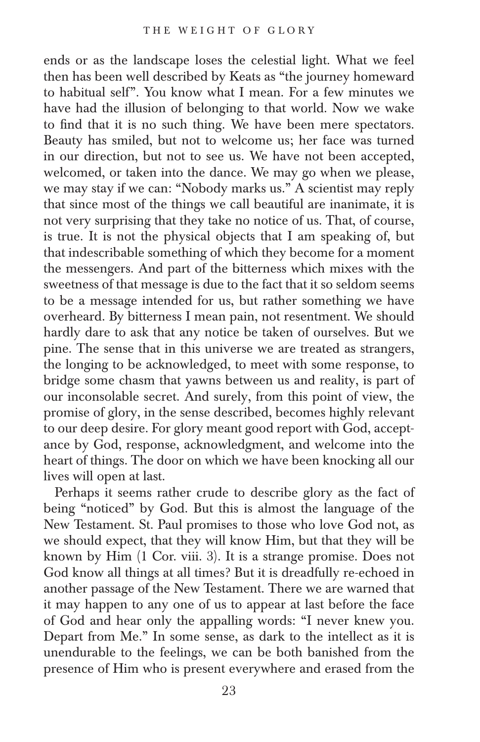ends or as the landscape loses the celestial light. What we feel then has been well described by Keats as "the journey homeward to habitual self". You know what I mean. For a few minutes we have had the illusion of belonging to that world. Now we wake to find that it is no such thing. We have been mere spectators. Beauty has smiled, but not to welcome us; her face was turned in our direction, but not to see us. We have not been accepted, welcomed, or taken into the dance. We may go when we please, we may stay if we can: "Nobody marks us." A scientist may reply that since most of the things we call beautiful are inanimate, it is not very surprising that they take no notice of us. That, of course, is true. It is not the physical objects that I am speaking of, but that indescribable something of which they become for a moment the messengers. And part of the bitterness which mixes with the sweetness of that message is due to the fact that it so seldom seems to be a message intended for us, but rather something we have overheard. By bitterness I mean pain, not resentment. We should hardly dare to ask that any notice be taken of ourselves. But we pine. The sense that in this universe we are treated as strangers, the longing to be acknowledged, to meet with some response, to bridge some chasm that yawns between us and reality, is part of our inconsolable secret. And surely, from this point of view, the promise of glory, in the sense described, becomes highly relevant to our deep desire. For glory meant good report with God, acceptance by God, response, acknowledgment, and welcome into the heart of things. The door on which we have been knocking all our lives will open at last.

Perhaps it seems rather crude to describe glory as the fact of being "noticed" by God. But this is almost the language of the New Testament. St. Paul promises to those who love God not, as we should expect, that they will know Him, but that they will be known by Him (1 Cor. viii. 3). It is a strange promise. Does not God know all things at all times? But it is dreadfully re-echoed in another passage of the New Testament. There we are warned that it may happen to any one of us to appear at last before the face of God and hear only the appalling words: "I never knew you. Depart from Me." In some sense, as dark to the intellect as it is unendurable to the feelings, we can be both banished from the presence of Him who is present everywhere and erased from the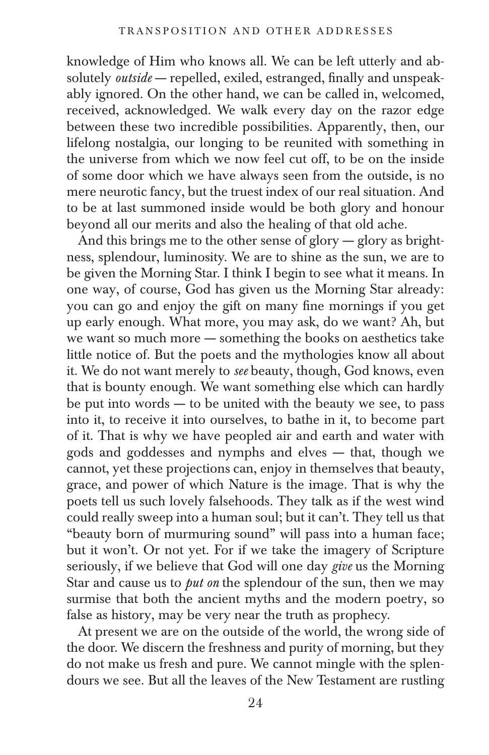knowledge of Him who knows all. We can be left utterly and absolutely *outside* — repelled, exiled, estranged, finally and unspeakably ignored. On the other hand, we can be called in, welcomed, received, acknowledged. We walk every day on the razor edge between these two incredible possibilities. Apparently, then, our lifelong nostalgia, our longing to be reunited with something in the universe from which we now feel cut off, to be on the inside of some door which we have always seen from the outside, is no mere neurotic fancy, but the truest index of our real situation. And to be at last summoned inside would be both glory and honour beyond all our merits and also the healing of that old ache.

And this brings me to the other sense of glory — glory as brightness, splendour, luminosity. We are to shine as the sun, we are to be given the Morning Star. I think I begin to see what it means. In one way, of course, God has given us the Morning Star already: you can go and enjoy the gift on many fine mornings if you get up early enough. What more, you may ask, do we want? Ah, but we want so much more — something the books on aesthetics take little notice of. But the poets and the mythologies know all about it. We do not want merely to *see* beauty, though, God knows, even that is bounty enough. We want something else which can hardly be put into words — to be united with the beauty we see, to pass into it, to receive it into ourselves, to bathe in it, to become part of it. That is why we have peopled air and earth and water with gods and goddesses and nymphs and elves — that, though we cannot, yet these projections can, enjoy in themselves that beauty, grace, and power of which Nature is the image. That is why the poets tell us such lovely falsehoods. They talk as if the west wind could really sweep into a human soul; but it can't. They tell us that "beauty born of murmuring sound" will pass into a human face; but it won't. Or not yet. For if we take the imagery of Scripture seriously, if we believe that God will one day *give* us the Morning Star and cause us to *put on* the splendour of the sun, then we may surmise that both the ancient myths and the modern poetry, so false as history, may be very near the truth as prophecy.

At present we are on the outside of the world, the wrong side of the door. We discern the freshness and purity of morning, but they do not make us fresh and pure. We cannot mingle with the splendours we see. But all the leaves of the New Testament are rustling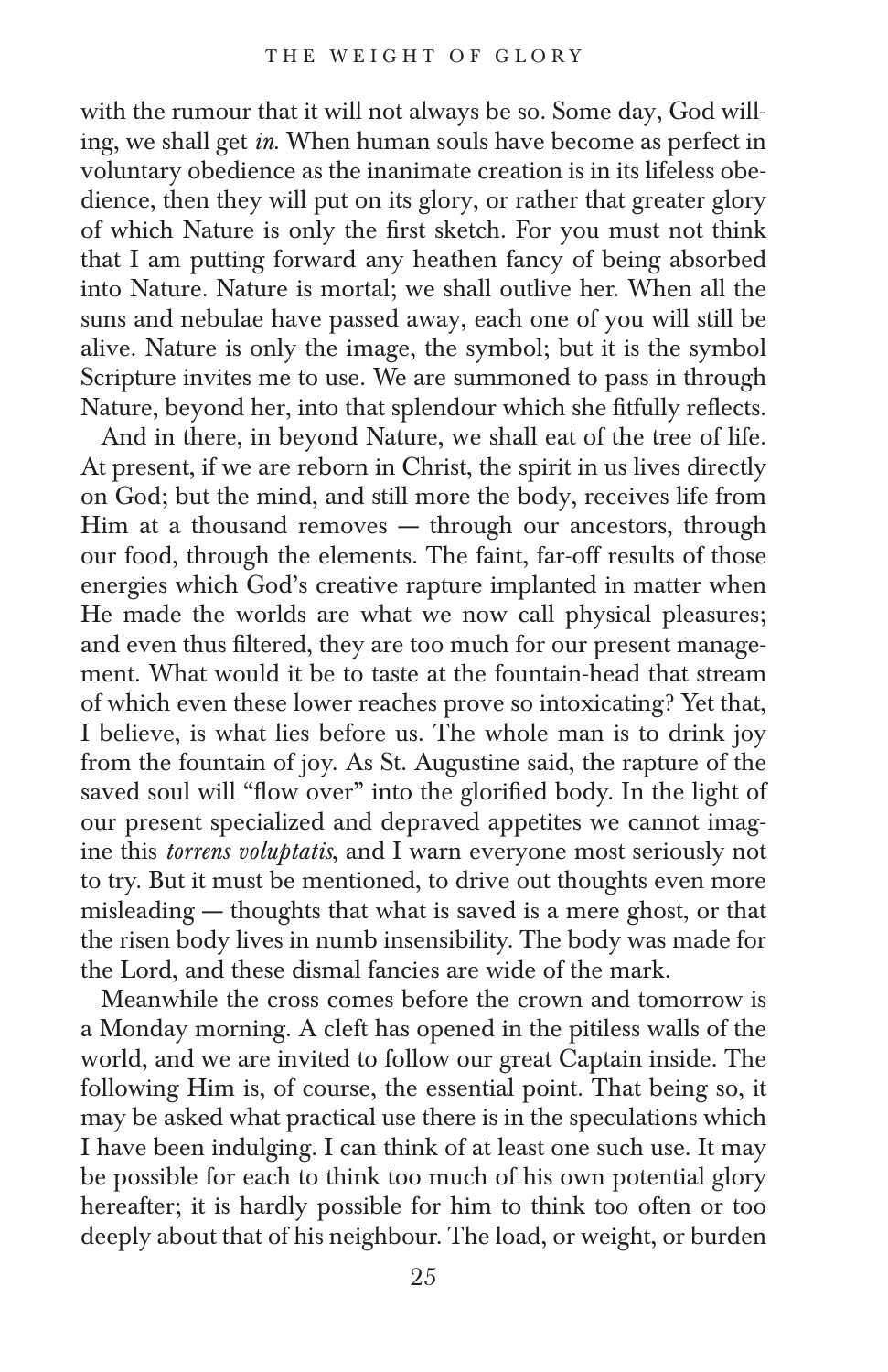with the rumour that it will not always be so. Some day, God willing, we shall get *in.* When human souls have become as perfect in voluntary obedience as the inanimate creation is in its lifeless obedience, then they will put on its glory, or rather that greater glory of which Nature is only the first sketch. For you must not think that I am putting forward any heathen fancy of being absorbed into Nature. Nature is mortal; we shall outlive her. When all the suns and nebulae have passed away, each one of you will still be alive. Nature is only the image, the symbol; but it is the symbol Scripture invites me to use. We are summoned to pass in through Nature, beyond her, into that splendour which she fitfully reflects.

And in there, in beyond Nature, we shall eat of the tree of life. At present, if we are reborn in Christ, the spirit in us lives directly on God; but the mind, and still more the body, receives life from Him at a thousand removes — through our ancestors, through our food, through the elements. The faint, far-off results of those energies which God's creative rapture implanted in matter when He made the worlds are what we now call physical pleasures; and even thus filtered, they are too much for our present management. What would it be to taste at the fountain-head that stream of which even these lower reaches prove so intoxicating? Yet that, I believe, is what lies before us. The whole man is to drink joy from the fountain of joy. As St. Augustine said, the rapture of the saved soul will "flow over" into the glorified body. In the light of our present specialized and depraved appetites we cannot imagine this *torrens voluptatis*, and I warn everyone most seriously not to try. But it must be mentioned, to drive out thoughts even more misleading — thoughts that what is saved is a mere ghost, or that the risen body lives in numb insensibility. The body was made for the Lord, and these dismal fancies are wide of the mark.

Meanwhile the cross comes before the crown and tomorrow is a Monday morning. A cleft has opened in the pitiless walls of the world, and we are invited to follow our great Captain inside. The following Him is, of course, the essential point. That being so, it may be asked what practical use there is in the speculations which I have been indulging. I can think of at least one such use. It may be possible for each to think too much of his own potential glory hereafter; it is hardly possible for him to think too often or too deeply about that of his neighbour. The load, or weight, or burden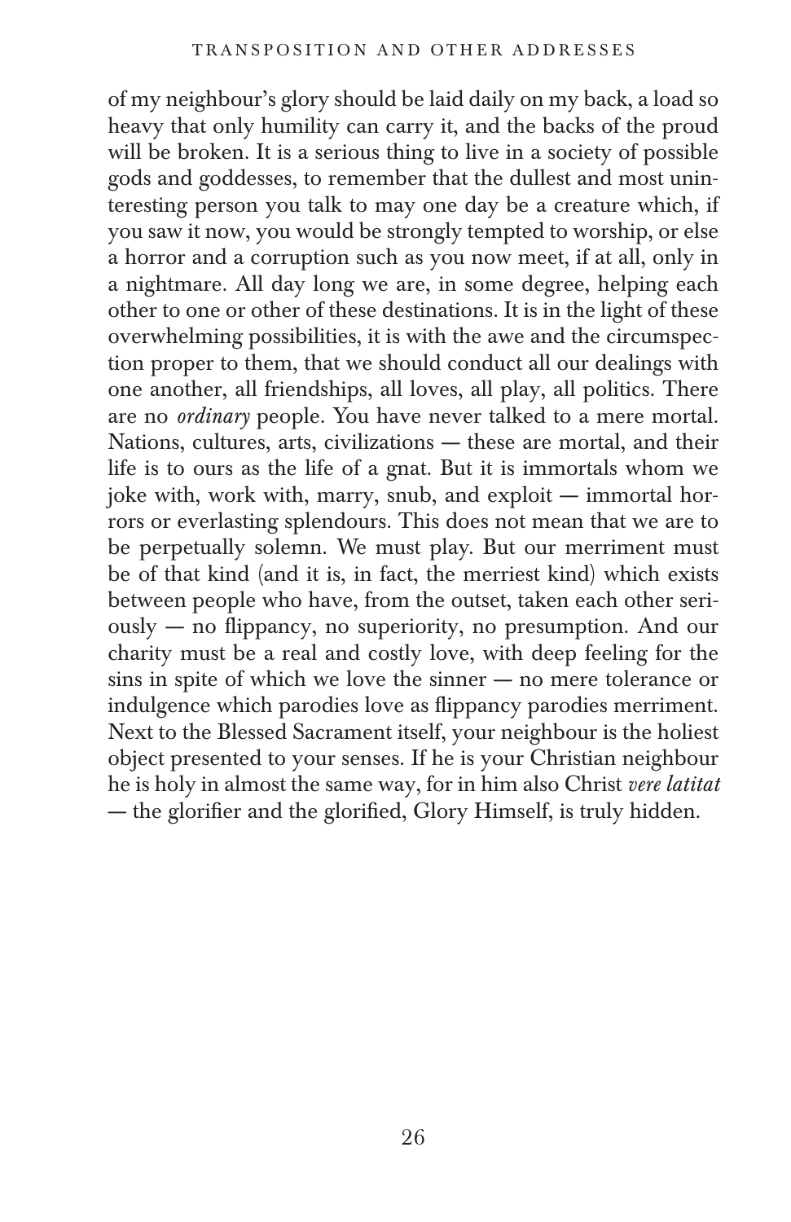of my neighbour's glory should be laid daily on my back, a load so heavy that only humility can carry it, and the backs of the proud will be broken. It is a serious thing to live in a society of possible gods and goddesses, to remember that the dullest and most uninteresting person you talk to may one day be a creature which, if you saw it now, you would be strongly tempted to worship, or else a horror and a corruption such as you now meet, if at all, only in a nightmare. All day long we are, in some degree, helping each other to one or other of these destinations. It is in the light of these overwhelming possibilities, it is with the awe and the circumspection proper to them, that we should conduct all our dealings with one another, all friendships, all loves, all play, all politics. There are no *ordinary* people. You have never talked to a mere mortal. Nations, cultures, arts, civilizations — these are mortal, and their life is to ours as the life of a gnat. But it is immortals whom we joke with, work with, marry, snub, and exploit — immortal horrors or everlasting splendours. This does not mean that we are to be perpetually solemn. We must play. But our merriment must be of that kind (and it is, in fact, the merriest kind) which exists between people who have, from the outset, taken each other seriously — no flippancy, no superiority, no presumption. And our charity must be a real and costly love, with deep feeling for the sins in spite of which we love the sinner — no mere tolerance or indulgence which parodies love as flippancy parodies merriment. Next to the Blessed Sacrament itself, your neighbour is the holiest object presented to your senses. If he is your Christian neighbour he is holy in almost the same way, for in him also Christ *vere latitat* — the glorifier and the glorified, Glory Himself, is truly hidden.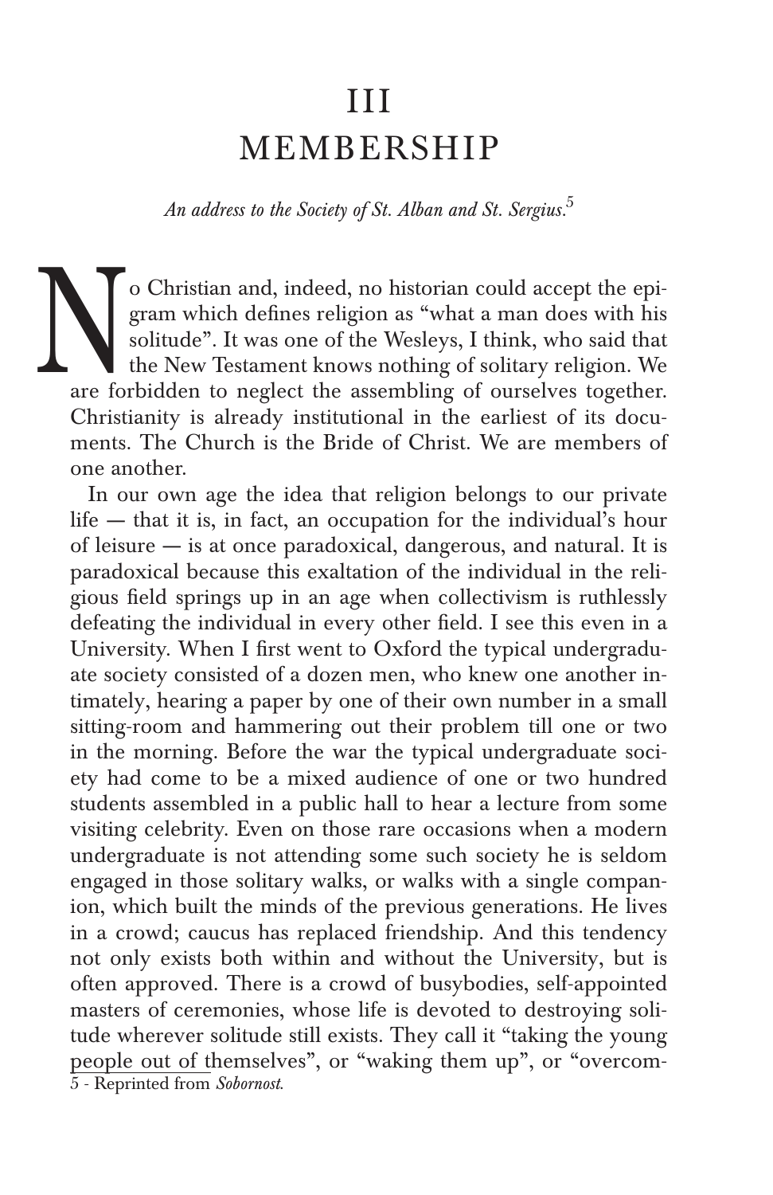# III
# MEMBERSHIP

*An address to the Society of St. Alban and St. Sergius.*[5]

No Christian and, indeed, no historian could accept the epigram which defines religion as "what a man does with his solitude". It was one of the Wesleys, I think, who said that the New Testament knows nothing of solitary religion. We are forbidden to neglect the assembling of ourselves together. Christianity is already institutional in the earliest of its documents. The Church is the Bride of Christ. We are members of one another.

In our own age the idea that religion belongs to our private life — that it is, in fact, an occupation for the individual's hour of leisure — is at once paradoxical, dangerous, and natural. It is paradoxical because this exaltation of the individual in the religious field springs up in an age when collectivism is ruthlessly defeating the individual in every other field. I see this even in a University. When I first went to Oxford the typical undergraduate society consisted of a dozen men, who knew one another intimately, hearing a paper by one of their own number in a small sitting-room and hammering out their problem till one or two in the morning. Before the war the typical undergraduate society had come to be a mixed audience of one or two hundred students assembled in a public hall to hear a lecture from some visiting celebrity. Even on those rare occasions when a modern undergraduate is not attending some such society he is seldom engaged in those solitary walks, or walks with a single companion, which built the minds of the previous generations. He lives in a crowd; caucus has replaced friendship. And this tendency not only exists both within and without the University, but is often approved. There is a crowd of busybodies, self-appointed masters of ceremonies, whose life is devoted to destroying solitude wherever solitude still exists. They call it "taking the young people out of themselves", or "waking them up", or "overcom-

5 - Reprinted from *Sobornost.*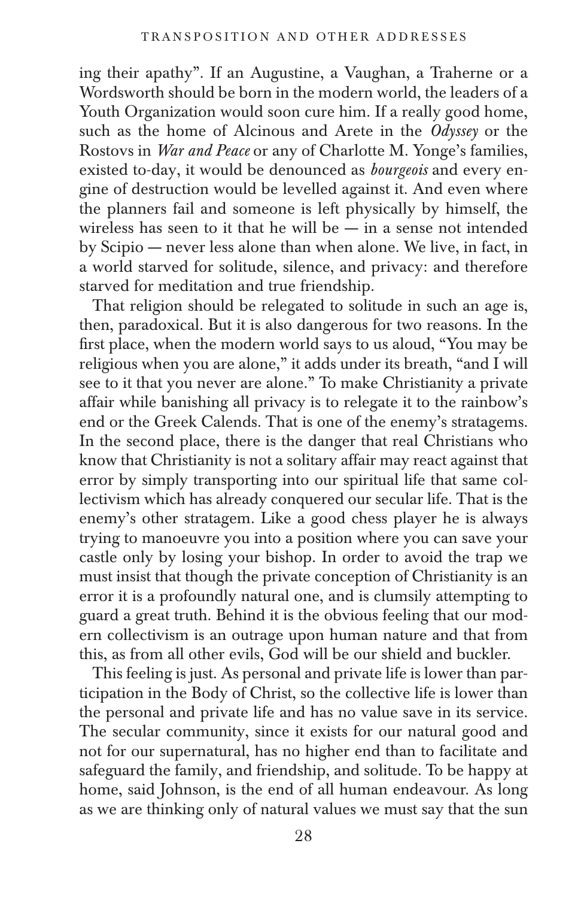ing their apathy". If an Augustine, a Vaughan, a Traherne or a Wordsworth should be born in the modern world, the leaders of a Youth Organization would soon cure him. If a really good home, such as the home of Alcinous and Arete in the *Odyssey* or the Rostovs in *War and Peace* or any of Charlotte M. Yonge's families, existed to-day, it would be denounced as *bourgeois* and every engine of destruction would be levelled against it. And even where the planners fail and someone is left physically by himself, the wireless has seen to it that he will be — in a sense not intended by Scipio — never less alone than when alone. We live, in fact, in a world starved for solitude, silence, and privacy: and therefore starved for meditation and true friendship.

That religion should be relegated to solitude in such an age is, then, paradoxical. But it is also dangerous for two reasons. In the first place, when the modern world says to us aloud, "You may be religious when you are alone," it adds under its breath, "and I will see to it that you never are alone." To make Christianity a private affair while banishing all privacy is to relegate it to the rainbow's end or the Greek Calends. That is one of the enemy's stratagems. In the second place, there is the danger that real Christians who know that Christianity is not a solitary affair may react against that error by simply transporting into our spiritual life that same collectivism which has already conquered our secular life. That is the enemy's other stratagem. Like a good chess player he is always trying to manoeuvre you into a position where you can save your castle only by losing your bishop. In order to avoid the trap we must insist that though the private conception of Christianity is an error it is a profoundly natural one, and is clumsily attempting to guard a great truth. Behind it is the obvious feeling that our modern collectivism is an outrage upon human nature and that from this, as from all other evils, God will be our shield and buckler.

This feeling is just. As personal and private life is lower than participation in the Body of Christ, so the collective life is lower than the personal and private life and has no value save in its service. The secular community, since it exists for our natural good and not for our supernatural, has no higher end than to facilitate and safeguard the family, and friendship, and solitude. To be happy at home, said Johnson, is the end of all human endeavour. As long as we are thinking only of natural values we must say that the sun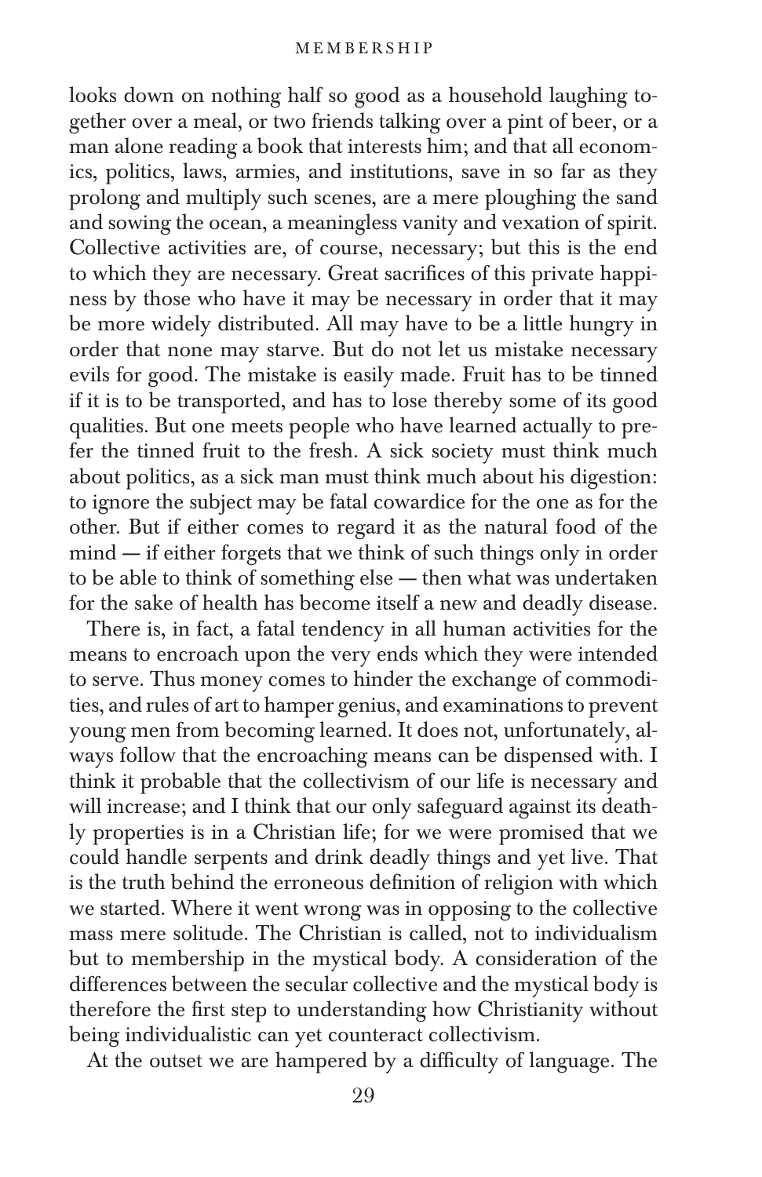looks down on nothing half so good as a household laughing together over a meal, or two friends talking over a pint of beer, or a man alone reading a book that interests him; and that all economics, politics, laws, armies, and institutions, save in so far as they prolong and multiply such scenes, are a mere ploughing the sand and sowing the ocean, a meaningless vanity and vexation of spirit. Collective activities are, of course, necessary; but this is the end to which they are necessary. Great sacrifices of this private happiness by those who have it may be necessary in order that it may be more widely distributed. All may have to be a little hungry in order that none may starve. But do not let us mistake necessary evils for good. The mistake is easily made. Fruit has to be tinned if it is to be transported, and has to lose thereby some of its good qualities. But one meets people who have learned actually to prefer the tinned fruit to the fresh. A sick society must think much about politics, as a sick man must think much about his digestion: to ignore the subject may be fatal cowardice for the one as for the other. But if either comes to regard it as the natural food of the mind — if either forgets that we think of such things only in order to be able to think of something else — then what was undertaken for the sake of health has become itself a new and deadly disease.

There is, in fact, a fatal tendency in all human activities for the means to encroach upon the very ends which they were intended to serve. Thus money comes to hinder the exchange of commodities, and rules of art to hamper genius, and examinations to prevent young men from becoming learned. It does not, unfortunately, always follow that the encroaching means can be dispensed with. I think it probable that the collectivism of our life is necessary and will increase; and I think that our only safeguard against its deathly properties is in a Christian life; for we were promised that we could handle serpents and drink deadly things and yet live. That is the truth behind the erroneous definition of religion with which we started. Where it went wrong was in opposing to the collective mass mere solitude. The Christian is called, not to individualism but to membership in the mystical body. A consideration of the differences between the secular collective and the mystical body is therefore the first step to understanding how Christianity without being individualistic can yet counteract collectivism.

At the outset we are hampered by a difficulty of language. The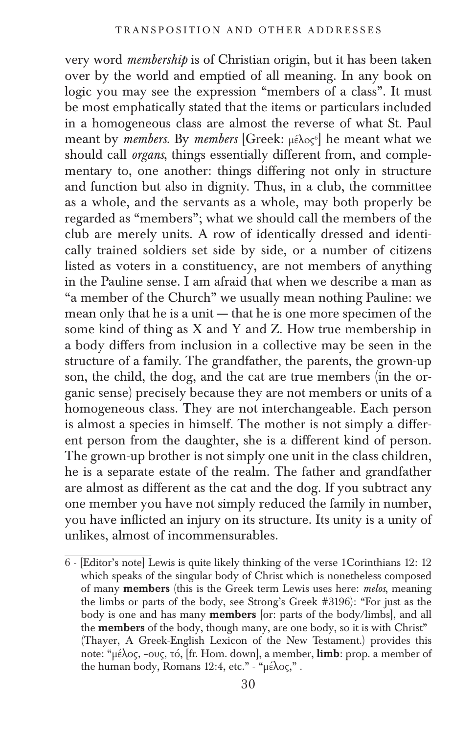very word *membership* is of Christian origin, but it has been taken over by the world and emptied of all meaning. In any book on logic you may see the expression "members of a class". It must be most emphatically stated that the items or particulars included in a homogeneous class are almost the reverse of what St. Paul meant by *members*. By *members* [Greek: μέλος[6]] he meant what we should call *organs*, things essentially different from, and complementary to, one another: things differing not only in structure and function but also in dignity. Thus, in a club, the committee as a whole, and the servants as a whole, may both properly be regarded as "members"; what we should call the members of the club are merely units. A row of identically dressed and identically trained soldiers set side by side, or a number of citizens listed as voters in a constituency, are not members of anything in the Pauline sense. I am afraid that when we describe a man as "a member of the Church" we usually mean nothing Pauline: we mean only that he is a unit — that he is one more specimen of the some kind of thing as X and Y and Z. How true membership in a body differs from inclusion in a collective may be seen in the structure of a family. The grandfather, the parents, the grown-up son, the child, the dog, and the cat are true members (in the organic sense) precisely because they are not members or units of a homogeneous class. They are not interchangeable. Each person is almost a species in himself. The mother is not simply a different person from the daughter, she is a different kind of person. The grown-up brother is not simply one unit in the class children, he is a separate estate of the realm. The father and grandfather are almost as different as the cat and the dog. If you subtract any one member you have not simply reduced the family in number, you have inflicted an injury on its structure. Its unity is a unity of unlikes, almost of incommensurables.

---

6 - [Editor's note] Lewis is quite likely thinking of the verse 1Corinthians 12: 12 which speaks of the singular body of Christ which is nonetheless composed of many **members** (this is the Greek term Lewis uses here: *melos*, meaning the limbs or parts of the body, see Strong's Greek #3196): "For just as the body is one and has many **members** [or: parts of the body/limbs], and all the **members** of the body, though many, are one body, so it is with Christ" (Thayer, A Greek-English Lexicon of the New Testament.) provides this note: "μέλος, -ους, τό, [fr. Hom. down], a member, **limb**: prop. a member of the human body, Romans 12:4, etc." - "μέλος," .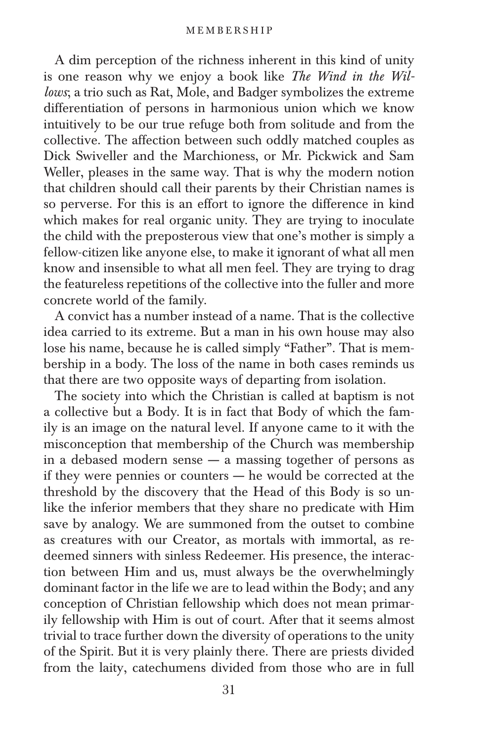A dim perception of the richness inherent in this kind of unity is one reason why we enjoy a book like *The Wind in the Willows*; a trio such as Rat, Mole, and Badger symbolizes the extreme differentiation of persons in harmonious union which we know intuitively to be our true refuge both from solitude and from the collective. The affection between such oddly matched couples as Dick Swiveller and the Marchioness, or Mr. Pickwick and Sam Weller, pleases in the same way. That is why the modern notion that children should call their parents by their Christian names is so perverse. For this is an effort to ignore the difference in kind which makes for real organic unity. They are trying to inoculate the child with the preposterous view that one's mother is simply a fellow-citizen like anyone else, to make it ignorant of what all men know and insensible to what all men feel. They are trying to drag the featureless repetitions of the collective into the fuller and more concrete world of the family.

A convict has a number instead of a name. That is the collective idea carried to its extreme. But a man in his own house may also lose his name, because he is called simply "Father". That is membership in a body. The loss of the name in both cases reminds us that there are two opposite ways of departing from isolation.

The society into which the Christian is called at baptism is not a collective but a Body. It is in fact that Body of which the family is an image on the natural level. If anyone came to it with the misconception that membership of the Church was membership in a debased modern sense — a massing together of persons as if they were pennies or counters — he would be corrected at the threshold by the discovery that the Head of this Body is so unlike the inferior members that they share no predicate with Him save by analogy. We are summoned from the outset to combine as creatures with our Creator, as mortals with immortal, as redeemed sinners with sinless Redeemer. His presence, the interaction between Him and us, must always be the overwhelmingly dominant factor in the life we are to lead within the Body; and any conception of Christian fellowship which does not mean primarily fellowship with Him is out of court. After that it seems almost trivial to trace further down the diversity of operations to the unity of the Spirit. But it is very plainly there. There are priests divided from the laity, catechumens divided from those who are in full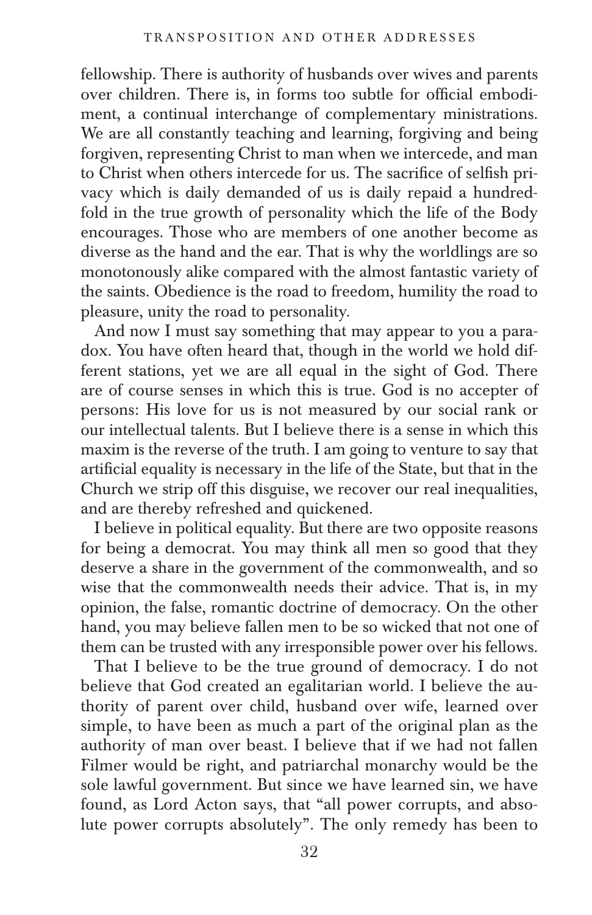fellowship. There is authority of husbands over wives and parents over children. There is, in forms too subtle for official embodiment, a continual interchange of complementary ministrations. We are all constantly teaching and learning, forgiving and being forgiven, representing Christ to man when we intercede, and man to Christ when others intercede for us. The sacrifice of selfish privacy which is daily demanded of us is daily repaid a hundredfold in the true growth of personality which the life of the Body encourages. Those who are members of one another become as diverse as the hand and the ear. That is why the worldlings are so monotonously alike compared with the almost fantastic variety of the saints. Obedience is the road to freedom, humility the road to pleasure, unity the road to personality.

And now I must say something that may appear to you a paradox. You have often heard that, though in the world we hold different stations, yet we are all equal in the sight of God. There are of course senses in which this is true. God is no accepter of persons: His love for us is not measured by our social rank or our intellectual talents. But I believe there is a sense in which this maxim is the reverse of the truth. I am going to venture to say that artificial equality is necessary in the life of the State, but that in the Church we strip off this disguise, we recover our real inequalities, and are thereby refreshed and quickened.

I believe in political equality. But there are two opposite reasons for being a democrat. You may think all men so good that they deserve a share in the government of the commonwealth, and so wise that the commonwealth needs their advice. That is, in my opinion, the false, romantic doctrine of democracy. On the other hand, you may believe fallen men to be so wicked that not one of them can be trusted with any irresponsible power over his fellows.

That I believe to be the true ground of democracy. I do not believe that God created an egalitarian world. I believe the authority of parent over child, husband over wife, learned over simple, to have been as much a part of the original plan as the authority of man over beast. I believe that if we had not fallen Filmer would be right, and patriarchal monarchy would be the sole lawful government. But since we have learned sin, we have found, as Lord Acton says, that "all power corrupts, and absolute power corrupts absolutely". The only remedy has been to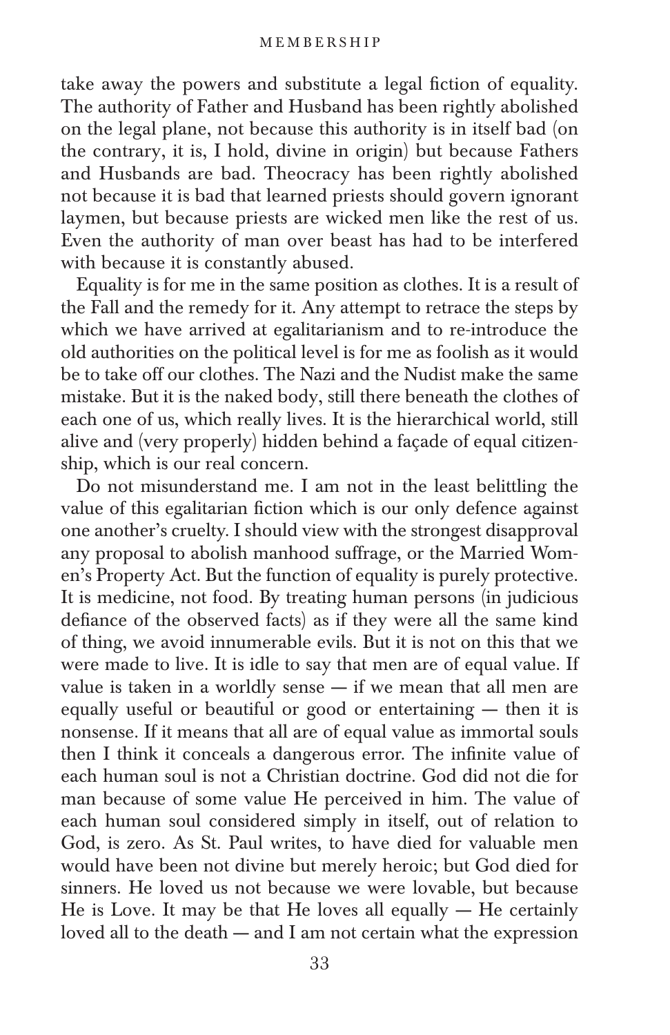take away the powers and substitute a legal fiction of equality. The authority of Father and Husband has been rightly abolished on the legal plane, not because this authority is in itself bad (on the contrary, it is, I hold, divine in origin) but because Fathers and Husbands are bad. Theocracy has been rightly abolished not because it is bad that learned priests should govern ignorant laymen, but because priests are wicked men like the rest of us. Even the authority of man over beast has had to be interfered with because it is constantly abused.

Equality is for me in the same position as clothes. It is a result of the Fall and the remedy for it. Any attempt to retrace the steps by which we have arrived at egalitarianism and to re-introduce the old authorities on the political level is for me as foolish as it would be to take off our clothes. The Nazi and the Nudist make the same mistake. But it is the naked body, still there beneath the clothes of each one of us, which really lives. It is the hierarchical world, still alive and (very properly) hidden behind a façade of equal citizenship, which is our real concern.

Do not misunderstand me. I am not in the least belittling the value of this egalitarian fiction which is our only defence against one another's cruelty. I should view with the strongest disapproval any proposal to abolish manhood suffrage, or the Married Women's Property Act. But the function of equality is purely protective. It is medicine, not food. By treating human persons (in judicious defiance of the observed facts) as if they were all the same kind of thing, we avoid innumerable evils. But it is not on this that we were made to live. It is idle to say that men are of equal value. If value is taken in a worldly sense — if we mean that all men are equally useful or beautiful or good or entertaining — then it is nonsense. If it means that all are of equal value as immortal souls then I think it conceals a dangerous error. The infinite value of each human soul is not a Christian doctrine. God did not die for man because of some value He perceived in him. The value of each human soul considered simply in itself, out of relation to God, is zero. As St. Paul writes, to have died for valuable men would have been not divine but merely heroic; but God died for sinners. He loved us not because we were lovable, but because He is Love. It may be that He loves all equally — He certainly loved all to the death — and I am not certain what the expression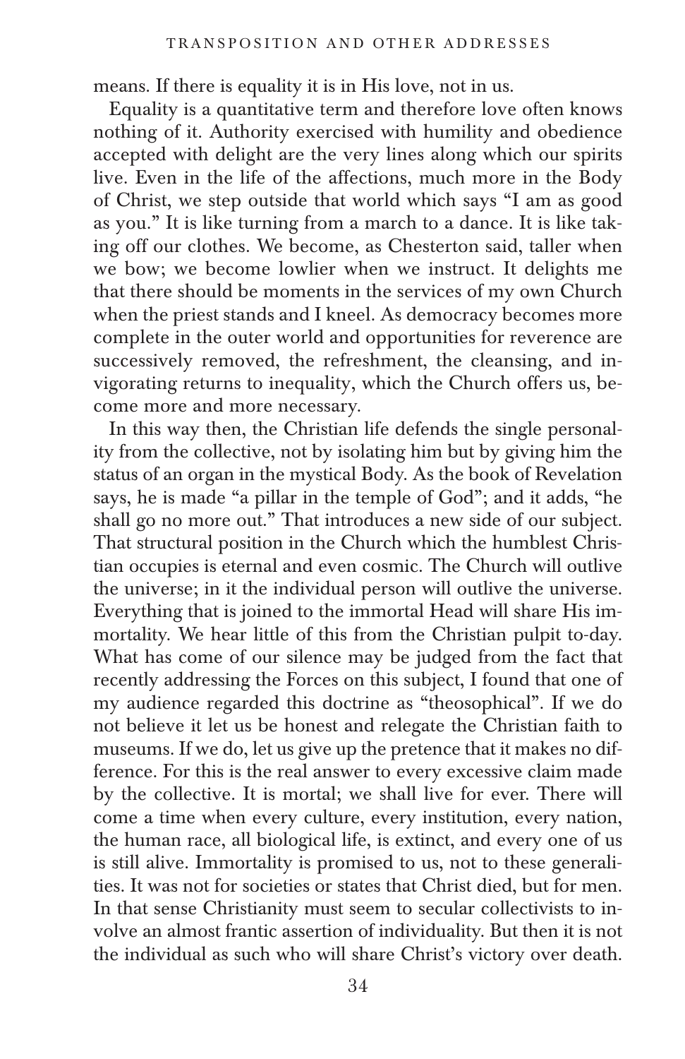means. If there is equality it is in His love, not in us.

Equality is a quantitative term and therefore love often knows nothing of it. Authority exercised with humility and obedience accepted with delight are the very lines along which our spirits live. Even in the life of the affections, much more in the Body of Christ, we step outside that world which says "I am as good as you." It is like turning from a march to a dance. It is like taking off our clothes. We become, as Chesterton said, taller when we bow; we become lowlier when we instruct. It delights me that there should be moments in the services of my own Church when the priest stands and I kneel. As democracy becomes more complete in the outer world and opportunities for reverence are successively removed, the refreshment, the cleansing, and invigorating returns to inequality, which the Church offers us, become more and more necessary.

In this way then, the Christian life defends the single personality from the collective, not by isolating him but by giving him the status of an organ in the mystical Body. As the book of Revelation says, he is made "a pillar in the temple of God"; and it adds, "he shall go no more out." That introduces a new side of our subject. That structural position in the Church which the humblest Christian occupies is eternal and even cosmic. The Church will outlive the universe; in it the individual person will outlive the universe. Everything that is joined to the immortal Head will share His immortality. We hear little of this from the Christian pulpit to-day. What has come of our silence may be judged from the fact that recently addressing the Forces on this subject, I found that one of my audience regarded this doctrine as "theosophical". If we do not believe it let us be honest and relegate the Christian faith to museums. If we do, let us give up the pretence that it makes no difference. For this is the real answer to every excessive claim made by the collective. It is mortal; we shall live for ever. There will come a time when every culture, every institution, every nation, the human race, all biological life, is extinct, and every one of us is still alive. Immortality is promised to us, not to these generalities. It was not for societies or states that Christ died, but for men. In that sense Christianity must seem to secular collectivists to involve an almost frantic assertion of individuality. But then it is not the individual as such who will share Christ's victory over death.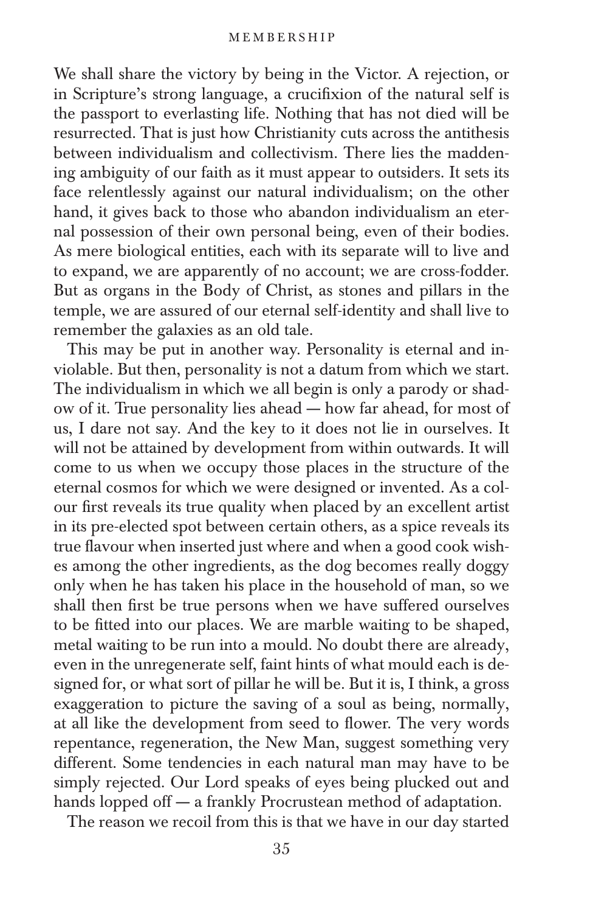We shall share the victory by being in the Victor. A rejection, or in Scripture's strong language, a crucifixion of the natural self is the passport to everlasting life. Nothing that has not died will be resurrected. That is just how Christianity cuts across the antithesis between individualism and collectivism. There lies the maddening ambiguity of our faith as it must appear to outsiders. It sets its face relentlessly against our natural individualism; on the other hand, it gives back to those who abandon individualism an eternal possession of their own personal being, even of their bodies. As mere biological entities, each with its separate will to live and to expand, we are apparently of no account; we are cross-fodder. But as organs in the Body of Christ, as stones and pillars in the temple, we are assured of our eternal self-identity and shall live to remember the galaxies as an old tale.

This may be put in another way. Personality is eternal and inviolable. But then, personality is not a datum from which we start. The individualism in which we all begin is only a parody or shadow of it. True personality lies ahead — how far ahead, for most of us, I dare not say. And the key to it does not lie in ourselves. It will not be attained by development from within outwards. It will come to us when we occupy those places in the structure of the eternal cosmos for which we were designed or invented. As a colour first reveals its true quality when placed by an excellent artist in its pre-elected spot between certain others, as a spice reveals its true flavour when inserted just where and when a good cook wishes among the other ingredients, as the dog becomes really doggy only when he has taken his place in the household of man, so we shall then first be true persons when we have suffered ourselves to be fitted into our places. We are marble waiting to be shaped, metal waiting to be run into a mould. No doubt there are already, even in the unregenerate self, faint hints of what mould each is designed for, or what sort of pillar he will be. But it is, I think, a gross exaggeration to picture the saving of a soul as being, normally, at all like the development from seed to flower. The very words repentance, regeneration, the New Man, suggest something very different. Some tendencies in each natural man may have to be simply rejected. Our Lord speaks of eyes being plucked out and hands lopped off — a frankly Procrustean method of adaptation.

The reason we recoil from this is that we have in our day started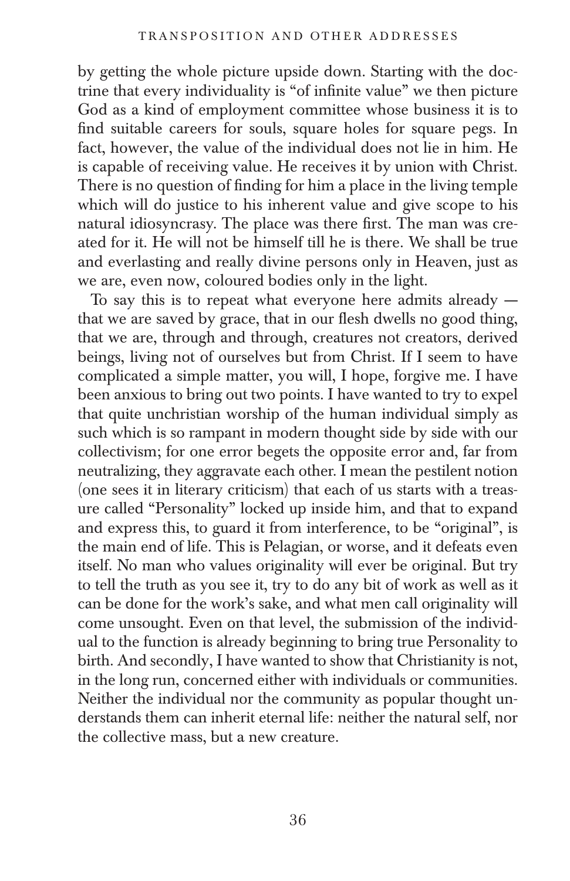by getting the whole picture upside down. Starting with the doctrine that every individuality is "of infinite value" we then picture God as a kind of employment committee whose business it is to find suitable careers for souls, square holes for square pegs. In fact, however, the value of the individual does not lie in him. He is capable of receiving value. He receives it by union with Christ. There is no question of finding for him a place in the living temple which will do justice to his inherent value and give scope to his natural idiosyncrasy. The place was there first. The man was created for it. He will not be himself till he is there. We shall be true and everlasting and really divine persons only in Heaven, just as we are, even now, coloured bodies only in the light.

To say this is to repeat what everyone here admits already — that we are saved by grace, that in our flesh dwells no good thing, that we are, through and through, creatures not creators, derived beings, living not of ourselves but from Christ. If I seem to have complicated a simple matter, you will, I hope, forgive me. I have been anxious to bring out two points. I have wanted to try to expel that quite unchristian worship of the human individual simply as such which is so rampant in modern thought side by side with our collectivism; for one error begets the opposite error and, far from neutralizing, they aggravate each other. I mean the pestilent notion (one sees it in literary criticism) that each of us starts with a treasure called "Personality" locked up inside him, and that to expand and express this, to guard it from interference, to be "original", is the main end of life. This is Pelagian, or worse, and it defeats even itself. No man who values originality will ever be original. But try to tell the truth as you see it, try to do any bit of work as well as it can be done for the work's sake, and what men call originality will come unsought. Even on that level, the submission of the individual to the function is already beginning to bring true Personality to birth. And secondly, I have wanted to show that Christianity is not, in the long run, concerned either with individuals or communities. Neither the individual nor the community as popular thought understands them can inherit eternal life: neither the natural self, nor the collective mass, but a new creature.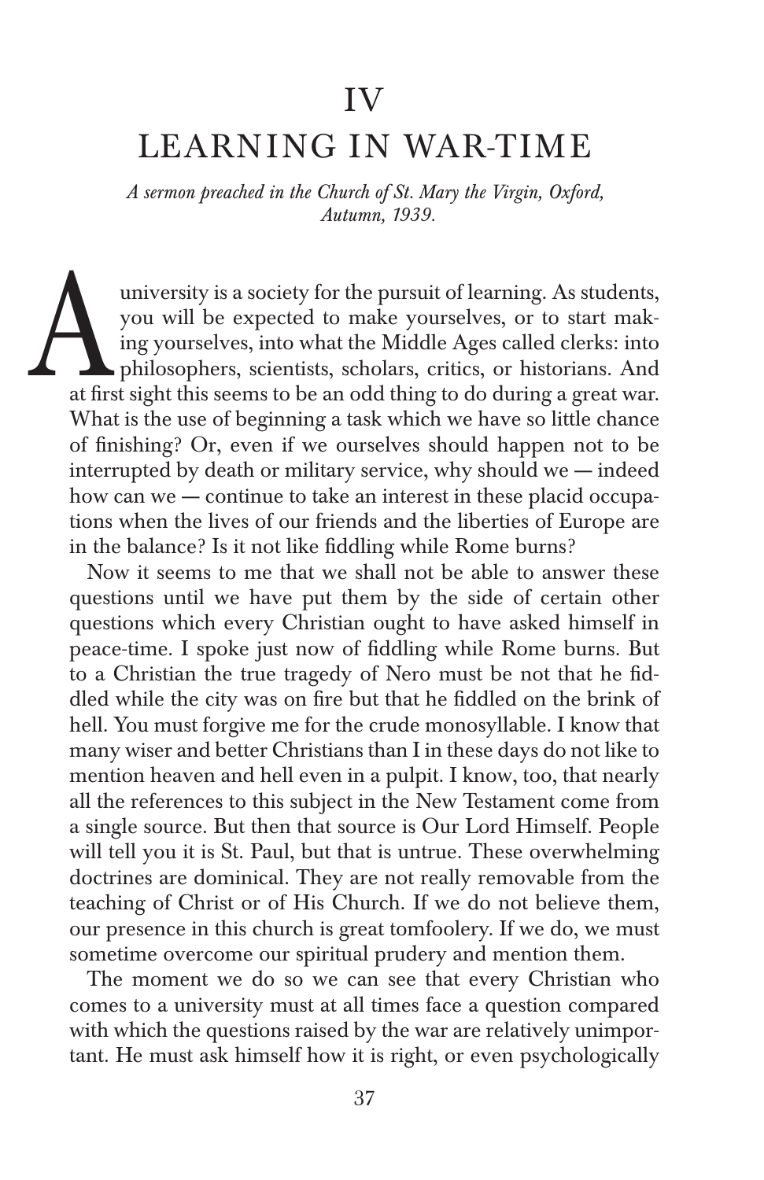# IV

# LEARNING IN WAR-TIME

*A sermon preached in the Church of St. Mary the Virgin, Oxford, Autumn, 1939.*

A university is a society for the pursuit of learning. As students, you will be expected to make yourselves, or to start making yourselves, into what the Middle Ages called clerks: into philosophers, scientists, scholars, critics, or historians. And at first sight this seems to be an odd thing to do during a great war. What is the use of beginning a task which we have so little chance of finishing? Or, even if we ourselves should happen not to be interrupted by death or military service, why should we — indeed how can we — continue to take an interest in these placid occupations when the lives of our friends and the liberties of Europe are in the balance? Is it not like fiddling while Rome burns?

Now it seems to me that we shall not be able to answer these questions until we have put them by the side of certain other questions which every Christian ought to have asked himself in peace-time. I spoke just now of fiddling while Rome burns. But to a Christian the true tragedy of Nero must be not that he fiddled while the city was on fire but that he fiddled on the brink of hell. You must forgive me for the crude monosyllable. I know that many wiser and better Christians than I in these days do not like to mention heaven and hell even in a pulpit. I know, too, that nearly all the references to this subject in the New Testament come from a single source. But then that source is Our Lord Himself. People will tell you it is St. Paul, but that is untrue. These overwhelming doctrines are dominical. They are not really removable from the teaching of Christ or of His Church. If we do not believe them, our presence in this church is great tomfoolery. If we do, we must sometime overcome our spiritual prudery and mention them.

The moment we do so we can see that every Christian who comes to a university must at all times face a question compared with which the questions raised by the war are relatively unimportant. He must ask himself how it is right, or even psychologically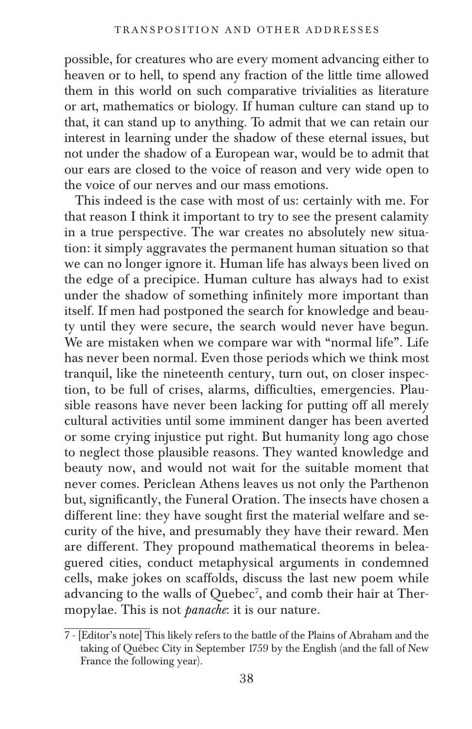possible, for creatures who are every moment advancing either to heaven or to hell, to spend any fraction of the little time allowed them in this world on such comparative trivialities as literature or art, mathematics or biology. If human culture can stand up to that, it can stand up to anything. To admit that we can retain our interest in learning under the shadow of these eternal issues, but not under the shadow of a European war, would be to admit that our ears are closed to the voice of reason and very wide open to the voice of our nerves and our mass emotions.

This indeed is the case with most of us: certainly with me. For that reason I think it important to try to see the present calamity in a true perspective. The war creates no absolutely new situation: it simply aggravates the permanent human situation so that we can no longer ignore it. Human life has always been lived on the edge of a precipice. Human culture has always had to exist under the shadow of something infinitely more important than itself. If men had postponed the search for knowledge and beauty until they were secure, the search would never have begun. We are mistaken when we compare war with "normal life". Life has never been normal. Even those periods which we think most tranquil, like the nineteenth century, turn out, on closer inspection, to be full of crises, alarms, difficulties, emergencies. Plausible reasons have never been lacking for putting off all merely cultural activities until some imminent danger has been averted or some crying injustice put right. But humanity long ago chose to neglect those plausible reasons. They wanted knowledge and beauty now, and would not wait for the suitable moment that never comes. Periclean Athens leaves us not only the Parthenon but, significantly, the Funeral Oration. The insects have chosen a different line: they have sought first the material welfare and security of the hive, and presumably they have their reward. Men are different. They propound mathematical theorems in beleaguered cities, conduct metaphysical arguments in condemned cells, make jokes on scaffolds, discuss the last new poem while advancing to the walls of Quebec[7], and comb their hair at Thermopylae. This is not *panache*: it is our nature.

7 - [Editor's note] This likely refers to the battle of the Plains of Abraham and the taking of Québec City in September 1759 by the English (and the fall of New France the following year).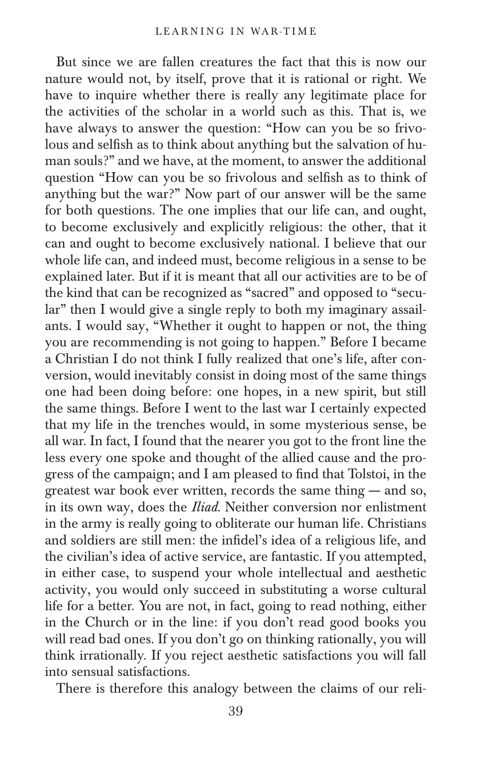But since we are fallen creatures the fact that this is now our nature would not, by itself, prove that it is rational or right. We have to inquire whether there is really any legitimate place for the activities of the scholar in a world such as this. That is, we have always to answer the question: "How can you be so frivolous and selfish as to think about anything but the salvation of human souls?" and we have, at the moment, to answer the additional question "How can you be so frivolous and selfish as to think of anything but the war?" Now part of our answer will be the same for both questions. The one implies that our life can, and ought, to become exclusively and explicitly religious: the other, that it can and ought to become exclusively national. I believe that our whole life can, and indeed must, become religious in a sense to be explained later. But if it is meant that all our activities are to be of the kind that can be recognized as "sacred" and opposed to "secular" then I would give a single reply to both my imaginary assailants. I would say, "Whether it ought to happen or not, the thing you are recommending is not going to happen." Before I became a Christian I do not think I fully realized that one's life, after conversion, would inevitably consist in doing most of the same things one had been doing before: one hopes, in a new spirit, but still the same things. Before I went to the last war I certainly expected that my life in the trenches would, in some mysterious sense, be all war. In fact, I found that the nearer you got to the front line the less every one spoke and thought of the allied cause and the progress of the campaign; and I am pleased to find that Tolstoi, in the greatest war book ever written, records the same thing — and so, in its own way, does the *Iliad*. Neither conversion nor enlistment in the army is really going to obliterate our human life. Christians and soldiers are still men: the infidel's idea of a religious life, and the civilian's idea of active service, are fantastic. If you attempted, in either case, to suspend your whole intellectual and aesthetic activity, you would only succeed in substituting a worse cultural life for a better. You are not, in fact, going to read nothing, either in the Church or in the line: if you don't read good books you will read bad ones. If you don't go on thinking rationally, you will think irrationally. If you reject aesthetic satisfactions you will fall into sensual satisfactions.

There is therefore this analogy between the claims of our reli-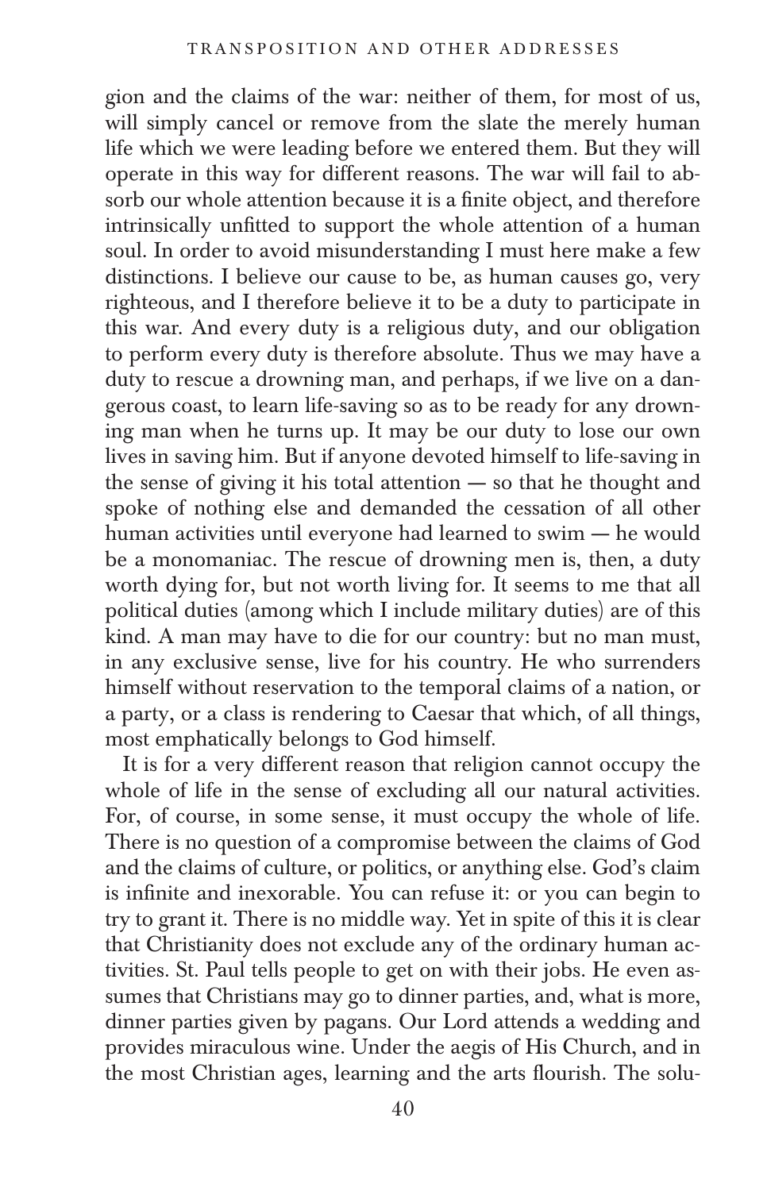gion and the claims of the war: neither of them, for most of us, will simply cancel or remove from the slate the merely human life which we were leading before we entered them. But they will operate in this way for different reasons. The war will fail to absorb our whole attention because it is a finite object, and therefore intrinsically unfitted to support the whole attention of a human soul. In order to avoid misunderstanding I must here make a few distinctions. I believe our cause to be, as human causes go, very righteous, and I therefore believe it to be a duty to participate in this war. And every duty is a religious duty, and our obligation to perform every duty is therefore absolute. Thus we may have a duty to rescue a drowning man, and perhaps, if we live on a dangerous coast, to learn life-saving so as to be ready for any drowning man when he turns up. It may be our duty to lose our own lives in saving him. But if anyone devoted himself to life-saving in the sense of giving it his total attention — so that he thought and spoke of nothing else and demanded the cessation of all other human activities until everyone had learned to swim — he would be a monomaniac. The rescue of drowning men is, then, a duty worth dying for, but not worth living for. It seems to me that all political duties (among which I include military duties) are of this kind. A man may have to die for our country: but no man must, in any exclusive sense, live for his country. He who surrenders himself without reservation to the temporal claims of a nation, or a party, or a class is rendering to Caesar that which, of all things, most emphatically belongs to God himself.

It is for a very different reason that religion cannot occupy the whole of life in the sense of excluding all our natural activities. For, of course, in some sense, it must occupy the whole of life. There is no question of a compromise between the claims of God and the claims of culture, or politics, or anything else. God's claim is infinite and inexorable. You can refuse it: or you can begin to try to grant it. There is no middle way. Yet in spite of this it is clear that Christianity does not exclude any of the ordinary human activities. St. Paul tells people to get on with their jobs. He even assumes that Christians may go to dinner parties, and, what is more, dinner parties given by pagans. Our Lord attends a wedding and provides miraculous wine. Under the aegis of His Church, and in the most Christian ages, learning and the arts flourish. The solu-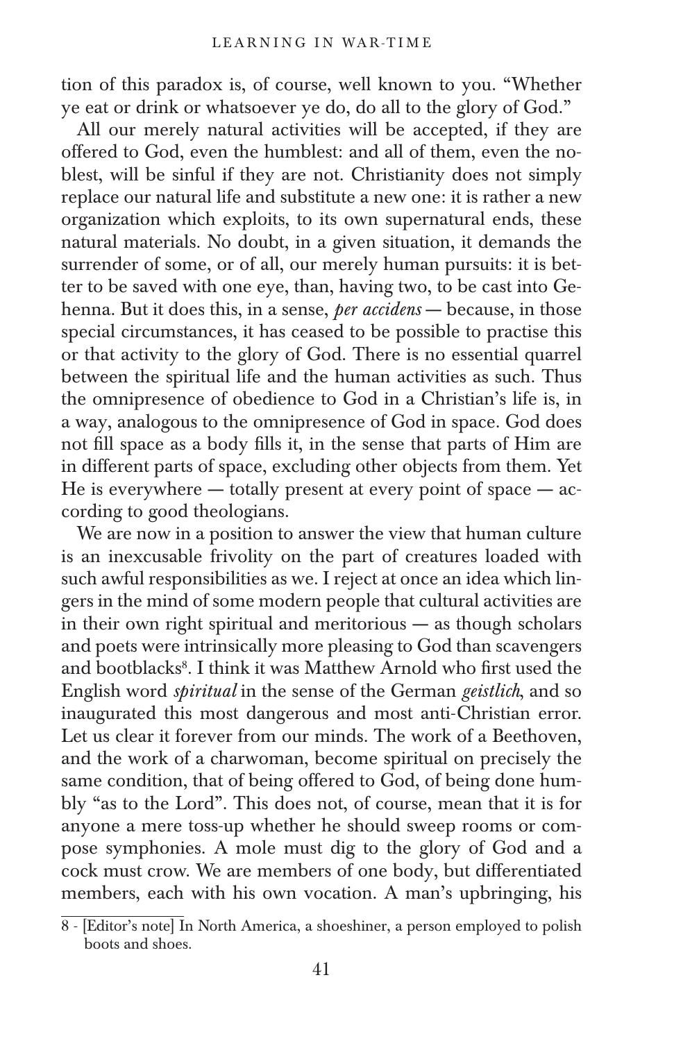tion of this paradox is, of course, well known to you. "Whether ye eat or drink or whatsoever ye do, do all to the glory of God."

All our merely natural activities will be accepted, if they are offered to God, even the humblest: and all of them, even the noblest, will be sinful if they are not. Christianity does not simply replace our natural life and substitute a new one: it is rather a new organization which exploits, to its own supernatural ends, these natural materials. No doubt, in a given situation, it demands the surrender of some, or of all, our merely human pursuits: it is better to be saved with one eye, than, having two, to be cast into Gehenna. But it does this, in a sense, *per accidens* — because, in those special circumstances, it has ceased to be possible to practise this or that activity to the glory of God. There is no essential quarrel between the spiritual life and the human activities as such. Thus the omnipresence of obedience to God in a Christian's life is, in a way, analogous to the omnipresence of God in space. God does not fill space as a body fills it, in the sense that parts of Him are in different parts of space, excluding other objects from them. Yet He is everywhere — totally present at every point of space — according to good theologians.

We are now in a position to answer the view that human culture is an inexcusable frivolity on the part of creatures loaded with such awful responsibilities as we. I reject at once an idea which lingers in the mind of some modern people that cultural activities are in their own right spiritual and meritorious — as though scholars and poets were intrinsically more pleasing to God than scavengers and bootblacks[8]. I think it was Matthew Arnold who first used the English word *spiritual* in the sense of the German *geistlich*, and so inaugurated this most dangerous and most anti-Christian error. Let us clear it forever from our minds. The work of a Beethoven, and the work of a charwoman, become spiritual on precisely the same condition, that of being offered to God, of being done humbly "as to the Lord". This does not, of course, mean that it is for anyone a mere toss-up whether he should sweep rooms or compose symphonies. A mole must dig to the glory of God and a cock must crow. We are members of one body, but differentiated members, each with his own vocation. A man's upbringing, his

8 - [Editor's note] In North America, a shoeshiner, a person employed to polish boots and shoes.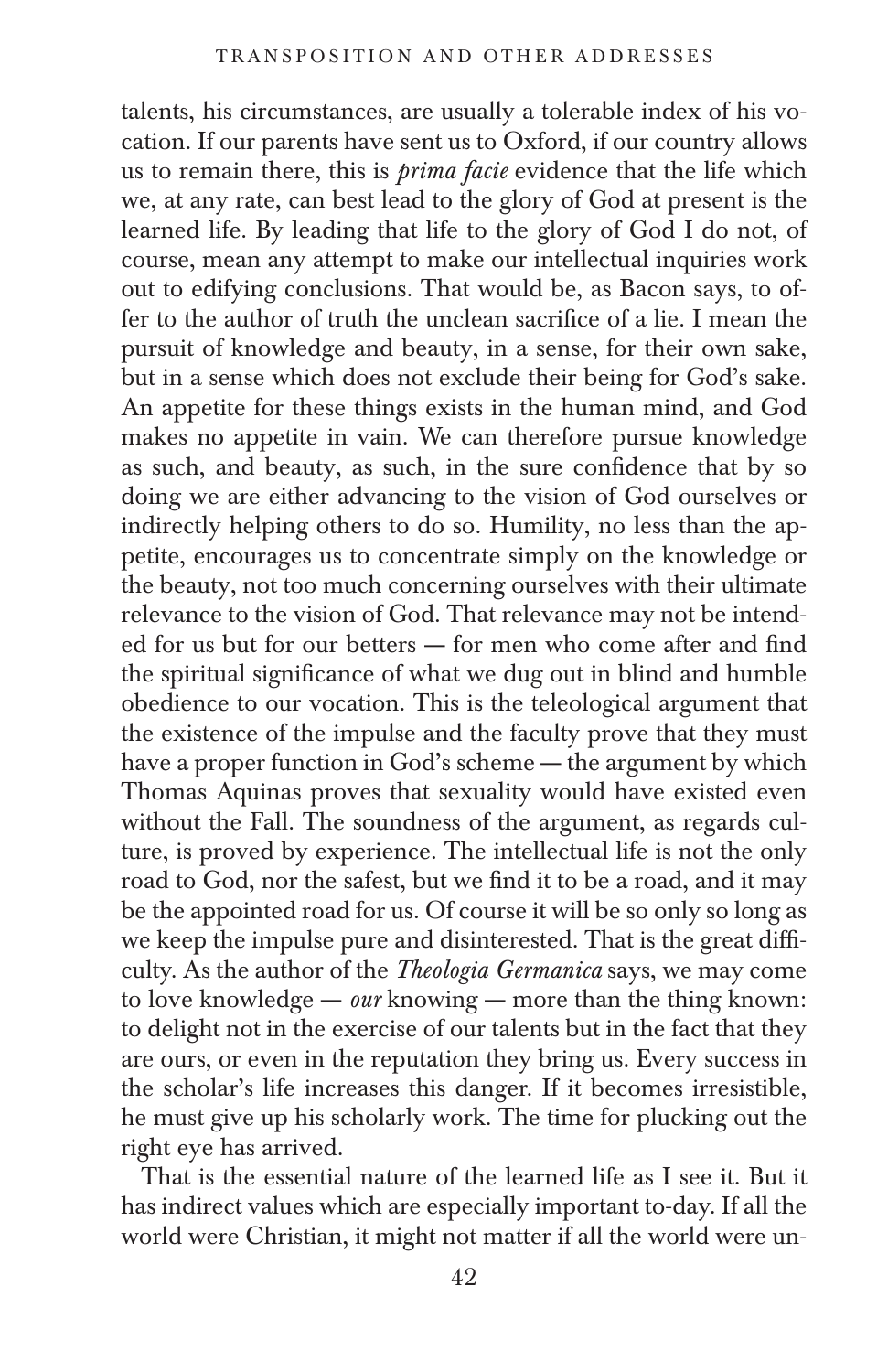talents, his circumstances, are usually a tolerable index of his vocation. If our parents have sent us to Oxford, if our country allows us to remain there, this is *prima facie* evidence that the life which we, at any rate, can best lead to the glory of God at present is the learned life. By leading that life to the glory of God I do not, of course, mean any attempt to make our intellectual inquiries work out to edifying conclusions. That would be, as Bacon says, to offer to the author of truth the unclean sacrifice of a lie. I mean the pursuit of knowledge and beauty, in a sense, for their own sake, but in a sense which does not exclude their being for God's sake. An appetite for these things exists in the human mind, and God makes no appetite in vain. We can therefore pursue knowledge as such, and beauty, as such, in the sure confidence that by so doing we are either advancing to the vision of God ourselves or indirectly helping others to do so. Humility, no less than the appetite, encourages us to concentrate simply on the knowledge or the beauty, not too much concerning ourselves with their ultimate relevance to the vision of God. That relevance may not be intended for us but for our betters — for men who come after and find the spiritual significance of what we dug out in blind and humble obedience to our vocation. This is the teleological argument that the existence of the impulse and the faculty prove that they must have a proper function in God's scheme — the argument by which Thomas Aquinas proves that sexuality would have existed even without the Fall. The soundness of the argument, as regards culture, is proved by experience. The intellectual life is not the only road to God, nor the safest, but we find it to be a road, and it may be the appointed road for us. Of course it will be so only so long as we keep the impulse pure and disinterested. That is the great difficulty. As the author of the *Theologia Germanica* says, we may come to love knowledge — *our* knowing — more than the thing known: to delight not in the exercise of our talents but in the fact that they are ours, or even in the reputation they bring us. Every success in the scholar's life increases this danger. If it becomes irresistible, he must give up his scholarly work. The time for plucking out the right eye has arrived.

That is the essential nature of the learned life as I see it. But it has indirect values which are especially important to-day. If all the world were Christian, it might not matter if all the world were un-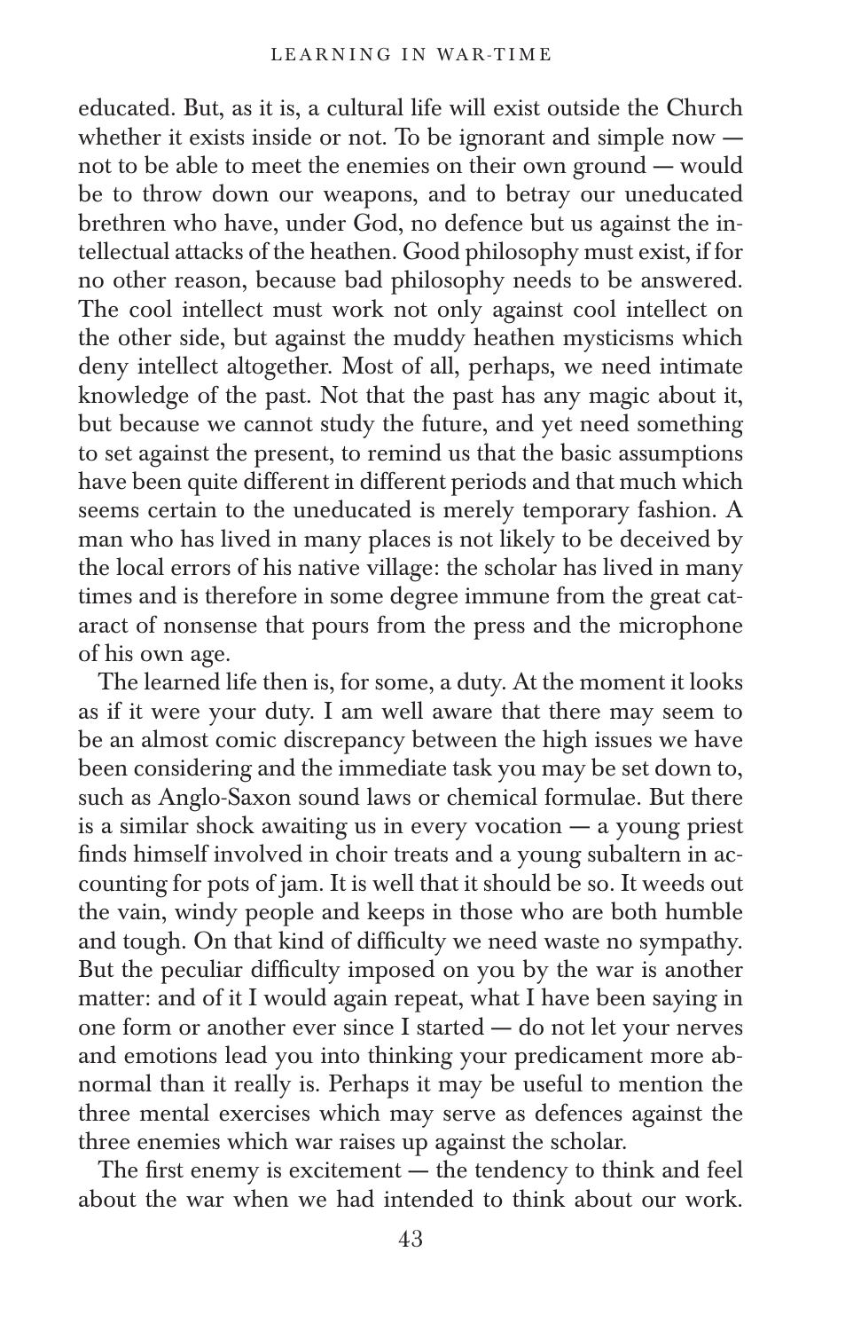educated. But, as it is, a cultural life will exist outside the Church whether it exists inside or not. To be ignorant and simple now — not to be able to meet the enemies on their own ground — would be to throw down our weapons, and to betray our uneducated brethren who have, under God, no defence but us against the intellectual attacks of the heathen. Good philosophy must exist, if for no other reason, because bad philosophy needs to be answered. The cool intellect must work not only against cool intellect on the other side, but against the muddy heathen mysticisms which deny intellect altogether. Most of all, perhaps, we need intimate knowledge of the past. Not that the past has any magic about it, but because we cannot study the future, and yet need something to set against the present, to remind us that the basic assumptions have been quite different in different periods and that much which seems certain to the uneducated is merely temporary fashion. A man who has lived in many places is not likely to be deceived by the local errors of his native village: the scholar has lived in many times and is therefore in some degree immune from the great cataract of nonsense that pours from the press and the microphone of his own age.

The learned life then is, for some, a duty. At the moment it looks as if it were your duty. I am well aware that there may seem to be an almost comic discrepancy between the high issues we have been considering and the immediate task you may be set down to, such as Anglo-Saxon sound laws or chemical formulae. But there is a similar shock awaiting us in every vocation — a young priest finds himself involved in choir treats and a young subaltern in accounting for pots of jam. It is well that it should be so. It weeds out the vain, windy people and keeps in those who are both humble and tough. On that kind of difficulty we need waste no sympathy. But the peculiar difficulty imposed on you by the war is another matter: and of it I would again repeat, what I have been saying in one form or another ever since I started — do not let your nerves and emotions lead you into thinking your predicament more abnormal than it really is. Perhaps it may be useful to mention the three mental exercises which may serve as defences against the three enemies which war raises up against the scholar.

The first enemy is excitement — the tendency to think and feel about the war when we had intended to think about our work.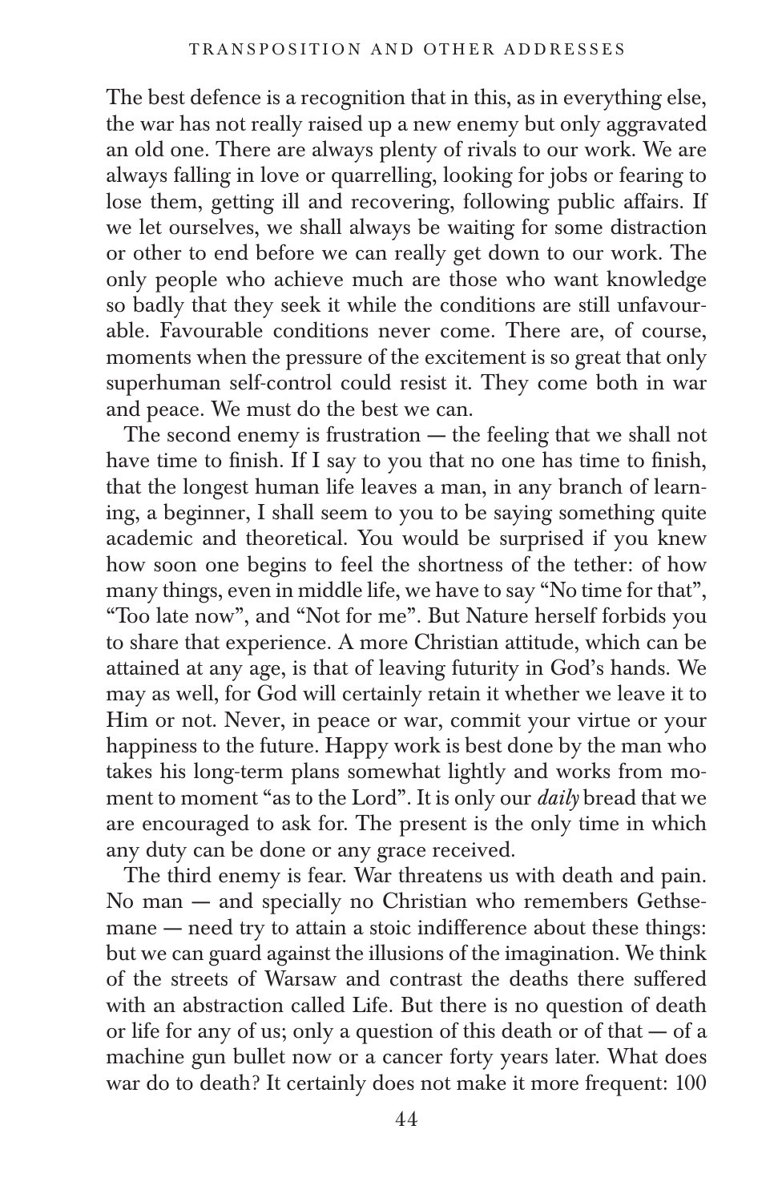The best defence is a recognition that in this, as in everything else, the war has not really raised up a new enemy but only aggravated an old one. There are always plenty of rivals to our work. We are always falling in love or quarrelling, looking for jobs or fearing to lose them, getting ill and recovering, following public affairs. If we let ourselves, we shall always be waiting for some distraction or other to end before we can really get down to our work. The only people who achieve much are those who want knowledge so badly that they seek it while the conditions are still unfavourable. Favourable conditions never come. There are, of course, moments when the pressure of the excitement is so great that only superhuman self-control could resist it. They come both in war and peace. We must do the best we can.

The second enemy is frustration — the feeling that we shall not have time to finish. If I say to you that no one has time to finish, that the longest human life leaves a man, in any branch of learning, a beginner, I shall seem to you to be saying something quite academic and theoretical. You would be surprised if you knew how soon one begins to feel the shortness of the tether: of how many things, even in middle life, we have to say "No time for that", "Too late now", and "Not for me". But Nature herself forbids you to share that experience. A more Christian attitude, which can be attained at any age, is that of leaving futurity in God's hands. We may as well, for God will certainly retain it whether we leave it to Him or not. Never, in peace or war, commit your virtue or your happiness to the future. Happy work is best done by the man who takes his long-term plans somewhat lightly and works from moment to moment "as to the Lord". It is only our *daily* bread that we are encouraged to ask for. The present is the only time in which any duty can be done or any grace received.

The third enemy is fear. War threatens us with death and pain. No man — and specially no Christian who remembers Gethsemane — need try to attain a stoic indifference about these things: but we can guard against the illusions of the imagination. We think of the streets of Warsaw and contrast the deaths there suffered with an abstraction called Life. But there is no question of death or life for any of us; only a question of this death or of that — of a machine gun bullet now or a cancer forty years later. What does war do to death? It certainly does not make it more frequent: 100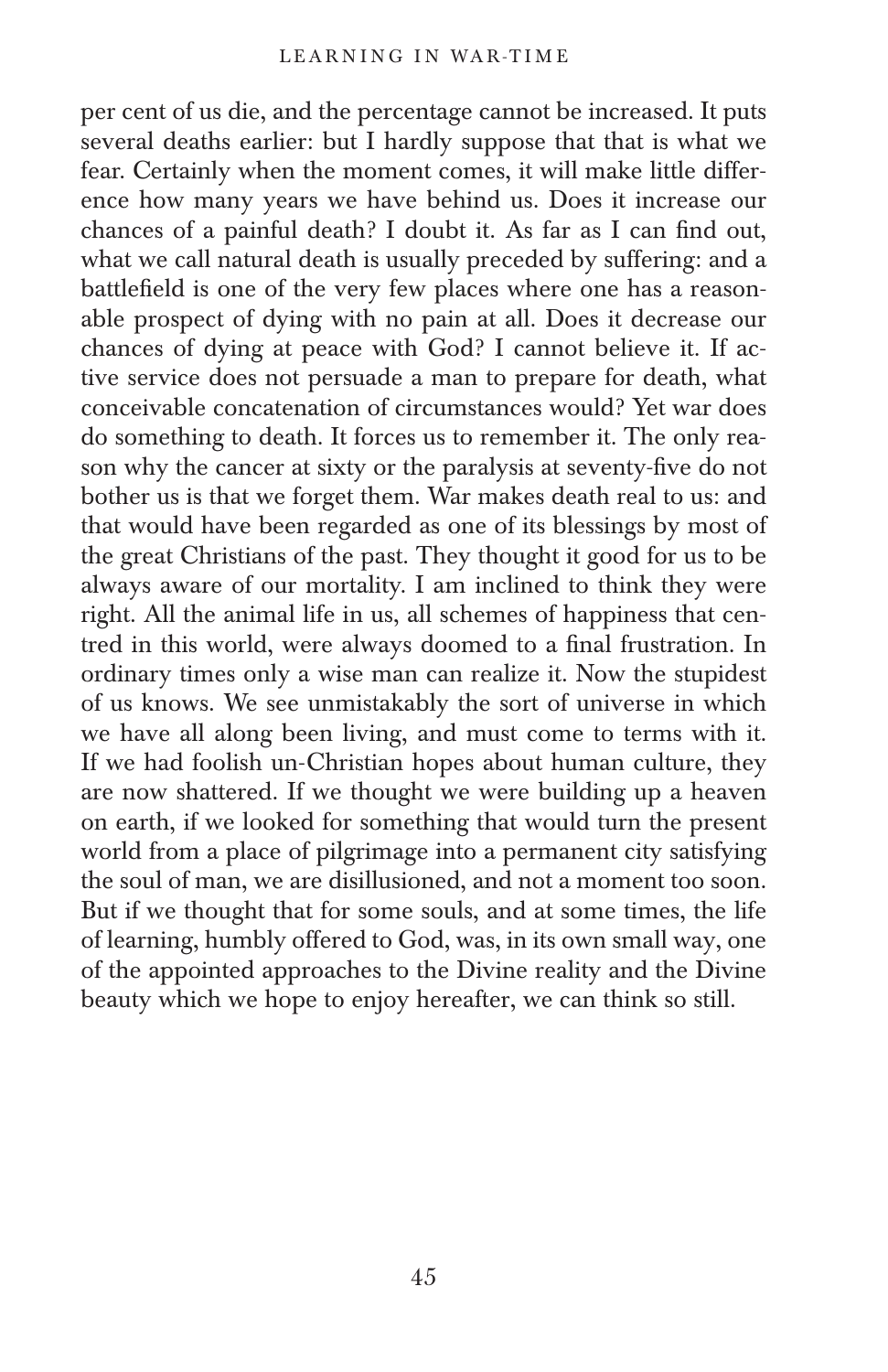per cent of us die, and the percentage cannot be increased. It puts several deaths earlier: but I hardly suppose that that is what we fear. Certainly when the moment comes, it will make little difference how many years we have behind us. Does it increase our chances of a painful death? I doubt it. As far as I can find out, what we call natural death is usually preceded by suffering: and a battlefield is one of the very few places where one has a reasonable prospect of dying with no pain at all. Does it decrease our chances of dying at peace with God? I cannot believe it. If active service does not persuade a man to prepare for death, what conceivable concatenation of circumstances would? Yet war does do something to death. It forces us to remember it. The only reason why the cancer at sixty or the paralysis at seventy-five do not bother us is that we forget them. War makes death real to us: and that would have been regarded as one of its blessings by most of the great Christians of the past. They thought it good for us to be always aware of our mortality. I am inclined to think they were right. All the animal life in us, all schemes of happiness that centred in this world, were always doomed to a final frustration. In ordinary times only a wise man can realize it. Now the stupidest of us knows. We see unmistakably the sort of universe in which we have all along been living, and must come to terms with it. If we had foolish un-Christian hopes about human culture, they are now shattered. If we thought we were building up a heaven on earth, if we looked for something that would turn the present world from a place of pilgrimage into a permanent city satisfying the soul of man, we are disillusioned, and not a moment too soon. But if we thought that for some souls, and at some times, the life of learning, humbly offered to God, was, in its own small way, one of the appointed approaches to the Divine reality and the Divine beauty which we hope to enjoy hereafter, we can think so still.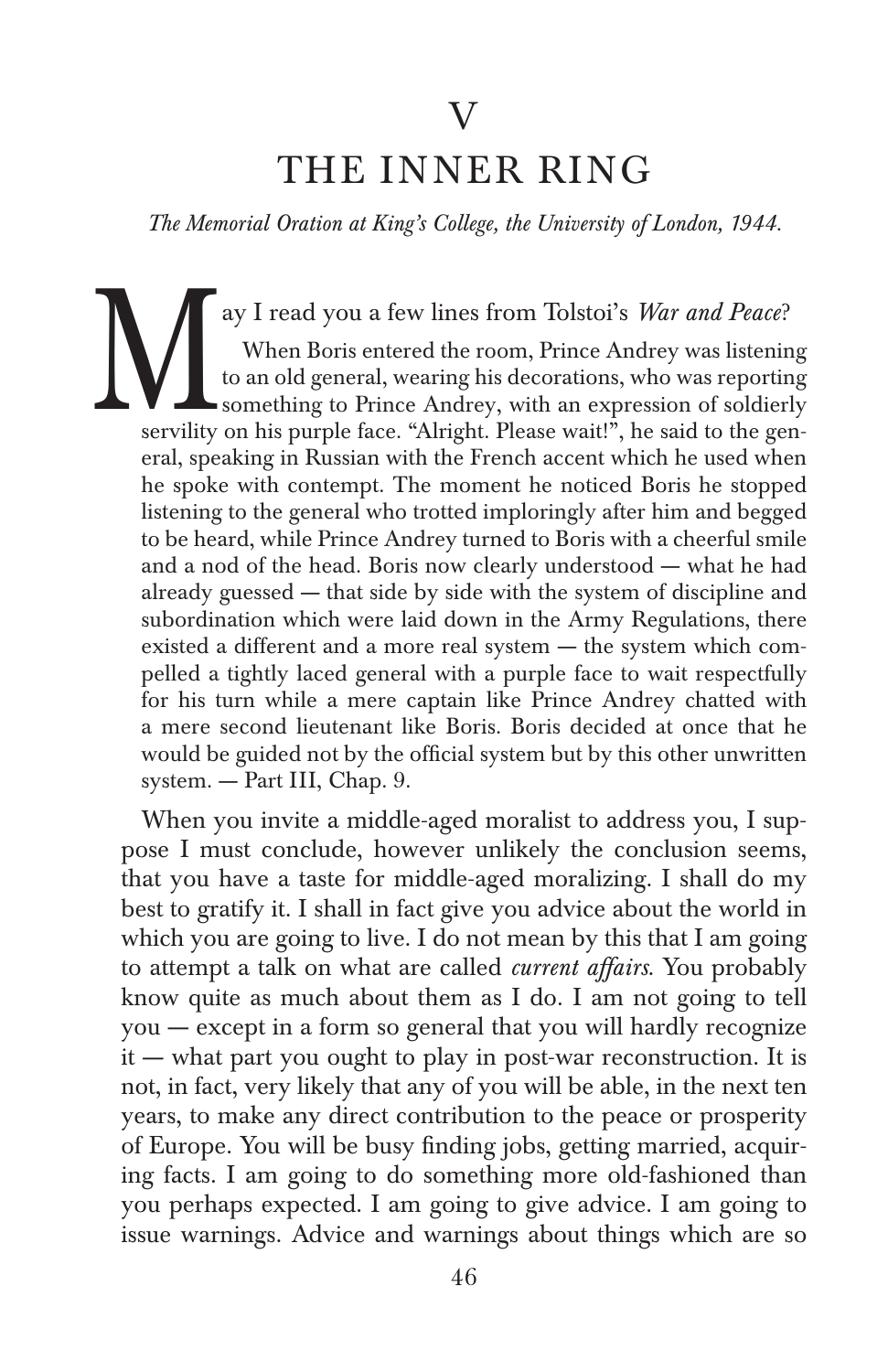# V

# THE INNER RING

*The Memorial Oration at King's College, the University of London, 1944.*

May I read you a few lines from Tolstoi's *War and Peace*?

> When Boris entered the room, Prince Andrey was listening to an old general, wearing his decorations, who was reporting something to Prince Andrey, with an expression of soldierly servility on his purple face. "Alright. Please wait!", he said to the general, speaking in Russian with the French accent which he used when he spoke with contempt. The moment he noticed Boris he stopped listening to the general who trotted imploringly after him and begged to be heard, while Prince Andrey turned to Boris with a cheerful smile and a nod of the head. Boris now clearly understood — what he had already guessed — that side by side with the system of discipline and subordination which were laid down in the Army Regulations, there existed a different and a more real system — the system which compelled a tightly laced general with a purple face to wait respectfully for his turn while a mere captain like Prince Andrey chatted with a mere second lieutenant like Boris. Boris decided at once that he would be guided not by the official system but by this other unwritten system. — Part III, Chap. 9.

When you invite a middle-aged moralist to address you, I suppose I must conclude, however unlikely the conclusion seems, that you have a taste for middle-aged moralizing. I shall do my best to gratify it. I shall in fact give you advice about the world in which you are going to live. I do not mean by this that I am going to attempt a talk on what are called *current affairs*. You probably know quite as much about them as I do. I am not going to tell you — except in a form so general that you will hardly recognize it — what part you ought to play in post-war reconstruction. It is not, in fact, very likely that any of you will be able, in the next ten years, to make any direct contribution to the peace or prosperity of Europe. You will be busy finding jobs, getting married, acquiring facts. I am going to do something more old-fashioned than you perhaps expected. I am going to give advice. I am going to issue warnings. Advice and warnings about things which are so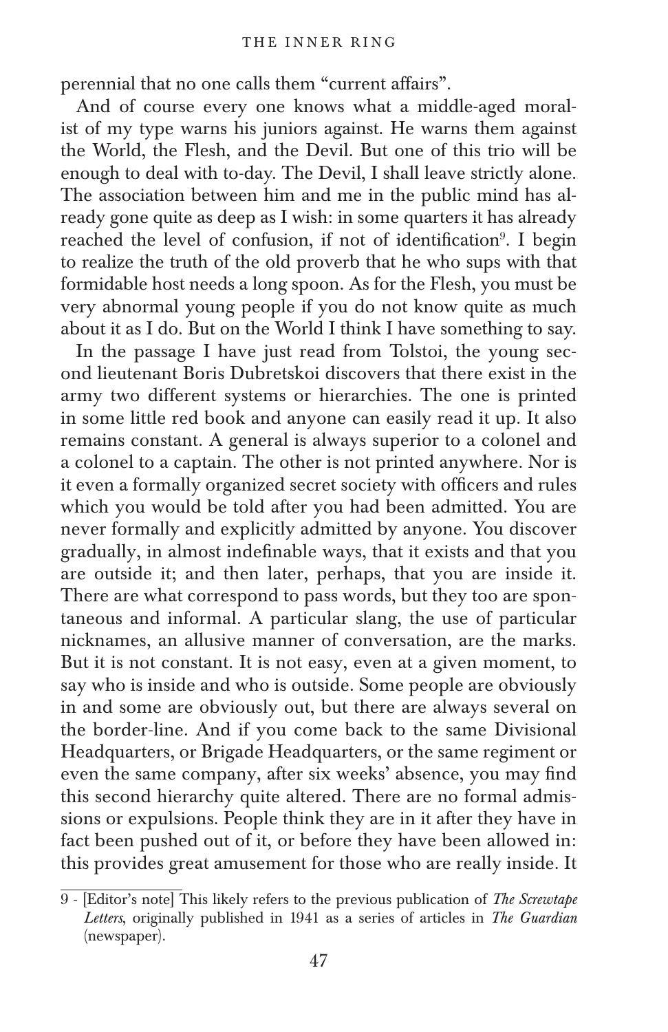perennial that no one calls them "current affairs".

And of course every one knows what a middle-aged moralist of my type warns his juniors against. He warns them against the World, the Flesh, and the Devil. But one of this trio will be enough to deal with to-day. The Devil, I shall leave strictly alone. The association between him and me in the public mind has already gone quite as deep as I wish: in some quarters it has already reached the level of confusion, if not of identification[9]. I begin to realize the truth of the old proverb that he who sups with that formidable host needs a long spoon. As for the Flesh, you must be very abnormal young people if you do not know quite as much about it as I do. But on the World I think I have something to say.

In the passage I have just read from Tolstoi, the young second lieutenant Boris Dubretskoi discovers that there exist in the army two different systems or hierarchies. The one is printed in some little red book and anyone can easily read it up. It also remains constant. A general is always superior to a colonel and a colonel to a captain. The other is not printed anywhere. Nor is it even a formally organized secret society with officers and rules which you would be told after you had been admitted. You are never formally and explicitly admitted by anyone. You discover gradually, in almost indefinable ways, that it exists and that you are outside it; and then later, perhaps, that you are inside it. There are what correspond to pass words, but they too are spontaneous and informal. A particular slang, the use of particular nicknames, an allusive manner of conversation, are the marks. But it is not constant. It is not easy, even at a given moment, to say who is inside and who is outside. Some people are obviously in and some are obviously out, but there are always several on the border-line. And if you come back to the same Divisional Headquarters, or Brigade Headquarters, or the same regiment or even the same company, after six weeks' absence, you may find this second hierarchy quite altered. There are no formal admissions or expulsions. People think they are in it after they have in fact been pushed out of it, or before they have been allowed in: this provides great amusement for those who are really inside. It

9 - [Editor's note] This likely refers to the previous publication of *The Screwtape Letters*, originally published in 1941 as a series of articles in *The Guardian* (newspaper).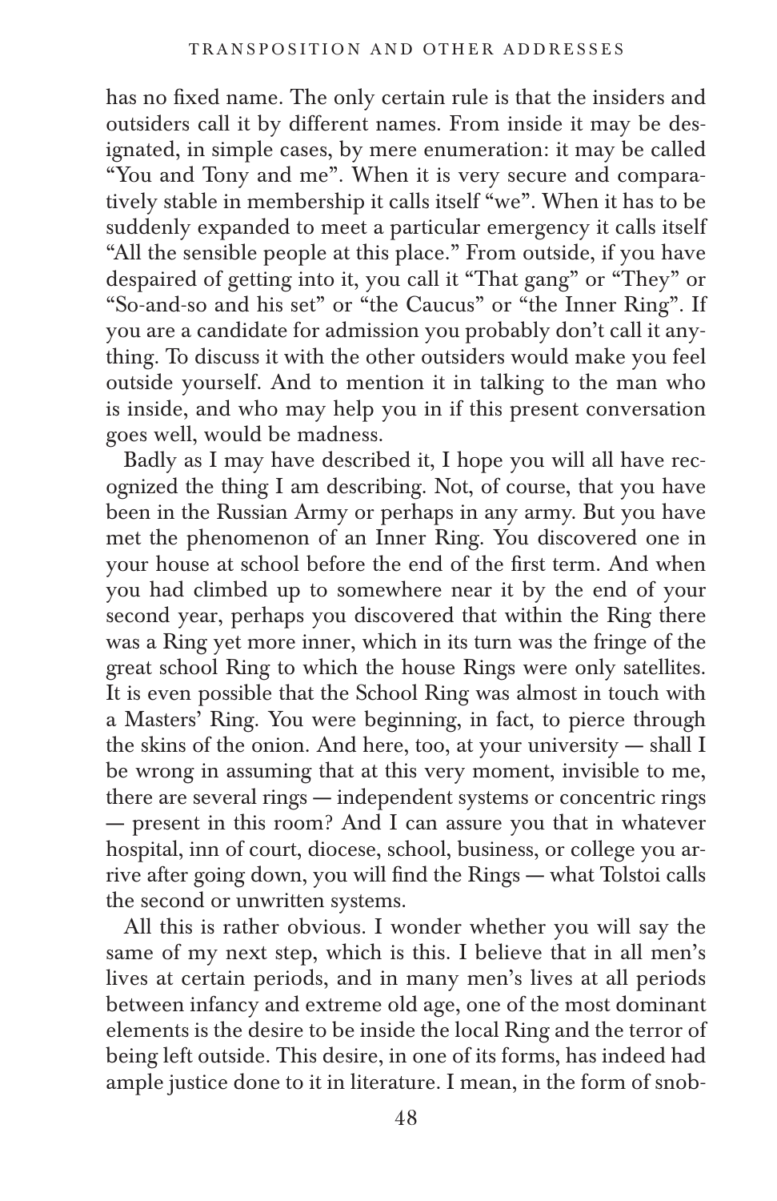has no fixed name. The only certain rule is that the insiders and outsiders call it by different names. From inside it may be designated, in simple cases, by mere enumeration: it may be called "You and Tony and me". When it is very secure and comparatively stable in membership it calls itself "we". When it has to be suddenly expanded to meet a particular emergency it calls itself "All the sensible people at this place." From outside, if you have despaired of getting into it, you call it "That gang" or "They" or "So-and-so and his set" or "the Caucus" or "the Inner Ring". If you are a candidate for admission you probably don't call it anything. To discuss it with the other outsiders would make you feel outside yourself. And to mention it in talking to the man who is inside, and who may help you in if this present conversation goes well, would be madness.

Badly as I may have described it, I hope you will all have recognized the thing I am describing. Not, of course, that you have been in the Russian Army or perhaps in any army. But you have met the phenomenon of an Inner Ring. You discovered one in your house at school before the end of the first term. And when you had climbed up to somewhere near it by the end of your second year, perhaps you discovered that within the Ring there was a Ring yet more inner, which in its turn was the fringe of the great school Ring to which the house Rings were only satellites. It is even possible that the School Ring was almost in touch with a Masters' Ring. You were beginning, in fact, to pierce through the skins of the onion. And here, too, at your university — shall I be wrong in assuming that at this very moment, invisible to me, there are several rings — independent systems or concentric rings — present in this room? And I can assure you that in whatever hospital, inn of court, diocese, school, business, or college you arrive after going down, you will find the Rings — what Tolstoi calls the second or unwritten systems.

All this is rather obvious. I wonder whether you will say the same of my next step, which is this. I believe that in all men's lives at certain periods, and in many men's lives at all periods between infancy and extreme old age, one of the most dominant elements is the desire to be inside the local Ring and the terror of being left outside. This desire, in one of its forms, has indeed had ample justice done to it in literature. I mean, in the form of snob-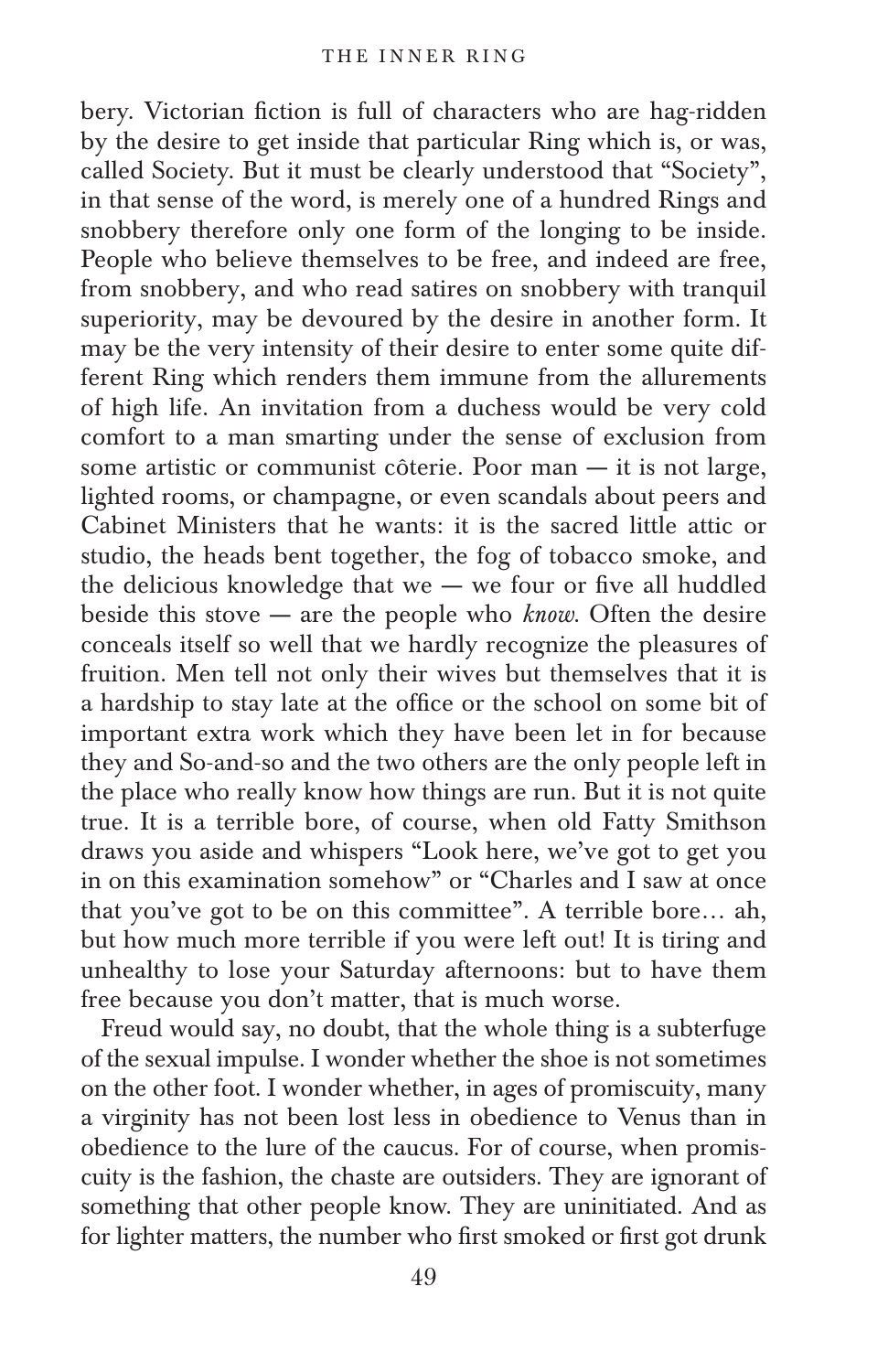bery. Victorian fiction is full of characters who are hag-ridden by the desire to get inside that particular Ring which is, or was, called Society. But it must be clearly understood that "Society", in that sense of the word, is merely one of a hundred Rings and snobbery therefore only one form of the longing to be inside. People who believe themselves to be free, and indeed are free, from snobbery, and who read satires on snobbery with tranquil superiority, may be devoured by the desire in another form. It may be the very intensity of their desire to enter some quite different Ring which renders them immune from the allurements of high life. An invitation from a duchess would be very cold comfort to a man smarting under the sense of exclusion from some artistic or communist côterie. Poor man — it is not large, lighted rooms, or champagne, or even scandals about peers and Cabinet Ministers that he wants: it is the sacred little attic or studio, the heads bent together, the fog of tobacco smoke, and the delicious knowledge that we — we four or five all huddled beside this stove — are the people who *know*. Often the desire conceals itself so well that we hardly recognize the pleasures of fruition. Men tell not only their wives but themselves that it is a hardship to stay late at the office or the school on some bit of important extra work which they have been let in for because they and So-and-so and the two others are the only people left in the place who really know how things are run. But it is not quite true. It is a terrible bore, of course, when old Fatty Smithson draws you aside and whispers "Look here, we've got to get you in on this examination somehow" or "Charles and I saw at once that you've got to be on this committee". A terrible bore… ah, but how much more terrible if you were left out! It is tiring and unhealthy to lose your Saturday afternoons: but to have them free because you don't matter, that is much worse.

Freud would say, no doubt, that the whole thing is a subterfuge of the sexual impulse. I wonder whether the shoe is not sometimes on the other foot. I wonder whether, in ages of promiscuity, many a virginity has not been lost less in obedience to Venus than in obedience to the lure of the caucus. For of course, when promiscuity is the fashion, the chaste are outsiders. They are ignorant of something that other people know. They are uninitiated. And as for lighter matters, the number who first smoked or first got drunk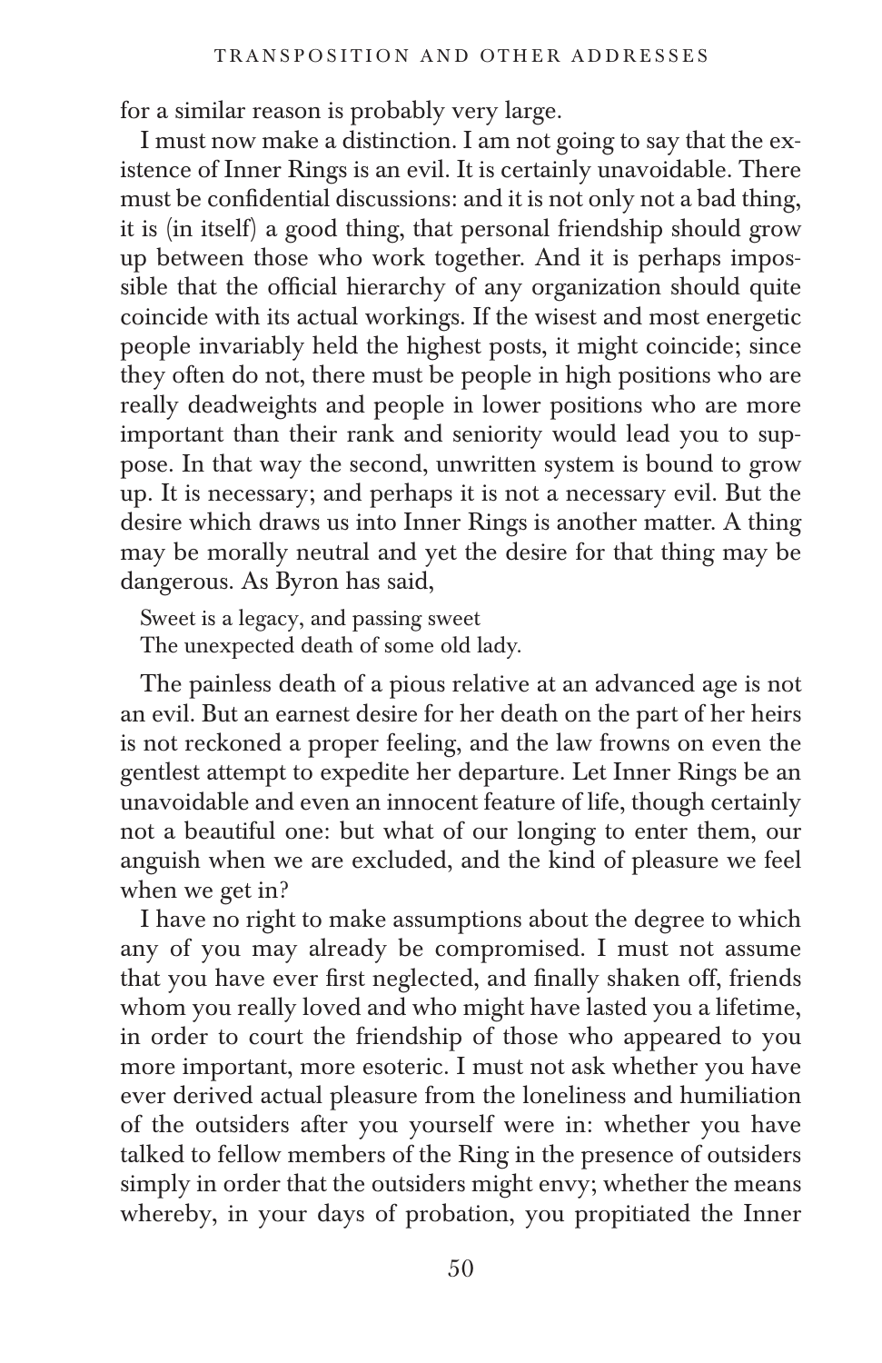for a similar reason is probably very large.

I must now make a distinction. I am not going to say that the existence of Inner Rings is an evil. It is certainly unavoidable. There must be confidential discussions: and it is not only not a bad thing, it is (in itself) a good thing, that personal friendship should grow up between those who work together. And it is perhaps impossible that the official hierarchy of any organization should quite coincide with its actual workings. If the wisest and most energetic people invariably held the highest posts, it might coincide; since they often do not, there must be people in high positions who are really deadweights and people in lower positions who are more important than their rank and seniority would lead you to suppose. In that way the second, unwritten system is bound to grow up. It is necessary; and perhaps it is not a necessary evil. But the desire which draws us into Inner Rings is another matter. A thing may be morally neutral and yet the desire for that thing may be dangerous. As Byron has said,

> Sweet is a legacy, and passing sweet
> The unexpected death of some old lady.

The painless death of a pious relative at an advanced age is not an evil. But an earnest desire for her death on the part of her heirs is not reckoned a proper feeling, and the law frowns on even the gentlest attempt to expedite her departure. Let Inner Rings be an unavoidable and even an innocent feature of life, though certainly not a beautiful one: but what of our longing to enter them, our anguish when we are excluded, and the kind of pleasure we feel when we get in?

I have no right to make assumptions about the degree to which any of you may already be compromised. I must not assume that you have ever first neglected, and finally shaken off, friends whom you really loved and who might have lasted you a lifetime, in order to court the friendship of those who appeared to you more important, more esoteric. I must not ask whether you have ever derived actual pleasure from the loneliness and humiliation of the outsiders after you yourself were in: whether you have talked to fellow members of the Ring in the presence of outsiders simply in order that the outsiders might envy; whether the means whereby, in your days of probation, you propitiated the Inner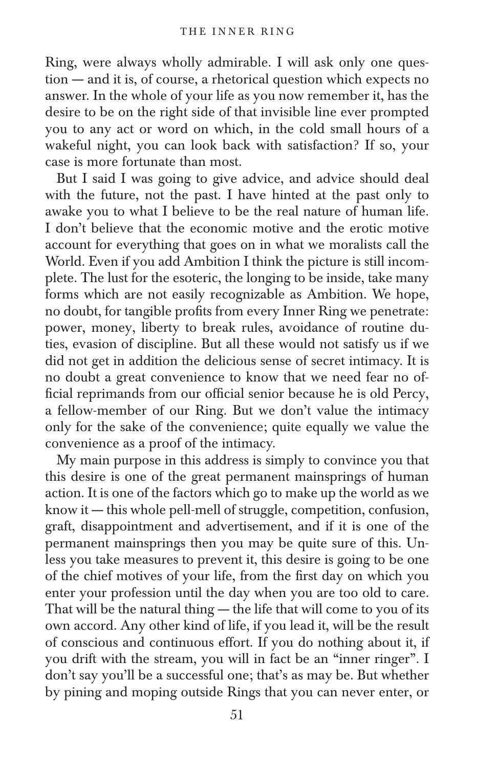Ring, were always wholly admirable. I will ask only one question — and it is, of course, a rhetorical question which expects no answer. In the whole of your life as you now remember it, has the desire to be on the right side of that invisible line ever prompted you to any act or word on which, in the cold small hours of a wakeful night, you can look back with satisfaction? If so, your case is more fortunate than most.

But I said I was going to give advice, and advice should deal with the future, not the past. I have hinted at the past only to awake you to what I believe to be the real nature of human life. I don't believe that the economic motive and the erotic motive account for everything that goes on in what we moralists call the World. Even if you add Ambition I think the picture is still incomplete. The lust for the esoteric, the longing to be inside, take many forms which are not easily recognizable as Ambition. We hope, no doubt, for tangible profits from every Inner Ring we penetrate: power, money, liberty to break rules, avoidance of routine duties, evasion of discipline. But all these would not satisfy us if we did not get in addition the delicious sense of secret intimacy. It is no doubt a great convenience to know that we need fear no official reprimands from our official senior because he is old Percy, a fellow-member of our Ring. But we don't value the intimacy only for the sake of the convenience; quite equally we value the convenience as a proof of the intimacy.

My main purpose in this address is simply to convince you that this desire is one of the great permanent mainsprings of human action. It is one of the factors which go to make up the world as we know it — this whole pell-mell of struggle, competition, confusion, graft, disappointment and advertisement, and if it is one of the permanent mainsprings then you may be quite sure of this. Unless you take measures to prevent it, this desire is going to be one of the chief motives of your life, from the first day on which you enter your profession until the day when you are too old to care. That will be the natural thing — the life that will come to you of its own accord. Any other kind of life, if you lead it, will be the result of conscious and continuous effort. If you do nothing about it, if you drift with the stream, you will in fact be an "inner ringer". I don't say you'll be a successful one; that's as may be. But whether by pining and moping outside Rings that you can never enter, or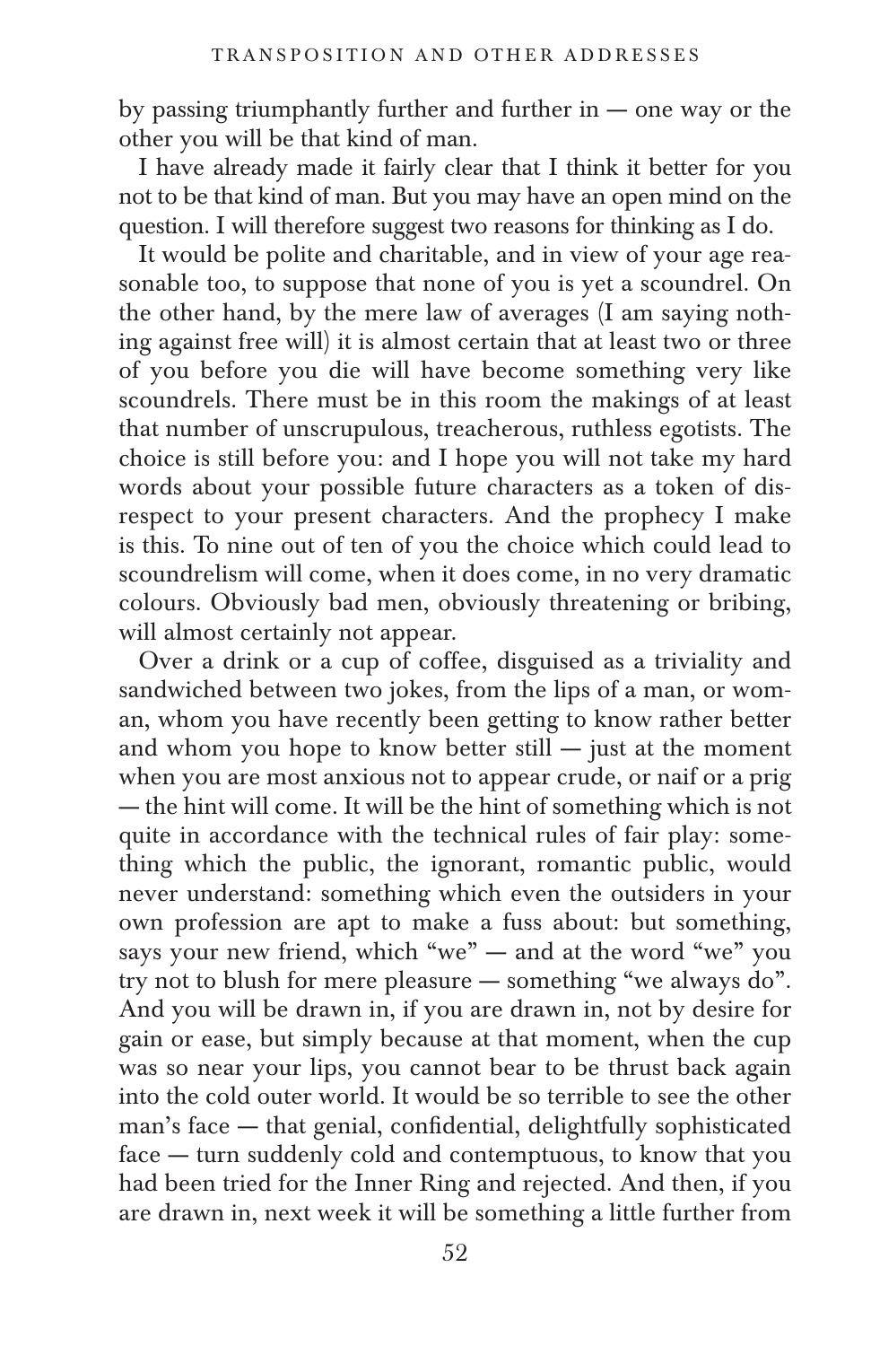by passing triumphantly further and further in — one way or the other you will be that kind of man.

I have already made it fairly clear that I think it better for you not to be that kind of man. But you may have an open mind on the question. I will therefore suggest two reasons for thinking as I do.

It would be polite and charitable, and in view of your age reasonable too, to suppose that none of you is yet a scoundrel. On the other hand, by the mere law of averages (I am saying nothing against free will) it is almost certain that at least two or three of you before you die will have become something very like scoundrels. There must be in this room the makings of at least that number of unscrupulous, treacherous, ruthless egotists. The choice is still before you: and I hope you will not take my hard words about your possible future characters as a token of disrespect to your present characters. And the prophecy I make is this. To nine out of ten of you the choice which could lead to scoundrelism will come, when it does come, in no very dramatic colours. Obviously bad men, obviously threatening or bribing, will almost certainly not appear.

Over a drink or a cup of coffee, disguised as a triviality and sandwiched between two jokes, from the lips of a man, or woman, whom you have recently been getting to know rather better and whom you hope to know better still — just at the moment when you are most anxious not to appear crude, or naif or a prig — the hint will come. It will be the hint of something which is not quite in accordance with the technical rules of fair play: something which the public, the ignorant, romantic public, would never understand: something which even the outsiders in your own profession are apt to make a fuss about: but something, says your new friend, which "we" — and at the word "we" you try not to blush for mere pleasure — something "we always do". And you will be drawn in, if you are drawn in, not by desire for gain or ease, but simply because at that moment, when the cup was so near your lips, you cannot bear to be thrust back again into the cold outer world. It would be so terrible to see the other man's face — that genial, confidential, delightfully sophisticated face — turn suddenly cold and contemptuous, to know that you had been tried for the Inner Ring and rejected. And then, if you are drawn in, next week it will be something a little further from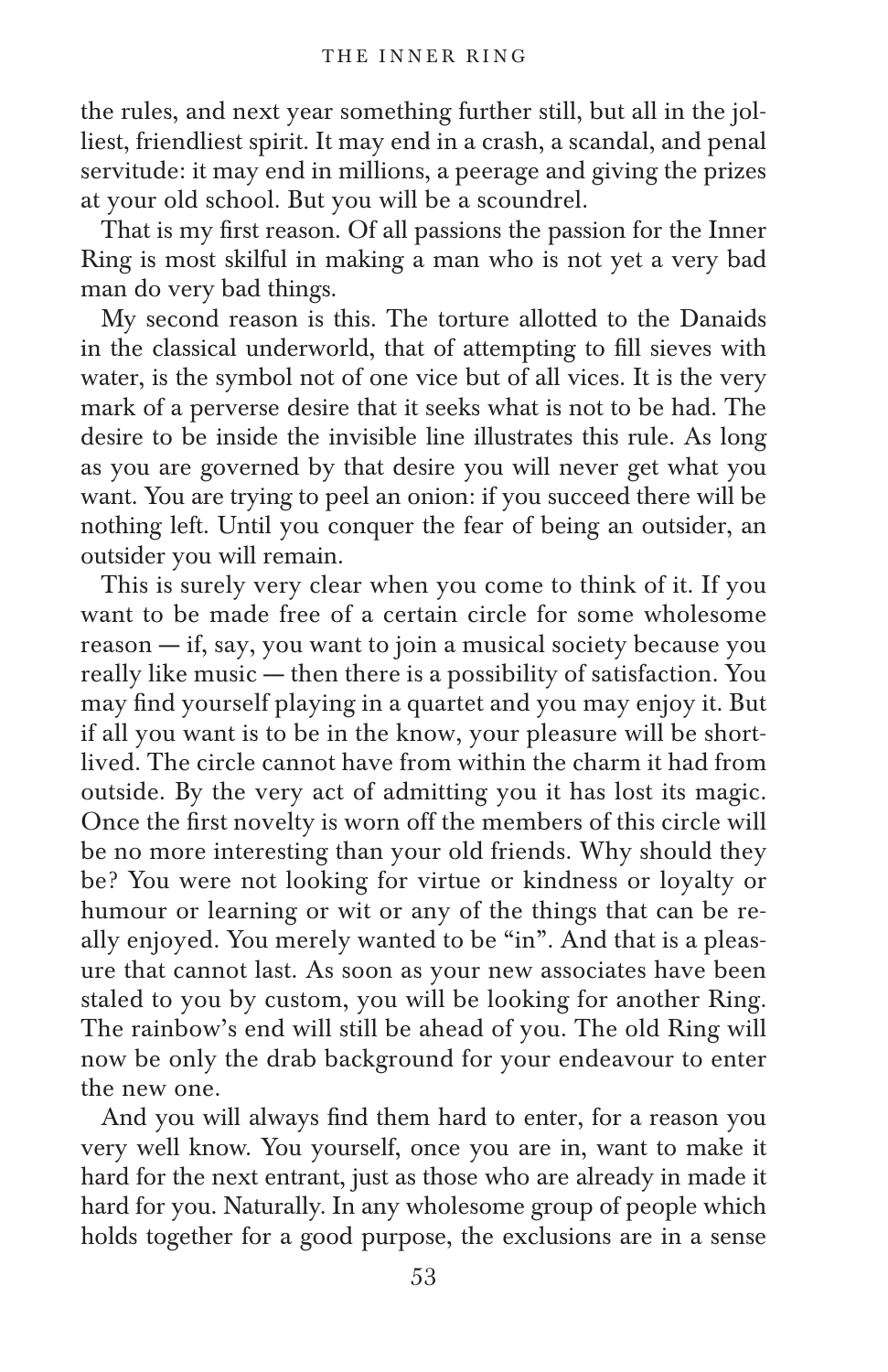the rules, and next year something further still, but all in the jolliest, friendliest spirit. It may end in a crash, a scandal, and penal servitude: it may end in millions, a peerage and giving the prizes at your old school. But you will be a scoundrel.

That is my first reason. Of all passions the passion for the Inner Ring is most skilful in making a man who is not yet a very bad man do very bad things.

My second reason is this. The torture allotted to the Danaids in the classical underworld, that of attempting to fill sieves with water, is the symbol not of one vice but of all vices. It is the very mark of a perverse desire that it seeks what is not to be had. The desire to be inside the invisible line illustrates this rule. As long as you are governed by that desire you will never get what you want. You are trying to peel an onion: if you succeed there will be nothing left. Until you conquer the fear of being an outsider, an outsider you will remain.

This is surely very clear when you come to think of it. If you want to be made free of a certain circle for some wholesome reason — if, say, you want to join a musical society because you really like music — then there is a possibility of satisfaction. You may find yourself playing in a quartet and you may enjoy it. But if all you want is to be in the know, your pleasure will be short-lived. The circle cannot have from within the charm it had from outside. By the very act of admitting you it has lost its magic. Once the first novelty is worn off the members of this circle will be no more interesting than your old friends. Why should they be? You were not looking for virtue or kindness or loyalty or humour or learning or wit or any of the things that can be really enjoyed. You merely wanted to be "in". And that is a pleasure that cannot last. As soon as your new associates have been staled to you by custom, you will be looking for another Ring. The rainbow's end will still be ahead of you. The old Ring will now be only the drab background for your endeavour to enter the new one.

And you will always find them hard to enter, for a reason you very well know. You yourself, once you are in, want to make it hard for the next entrant, just as those who are already in made it hard for you. Naturally. In any wholesome group of people which holds together for a good purpose, the exclusions are in a sense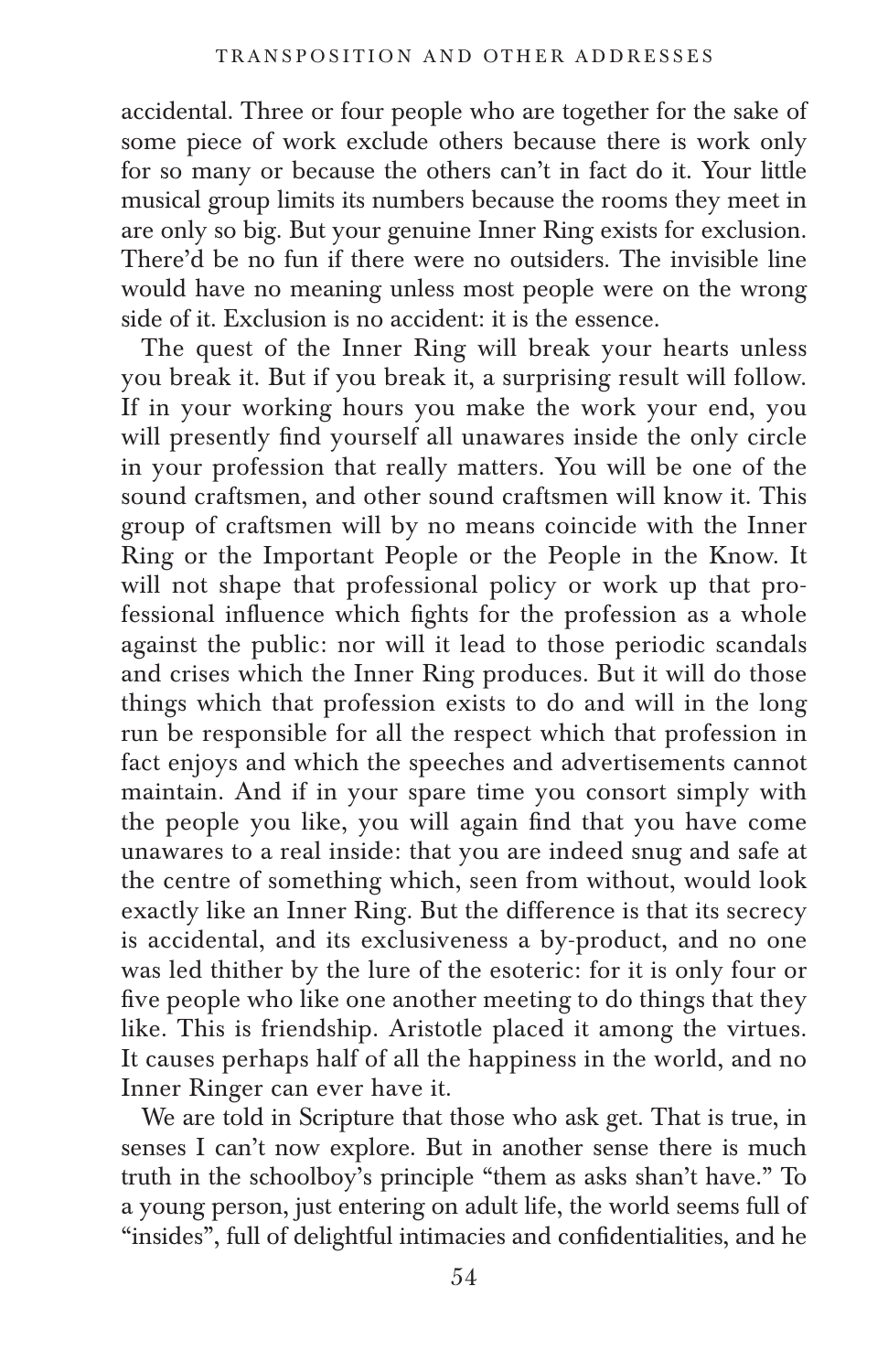accidental. Three or four people who are together for the sake of some piece of work exclude others because there is work only for so many or because the others can't in fact do it. Your little musical group limits its numbers because the rooms they meet in are only so big. But your genuine Inner Ring exists for exclusion. There'd be no fun if there were no outsiders. The invisible line would have no meaning unless most people were on the wrong side of it. Exclusion is no accident: it is the essence.

The quest of the Inner Ring will break your hearts unless you break it. But if you break it, a surprising result will follow. If in your working hours you make the work your end, you will presently find yourself all unawares inside the only circle in your profession that really matters. You will be one of the sound craftsmen, and other sound craftsmen will know it. This group of craftsmen will by no means coincide with the Inner Ring or the Important People or the People in the Know. It will not shape that professional policy or work up that professional influence which fights for the profession as a whole against the public: nor will it lead to those periodic scandals and crises which the Inner Ring produces. But it will do those things which that profession exists to do and will in the long run be responsible for all the respect which that profession in fact enjoys and which the speeches and advertisements cannot maintain. And if in your spare time you consort simply with the people you like, you will again find that you have come unawares to a real inside: that you are indeed snug and safe at the centre of something which, seen from without, would look exactly like an Inner Ring. But the difference is that its secrecy is accidental, and its exclusiveness a by-product, and no one was led thither by the lure of the esoteric: for it is only four or five people who like one another meeting to do things that they like. This is friendship. Aristotle placed it among the virtues. It causes perhaps half of all the happiness in the world, and no Inner Ringer can ever have it.

We are told in Scripture that those who ask get. That is true, in senses I can't now explore. But in another sense there is much truth in the schoolboy's principle "them as asks shan't have." To a young person, just entering on adult life, the world seems full of "insides", full of delightful intimacies and confidentialities, and he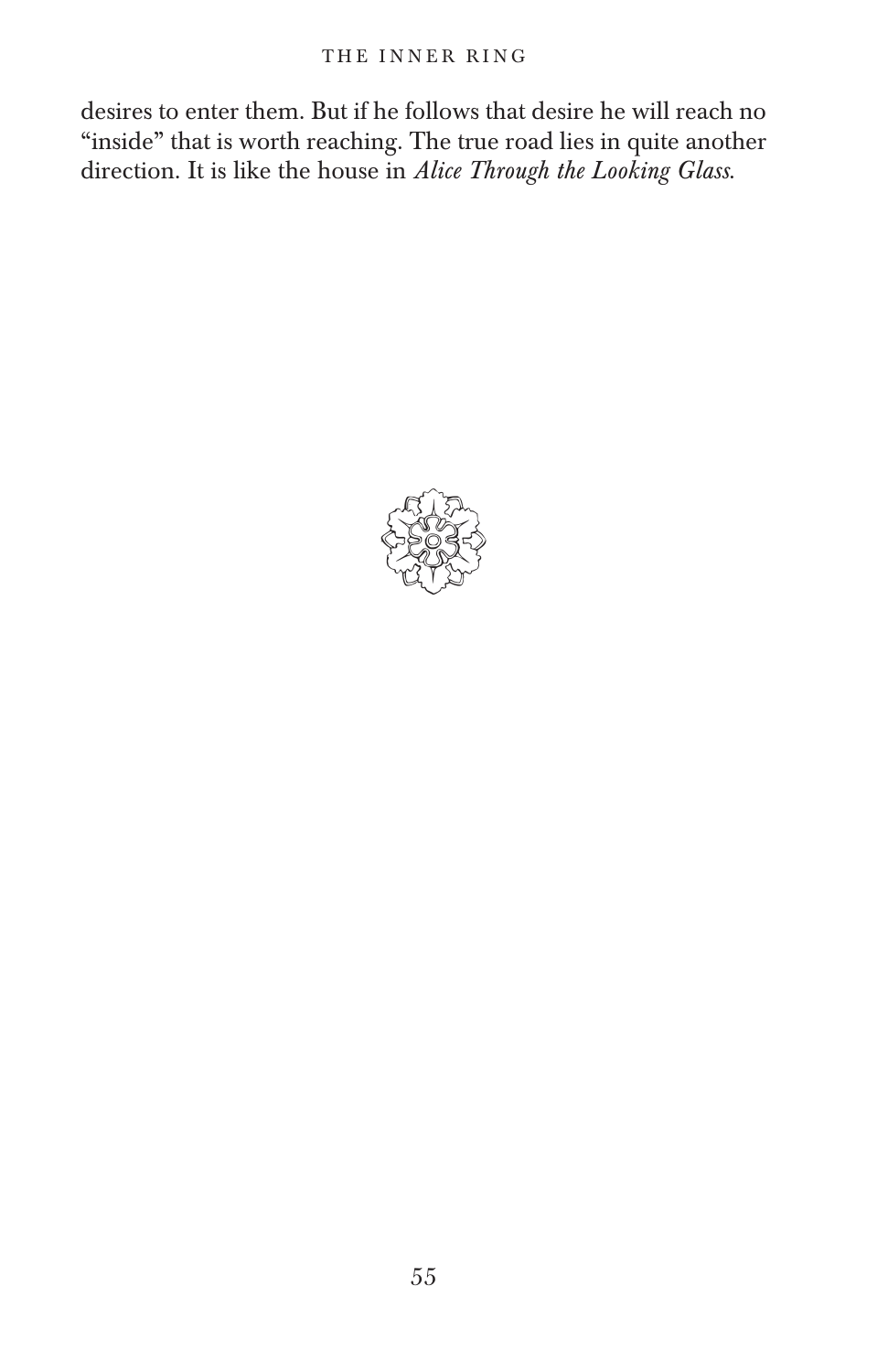desires to enter them. But if he follows that desire he will reach no "inside" that is worth reaching. The true road lies in quite another direction. It is like the house in *Alice Through the Looking Glass*.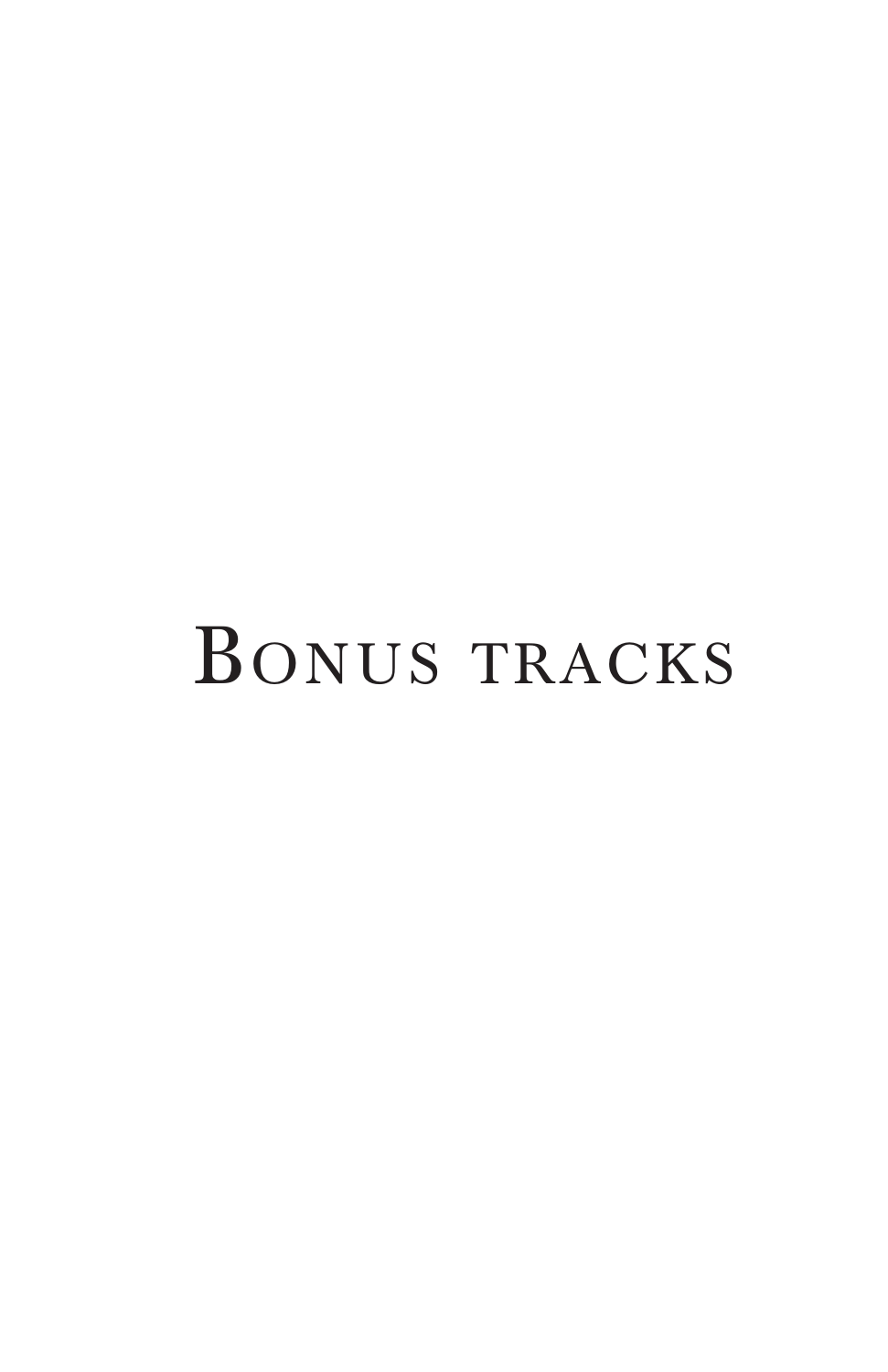# Bonus tracks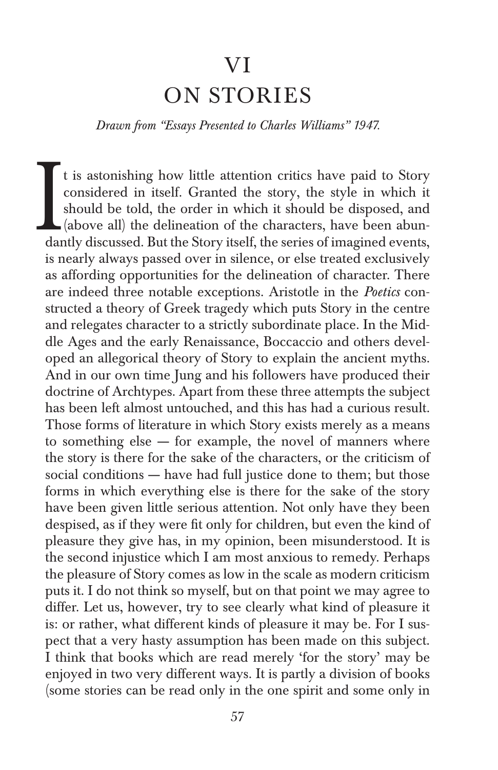# VI
# ON STORIES

*Drawn from "Essays Presented to Charles Williams" 1947.*

It is astonishing how little attention critics have paid to Story considered in itself. Granted the story, the style in which it should be told, the order in which it should be disposed, and (above all) the delineation of the characters, have been abundantly discussed. But the Story itself, the series of imagined events, is nearly always passed over in silence, or else treated exclusively as affording opportunities for the delineation of character. There are indeed three notable exceptions. Aristotle in the *Poetics* constructed a theory of Greek tragedy which puts Story in the centre and relegates character to a strictly subordinate place. In the Middle Ages and the early Renaissance, Boccaccio and others developed an allegorical theory of Story to explain the ancient myths. And in our own time Jung and his followers have produced their doctrine of Archtypes. Apart from these three attempts the subject has been left almost untouched, and this has had a curious result. Those forms of literature in which Story exists merely as a means to something else — for example, the novel of manners where the story is there for the sake of the characters, or the criticism of social conditions — have had full justice done to them; but those forms in which everything else is there for the sake of the story have been given little serious attention. Not only have they been despised, as if they were fit only for children, but even the kind of pleasure they give has, in my opinion, been misunderstood. It is the second injustice which I am most anxious to remedy. Perhaps the pleasure of Story comes as low in the scale as modern criticism puts it. I do not think so myself, but on that point we may agree to differ. Let us, however, try to see clearly what kind of pleasure it is: or rather, what different kinds of pleasure it may be. For I suspect that a very hasty assumption has been made on this subject. I think that books which are read merely 'for the story' may be enjoyed in two very different ways. It is partly a division of books (some stories can be read only in the one spirit and some only in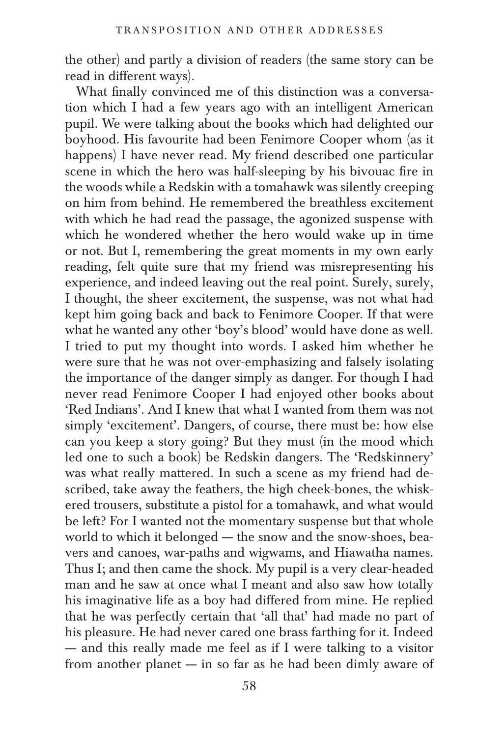the other) and partly a division of readers (the same story can be read in different ways).

What finally convinced me of this distinction was a conversation which I had a few years ago with an intelligent American pupil. We were talking about the books which had delighted our boyhood. His favourite had been Fenimore Cooper whom (as it happens) I have never read. My friend described one particular scene in which the hero was half-sleeping by his bivouac fire in the woods while a Redskin with a tomahawk was silently creeping on him from behind. He remembered the breathless excitement with which he had read the passage, the agonized suspense with which he wondered whether the hero would wake up in time or not. But I, remembering the great moments in my own early reading, felt quite sure that my friend was misrepresenting his experience, and indeed leaving out the real point. Surely, surely, I thought, the sheer excitement, the suspense, was not what had kept him going back and back to Fenimore Cooper. If that were what he wanted any other 'boy's blood' would have done as well. I tried to put my thought into words. I asked him whether he were sure that he was not over-emphasizing and falsely isolating the importance of the danger simply as danger. For though I had never read Fenimore Cooper I had enjoyed other books about 'Red Indians'. And I knew that what I wanted from them was not simply 'excitement'. Dangers, of course, there must be: how else can you keep a story going? But they must (in the mood which led one to such a book) be Redskin dangers. The 'Redskinnery' was what really mattered. In such a scene as my friend had described, take away the feathers, the high cheek-bones, the whiskered trousers, substitute a pistol for a tomahawk, and what would be left? For I wanted not the momentary suspense but that whole world to which it belonged — the snow and the snow-shoes, beavers and canoes, war-paths and wigwams, and Hiawatha names. Thus I; and then came the shock. My pupil is a very clear-headed man and he saw at once what I meant and also saw how totally his imaginative life as a boy had differed from mine. He replied that he was perfectly certain that 'all that' had made no part of his pleasure. He had never cared one brass farthing for it. Indeed — and this really made me feel as if I were talking to a visitor from another planet — in so far as he had been dimly aware of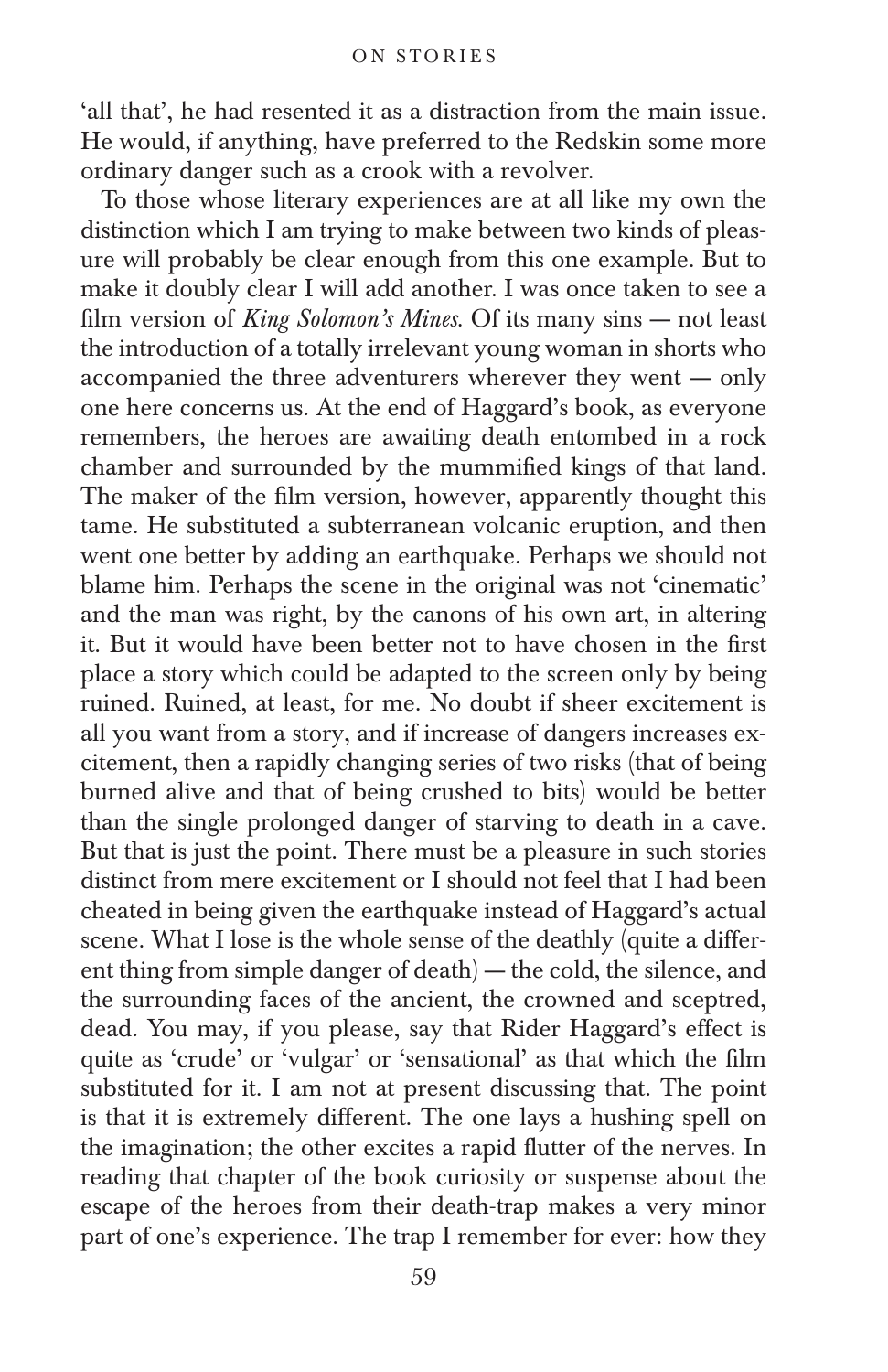'all that', he had resented it as a distraction from the main issue. He would, if anything, have preferred to the Redskin some more ordinary danger such as a crook with a revolver.

To those whose literary experiences are at all like my own the distinction which I am trying to make between two kinds of pleasure will probably be clear enough from this one example. But to make it doubly clear I will add another. I was once taken to see a film version of *King Solomon's Mines.* Of its many sins — not least the introduction of a totally irrelevant young woman in shorts who accompanied the three adventurers wherever they went — only one here concerns us. At the end of Haggard's book, as everyone remembers, the heroes are awaiting death entombed in a rock chamber and surrounded by the mummified kings of that land. The maker of the film version, however, apparently thought this tame. He substituted a subterranean volcanic eruption, and then went one better by adding an earthquake. Perhaps we should not blame him. Perhaps the scene in the original was not 'cinematic' and the man was right, by the canons of his own art, in altering it. But it would have been better not to have chosen in the first place a story which could be adapted to the screen only by being ruined. Ruined, at least, for me. No doubt if sheer excitement is all you want from a story, and if increase of dangers increases excitement, then a rapidly changing series of two risks (that of being burned alive and that of being crushed to bits) would be better than the single prolonged danger of starving to death in a cave. But that is just the point. There must be a pleasure in such stories distinct from mere excitement or I should not feel that I had been cheated in being given the earthquake instead of Haggard's actual scene. What I lose is the whole sense of the deathly (quite a different thing from simple danger of death) — the cold, the silence, and the surrounding faces of the ancient, the crowned and sceptred, dead. You may, if you please, say that Rider Haggard's effect is quite as 'crude' or 'vulgar' or 'sensational' as that which the film substituted for it. I am not at present discussing that. The point is that it is extremely different. The one lays a hushing spell on the imagination; the other excites a rapid flutter of the nerves. In reading that chapter of the book curiosity or suspense about the escape of the heroes from their death-trap makes a very minor part of one's experience. The trap I remember for ever: how they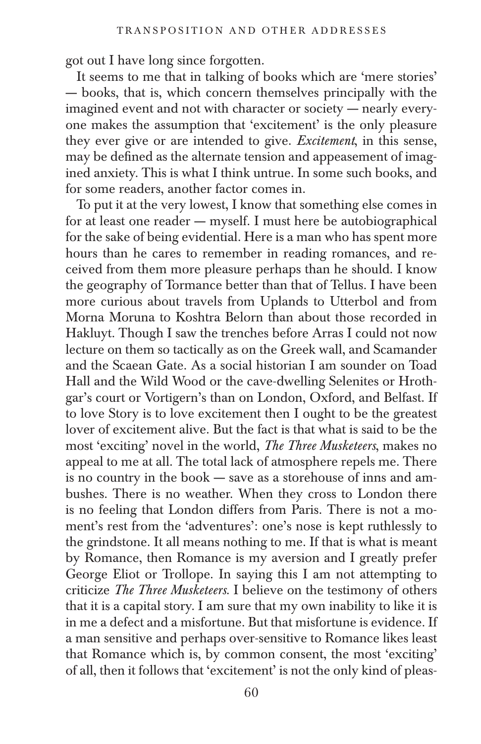got out I have long since forgotten.

It seems to me that in talking of books which are 'mere stories' — books, that is, which concern themselves principally with the imagined event and not with character or society — nearly everyone makes the assumption that 'excitement' is the only pleasure they ever give or are intended to give. *Excitement*, in this sense, may be defined as the alternate tension and appeasement of imagined anxiety. This is what I think untrue. In some such books, and for some readers, another factor comes in.

To put it at the very lowest, I know that something else comes in for at least one reader — myself. I must here be autobiographical for the sake of being evidential. Here is a man who has spent more hours than he cares to remember in reading romances, and received from them more pleasure perhaps than he should. I know the geography of Tormance better than that of Tellus. I have been more curious about travels from Uplands to Utterbol and from Morna Moruna to Koshtra Belorn than about those recorded in Hakluyt. Though I saw the trenches before Arras I could not now lecture on them so tactically as on the Greek wall, and Scamander and the Scaean Gate. As a social historian I am sounder on Toad Hall and the Wild Wood or the cave-dwelling Selenites or Hrothgar's court or Vortigern's than on London, Oxford, and Belfast. If to love Story is to love excitement then I ought to be the greatest lover of excitement alive. But the fact is that what is said to be the most 'exciting' novel in the world, *The Three Musketeers*, makes no appeal to me at all. The total lack of atmosphere repels me. There is no country in the book — save as a storehouse of inns and ambushes. There is no weather. When they cross to London there is no feeling that London differs from Paris. There is not a moment's rest from the 'adventures': one's nose is kept ruthlessly to the grindstone. It all means nothing to me. If that is what is meant by Romance, then Romance is my aversion and I greatly prefer George Eliot or Trollope. In saying this I am not attempting to criticize *The Three Musketeers*. I believe on the testimony of others that it is a capital story. I am sure that my own inability to like it is in me a defect and a misfortune. But that misfortune is evidence. If a man sensitive and perhaps over-sensitive to Romance likes least that Romance which is, by common consent, the most 'exciting' of all, then it follows that 'excitement' is not the only kind of pleas-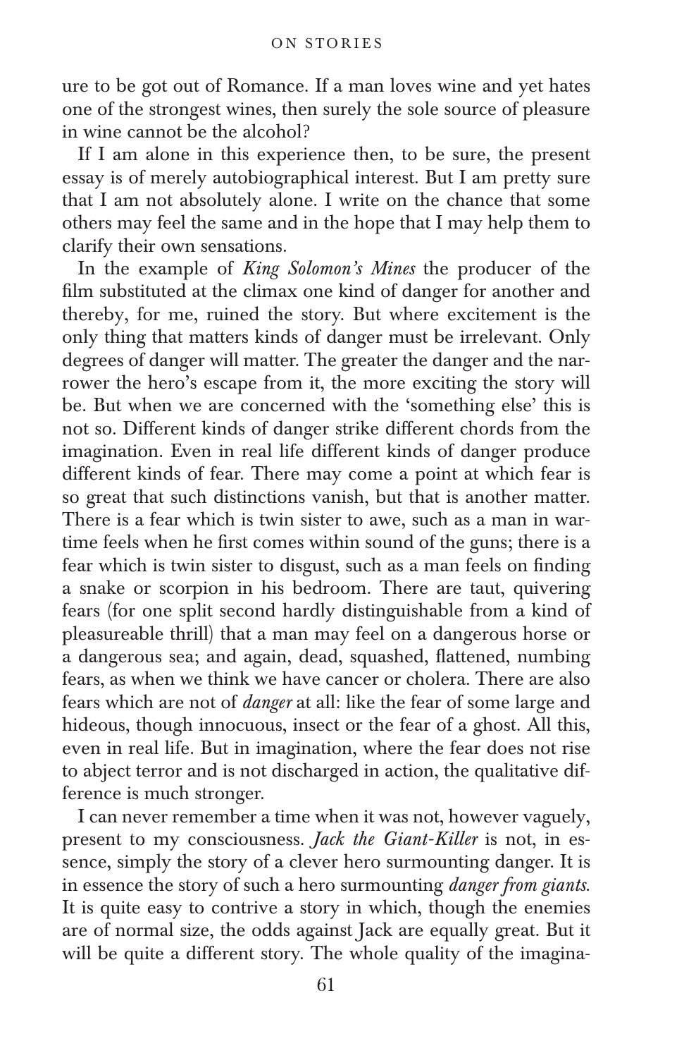ure to be got out of Romance. If a man loves wine and yet hates one of the strongest wines, then surely the sole source of pleasure in wine cannot be the alcohol?

If I am alone in this experience then, to be sure, the present essay is of merely autobiographical interest. But I am pretty sure that I am not absolutely alone. I write on the chance that some others may feel the same and in the hope that I may help them to clarify their own sensations.

In the example of *King Solomon's Mines* the producer of the film substituted at the climax one kind of danger for another and thereby, for me, ruined the story. But where excitement is the only thing that matters kinds of danger must be irrelevant. Only degrees of danger will matter. The greater the danger and the narrower the hero's escape from it, the more exciting the story will be. But when we are concerned with the 'something else' this is not so. Different kinds of danger strike different chords from the imagination. Even in real life different kinds of danger produce different kinds of fear. There may come a point at which fear is so great that such distinctions vanish, but that is another matter. There is a fear which is twin sister to awe, such as a man in wartime feels when he first comes within sound of the guns; there is a fear which is twin sister to disgust, such as a man feels on finding a snake or scorpion in his bedroom. There are taut, quivering fears (for one split second hardly distinguishable from a kind of pleasureable thrill) that a man may feel on a dangerous horse or a dangerous sea; and again, dead, squashed, flattened, numbing fears, as when we think we have cancer or cholera. There are also fears which are not of *danger* at all: like the fear of some large and hideous, though innocuous, insect or the fear of a ghost. All this, even in real life. But in imagination, where the fear does not rise to abject terror and is not discharged in action, the qualitative difference is much stronger.

I can never remember a time when it was not, however vaguely, present to my consciousness. *Jack the Giant-Killer* is not, in essence, simply the story of a clever hero surmounting danger. It is in essence the story of such a hero surmounting *danger from giants.* It is quite easy to contrive a story in which, though the enemies are of normal size, the odds against Jack are equally great. But it will be quite a different story. The whole quality of the imagina-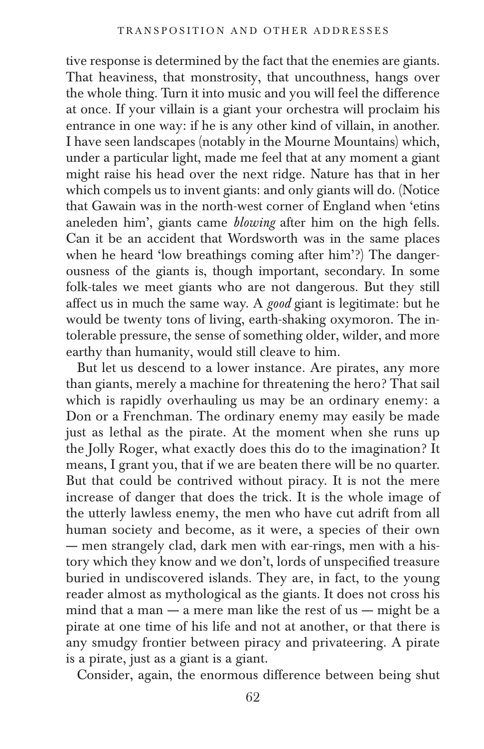tive response is determined by the fact that the enemies are giants. That heaviness, that monstrosity, that uncouthness, hangs over the whole thing. Turn it into music and you will feel the difference at once. If your villain is a giant your orchestra will proclaim his entrance in one way: if he is any other kind of villain, in another. I have seen landscapes (notably in the Mourne Mountains) which, under a particular light, made me feel that at any moment a giant might raise his head over the next ridge. Nature has that in her which compels us to invent giants: and only giants will do. (Notice that Gawain was in the north-west corner of England when 'etins aneleden him', giants came *blowing* after him on the high fells. Can it be an accident that Wordsworth was in the same places when he heard 'low breathings coming after him'?) The dangerousness of the giants is, though important, secondary. In some folk-tales we meet giants who are not dangerous. But they still affect us in much the same way. A *good* giant is legitimate: but he would be twenty tons of living, earth-shaking oxymoron. The intolerable pressure, the sense of something older, wilder, and more earthy than humanity, would still cleave to him.

But let us descend to a lower instance. Are pirates, any more than giants, merely a machine for threatening the hero? That sail which is rapidly overhauling us may be an ordinary enemy: a Don or a Frenchman. The ordinary enemy may easily be made just as lethal as the pirate. At the moment when she runs up the Jolly Roger, what exactly does this do to the imagination? It means, I grant you, that if we are beaten there will be no quarter. But that could be contrived without piracy. It is not the mere increase of danger that does the trick. It is the whole image of the utterly lawless enemy, the men who have cut adrift from all human society and become, as it were, a species of their own — men strangely clad, dark men with ear-rings, men with a history which they know and we don't, lords of unspecified treasure buried in undiscovered islands. They are, in fact, to the young reader almost as mythological as the giants. It does not cross his mind that a man — a mere man like the rest of us — might be a pirate at one time of his life and not at another, or that there is any smudgy frontier between piracy and privateering. A pirate is a pirate, just as a giant is a giant.

Consider, again, the enormous difference between being shut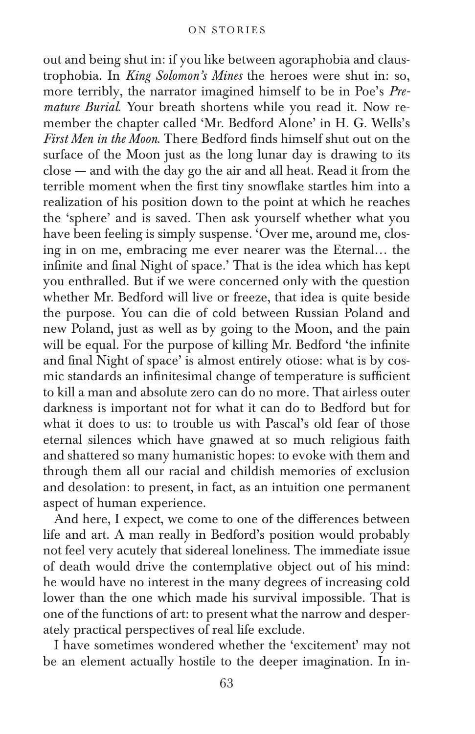out and being shut in: if you like between agoraphobia and claustrophobia. In *King Solomon's Mines* the heroes were shut in: so, more terribly, the narrator imagined himself to be in Poe's *Premature Burial*. Your breath shortens while you read it. Now remember the chapter called 'Mr. Bedford Alone' in H. G. Wells's *First Men in the Moon*. There Bedford finds himself shut out on the surface of the Moon just as the long lunar day is drawing to its close — and with the day go the air and all heat. Read it from the terrible moment when the first tiny snowflake startles him into a realization of his position down to the point at which he reaches the 'sphere' and is saved. Then ask yourself whether what you have been feeling is simply suspense. 'Over me, around me, closing in on me, embracing me ever nearer was the Eternal… the infinite and final Night of space.' That is the idea which has kept you enthralled. But if we were concerned only with the question whether Mr. Bedford will live or freeze, that idea is quite beside the purpose. You can die of cold between Russian Poland and new Poland, just as well as by going to the Moon, and the pain will be equal. For the purpose of killing Mr. Bedford 'the infinite and final Night of space' is almost entirely otiose: what is by cosmic standards an infinitesimal change of temperature is sufficient to kill a man and absolute zero can do no more. That airless outer darkness is important not for what it can do to Bedford but for what it does to us: to trouble us with Pascal's old fear of those eternal silences which have gnawed at so much religious faith and shattered so many humanistic hopes: to evoke with them and through them all our racial and childish memories of exclusion and desolation: to present, in fact, as an intuition one permanent aspect of human experience.

And here, I expect, we come to one of the differences between life and art. A man really in Bedford's position would probably not feel very acutely that sidereal loneliness. The immediate issue of death would drive the contemplative object out of his mind: he would have no interest in the many degrees of increasing cold lower than the one which made his survival impossible. That is one of the functions of art: to present what the narrow and desperately practical perspectives of real life exclude.

I have sometimes wondered whether the 'excitement' may not be an element actually hostile to the deeper imagination. In in-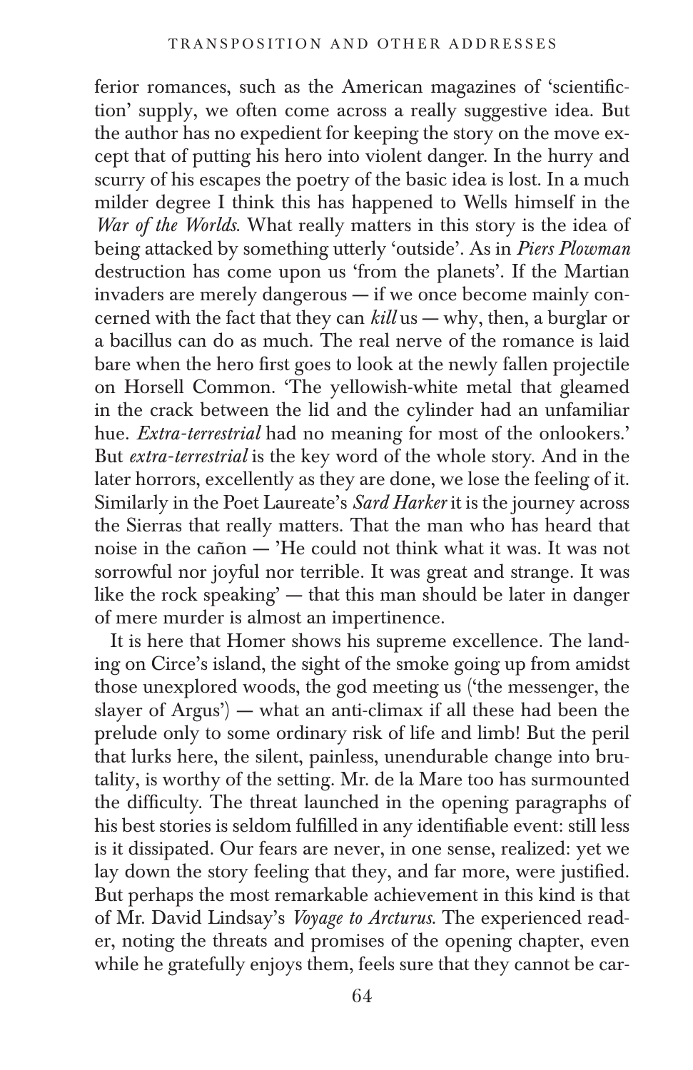ferior romances, such as the American magazines of 'scientifiction' supply, we often come across a really suggestive idea. But the author has no expedient for keeping the story on the move except that of putting his hero into violent danger. In the hurry and scurry of his escapes the poetry of the basic idea is lost. In a much milder degree I think this has happened to Wells himself in the *War of the Worlds.* What really matters in this story is the idea of being attacked by something utterly 'outside'. As in *Piers Plowman* destruction has come upon us 'from the planets'. If the Martian invaders are merely dangerous — if we once become mainly concerned with the fact that they can *kill* us — why, then, a burglar or a bacillus can do as much. The real nerve of the romance is laid bare when the hero first goes to look at the newly fallen projectile on Horsell Common. 'The yellowish-white metal that gleamed in the crack between the lid and the cylinder had an unfamiliar hue. *Extra-terrestrial* had no meaning for most of the onlookers.' But *extra-terrestrial* is the key word of the whole story. And in the later horrors, excellently as they are done, we lose the feeling of it. Similarly in the Poet Laureate's *Sard Harker* it is the journey across the Sierras that really matters. That the man who has heard that noise in the cañon — 'He could not think what it was. It was not sorrowful nor joyful nor terrible. It was great and strange. It was like the rock speaking' — that this man should be later in danger of mere murder is almost an impertinence.

It is here that Homer shows his supreme excellence. The landing on Circe's island, the sight of the smoke going up from amidst those unexplored woods, the god meeting us ('the messenger, the slayer of Argus') — what an anti-climax if all these had been the prelude only to some ordinary risk of life and limb! But the peril that lurks here, the silent, painless, unendurable change into brutality, is worthy of the setting. Mr. de la Mare too has surmounted the difficulty. The threat launched in the opening paragraphs of his best stories is seldom fulfilled in any identifiable event: still less is it dissipated. Our fears are never, in one sense, realized: yet we lay down the story feeling that they, and far more, were justified. But perhaps the most remarkable achievement in this kind is that of Mr. David Lindsay's *Voyage to Arcturus.* The experienced reader, noting the threats and promises of the opening chapter, even while he gratefully enjoys them, feels sure that they cannot be car-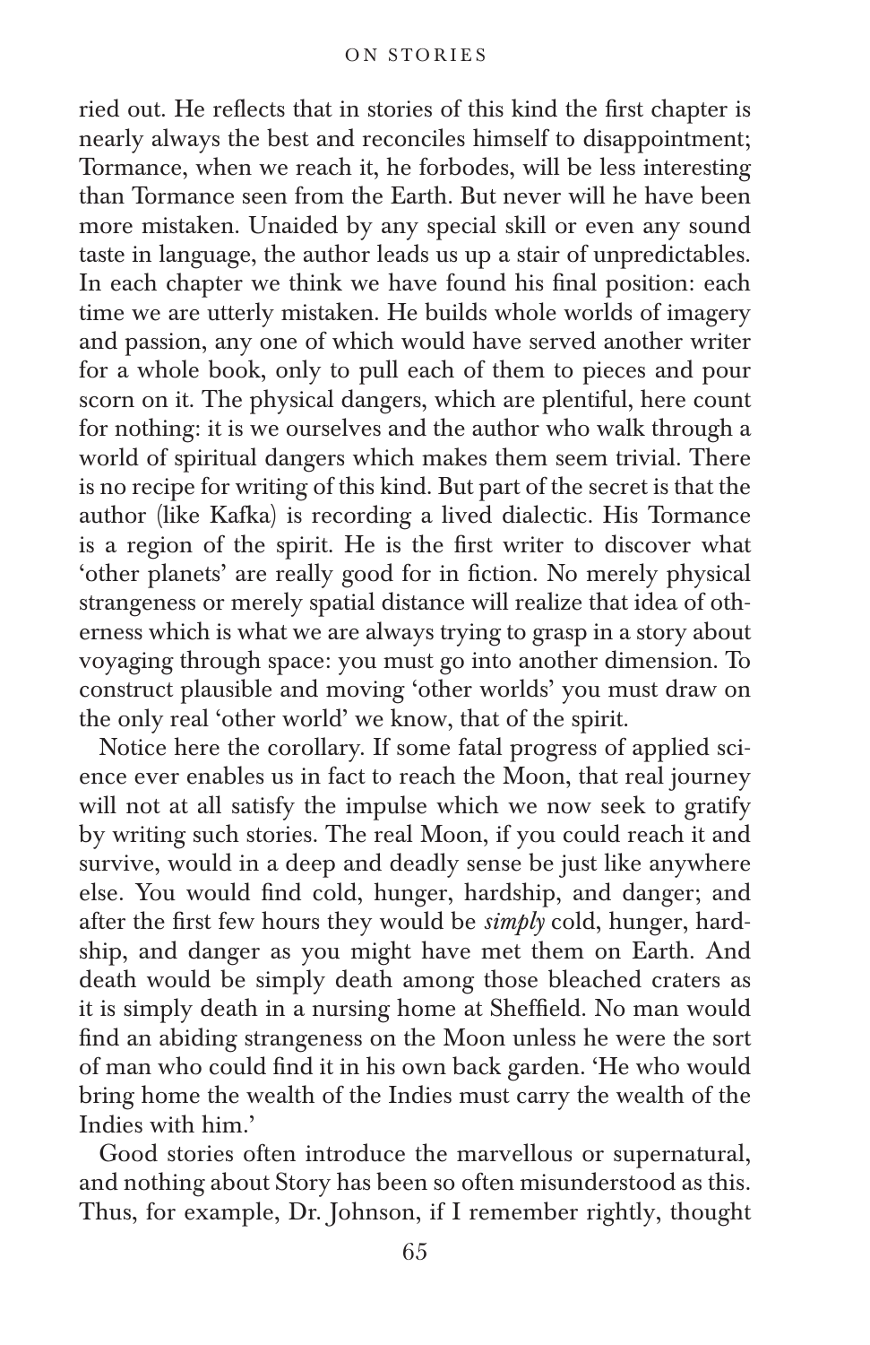ried out. He reflects that in stories of this kind the first chapter is nearly always the best and reconciles himself to disappointment; Tormance, when we reach it, he forbodes, will be less interesting than Tormance seen from the Earth. But never will he have been more mistaken. Unaided by any special skill or even any sound taste in language, the author leads us up a stair of unpredictables. In each chapter we think we have found his final position: each time we are utterly mistaken. He builds whole worlds of imagery and passion, any one of which would have served another writer for a whole book, only to pull each of them to pieces and pour scorn on it. The physical dangers, which are plentiful, here count for nothing: it is we ourselves and the author who walk through a world of spiritual dangers which makes them seem trivial. There is no recipe for writing of this kind. But part of the secret is that the author (like Kafka) is recording a lived dialectic. His Tormance is a region of the spirit. He is the first writer to discover what 'other planets' are really good for in fiction. No merely physical strangeness or merely spatial distance will realize that idea of otherness which is what we are always trying to grasp in a story about voyaging through space: you must go into another dimension. To construct plausible and moving 'other worlds' you must draw on the only real 'other world' we know, that of the spirit.

Notice here the corollary. If some fatal progress of applied science ever enables us in fact to reach the Moon, that real journey will not at all satisfy the impulse which we now seek to gratify by writing such stories. The real Moon, if you could reach it and survive, would in a deep and deadly sense be just like anywhere else. You would find cold, hunger, hardship, and danger; and after the first few hours they would be *simply* cold, hunger, hardship, and danger as you might have met them on Earth. And death would be simply death among those bleached craters as it is simply death in a nursing home at Sheffield. No man would find an abiding strangeness on the Moon unless he were the sort of man who could find it in his own back garden. 'He who would bring home the wealth of the Indies must carry the wealth of the Indies with him.'

Good stories often introduce the marvellous or supernatural, and nothing about Story has been so often misunderstood as this. Thus, for example, Dr. Johnson, if I remember rightly, thought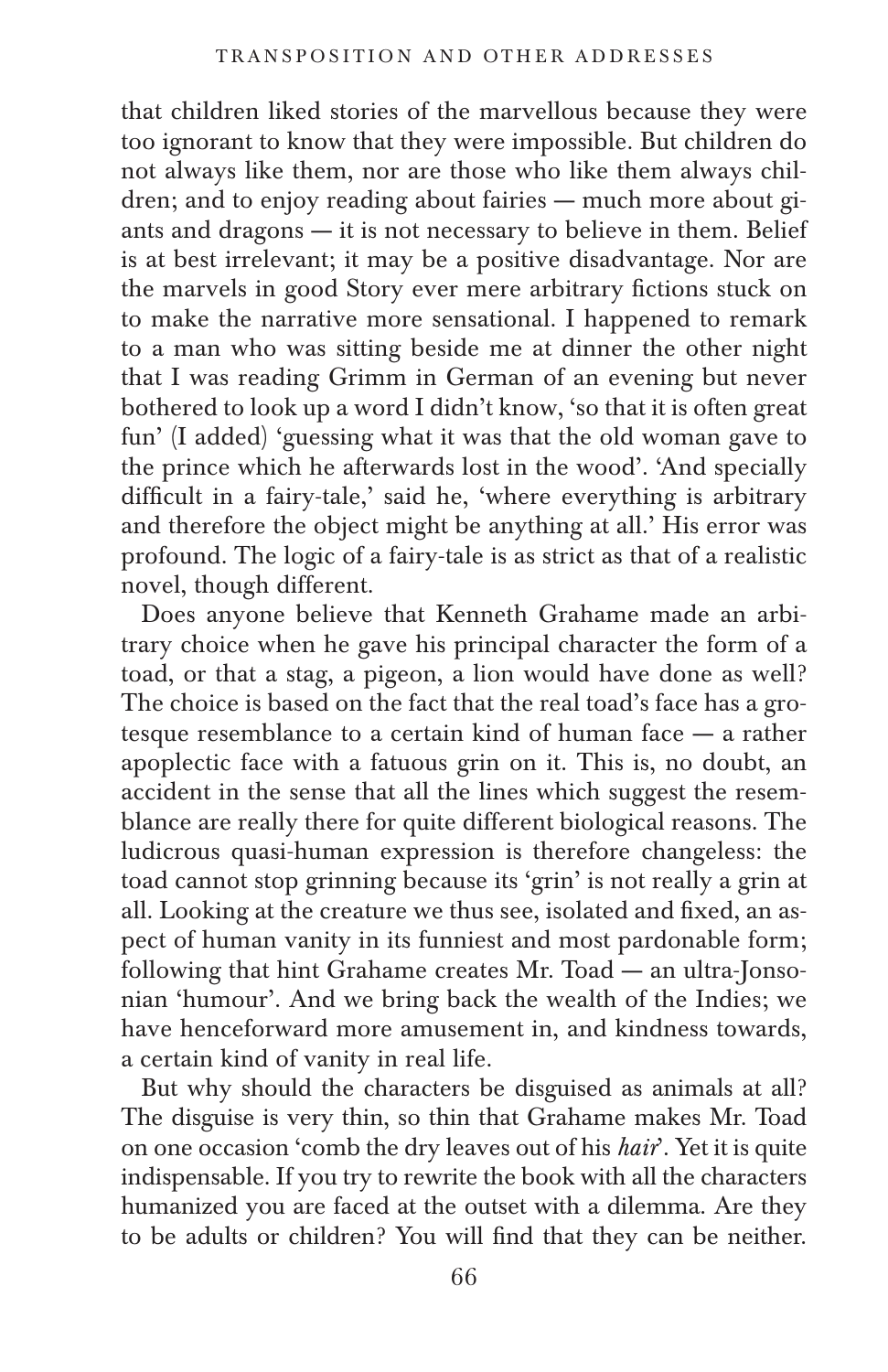that children liked stories of the marvellous because they were too ignorant to know that they were impossible. But children do not always like them, nor are those who like them always children; and to enjoy reading about fairies — much more about giants and dragons — it is not necessary to believe in them. Belief is at best irrelevant; it may be a positive disadvantage. Nor are the marvels in good Story ever mere arbitrary fictions stuck on to make the narrative more sensational. I happened to remark to a man who was sitting beside me at dinner the other night that I was reading Grimm in German of an evening but never bothered to look up a word I didn't know, 'so that it is often great fun' (I added) 'guessing what it was that the old woman gave to the prince which he afterwards lost in the wood'. 'And specially difficult in a fairy-tale,' said he, 'where everything is arbitrary and therefore the object might be anything at all.' His error was profound. The logic of a fairy-tale is as strict as that of a realistic novel, though different.

Does anyone believe that Kenneth Grahame made an arbitrary choice when he gave his principal character the form of a toad, or that a stag, a pigeon, a lion would have done as well? The choice is based on the fact that the real toad's face has a grotesque resemblance to a certain kind of human face — a rather apoplectic face with a fatuous grin on it. This is, no doubt, an accident in the sense that all the lines which suggest the resemblance are really there for quite different biological reasons. The ludicrous quasi-human expression is therefore changeless: the toad cannot stop grinning because its 'grin' is not really a grin at all. Looking at the creature we thus see, isolated and fixed, an aspect of human vanity in its funniest and most pardonable form; following that hint Grahame creates Mr. Toad — an ultra-Jonsonian 'humour'. And we bring back the wealth of the Indies; we have henceforward more amusement in, and kindness towards, a certain kind of vanity in real life.

But why should the characters be disguised as animals at all? The disguise is very thin, so thin that Grahame makes Mr. Toad on one occasion 'comb the dry leaves out of his *hair*'. Yet it is quite indispensable. If you try to rewrite the book with all the characters humanized you are faced at the outset with a dilemma. Are they to be adults or children? You will find that they can be neither.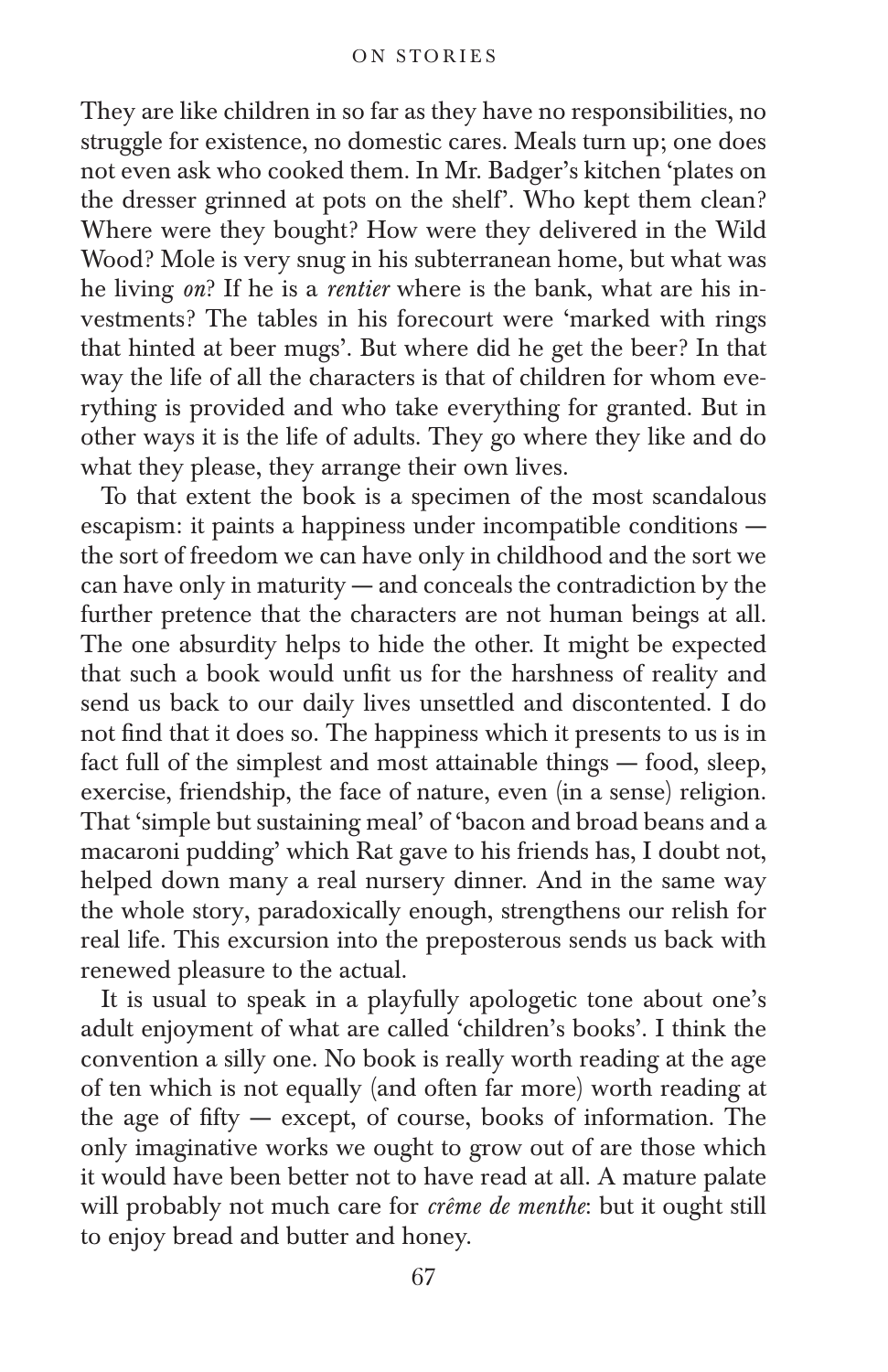They are like children in so far as they have no responsibilities, no struggle for existence, no domestic cares. Meals turn up; one does not even ask who cooked them. In Mr. Badger's kitchen 'plates on the dresser grinned at pots on the shelf'. Who kept them clean? Where were they bought? How were they delivered in the Wild Wood? Mole is very snug in his subterranean home, but what was he living *on*? If he is a *rentier* where is the bank, what are his investments? The tables in his forecourt were 'marked with rings that hinted at beer mugs'. But where did he get the beer? In that way the life of all the characters is that of children for whom everything is provided and who take everything for granted. But in other ways it is the life of adults. They go where they like and do what they please, they arrange their own lives.

To that extent the book is a specimen of the most scandalous escapism: it paints a happiness under incompatible conditions — the sort of freedom we can have only in childhood and the sort we can have only in maturity — and conceals the contradiction by the further pretence that the characters are not human beings at all. The one absurdity helps to hide the other. It might be expected that such a book would unfit us for the harshness of reality and send us back to our daily lives unsettled and discontented. I do not find that it does so. The happiness which it presents to us is in fact full of the simplest and most attainable things — food, sleep, exercise, friendship, the face of nature, even (in a sense) religion. That 'simple but sustaining meal' of 'bacon and broad beans and a macaroni pudding' which Rat gave to his friends has, I doubt not, helped down many a real nursery dinner. And in the same way the whole story, paradoxically enough, strengthens our relish for real life. This excursion into the preposterous sends us back with renewed pleasure to the actual.

It is usual to speak in a playfully apologetic tone about one's adult enjoyment of what are called 'children's books'. I think the convention a silly one. No book is really worth reading at the age of ten which is not equally (and often far more) worth reading at the age of fifty — except, of course, books of information. The only imaginative works we ought to grow out of are those which it would have been better not to have read at all. A mature palate will probably not much care for *crême de menthe*: but it ought still to enjoy bread and butter and honey.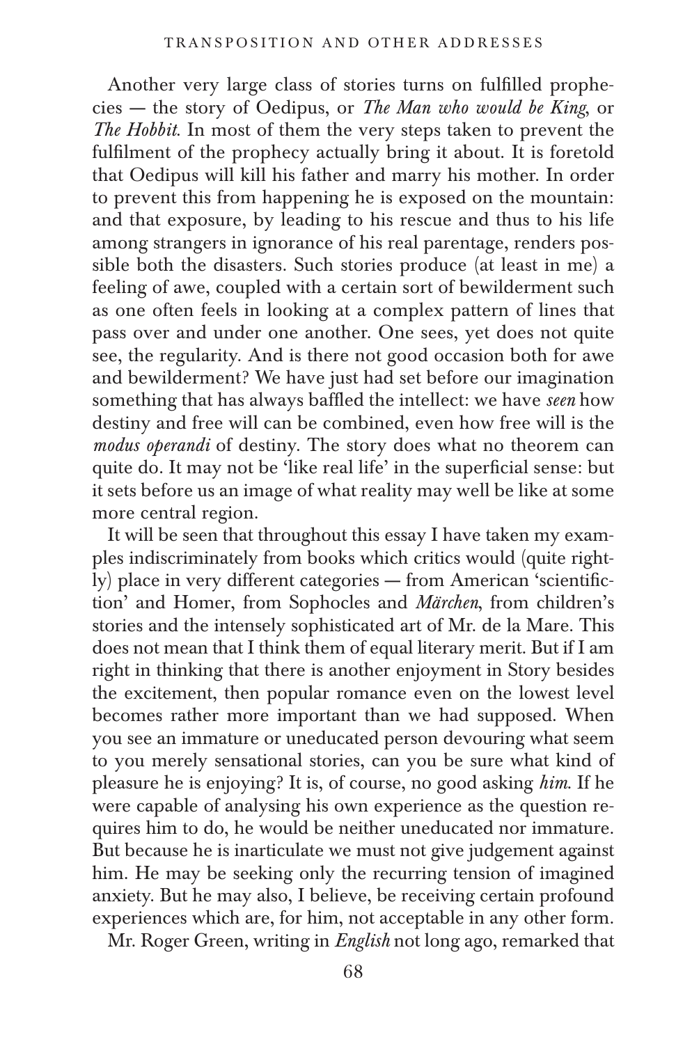Another very large class of stories turns on fulfilled prophecies — the story of Oedipus, or *The Man who would be King*, or *The Hobbit*. In most of them the very steps taken to prevent the fulfilment of the prophecy actually bring it about. It is foretold that Oedipus will kill his father and marry his mother. In order to prevent this from happening he is exposed on the mountain: and that exposure, by leading to his rescue and thus to his life among strangers in ignorance of his real parentage, renders possible both the disasters. Such stories produce (at least in me) a feeling of awe, coupled with a certain sort of bewilderment such as one often feels in looking at a complex pattern of lines that pass over and under one another. One sees, yet does not quite see, the regularity. And is there not good occasion both for awe and bewilderment? We have just had set before our imagination something that has always baffled the intellect: we have *seen* how destiny and free will can be combined, even how free will is the *modus operandi* of destiny. The story does what no theorem can quite do. It may not be 'like real life' in the superficial sense: but it sets before us an image of what reality may well be like at some more central region.

It will be seen that throughout this essay I have taken my examples indiscriminately from books which critics would (quite rightly) place in very different categories — from American 'scientifiction' and Homer, from Sophocles and *Märchen*, from children's stories and the intensely sophisticated art of Mr. de la Mare. This does not mean that I think them of equal literary merit. But if I am right in thinking that there is another enjoyment in Story besides the excitement, then popular romance even on the lowest level becomes rather more important than we had supposed. When you see an immature or uneducated person devouring what seem to you merely sensational stories, can you be sure what kind of pleasure he is enjoying? It is, of course, no good asking *him*. If he were capable of analysing his own experience as the question requires him to do, he would be neither uneducated nor immature. But because he is inarticulate we must not give judgement against him. He may be seeking only the recurring tension of imagined anxiety. But he may also, I believe, be receiving certain profound experiences which are, for him, not acceptable in any other form.

Mr. Roger Green, writing in *English* not long ago, remarked that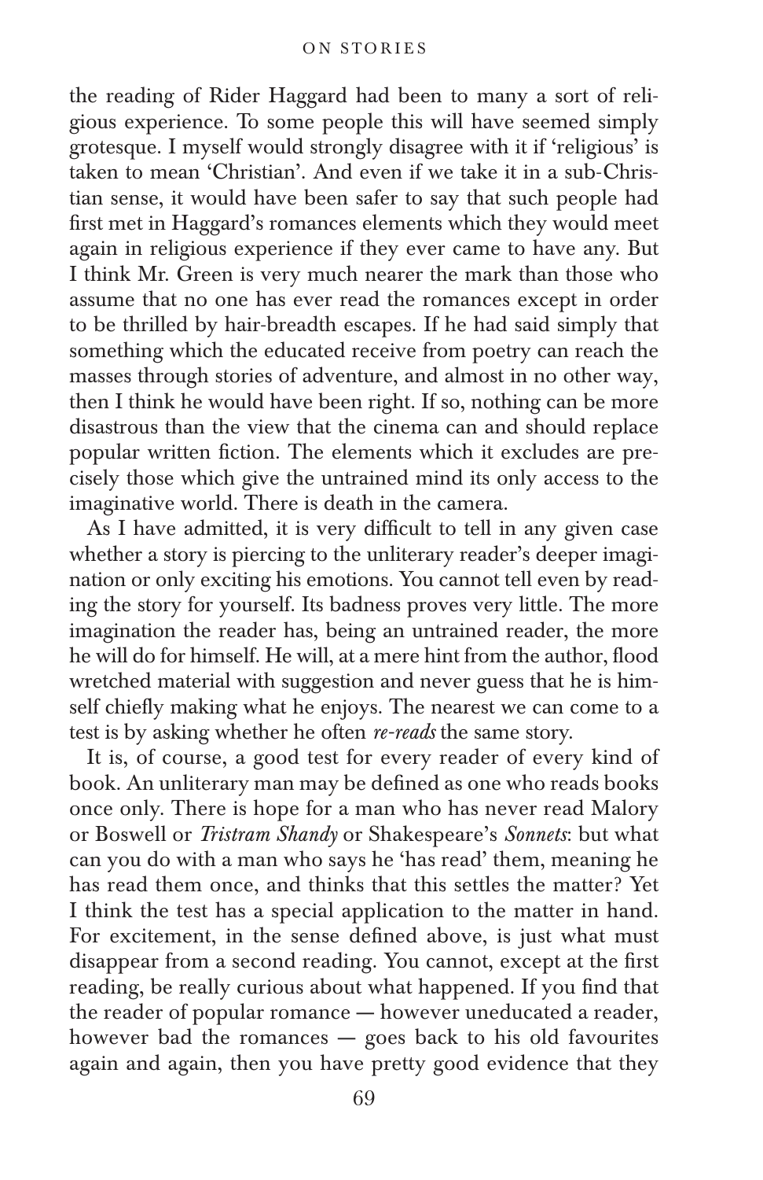the reading of Rider Haggard had been to many a sort of religious experience. To some people this will have seemed simply grotesque. I myself would strongly disagree with it if 'religious' is taken to mean 'Christian'. And even if we take it in a sub-Christian sense, it would have been safer to say that such people had first met in Haggard's romances elements which they would meet again in religious experience if they ever came to have any. But I think Mr. Green is very much nearer the mark than those who assume that no one has ever read the romances except in order to be thrilled by hair-breadth escapes. If he had said simply that something which the educated receive from poetry can reach the masses through stories of adventure, and almost in no other way, then I think he would have been right. If so, nothing can be more disastrous than the view that the cinema can and should replace popular written fiction. The elements which it excludes are precisely those which give the untrained mind its only access to the imaginative world. There is death in the camera.

As I have admitted, it is very difficult to tell in any given case whether a story is piercing to the unliterary reader's deeper imagination or only exciting his emotions. You cannot tell even by reading the story for yourself. Its badness proves very little. The more imagination the reader has, being an untrained reader, the more he will do for himself. He will, at a mere hint from the author, flood wretched material with suggestion and never guess that he is himself chiefly making what he enjoys. The nearest we can come to a test is by asking whether he often *re-reads* the same story.

It is, of course, a good test for every reader of every kind of book. An unliterary man may be defined as one who reads books once only. There is hope for a man who has never read Malory or Boswell or *Tristram Shandy* or Shakespeare's *Sonnets*: but what can you do with a man who says he 'has read' them, meaning he has read them once, and thinks that this settles the matter? Yet I think the test has a special application to the matter in hand. For excitement, in the sense defined above, is just what must disappear from a second reading. You cannot, except at the first reading, be really curious about what happened. If you find that the reader of popular romance — however uneducated a reader, however bad the romances — goes back to his old favourites again and again, then you have pretty good evidence that they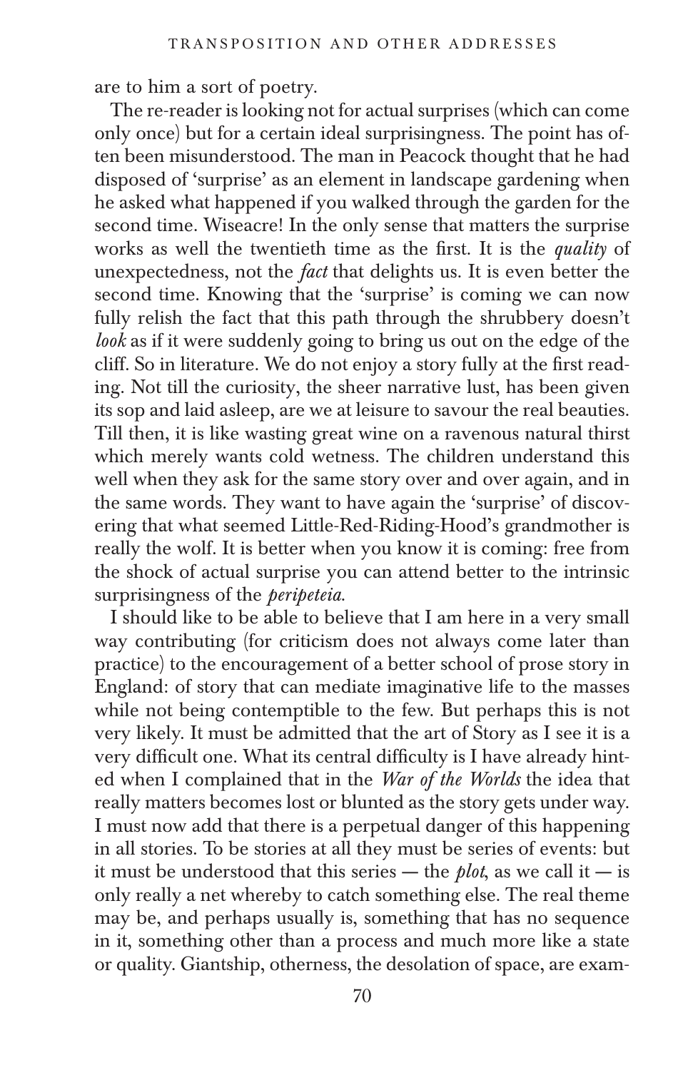are to him a sort of poetry.

The re-reader is looking not for actual surprises (which can come only once) but for a certain ideal surprisingness. The point has often been misunderstood. The man in Peacock thought that he had disposed of 'surprise' as an element in landscape gardening when he asked what happened if you walked through the garden for the second time. Wiseacre! In the only sense that matters the surprise works as well the twentieth time as the first. It is the *quality* of unexpectedness, not the *fact* that delights us. It is even better the second time. Knowing that the 'surprise' is coming we can now fully relish the fact that this path through the shrubbery doesn't *look* as if it were suddenly going to bring us out on the edge of the cliff. So in literature. We do not enjoy a story fully at the first reading. Not till the curiosity, the sheer narrative lust, has been given its sop and laid asleep, are we at leisure to savour the real beauties. Till then, it is like wasting great wine on a ravenous natural thirst which merely wants cold wetness. The children understand this well when they ask for the same story over and over again, and in the same words. They want to have again the 'surprise' of discovering that what seemed Little-Red-Riding-Hood's grandmother is really the wolf. It is better when you know it is coming: free from the shock of actual surprise you can attend better to the intrinsic surprisingness of the *peripeteia*.

I should like to be able to believe that I am here in a very small way contributing (for criticism does not always come later than practice) to the encouragement of a better school of prose story in England: of story that can mediate imaginative life to the masses while not being contemptible to the few. But perhaps this is not very likely. It must be admitted that the art of Story as I see it is a very difficult one. What its central difficulty is I have already hinted when I complained that in the *War of the Worlds* the idea that really matters becomes lost or blunted as the story gets under way. I must now add that there is a perpetual danger of this happening in all stories. To be stories at all they must be series of events: but it must be understood that this series — the *plot*, as we call it — is only really a net whereby to catch something else. The real theme may be, and perhaps usually is, something that has no sequence in it, something other than a process and much more like a state or quality. Giantship, otherness, the desolation of space, are exam-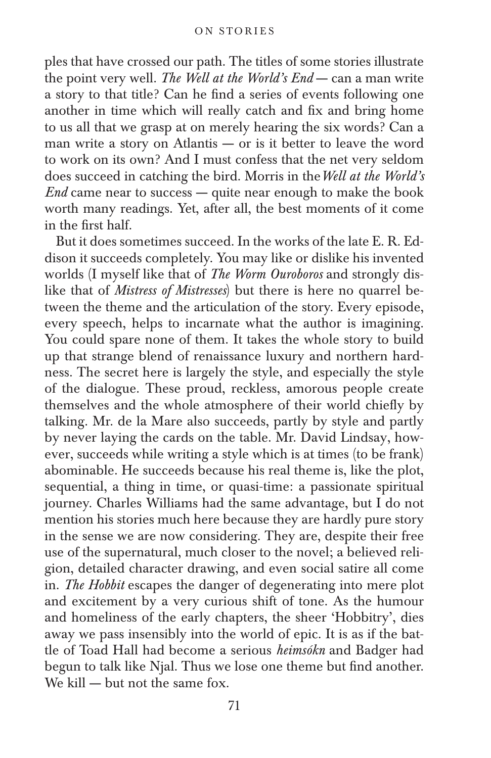ples that have crossed our path. The titles of some stories illustrate the point very well. *The Well at the World's End* — can a man write a story to that title? Can he find a series of events following one another in time which will really catch and fix and bring home to us all that we grasp at on merely hearing the six words? Can a man write a story on Atlantis — or is it better to leave the word to work on its own? And I must confess that the net very seldom does succeed in catching the bird. Morris in the *Well at the World's End* came near to success — quite near enough to make the book worth many readings. Yet, after all, the best moments of it come in the first half.

But it does sometimes succeed. In the works of the late E. R. Eddison it succeeds completely. You may like or dislike his invented worlds (I myself like that of *The Worm Ouroboros* and strongly dislike that of *Mistress of Mistresses*) but there is here no quarrel between the theme and the articulation of the story. Every episode, every speech, helps to incarnate what the author is imagining. You could spare none of them. It takes the whole story to build up that strange blend of renaissance luxury and northern hardness. The secret here is largely the style, and especially the style of the dialogue. These proud, reckless, amorous people create themselves and the whole atmosphere of their world chiefly by talking. Mr. de la Mare also succeeds, partly by style and partly by never laying the cards on the table. Mr. David Lindsay, however, succeeds while writing a style which is at times (to be frank) abominable. He succeeds because his real theme is, like the plot, sequential, a thing in time, or quasi-time: a passionate spiritual journey. Charles Williams had the same advantage, but I do not mention his stories much here because they are hardly pure story in the sense we are now considering. They are, despite their free use of the supernatural, much closer to the novel; a believed religion, detailed character drawing, and even social satire all come in. *The Hobbit* escapes the danger of degenerating into mere plot and excitement by a very curious shift of tone. As the humour and homeliness of the early chapters, the sheer 'Hobbitry', dies away we pass insensibly into the world of epic. It is as if the battle of Toad Hall had become a serious *heimsókn* and Badger had begun to talk like Njal. Thus we lose one theme but find another. We kill — but not the same fox.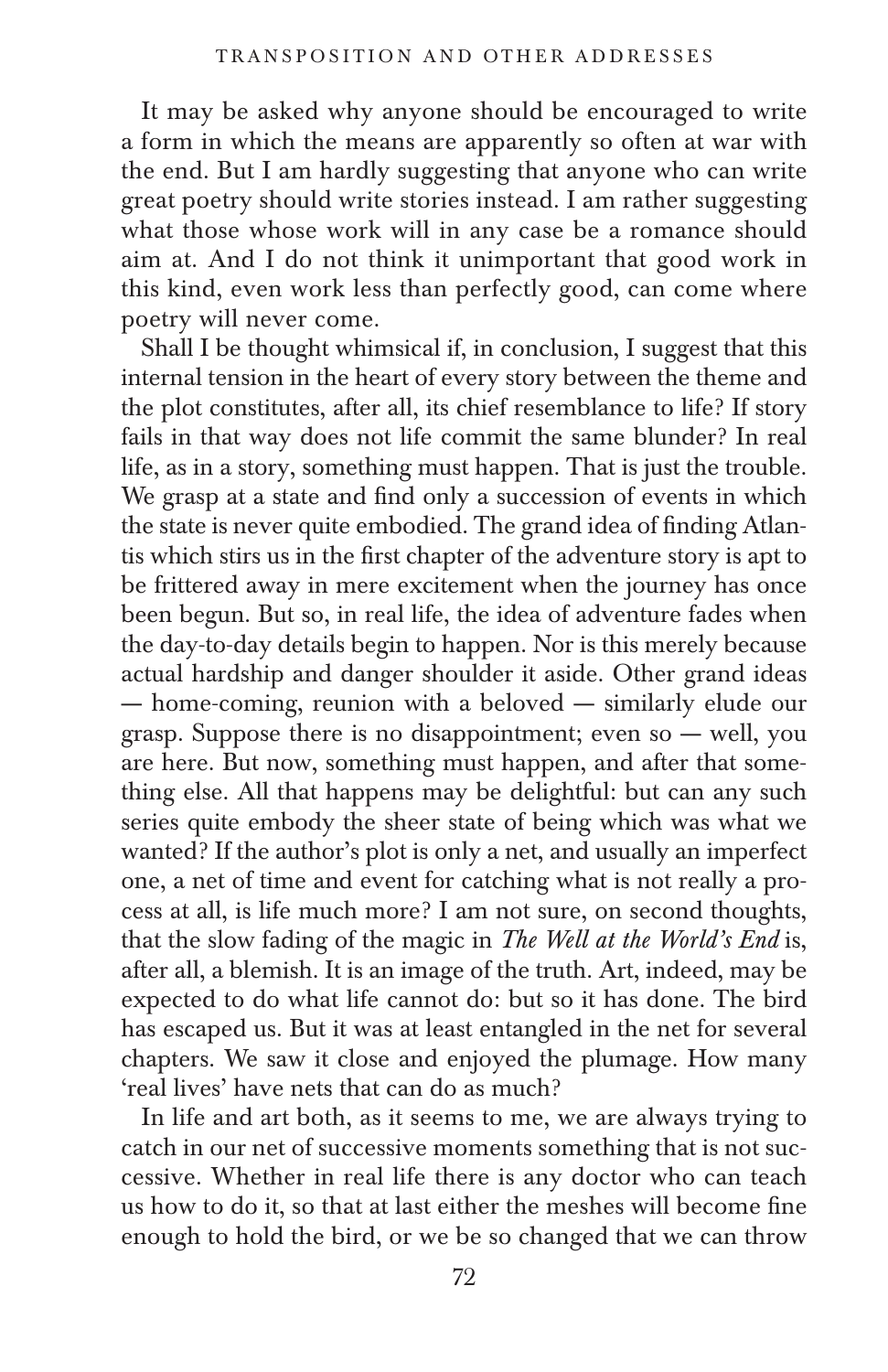It may be asked why anyone should be encouraged to write a form in which the means are apparently so often at war with the end. But I am hardly suggesting that anyone who can write great poetry should write stories instead. I am rather suggesting what those whose work will in any case be a romance should aim at. And I do not think it unimportant that good work in this kind, even work less than perfectly good, can come where poetry will never come.

Shall I be thought whimsical if, in conclusion, I suggest that this internal tension in the heart of every story between the theme and the plot constitutes, after all, its chief resemblance to life? If story fails in that way does not life commit the same blunder? In real life, as in a story, something must happen. That is just the trouble. We grasp at a state and find only a succession of events in which the state is never quite embodied. The grand idea of finding Atlantis which stirs us in the first chapter of the adventure story is apt to be frittered away in mere excitement when the journey has once been begun. But so, in real life, the idea of adventure fades when the day-to-day details begin to happen. Nor is this merely because actual hardship and danger shoulder it aside. Other grand ideas — home-coming, reunion with a beloved — similarly elude our grasp. Suppose there is no disappointment; even so — well, you are here. But now, something must happen, and after that something else. All that happens may be delightful: but can any such series quite embody the sheer state of being which was what we wanted? If the author's plot is only a net, and usually an imperfect one, a net of time and event for catching what is not really a process at all, is life much more? I am not sure, on second thoughts, that the slow fading of the magic in *The Well at the World's End* is, after all, a blemish. It is an image of the truth. Art, indeed, may be expected to do what life cannot do: but so it has done. The bird has escaped us. But it was at least entangled in the net for several chapters. We saw it close and enjoyed the plumage. How many 'real lives' have nets that can do as much?

In life and art both, as it seems to me, we are always trying to catch in our net of successive moments something that is not successive. Whether in real life there is any doctor who can teach us how to do it, so that at last either the meshes will become fine enough to hold the bird, or we be so changed that we can throw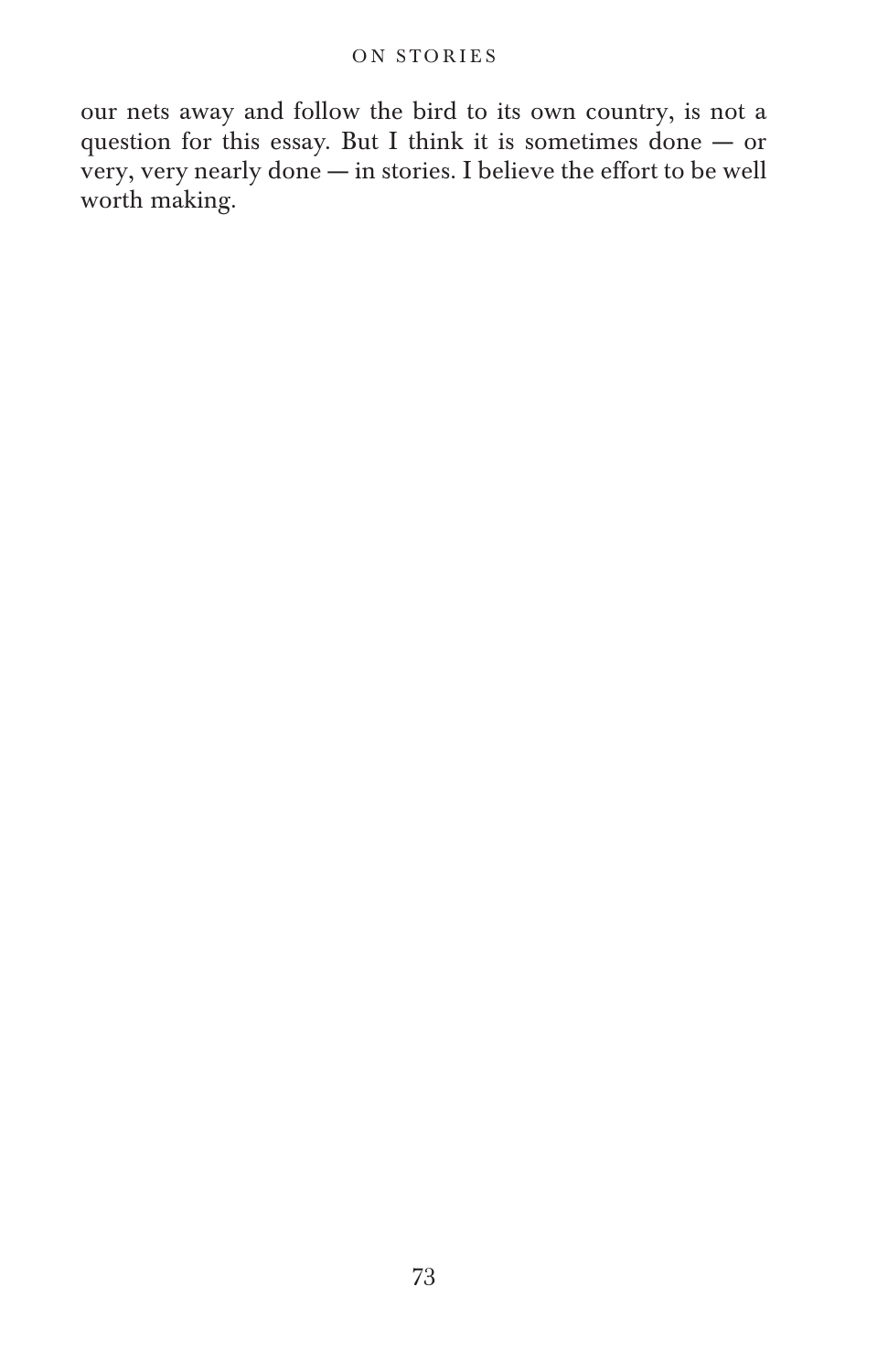our nets away and follow the bird to its own country, is not a question for this essay. But I think it is sometimes done — or very, very nearly done — in stories. I believe the effort to be well worth making.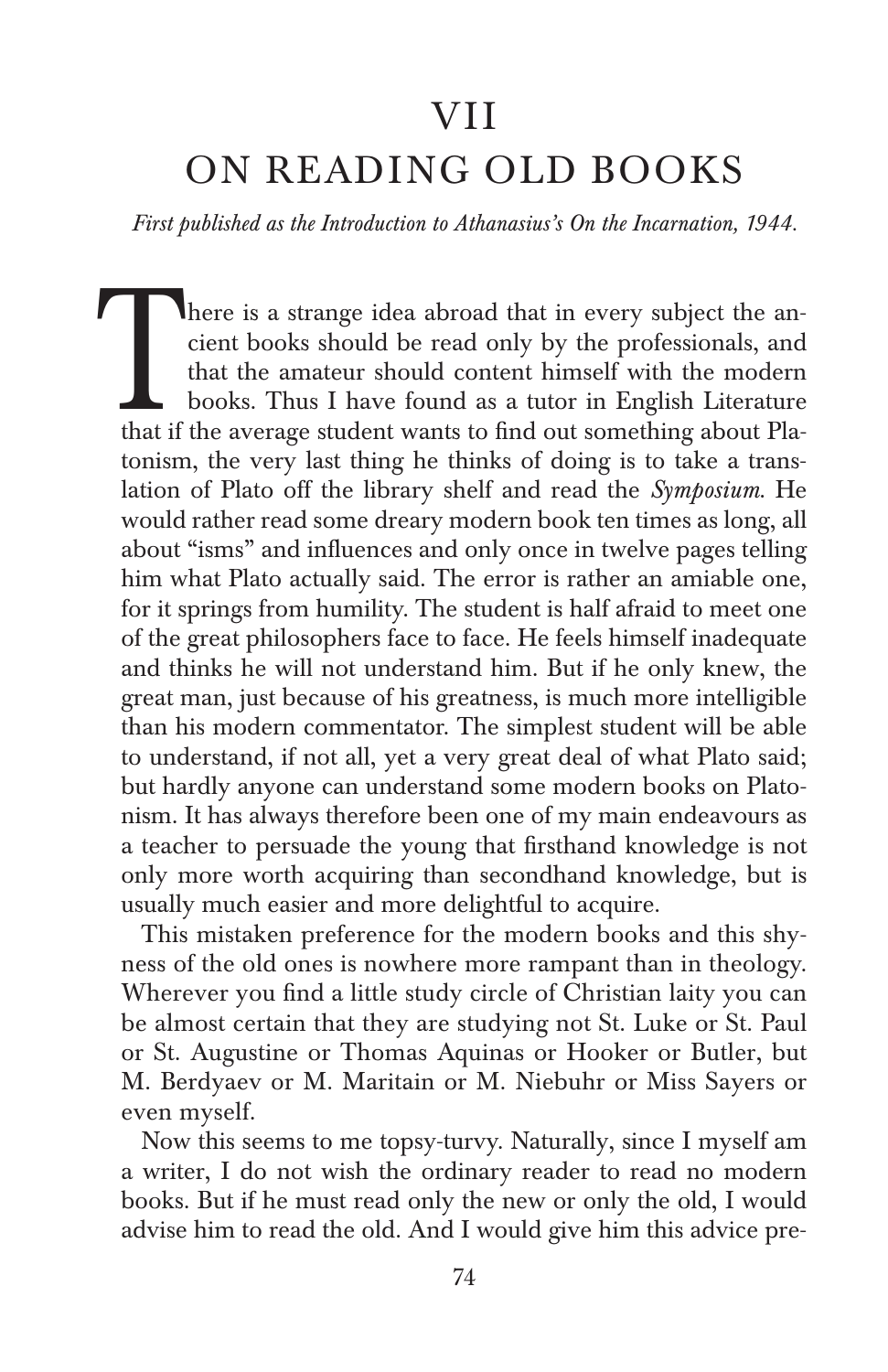# VII

# ON READING OLD BOOKS

*First published as the Introduction to Athanasius's On the Incarnation, 1944.*

There is a strange idea abroad that in every subject the ancient books should be read only by the professionals, and that the amateur should content himself with the modern books. Thus I have found as a tutor in English Literature that if the average student wants to find out something about Platonism, the very last thing he thinks of doing is to take a translation of Plato off the library shelf and read the *Symposium.* He would rather read some dreary modern book ten times as long, all about "isms" and influences and only once in twelve pages telling him what Plato actually said. The error is rather an amiable one, for it springs from humility. The student is half afraid to meet one of the great philosophers face to face. He feels himself inadequate and thinks he will not understand him. But if he only knew, the great man, just because of his greatness, is much more intelligible than his modern commentator. The simplest student will be able to understand, if not all, yet a very great deal of what Plato said; but hardly anyone can understand some modern books on Platonism. It has always therefore been one of my main endeavours as a teacher to persuade the young that firsthand knowledge is not only more worth acquiring than secondhand knowledge, but is usually much easier and more delightful to acquire.

This mistaken preference for the modern books and this shyness of the old ones is nowhere more rampant than in theology. Wherever you find a little study circle of Christian laity you can be almost certain that they are studying not St. Luke or St. Paul or St. Augustine or Thomas Aquinas or Hooker or Butler, but M. Berdyaev or M. Maritain or M. Niebuhr or Miss Sayers or even myself.

Now this seems to me topsy-turvy. Naturally, since I myself am a writer, I do not wish the ordinary reader to read no modern books. But if he must read only the new or only the old, I would advise him to read the old. And I would give him this advice pre-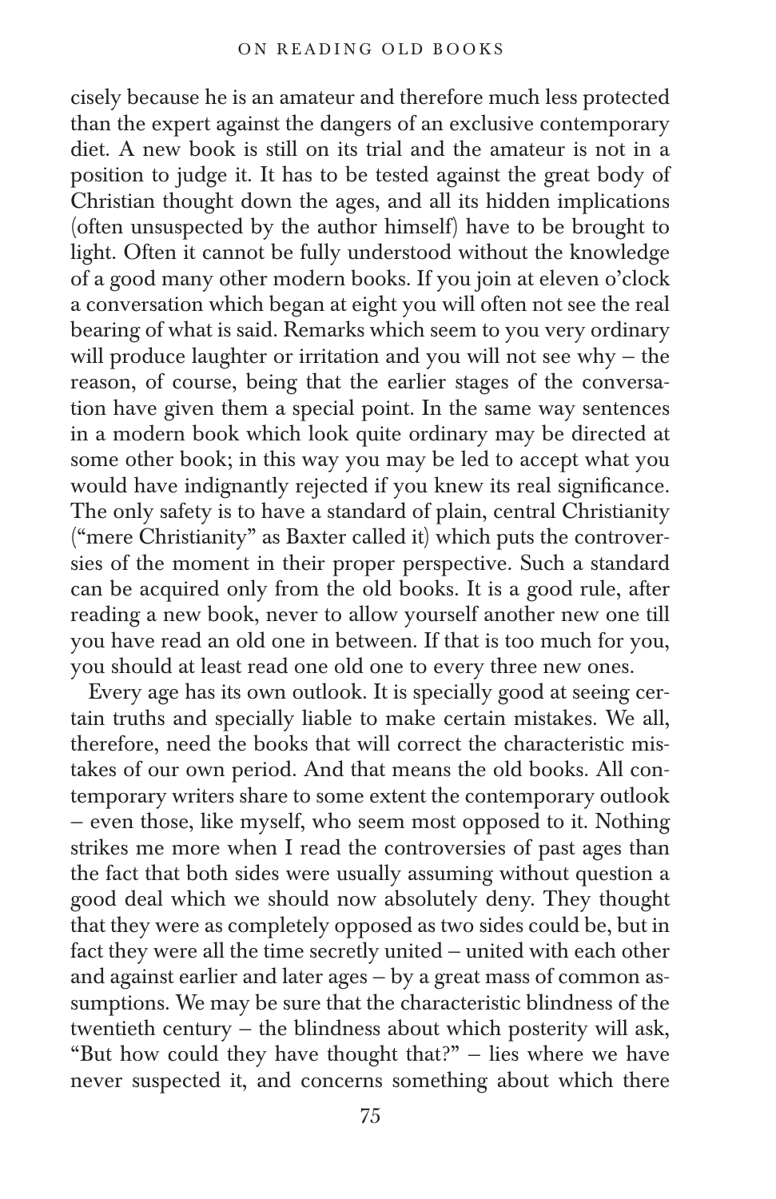cisely because he is an amateur and therefore much less protected than the expert against the dangers of an exclusive contemporary diet. A new book is still on its trial and the amateur is not in a position to judge it. It has to be tested against the great body of Christian thought down the ages, and all its hidden implications (often unsuspected by the author himself) have to be brought to light. Often it cannot be fully understood without the knowledge of a good many other modern books. If you join at eleven o'clock a conversation which began at eight you will often not see the real bearing of what is said. Remarks which seem to you very ordinary will produce laughter or irritation and you will not see why – the reason, of course, being that the earlier stages of the conversation have given them a special point. In the same way sentences in a modern book which look quite ordinary may be directed at some other book; in this way you may be led to accept what you would have indignantly rejected if you knew its real significance. The only safety is to have a standard of plain, central Christianity ("mere Christianity" as Baxter called it) which puts the controversies of the moment in their proper perspective. Such a standard can be acquired only from the old books. It is a good rule, after reading a new book, never to allow yourself another new one till you have read an old one in between. If that is too much for you, you should at least read one old one to every three new ones.

Every age has its own outlook. It is specially good at seeing certain truths and specially liable to make certain mistakes. We all, therefore, need the books that will correct the characteristic mistakes of our own period. And that means the old books. All contemporary writers share to some extent the contemporary outlook – even those, like myself, who seem most opposed to it. Nothing strikes me more when I read the controversies of past ages than the fact that both sides were usually assuming without question a good deal which we should now absolutely deny. They thought that they were as completely opposed as two sides could be, but in fact they were all the time secretly united – united with each other and against earlier and later ages – by a great mass of common assumptions. We may be sure that the characteristic blindness of the twentieth century – the blindness about which posterity will ask, "But how could they have thought that?" – lies where we have never suspected it, and concerns something about which there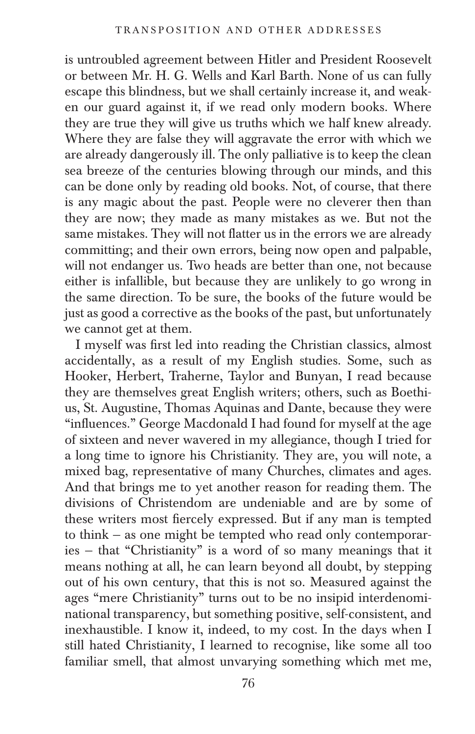is untroubled agreement between Hitler and President Roosevelt or between Mr. H. G. Wells and Karl Barth. None of us can fully escape this blindness, but we shall certainly increase it, and weaken our guard against it, if we read only modern books. Where they are true they will give us truths which we half knew already. Where they are false they will aggravate the error with which we are already dangerously ill. The only palliative is to keep the clean sea breeze of the centuries blowing through our minds, and this can be done only by reading old books. Not, of course, that there is any magic about the past. People were no cleverer then than they are now; they made as many mistakes as we. But not the same mistakes. They will not flatter us in the errors we are already committing; and their own errors, being now open and palpable, will not endanger us. Two heads are better than one, not because either is infallible, but because they are unlikely to go wrong in the same direction. To be sure, the books of the future would be just as good a corrective as the books of the past, but unfortunately we cannot get at them.

I myself was first led into reading the Christian classics, almost accidentally, as a result of my English studies. Some, such as Hooker, Herbert, Traherne, Taylor and Bunyan, I read because they are themselves great English writers; others, such as Boethius, St. Augustine, Thomas Aquinas and Dante, because they were "influences." George Macdonald I had found for myself at the age of sixteen and never wavered in my allegiance, though I tried for a long time to ignore his Christianity. They are, you will note, a mixed bag, representative of many Churches, climates and ages. And that brings me to yet another reason for reading them. The divisions of Christendom are undeniable and are by some of these writers most fiercely expressed. But if any man is tempted to think – as one might be tempted who read only contemporaries – that "Christianity" is a word of so many meanings that it means nothing at all, he can learn beyond all doubt, by stepping out of his own century, that this is not so. Measured against the ages "mere Christianity" turns out to be no insipid interdenominational transparency, but something positive, self-consistent, and inexhaustible. I know it, indeed, to my cost. In the days when I still hated Christianity, I learned to recognise, like some all too familiar smell, that almost unvarying something which met me,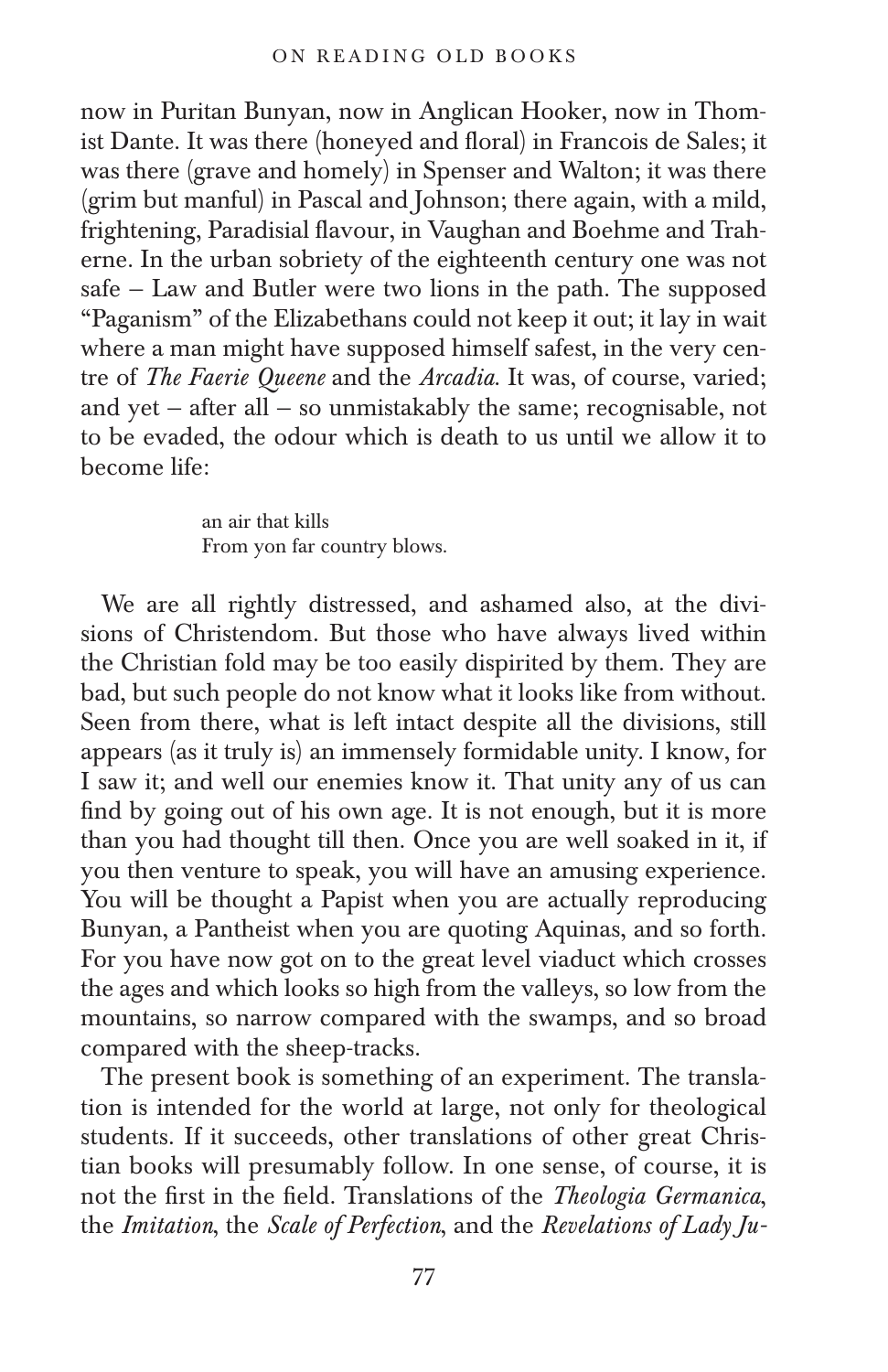now in Puritan Bunyan, now in Anglican Hooker, now in Thomist Dante. It was there (honeyed and floral) in Francois de Sales; it was there (grave and homely) in Spenser and Walton; it was there (grim but manful) in Pascal and Johnson; there again, with a mild, frightening, Paradisial flavour, in Vaughan and Boehme and Traherne. In the urban sobriety of the eighteenth century one was not safe – Law and Butler were two lions in the path. The supposed "Paganism" of the Elizabethans could not keep it out; it lay in wait where a man might have supposed himself safest, in the very centre of *The Faerie Queene* and the *Arcadia.* It was, of course, varied; and yet – after all – so unmistakably the same; recognisable, not to be evaded, the odour which is death to us until we allow it to become life:

> an air that kills
> From yon far country blows.

We are all rightly distressed, and ashamed also, at the divisions of Christendom. But those who have always lived within the Christian fold may be too easily dispirited by them. They are bad, but such people do not know what it looks like from without. Seen from there, what is left intact despite all the divisions, still appears (as it truly is) an immensely formidable unity. I know, for I saw it; and well our enemies know it. That unity any of us can find by going out of his own age. It is not enough, but it is more than you had thought till then. Once you are well soaked in it, if you then venture to speak, you will have an amusing experience. You will be thought a Papist when you are actually reproducing Bunyan, a Pantheist when you are quoting Aquinas, and so forth. For you have now got on to the great level viaduct which crosses the ages and which looks so high from the valleys, so low from the mountains, so narrow compared with the swamps, and so broad compared with the sheep-tracks.

The present book is something of an experiment. The translation is intended for the world at large, not only for theological students. If it succeeds, other translations of other great Christian books will presumably follow. In one sense, of course, it is not the first in the field. Translations of the *Theologia Germanica*, the *Imitation*, the *Scale of Perfection*, and the *Revelations of Lady Ju-*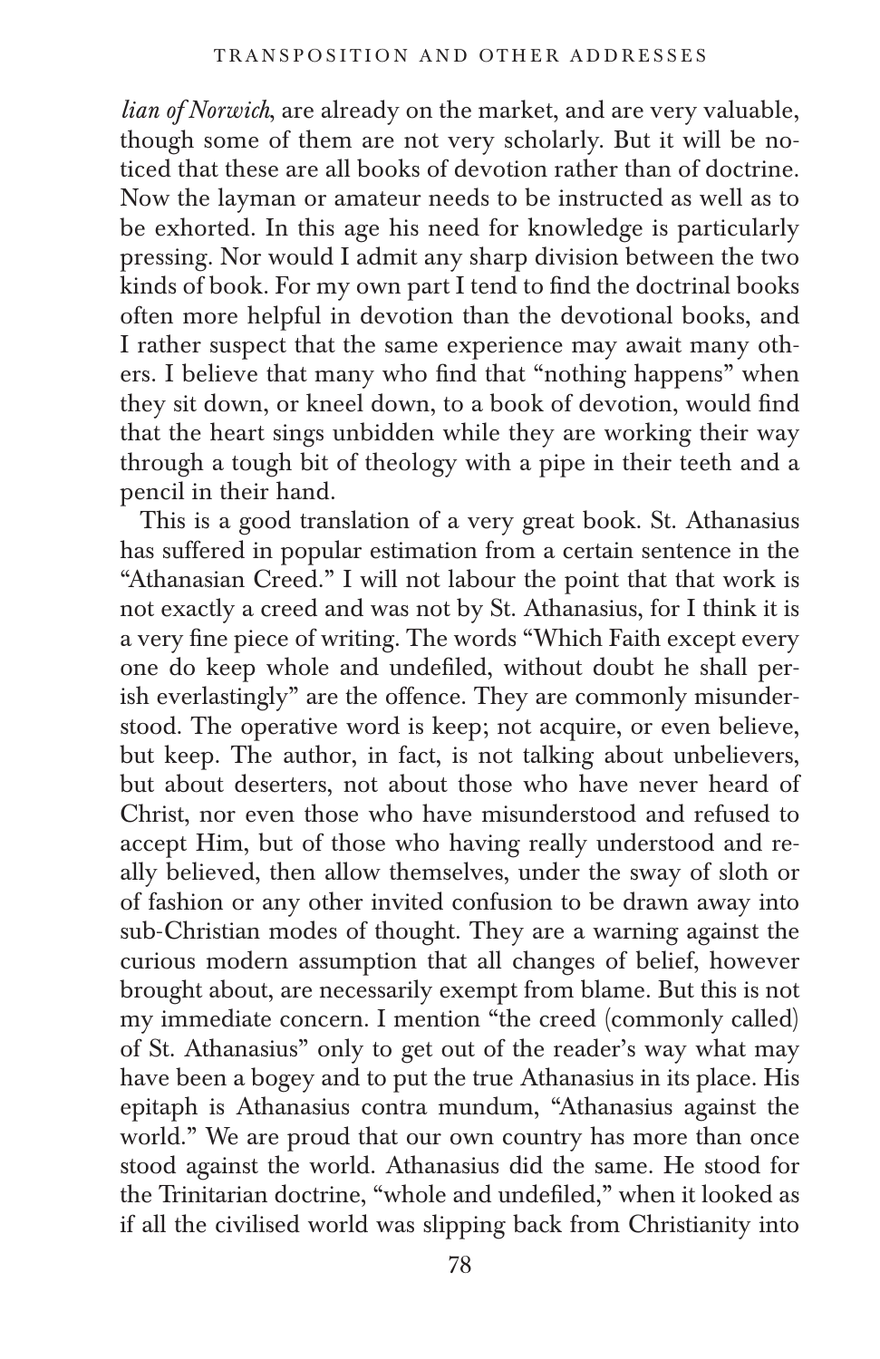*lian of Norwich*, are already on the market, and are very valuable, though some of them are not very scholarly. But it will be noticed that these are all books of devotion rather than of doctrine. Now the layman or amateur needs to be instructed as well as to be exhorted. In this age his need for knowledge is particularly pressing. Nor would I admit any sharp division between the two kinds of book. For my own part I tend to find the doctrinal books often more helpful in devotion than the devotional books, and I rather suspect that the same experience may await many others. I believe that many who find that "nothing happens" when they sit down, or kneel down, to a book of devotion, would find that the heart sings unbidden while they are working their way through a tough bit of theology with a pipe in their teeth and a pencil in their hand.

This is a good translation of a very great book. St. Athanasius has suffered in popular estimation from a certain sentence in the "Athanasian Creed." I will not labour the point that that work is not exactly a creed and was not by St. Athanasius, for I think it is a very fine piece of writing. The words "Which Faith except every one do keep whole and undefiled, without doubt he shall perish everlastingly" are the offence. They are commonly misunderstood. The operative word is keep; not acquire, or even believe, but keep. The author, in fact, is not talking about unbelievers, but about deserters, not about those who have never heard of Christ, nor even those who have misunderstood and refused to accept Him, but of those who having really understood and really believed, then allow themselves, under the sway of sloth or of fashion or any other invited confusion to be drawn away into sub-Christian modes of thought. They are a warning against the curious modern assumption that all changes of belief, however brought about, are necessarily exempt from blame. But this is not my immediate concern. I mention "the creed (commonly called) of St. Athanasius" only to get out of the reader's way what may have been a bogey and to put the true Athanasius in its place. His epitaph is Athanasius contra mundum, "Athanasius against the world." We are proud that our own country has more than once stood against the world. Athanasius did the same. He stood for the Trinitarian doctrine, "whole and undefiled," when it looked as if all the civilised world was slipping back from Christianity into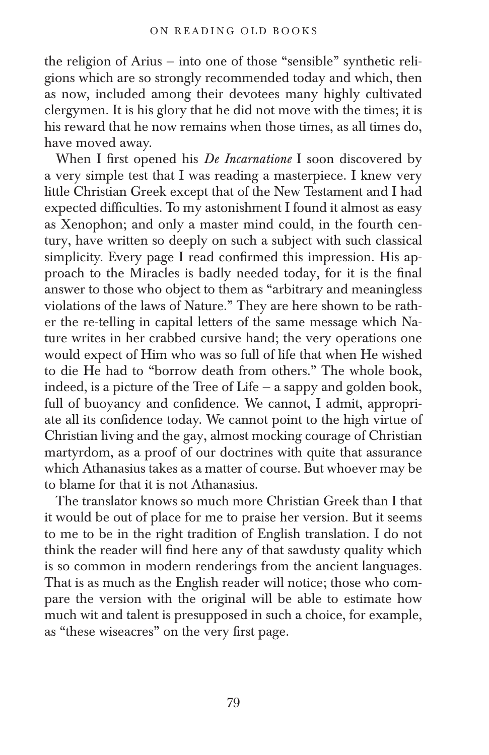the religion of Arius – into one of those "sensible" synthetic religions which are so strongly recommended today and which, then as now, included among their devotees many highly cultivated clergymen. It is his glory that he did not move with the times; it is his reward that he now remains when those times, as all times do, have moved away.

When I first opened his *De Incarnatione* I soon discovered by a very simple test that I was reading a masterpiece. I knew very little Christian Greek except that of the New Testament and I had expected difficulties. To my astonishment I found it almost as easy as Xenophon; and only a master mind could, in the fourth century, have written so deeply on such a subject with such classical simplicity. Every page I read confirmed this impression. His approach to the Miracles is badly needed today, for it is the final answer to those who object to them as "arbitrary and meaningless violations of the laws of Nature." They are here shown to be rather the re-telling in capital letters of the same message which Nature writes in her crabbed cursive hand; the very operations one would expect of Him who was so full of life that when He wished to die He had to "borrow death from others." The whole book, indeed, is a picture of the Tree of Life – a sappy and golden book, full of buoyancy and confidence. We cannot, I admit, appropriate all its confidence today. We cannot point to the high virtue of Christian living and the gay, almost mocking courage of Christian martyrdom, as a proof of our doctrines with quite that assurance which Athanasius takes as a matter of course. But whoever may be to blame for that it is not Athanasius.

The translator knows so much more Christian Greek than I that it would be out of place for me to praise her version. But it seems to me to be in the right tradition of English translation. I do not think the reader will find here any of that sawdusty quality which is so common in modern renderings from the ancient languages. That is as much as the English reader will notice; those who compare the version with the original will be able to estimate how much wit and talent is presupposed in such a choice, for example, as "these wiseacres" on the very first page.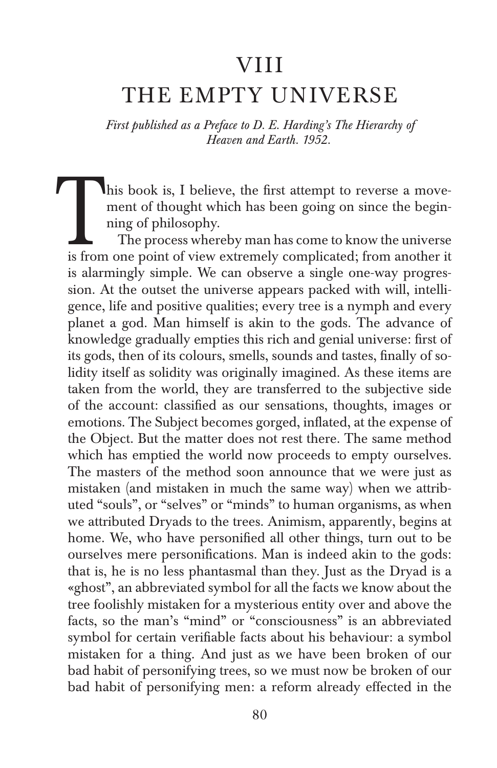# VIII
# THE EMPTY UNIVERSE

*First published as a Preface to D. E. Harding's The Hierarchy of Heaven and Earth. 1952.*

This book is, I believe, the first attempt to reverse a movement of thought which has been going on since the beginning of philosophy.

The process whereby man has come to know the universe is from one point of view extremely complicated; from another it is alarmingly simple. We can observe a single one-way progression. At the outset the universe appears packed with will, intelligence, life and positive qualities; every tree is a nymph and every planet a god. Man himself is akin to the gods. The advance of knowledge gradually empties this rich and genial universe: first of its gods, then of its colours, smells, sounds and tastes, finally of solidity itself as solidity was originally imagined. As these items are taken from the world, they are transferred to the subjective side of the account: classified as our sensations, thoughts, images or emotions. The Subject becomes gorged, inflated, at the expense of the Object. But the matter does not rest there. The same method which has emptied the world now proceeds to empty ourselves. The masters of the method soon announce that we were just as mistaken (and mistaken in much the same way) when we attributed "souls", or "selves" or "minds" to human organisms, as when we attributed Dryads to the trees. Animism, apparently, begins at home. We, who have personified all other things, turn out to be ourselves mere personifications. Man is indeed akin to the gods: that is, he is no less phantasmal than they. Just as the Dryad is a «ghost", an abbreviated symbol for all the facts we know about the tree foolishly mistaken for a mysterious entity over and above the facts, so the man's "mind" or "consciousness" is an abbreviated symbol for certain verifiable facts about his behaviour: a symbol mistaken for a thing. And just as we have been broken of our bad habit of personifying trees, so we must now be broken of our bad habit of personifying men: a reform already effected in the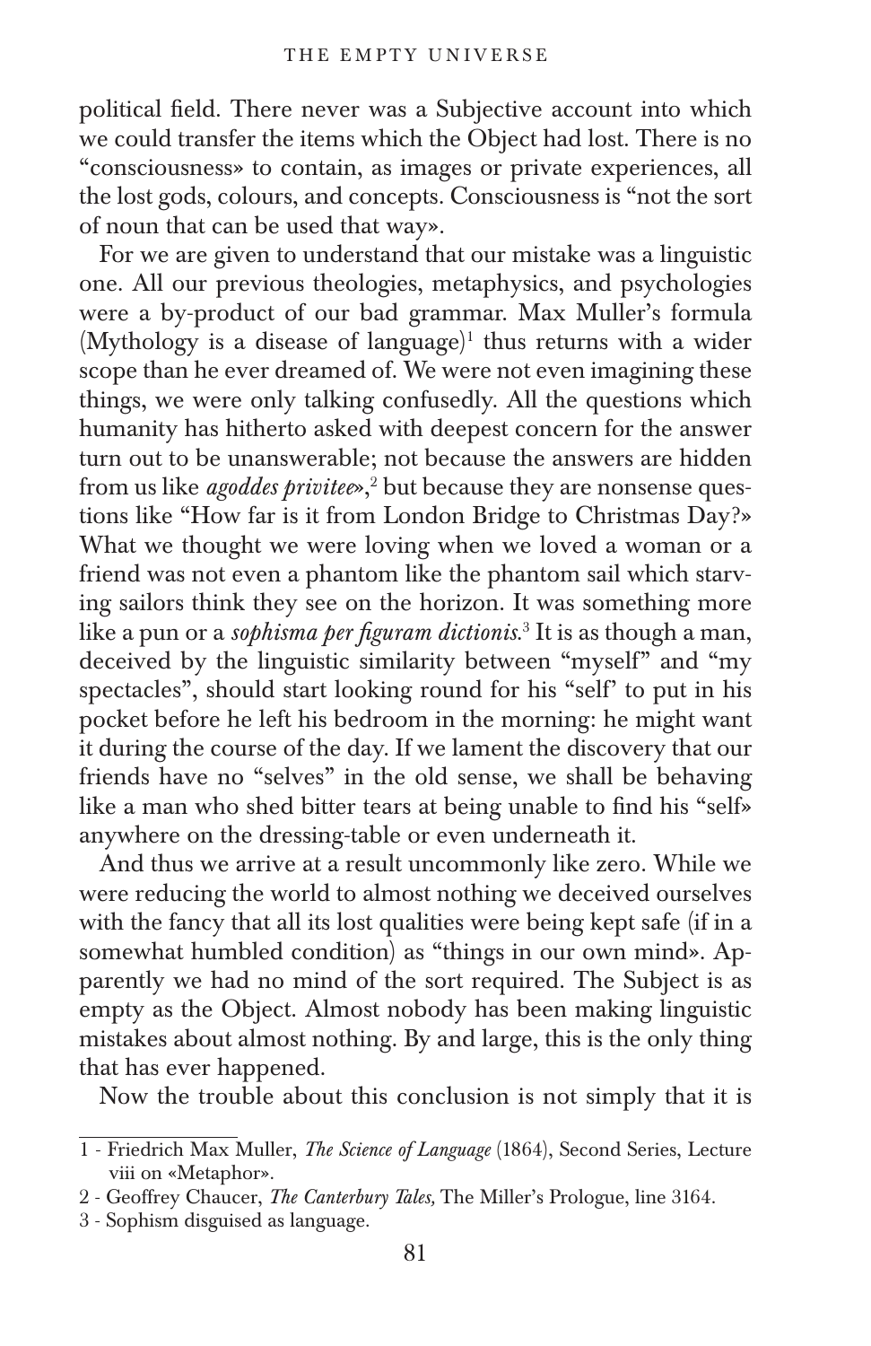political field. There never was a Subjective account into which we could transfer the items which the Object had lost. There is no "consciousness» to contain, as images or private experiences, all the lost gods, colours, and concepts. Consciousness is "not the sort of noun that can be used that way».

For we are given to understand that our mistake was a linguistic one. All our previous theologies, metaphysics, and psychologies were a by-product of our bad grammar. Max Muller's formula (Mythology is a disease of language)[1] thus returns with a wider scope than he ever dreamed of. We were not even imagining these things, we were only talking confusedly. All the questions which humanity has hitherto asked with deepest concern for the answer turn out to be unanswerable; not because the answers are hidden from us like *agoddes privitee*»,[2] but because they are nonsense questions like "How far is it from London Bridge to Christmas Day?» What we thought we were loving when we loved a woman or a friend was not even a phantom like the phantom sail which starving sailors think they see on the horizon. It was something more like a pun or a *sophisma per figuram dictionis*.[3] It is as though a man, deceived by the linguistic similarity between "myself" and "my spectacles", should start looking round for his "self' to put in his pocket before he left his bedroom in the morning: he might want it during the course of the day. If we lament the discovery that our friends have no "selves" in the old sense, we shall be behaving like a man who shed bitter tears at being unable to find his "self» anywhere on the dressing-table or even underneath it.

And thus we arrive at a result uncommonly like zero. While we were reducing the world to almost nothing we deceived ourselves with the fancy that all its lost qualities were being kept safe (if in a somewhat humbled condition) as "things in our own mind». Apparently we had no mind of the sort required. The Subject is as empty as the Object. Almost nobody has been making linguistic mistakes about almost nothing. By and large, this is the only thing that has ever happened.

Now the trouble about this conclusion is not simply that it is

---

1 - Friedrich Max Muller, *The Science of Language* (1864), Second Series, Lecture viii on «Metaphor».

2 - Geoffrey Chaucer, *The Canterbury Tales,* The Miller's Prologue, line 3164.

3 - Sophism disguised as language.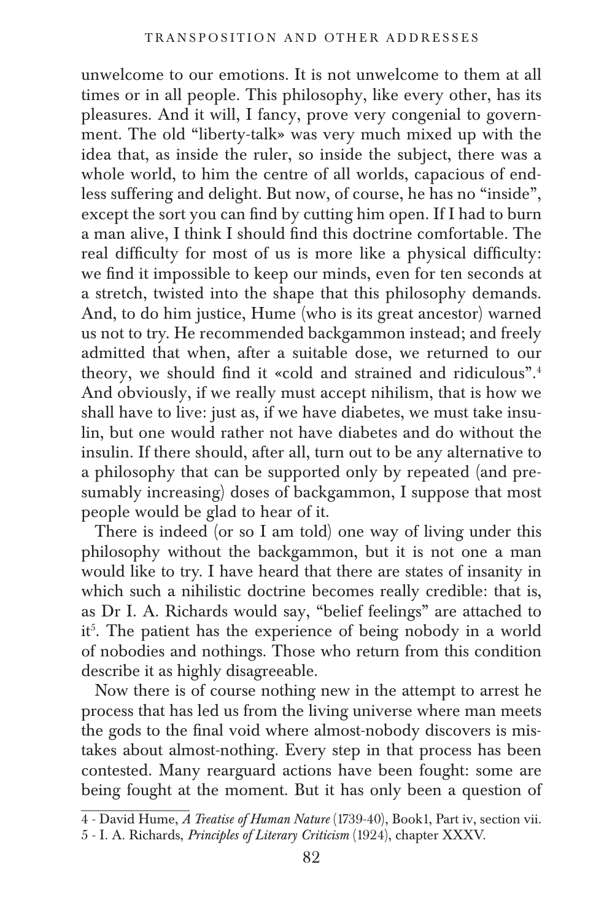unwelcome to our emotions. It is not unwelcome to them at all times or in all people. This philosophy, like every other, has its pleasures. And it will, I fancy, prove very congenial to government. The old "liberty-talk» was very much mixed up with the idea that, as inside the ruler, so inside the subject, there was a whole world, to him the centre of all worlds, capacious of endless suffering and delight. But now, of course, he has no "inside", except the sort you can find by cutting him open. If I had to burn a man alive, I think I should find this doctrine comfortable. The real difficulty for most of us is more like a physical difficulty: we find it impossible to keep our minds, even for ten seconds at a stretch, twisted into the shape that this philosophy demands. And, to do him justice, Hume (who is its great ancestor) warned us not to try. He recommended backgammon instead; and freely admitted that when, after a suitable dose, we returned to our theory, we should find it «cold and strained and ridiculous".[4] And obviously, if we really must accept nihilism, that is how we shall have to live: just as, if we have diabetes, we must take insulin, but one would rather not have diabetes and do without the insulin. If there should, after all, turn out to be any alternative to a philosophy that can be supported only by repeated (and presumably increasing) doses of backgammon, I suppose that most people would be glad to hear of it.

There is indeed (or so I am told) one way of living under this philosophy without the backgammon, but it is not one a man would like to try. I have heard that there are states of insanity in which such a nihilistic doctrine becomes really credible: that is, as Dr I. A. Richards would say, "belief feelings" are attached to it[5]. The patient has the experience of being nobody in a world of nobodies and nothings. Those who return from this condition describe it as highly disagreeable.

Now there is of course nothing new in the attempt to arrest he process that has led us from the living universe where man meets the gods to the final void where almost-nobody discovers is mistakes about almost-nothing. Every step in that process has been contested. Many rearguard actions have been fought: some are being fought at the moment. But it has only been a question of

---

4 - David Hume, *A Treatise of Human Nature* (1739-40), Book1, Part iv, section vii.

5 - I. A. Richards, *Principles of Literary Criticism* (1924), chapter XXXV.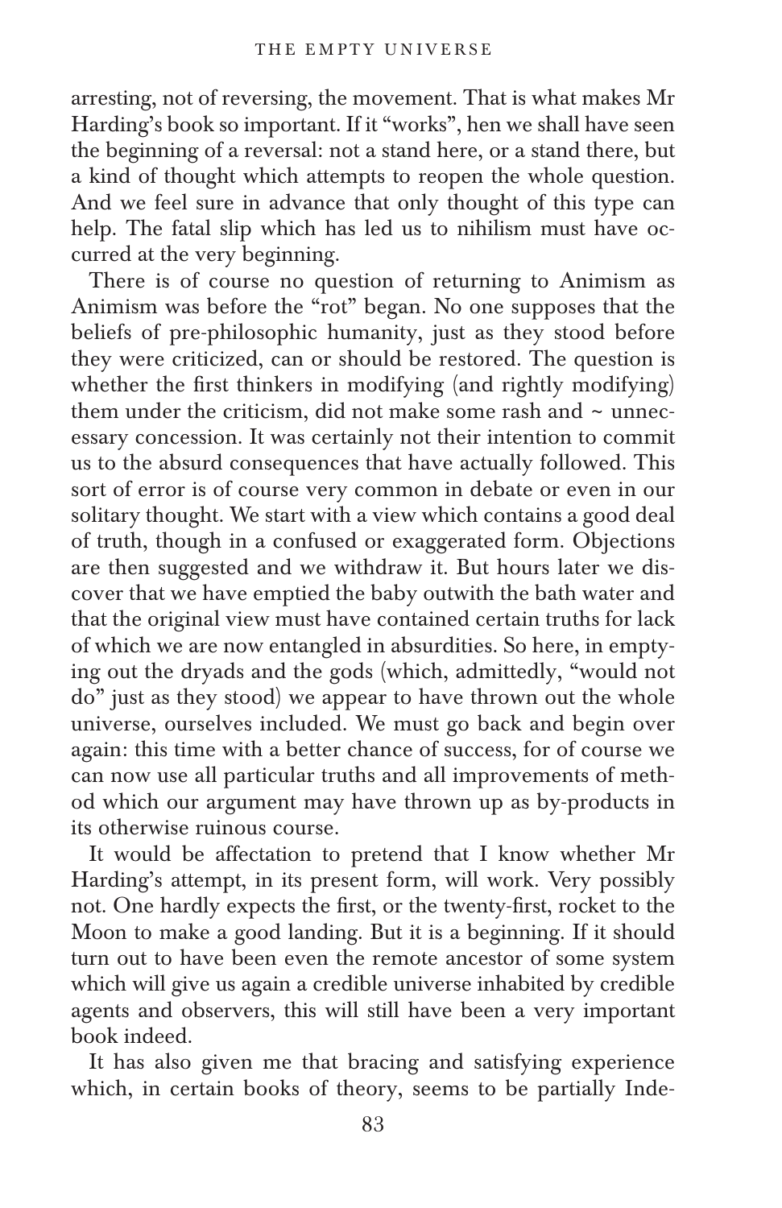arresting, not of reversing, the movement. That is what makes Mr Harding's book so important. If it "works", hen we shall have seen the beginning of a reversal: not a stand here, or a stand there, but a kind of thought which attempts to reopen the whole question. And we feel sure in advance that only thought of this type can help. The fatal slip which has led us to nihilism must have occurred at the very beginning.

There is of course no question of returning to Animism as Animism was before the "rot" began. No one supposes that the beliefs of pre-philosophic humanity, just as they stood before they were criticized, can or should be restored. The question is whether the first thinkers in modifying (and rightly modifying) them under the criticism, did not make some rash and ~ unnecessary concession. It was certainly not their intention to commit us to the absurd consequences that have actually followed. This sort of error is of course very common in debate or even in our solitary thought. We start with a view which contains a good deal of truth, though in a confused or exaggerated form. Objections are then suggested and we withdraw it. But hours later we discover that we have emptied the baby outwith the bath water and that the original view must have contained certain truths for lack of which we are now entangled in absurdities. So here, in emptying out the dryads and the gods (which, admittedly, "would not do" just as they stood) we appear to have thrown out the whole universe, ourselves included. We must go back and begin over again: this time with a better chance of success, for of course we can now use all particular truths and all improvements of method which our argument may have thrown up as by-products in its otherwise ruinous course.

It would be affectation to pretend that I know whether Mr Harding's attempt, in its present form, will work. Very possibly not. One hardly expects the first, or the twenty-first, rocket to the Moon to make a good landing. But it is a beginning. If it should turn out to have been even the remote ancestor of some system which will give us again a credible universe inhabited by credible agents and observers, this will still have been a very important book indeed.

It has also given me that bracing and satisfying experience which, in certain books of theory, seems to be partially Inde-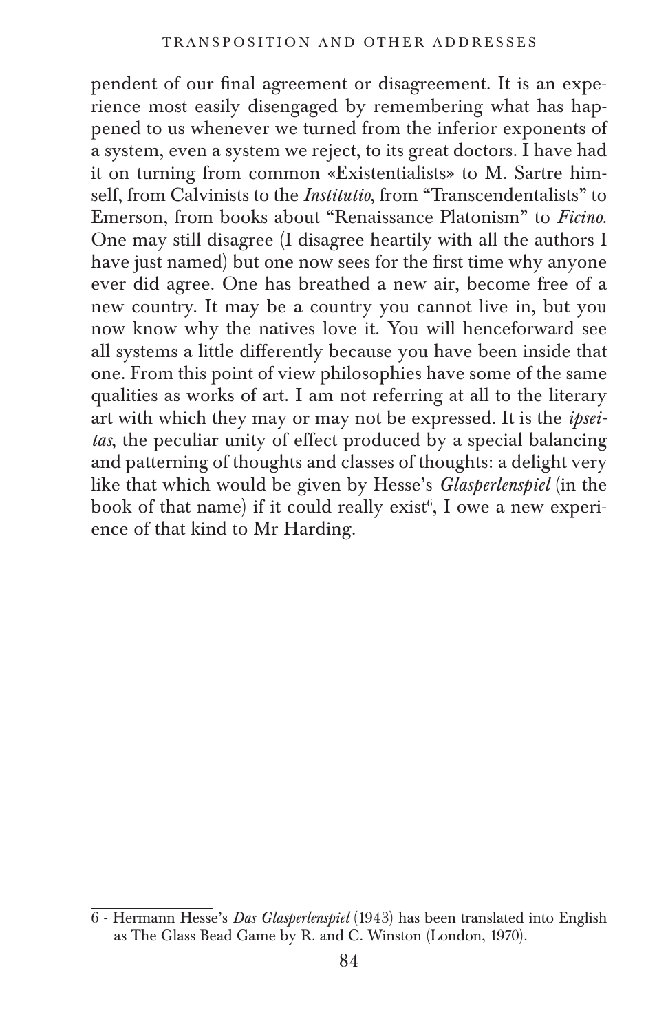pendent of our final agreement or disagreement. It is an experience most easily disengaged by remembering what has happened to us whenever we turned from the inferior exponents of a system, even a system we reject, to its great doctors. I have had it on turning from common «Existentialists» to M. Sartre himself, from Calvinists to the *Institutio*, from "Transcendentalists" to Emerson, from books about "Renaissance Platonism" to *Ficino*. One may still disagree (I disagree heartily with all the authors I have just named) but one now sees for the first time why anyone ever did agree. One has breathed a new air, become free of a new country. It may be a country you cannot live in, but you now know why the natives love it. You will henceforward see all systems a little differently because you have been inside that one. From this point of view philosophies have some of the same qualities as works of art. I am not referring at all to the literary art with which they may or may not be expressed. It is the *ipseitas*, the peculiar unity of effect produced by a special balancing and patterning of thoughts and classes of thoughts: a delight very like that which would be given by Hesse's *Glasperlenspiel* (in the book of that name) if it could really exist[6], I owe a new experience of that kind to Mr Harding.

---

6 - Hermann Hesse's *Das Glasperlenspiel* (1943) has been translated into English as The Glass Bead Game by R. and C. Winston (London, 1970).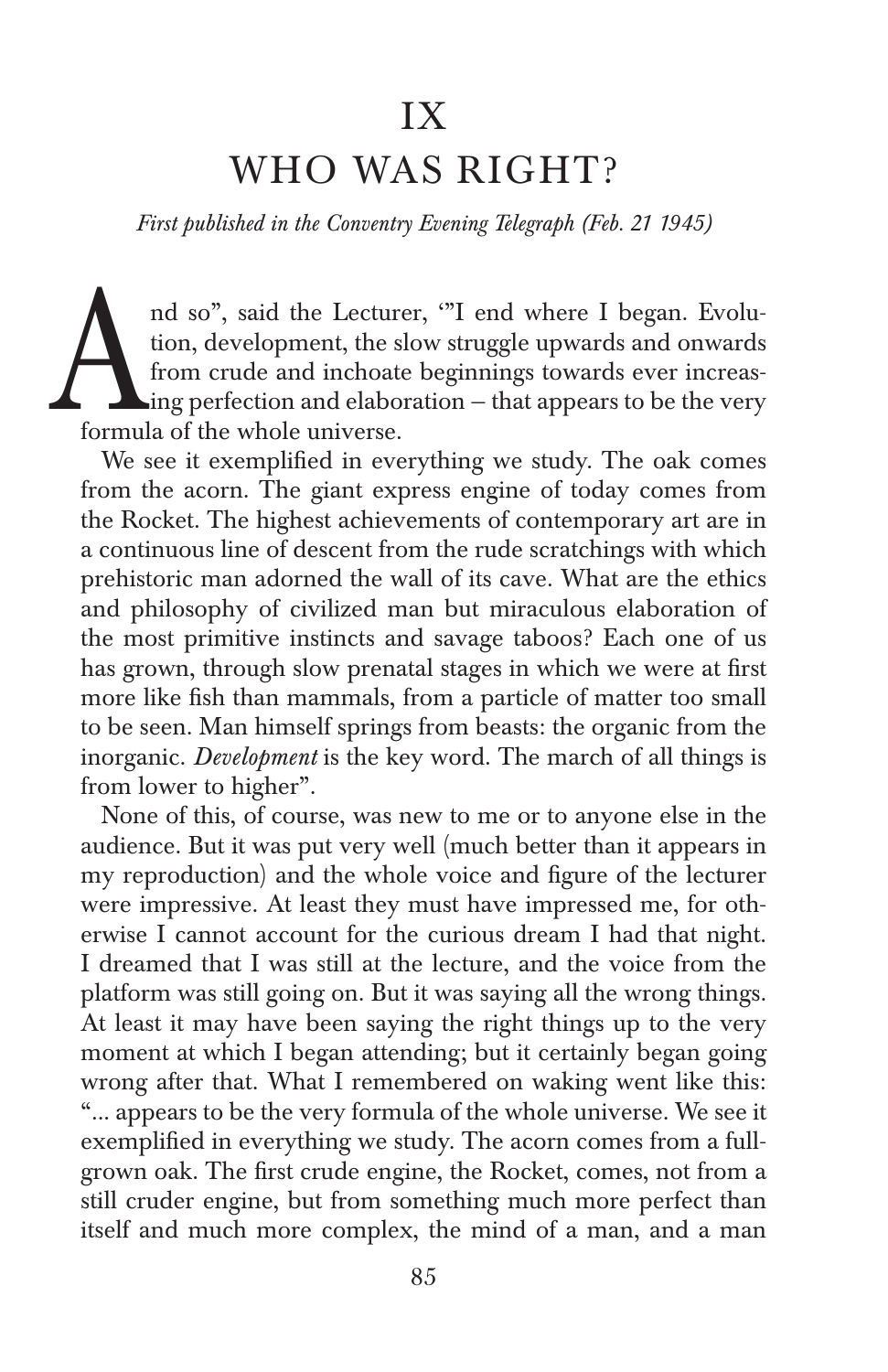# IX
# WHO WAS RIGHT?

*First published in the Conventry Evening Telegraph (Feb. 21 1945)*

And so", said the Lecturer, '"I end where I began. Evolution, development, the slow struggle upwards and onwards from crude and inchoate beginnings towards ever increasing perfection and elaboration – that appears to be the very formula of the whole universe.

We see it exemplified in everything we study. The oak comes from the acorn. The giant express engine of today comes from the Rocket. The highest achievements of contemporary art are in a continuous line of descent from the rude scratchings with which prehistoric man adorned the wall of its cave. What are the ethics and philosophy of civilized man but miraculous elaboration of the most primitive instincts and savage taboos? Each one of us has grown, through slow prenatal stages in which we were at first more like fish than mammals, from a particle of matter too small to be seen. Man himself springs from beasts: the organic from the inorganic. *Development* is the key word. The march of all things is from lower to higher".

None of this, of course, was new to me or to anyone else in the audience. But it was put very well (much better than it appears in my reproduction) and the whole voice and figure of the lecturer were impressive. At least they must have impressed me, for otherwise I cannot account for the curious dream I had that night. I dreamed that I was still at the lecture, and the voice from the platform was still going on. But it was saying all the wrong things. At least it may have been saying the right things up to the very moment at which I began attending; but it certainly began going wrong after that. What I remembered on waking went like this: "... appears to be the very formula of the whole universe. We see it exemplified in everything we study. The acorn comes from a full-grown oak. The first crude engine, the Rocket, comes, not from a still cruder engine, but from something much more perfect than itself and much more complex, the mind of a man, and a man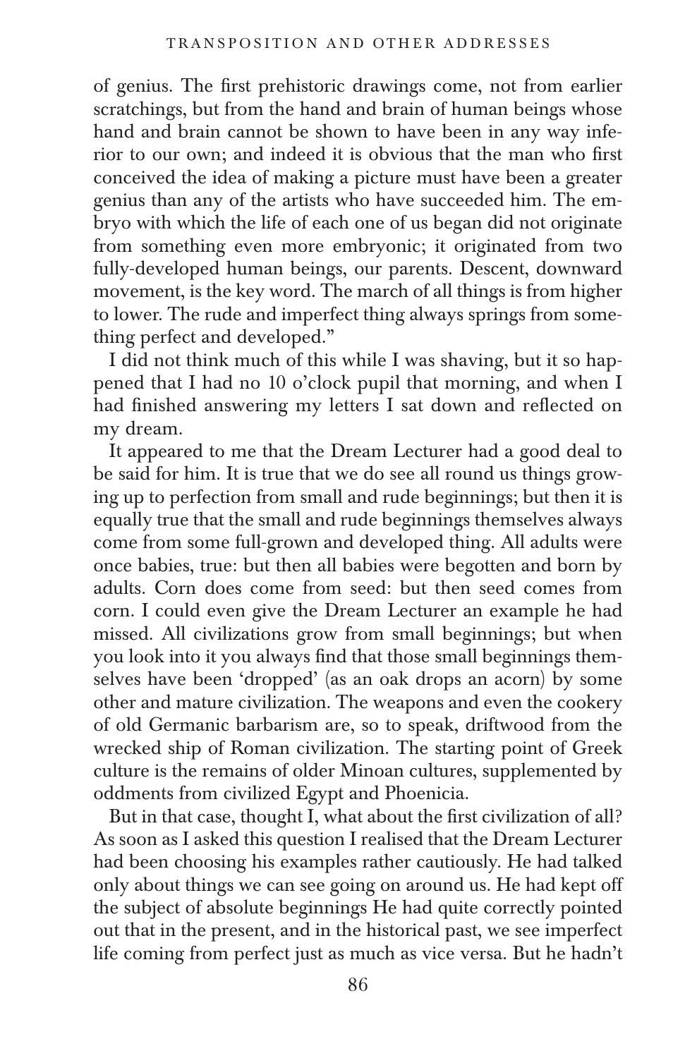of genius. The first prehistoric drawings come, not from earlier scratchings, but from the hand and brain of human beings whose hand and brain cannot be shown to have been in any way inferior to our own; and indeed it is obvious that the man who first conceived the idea of making a picture must have been a greater genius than any of the artists who have succeeded him. The embryo with which the life of each one of us began did not originate from something even more embryonic; it originated from two fully-developed human beings, our parents. Descent, downward movement, is the key word. The march of all things is from higher to lower. The rude and imperfect thing always springs from something perfect and developed."

I did not think much of this while I was shaving, but it so happened that I had no 10 o'clock pupil that morning, and when I had finished answering my letters I sat down and reflected on my dream.

It appeared to me that the Dream Lecturer had a good deal to be said for him. It is true that we do see all round us things growing up to perfection from small and rude beginnings; but then it is equally true that the small and rude beginnings themselves always come from some full-grown and developed thing. All adults were once babies, true: but then all babies were begotten and born by adults. Corn does come from seed: but then seed comes from corn. I could even give the Dream Lecturer an example he had missed. All civilizations grow from small beginnings; but when you look into it you always find that those small beginnings themselves have been 'dropped' (as an oak drops an acorn) by some other and mature civilization. The weapons and even the cookery of old Germanic barbarism are, so to speak, driftwood from the wrecked ship of Roman civilization. The starting point of Greek culture is the remains of older Minoan cultures, supplemented by oddments from civilized Egypt and Phoenicia.

But in that case, thought I, what about the first civilization of all? As soon as I asked this question I realised that the Dream Lecturer had been choosing his examples rather cautiously. He had talked only about things we can see going on around us. He had kept off the subject of absolute beginnings He had quite correctly pointed out that in the present, and in the historical past, we see imperfect life coming from perfect just as much as vice versa. But he hadn't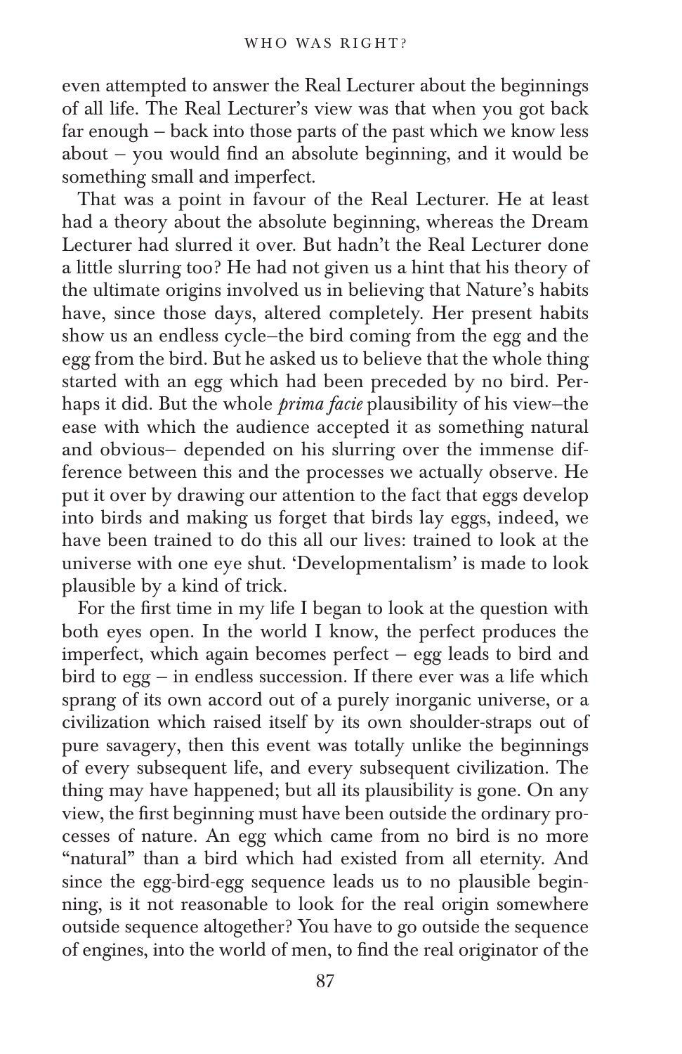even attempted to answer the Real Lecturer about the beginnings of all life. The Real Lecturer's view was that when you got back far enough – back into those parts of the past which we know less about – you would find an absolute beginning, and it would be something small and imperfect.

That was a point in favour of the Real Lecturer. He at least had a theory about the absolute beginning, whereas the Dream Lecturer had slurred it over. But hadn't the Real Lecturer done a little slurring too? He had not given us a hint that his theory of the ultimate origins involved us in believing that Nature's habits have, since those days, altered completely. Her present habits show us an endless cycle–the bird coming from the egg and the egg from the bird. But he asked us to believe that the whole thing started with an egg which had been preceded by no bird. Perhaps it did. But the whole *prima facie* plausibility of his view–the ease with which the audience accepted it as something natural and obvious– depended on his slurring over the immense difference between this and the processes we actually observe. He put it over by drawing our attention to the fact that eggs develop into birds and making us forget that birds lay eggs, indeed, we have been trained to do this all our lives: trained to look at the universe with one eye shut. 'Developmentalism' is made to look plausible by a kind of trick.

For the first time in my life I began to look at the question with both eyes open. In the world I know, the perfect produces the imperfect, which again becomes perfect – egg leads to bird and bird to egg – in endless succession. If there ever was a life which sprang of its own accord out of a purely inorganic universe, or a civilization which raised itself by its own shoulder-straps out of pure savagery, then this event was totally unlike the beginnings of every subsequent life, and every subsequent civilization. The thing may have happened; but all its plausibility is gone. On any view, the first beginning must have been outside the ordinary processes of nature. An egg which came from no bird is no more "natural" than a bird which had existed from all eternity. And since the egg-bird-egg sequence leads us to no plausible beginning, is it not reasonable to look for the real origin somewhere outside sequence altogether? You have to go outside the sequence of engines, into the world of men, to find the real originator of the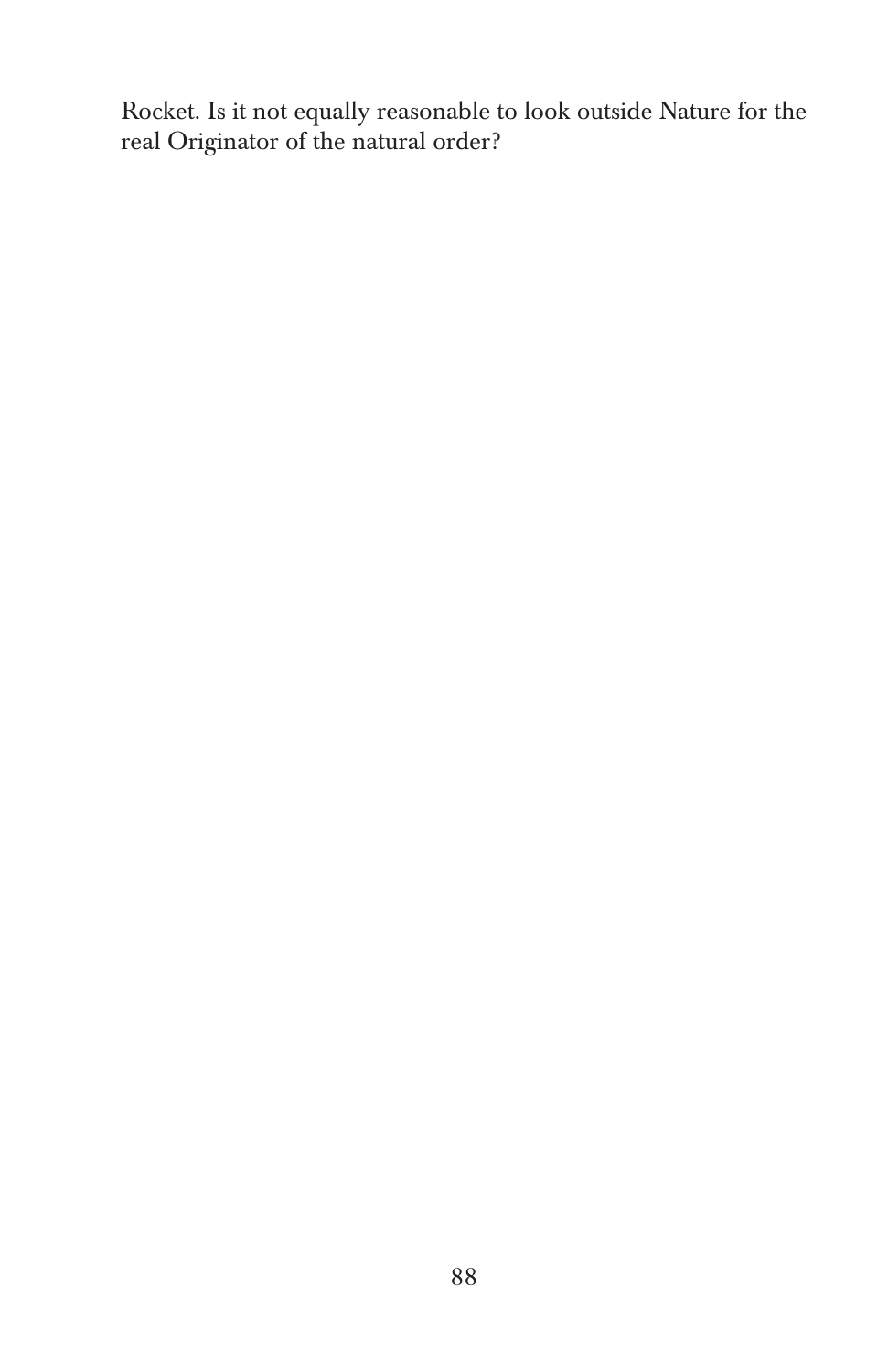Rocket. Is it not equally reasonable to look outside Nature for the real Originator of the natural order?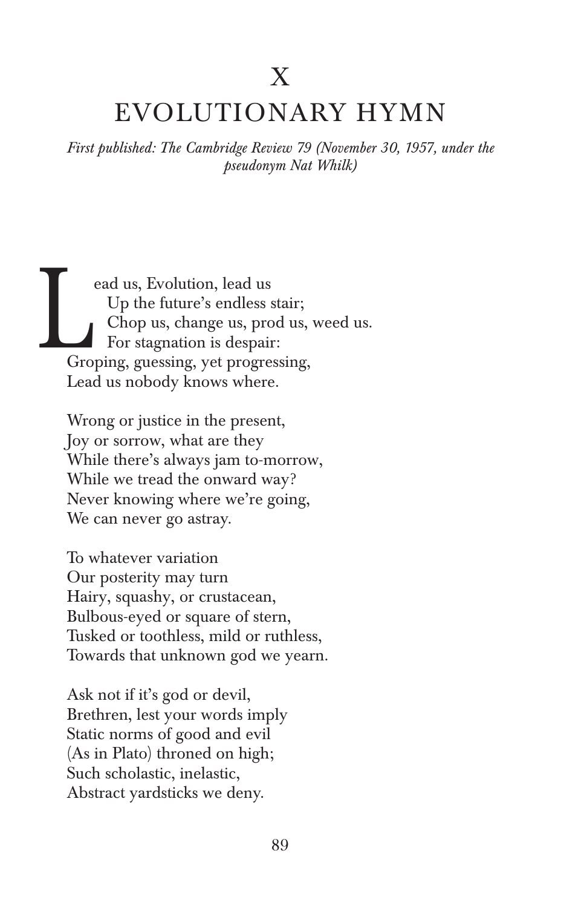# X

# EVOLUTIONARY HYMN

*First published: The Cambridge Review 79 (November 30, 1957, under the pseudonym Nat Whilk)*

Lead us, Evolution, lead us  
Up the future's endless stair;  
Chop us, change us, prod us, weed us.  
For stagnation is despair:  
Groping, guessing, yet progressing,  
Lead us nobody knows where.

Wrong or justice in the present,  
Joy or sorrow, what are they  
While there's always jam to-morrow,  
While we tread the onward way?  
Never knowing where we're going,  
We can never go astray.

To whatever variation  
Our posterity may turn  
Hairy, squashy, or crustacean,  
Bulbous-eyed or square of stern,  
Tusked or toothless, mild or ruthless,  
Towards that unknown god we yearn.

Ask not if it's god or devil,  
Brethren, lest your words imply  
Static norms of good and evil  
(As in Plato) throned on high;  
Such scholastic, inelastic,  
Abstract yardsticks we deny.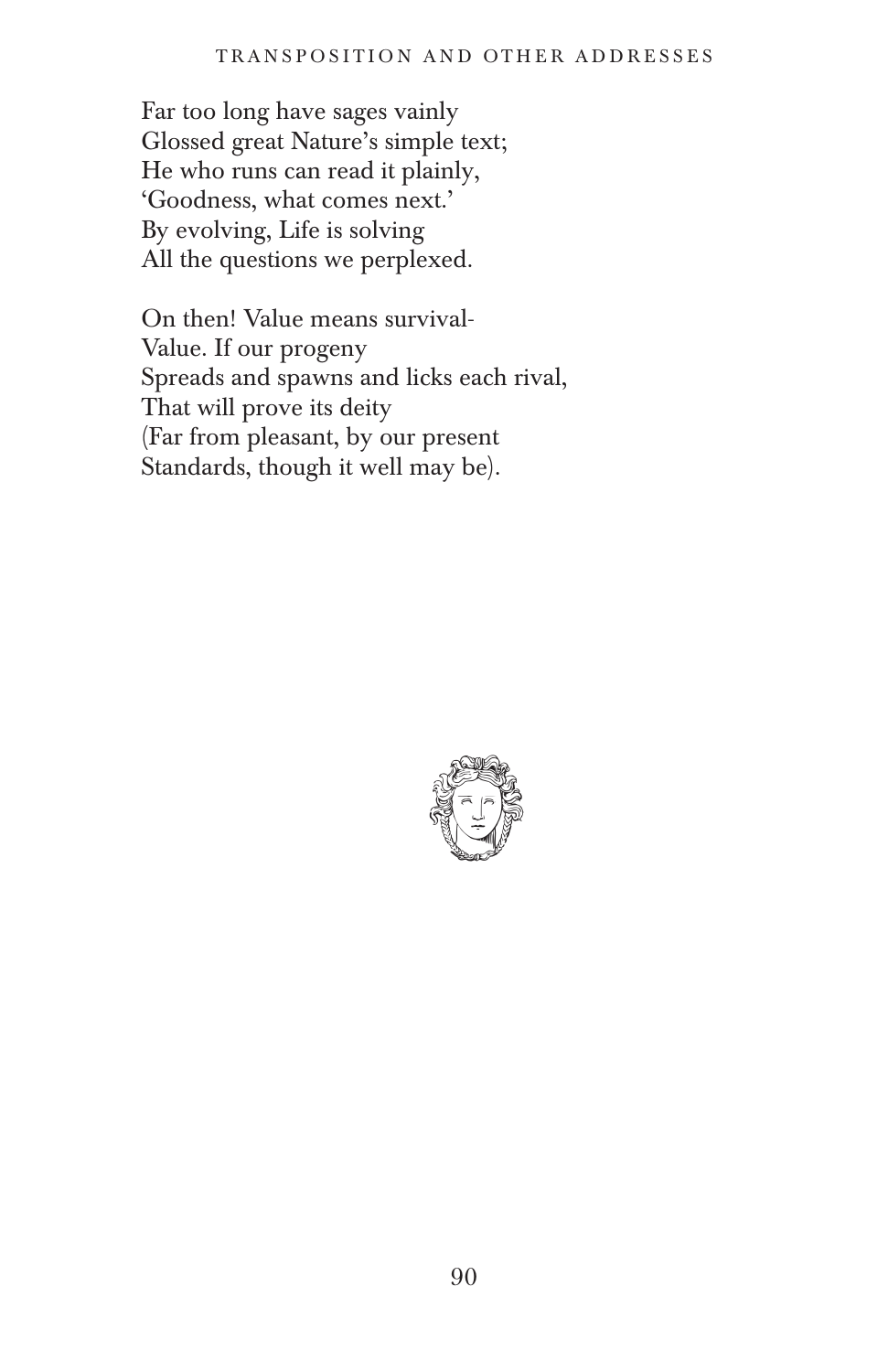Far too long have sages vainly
Glossed great Nature's simple text;
He who runs can read it plainly,
'Goodness, what comes next.'
By evolving, Life is solving
All the questions we perplexed.

On then! Value means survival-
Value. If our progeny
Spreads and spawns and licks each rival,
That will prove its deity
(Far from pleasant, by our present
Standards, though it well may be).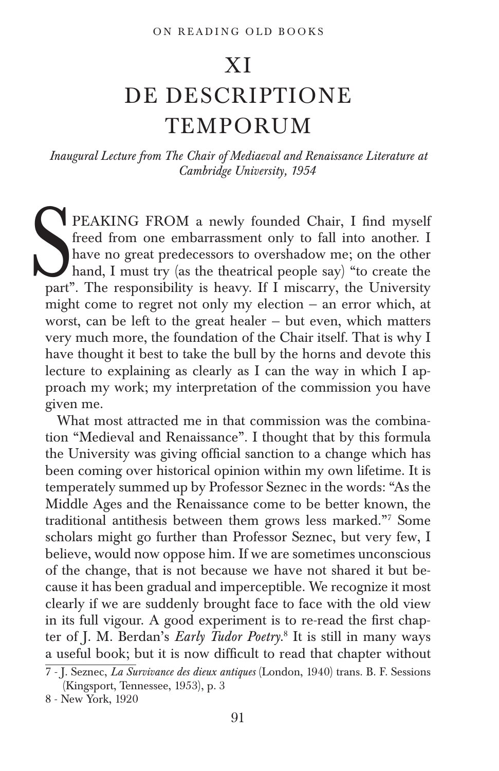# XI
# DE DESCRIPTIONE TEMPORUM

*Inaugural Lecture from The Chair of Mediaeval and Renaissance Literature at Cambridge University, 1954*

SPEAKING FROM a newly founded Chair, I find myself freed from one embarrassment only to fall into another. I have no great predecessors to overshadow me; on the other hand, I must try (as the theatrical people say) "to create the part". The responsibility is heavy. If I miscarry, the University might come to regret not only my election – an error which, at worst, can be left to the great healer – but even, which matters very much more, the foundation of the Chair itself. That is why I have thought it best to take the bull by the horns and devote this lecture to explaining as clearly as I can the way in which I approach my work; my interpretation of the commission you have given me.

What most attracted me in that commission was the combination "Medieval and Renaissance". I thought that by this formula the University was giving official sanction to a change which has been coming over historical opinion within my own lifetime. It is temperately summed up by Professor Seznec in the words: "As the Middle Ages and the Renaissance come to be better known, the traditional antithesis between them grows less marked."[7] Some scholars might go further than Professor Seznec, but very few, I believe, would now oppose him. If we are sometimes unconscious of the change, that is not because we have not shared it but because it has been gradual and imperceptible. We recognize it most clearly if we are suddenly brought face to face with the old view in its full vigour. A good experiment is to re-read the first chapter of J. M. Berdan's *Early Tudor Poetry*.[8] It is still in many ways a useful book; but it is now difficult to read that chapter without

---

7 - J. Seznec, *La Survivance des dieux antiques* (London, 1940) trans. B. F. Sessions (Kingsport, Tennessee, 1953), p. 3

8 - New York, 1920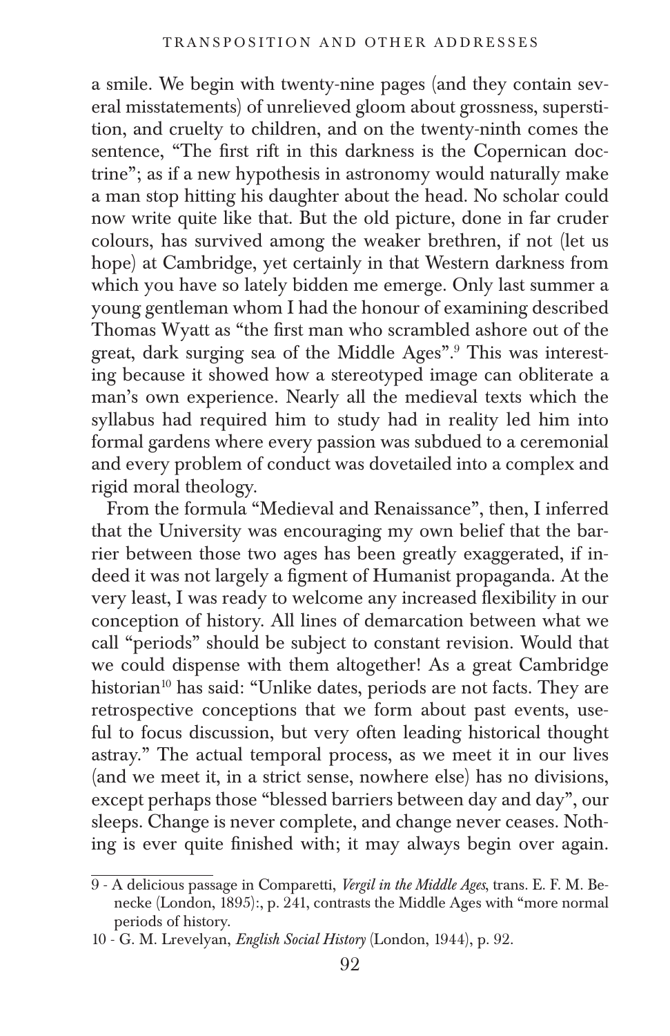a smile. We begin with twenty-nine pages (and they contain several misstatements) of unrelieved gloom about grossness, superstition, and cruelty to children, and on the twenty-ninth comes the sentence, "The first rift in this darkness is the Copernican doctrine"; as if a new hypothesis in astronomy would naturally make a man stop hitting his daughter about the head. No scholar could now write quite like that. But the old picture, done in far cruder colours, has survived among the weaker brethren, if not (let us hope) at Cambridge, yet certainly in that Western darkness from which you have so lately bidden me emerge. Only last summer a young gentleman whom I had the honour of examining described Thomas Wyatt as "the first man who scrambled ashore out of the great, dark surging sea of the Middle Ages".[9] This was interesting because it showed how a stereotyped image can obliterate a man's own experience. Nearly all the medieval texts which the syllabus had required him to study had in reality led him into formal gardens where every passion was subdued to a ceremonial and every problem of conduct was dovetailed into a complex and rigid moral theology.

From the formula "Medieval and Renaissance", then, I inferred that the University was encouraging my own belief that the barrier between those two ages has been greatly exaggerated, if indeed it was not largely a figment of Humanist propaganda. At the very least, I was ready to welcome any increased flexibility in our conception of history. All lines of demarcation between what we call "periods" should be subject to constant revision. Would that we could dispense with them altogether! As a great Cambridge historian[10] has said: "Unlike dates, periods are not facts. They are retrospective conceptions that we form about past events, useful to focus discussion, but very often leading historical thought astray." The actual temporal process, as we meet it in our lives (and we meet it, in a strict sense, nowhere else) has no divisions, except perhaps those "blessed barriers between day and day", our sleeps. Change is never complete, and change never ceases. Nothing is ever quite finished with; it may always begin over again.

---

9 - A delicious passage in Comparetti, *Vergil in the Middle Ages*, trans. E. F. M. Benecke (London, 1895):, p. 241, contrasts the Middle Ages with "more normal periods of history.

10 - G. M. Lrevelyan, *English Social History* (London, 1944), p. 92.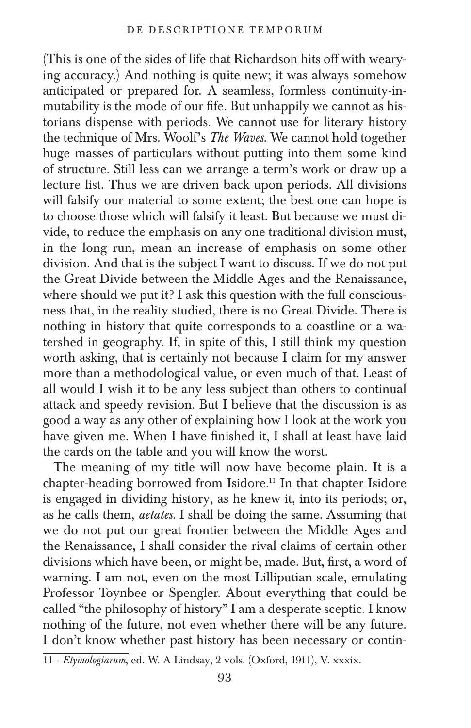(This is one of the sides of life that Richardson hits off with wearying accuracy.) And nothing is quite new; it was always somehow anticipated or prepared for. A seamless, formless continuity-in-mutability is the mode of our fife. But unhappily we cannot as historians dispense with periods. We cannot use for literary history the technique of Mrs. Woolf's *The Waves.* We cannot hold together huge masses of particulars without putting into them some kind of structure. Still less can we arrange a term's work or draw up a lecture list. Thus we are driven back upon periods. All divisions will falsify our material to some extent; the best one can hope is to choose those which will falsify it least. But because we must divide, to reduce the emphasis on any one traditional division must, in the long run, mean an increase of emphasis on some other division. And that is the subject I want to discuss. If we do not put the Great Divide between the Middle Ages and the Renaissance, where should we put it? I ask this question with the full consciousness that, in the reality studied, there is no Great Divide. There is nothing in history that quite corresponds to a coastline or a watershed in geography. If, in spite of this, I still think my question worth asking, that is certainly not because I claim for my answer more than a methodological value, or even much of that. Least of all would I wish it to be any less subject than others to continual attack and speedy revision. But I believe that the discussion is as good a way as any other of explaining how I look at the work you have given me. When I have finished it, I shall at least have laid the cards on the table and you will know the worst.

The meaning of my title will now have become plain. It is a chapter-heading borrowed from Isidore.[11] In that chapter Isidore is engaged in dividing history, as he knew it, into its periods; or, as he calls them, *aetates.* I shall be doing the same. Assuming that we do not put our great frontier between the Middle Ages and the Renaissance, I shall consider the rival claims of certain other divisions which have been, or might be, made. But, first, a word of warning. I am not, even on the most Lilliputian scale, emulating Professor Toynbee or Spengler. About everything that could be called "the philosophy of history" I am a desperate sceptic. I know nothing of the future, not even whether there will be any future. I don't know whether past history has been necessary or contin-

11 - *Etymologiarum*, ed. W. A Lindsay, 2 vols. (Oxford, 1911), V. xxxix.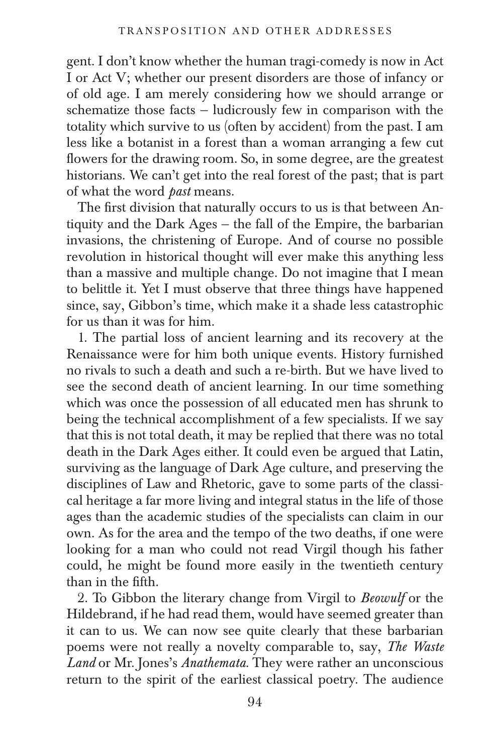gent. I don't know whether the human tragi-comedy is now in Act I or Act V; whether our present disorders are those of infancy or of old age. I am merely considering how we should arrange or schematize those facts – ludicrously few in comparison with the totality which survive to us (often by accident) from the past. I am less like a botanist in a forest than a woman arranging a few cut flowers for the drawing room. So, in some degree, are the greatest historians. We can't get into the real forest of the past; that is part of what the word *past* means.

The first division that naturally occurs to us is that between Antiquity and the Dark Ages – the fall of the Empire, the barbarian invasions, the christening of Europe. And of course no possible revolution in historical thought will ever make this anything less than a massive and multiple change. Do not imagine that I mean to belittle it. Yet I must observe that three things have happened since, say, Gibbon's time, which make it a shade less catastrophic for us than it was for him.

1. The partial loss of ancient learning and its recovery at the Renaissance were for him both unique events. History furnished no rivals to such a death and such a re-birth. But we have lived to see the second death of ancient learning. In our time something which was once the possession of all educated men has shrunk to being the technical accomplishment of a few specialists. If we say that this is not total death, it may be replied that there was no total death in the Dark Ages either. It could even be argued that Latin, surviving as the language of Dark Age culture, and preserving the disciplines of Law and Rhetoric, gave to some parts of the classical heritage a far more living and integral status in the life of those ages than the academic studies of the specialists can claim in our own. As for the area and the tempo of the two deaths, if one were looking for a man who could not read Virgil though his father could, he might be found more easily in the twentieth century than in the fifth.

2. To Gibbon the literary change from Virgil to *Beowulf* or the Hildebrand, if he had read them, would have seemed greater than it can to us. We can now see quite clearly that these barbarian poems were not really a novelty comparable to, say, *The Waste Land* or Mr. Jones's *Anathemata*. They were rather an unconscious return to the spirit of the earliest classical poetry. The audience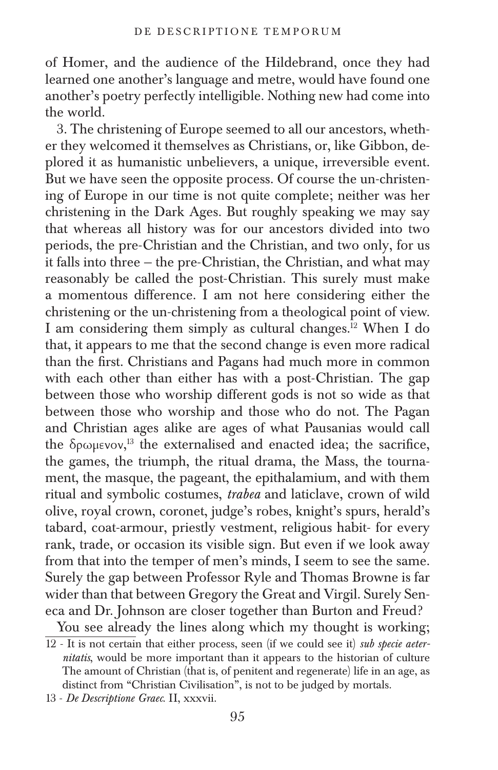of Homer, and the audience of the Hildebrand, once they had learned one another's language and metre, would have found one another's poetry perfectly intelligible. Nothing new had come into the world.

3. The christening of Europe seemed to all our ancestors, whether they welcomed it themselves as Christians, or, like Gibbon, deplored it as humanistic unbelievers, a unique, irreversible event. But we have seen the opposite process. Of course the un-christening of Europe in our time is not quite complete; neither was her christening in the Dark Ages. But roughly speaking we may say that whereas all history was for our ancestors divided into two periods, the pre-Christian and the Christian, and two only, for us it falls into three – the pre-Christian, the Christian, and what may reasonably be called the post-Christian. This surely must make a momentous difference. I am not here considering either the christening or the un-christening from a theological point of view. I am considering them simply as cultural changes.[12] When I do that, it appears to me that the second change is even more radical than the first. Christians and Pagans had much more in common with each other than either has with a post-Christian. The gap between those who worship different gods is not so wide as that between those who worship and those who do not. The Pagan and Christian ages alike are ages of what Pausanias would call the δρωμενον,[13] the externalised and enacted idea; the sacrifice, the games, the triumph, the ritual drama, the Mass, the tournament, the masque, the pageant, the epithalamium, and with them ritual and symbolic costumes, *trabea* and laticlave, crown of wild olive, royal crown, coronet, judge's robes, knight's spurs, herald's tabard, coat-armour, priestly vestment, religious habit- for every rank, trade, or occasion its visible sign. But even if we look away from that into the temper of men's minds, I seem to see the same. Surely the gap between Professor Ryle and Thomas Browne is far wider than that between Gregory the Great and Virgil. Surely Seneca and Dr. Johnson are closer together than Burton and Freud?

You see already the lines along which my thought is working;

12 - It is not certain that either process, seen (if we could see it) *sub specie aeternitatis*, would be more important than it appears to the historian of culture The amount of Christian (that is, of penitent and regenerate) life in an age, as distinct from "Christian Civilisation", is not to be judged by mortals.

13 - *De Descriptione Graec.* II, xxxvii.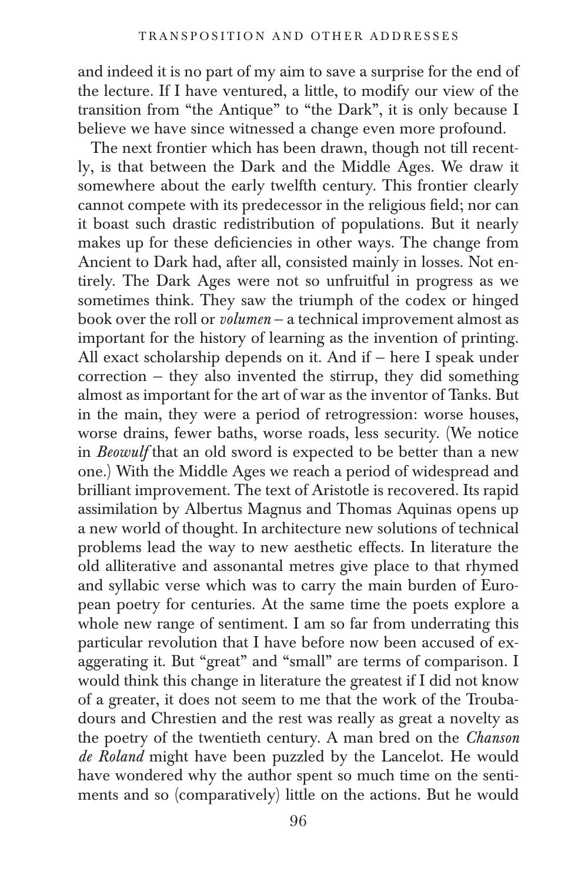and indeed it is no part of my aim to save a surprise for the end of the lecture. If I have ventured, a little, to modify our view of the transition from "the Antique" to "the Dark", it is only because I believe we have since witnessed a change even more profound.

The next frontier which has been drawn, though not till recently, is that between the Dark and the Middle Ages. We draw it somewhere about the early twelfth century. This frontier clearly cannot compete with its predecessor in the religious field; nor can it boast such drastic redistribution of populations. But it nearly makes up for these deficiencies in other ways. The change from Ancient to Dark had, after all, consisted mainly in losses. Not entirely. The Dark Ages were not so unfruitful in progress as we sometimes think. They saw the triumph of the codex or hinged book over the roll or *volumen* – a technical improvement almost as important for the history of learning as the invention of printing. All exact scholarship depends on it. And if – here I speak under correction – they also invented the stirrup, they did something almost as important for the art of war as the inventor of Tanks. But in the main, they were a period of retrogression: worse houses, worse drains, fewer baths, worse roads, less security. (We notice in *Beowulf* that an old sword is expected to be better than a new one.) With the Middle Ages we reach a period of widespread and brilliant improvement. The text of Aristotle is recovered. Its rapid assimilation by Albertus Magnus and Thomas Aquinas opens up a new world of thought. In architecture new solutions of technical problems lead the way to new aesthetic effects. In literature the old alliterative and assonantal metres give place to that rhymed and syllabic verse which was to carry the main burden of European poetry for centuries. At the same time the poets explore a whole new range of sentiment. I am so far from underrating this particular revolution that I have before now been accused of exaggerating it. But "great" and "small" are terms of comparison. I would think this change in literature the greatest if I did not know of a greater, it does not seem to me that the work of the Troubadours and Chrestien and the rest was really as great a novelty as the poetry of the twentieth century. A man bred on the *Chanson de Roland* might have been puzzled by the Lancelot. He would have wondered why the author spent so much time on the sentiments and so (comparatively) little on the actions. But he would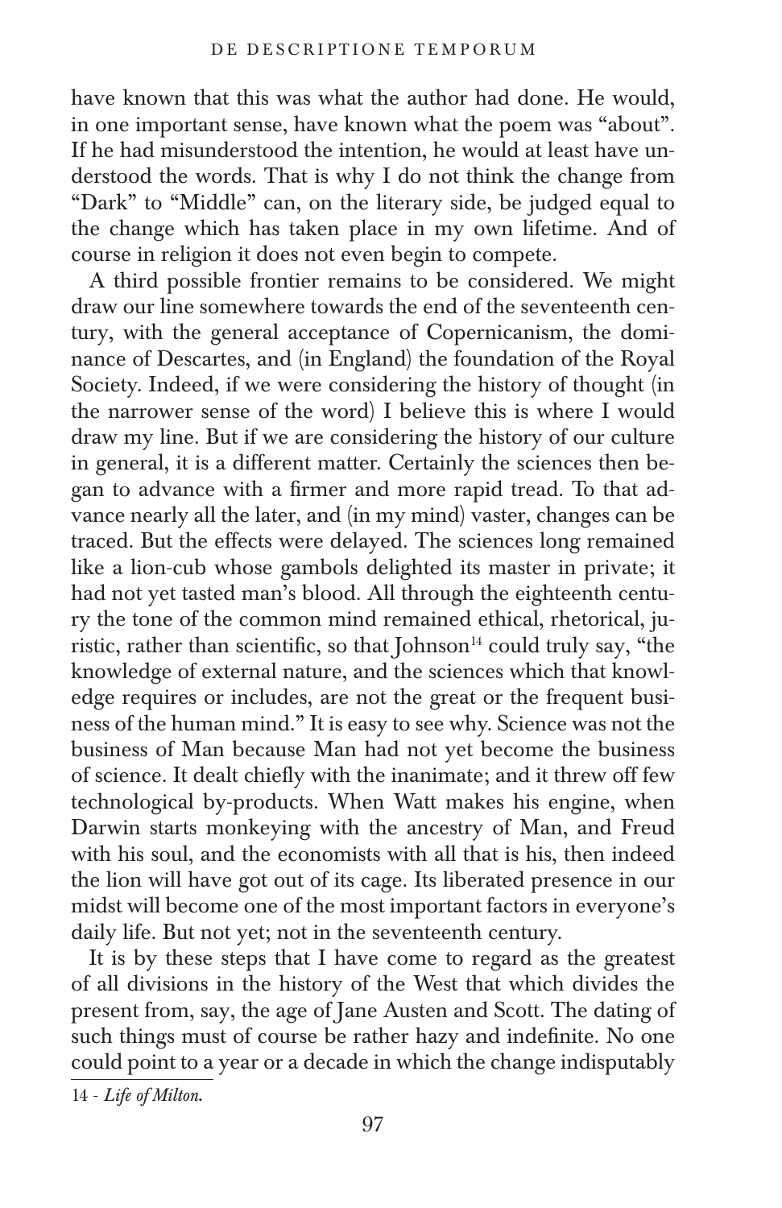have known that this was what the author had done. He would, in one important sense, have known what the poem was "about". If he had misunderstood the intention, he would at least have understood the words. That is why I do not think the change from "Dark" to "Middle" can, on the literary side, be judged equal to the change which has taken place in my own lifetime. And of course in religion it does not even begin to compete.

A third possible frontier remains to be considered. We might draw our line somewhere towards the end of the seventeenth century, with the general acceptance of Copernicanism, the dominance of Descartes, and (in England) the foundation of the Royal Society. Indeed, if we were considering the history of thought (in the narrower sense of the word) I believe this is where I would draw my line. But if we are considering the history of our culture in general, it is a different matter. Certainly the sciences then began to advance with a firmer and more rapid tread. To that advance nearly all the later, and (in my mind) vaster, changes can be traced. But the effects were delayed. The sciences long remained like a lion-cub whose gambols delighted its master in private; it had not yet tasted man's blood. All through the eighteenth century the tone of the common mind remained ethical, rhetorical, juristic, rather than scientific, so that Johnson[14] could truly say, "the knowledge of external nature, and the sciences which that knowledge requires or includes, are not the great or the frequent business of the human mind." It is easy to see why. Science was not the business of Man because Man had not yet become the business of science. It dealt chiefly with the inanimate; and it threw off few technological by-products. When Watt makes his engine, when Darwin starts monkeying with the ancestry of Man, and Freud with his soul, and the economists with all that is his, then indeed the lion will have got out of its cage. Its liberated presence in our midst will become one of the most important factors in everyone's daily life. But not yet; not in the seventeenth century.

It is by these steps that I have come to regard as the greatest of all divisions in the history of the West that which divides the present from, say, the age of Jane Austen and Scott. The dating of such things must of course be rather hazy and indefinite. No one could point to a year or a decade in which the change indisputably

---

14 - *Life of Milton.*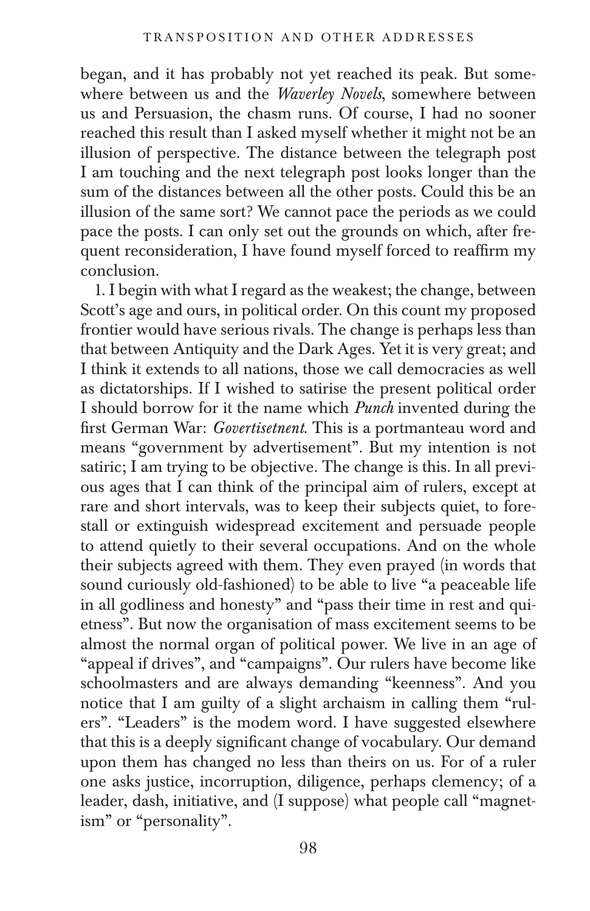began, and it has probably not yet reached its peak. But somewhere between us and the *Waverley Novels*, somewhere between us and Persuasion, the chasm runs. Of course, I had no sooner reached this result than I asked myself whether it might not be an illusion of perspective. The distance between the telegraph post I am touching and the next telegraph post looks longer than the sum of the distances between all the other posts. Could this be an illusion of the same sort? We cannot pace the periods as we could pace the posts. I can only set out the grounds on which, after frequent reconsideration, I have found myself forced to reaffirm my conclusion.

1. I begin with what I regard as the weakest; the change, between Scott's age and ours, in political order. On this count my proposed frontier would have serious rivals. The change is perhaps less than that between Antiquity and the Dark Ages. Yet it is very great; and I think it extends to all nations, those we call democracies as well as dictatorships. If I wished to satirise the present political order I should borrow for it the name which *Punch* invented during the first German War: *Govertisetnent*. This is a portmanteau word and means "government by advertisement". But my intention is not satiric; I am trying to be objective. The change is this. In all previous ages that I can think of the principal aim of rulers, except at rare and short intervals, was to keep their subjects quiet, to forestall or extinguish widespread excitement and persuade people to attend quietly to their several occupations. And on the whole their subjects agreed with them. They even prayed (in words that sound curiously old-fashioned) to be able to live "a peaceable life in all godliness and honesty" and "pass their time in rest and quietness". But now the organisation of mass excitement seems to be almost the normal organ of political power. We live in an age of "appeal if drives", and "campaigns". Our rulers have become like schoolmasters and are always demanding "keenness". And you notice that I am guilty of a slight archaism in calling them "rulers". "Leaders" is the modem word. I have suggested elsewhere that this is a deeply significant change of vocabulary. Our demand upon them has changed no less than theirs on us. For of a ruler one asks justice, incorruption, diligence, perhaps clemency; of a leader, dash, initiative, and (I suppose) what people call "magnetism" or "personality".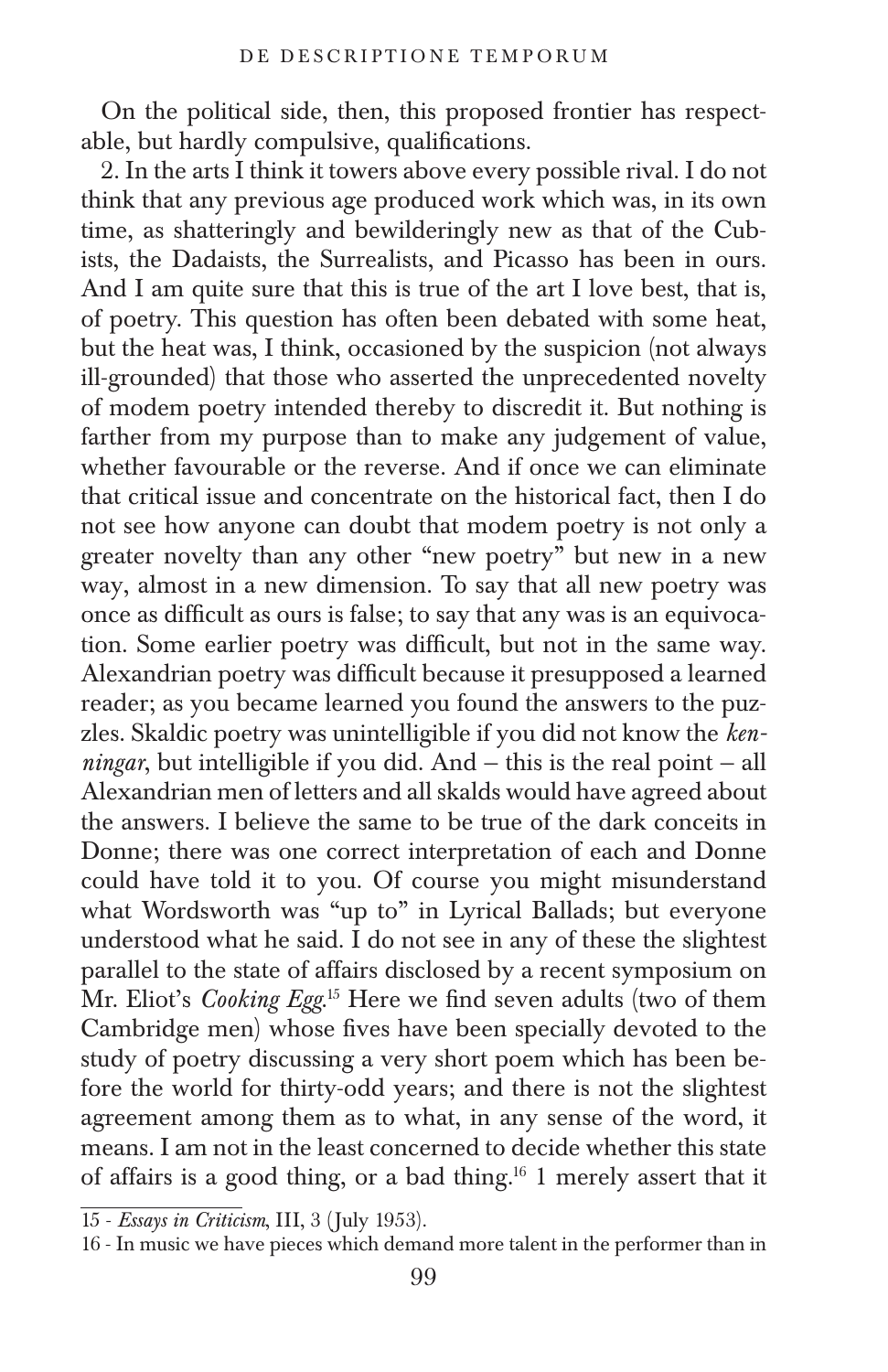On the political side, then, this proposed frontier has respectable, but hardly compulsive, qualifications.

2. In the arts I think it towers above every possible rival. I do not think that any previous age produced work which was, in its own time, as shatteringly and bewilderingly new as that of the Cubists, the Dadaists, the Surrealists, and Picasso has been in ours. And I am quite sure that this is true of the art I love best, that is, of poetry. This question has often been debated with some heat, but the heat was, I think, occasioned by the suspicion (not always ill-grounded) that those who asserted the unprecedented novelty of modem poetry intended thereby to discredit it. But nothing is farther from my purpose than to make any judgement of value, whether favourable or the reverse. And if once we can eliminate that critical issue and concentrate on the historical fact, then I do not see how anyone can doubt that modem poetry is not only a greater novelty than any other "new poetry" but new in a new way, almost in a new dimension. To say that all new poetry was once as difficult as ours is false; to say that any was is an equivocation. Some earlier poetry was difficult, but not in the same way. Alexandrian poetry was difficult because it presupposed a learned reader; as you became learned you found the answers to the puzzles. Skaldic poetry was unintelligible if you did not know the *kenningar*, but intelligible if you did. And – this is the real point – all Alexandrian men of letters and all skalds would have agreed about the answers. I believe the same to be true of the dark conceits in Donne; there was one correct interpretation of each and Donne could have told it to you. Of course you might misunderstand what Wordsworth was "up to" in Lyrical Ballads; but everyone understood what he said. I do not see in any of these the slightest parallel to the state of affairs disclosed by a recent symposium on Mr. Eliot's *Cooking Egg*.[15] Here we find seven adults (two of them Cambridge men) whose fives have been specially devoted to the study of poetry discussing a very short poem which has been before the world for thirty-odd years; and there is not the slightest agreement among them as to what, in any sense of the word, it means. I am not in the least concerned to decide whether this state of affairs is a good thing, or a bad thing.[16] 1 merely assert that it

15 - *Essays in Criticism*, III, 3 (July 1953).

16 - In music we have pieces which demand more talent in the performer than in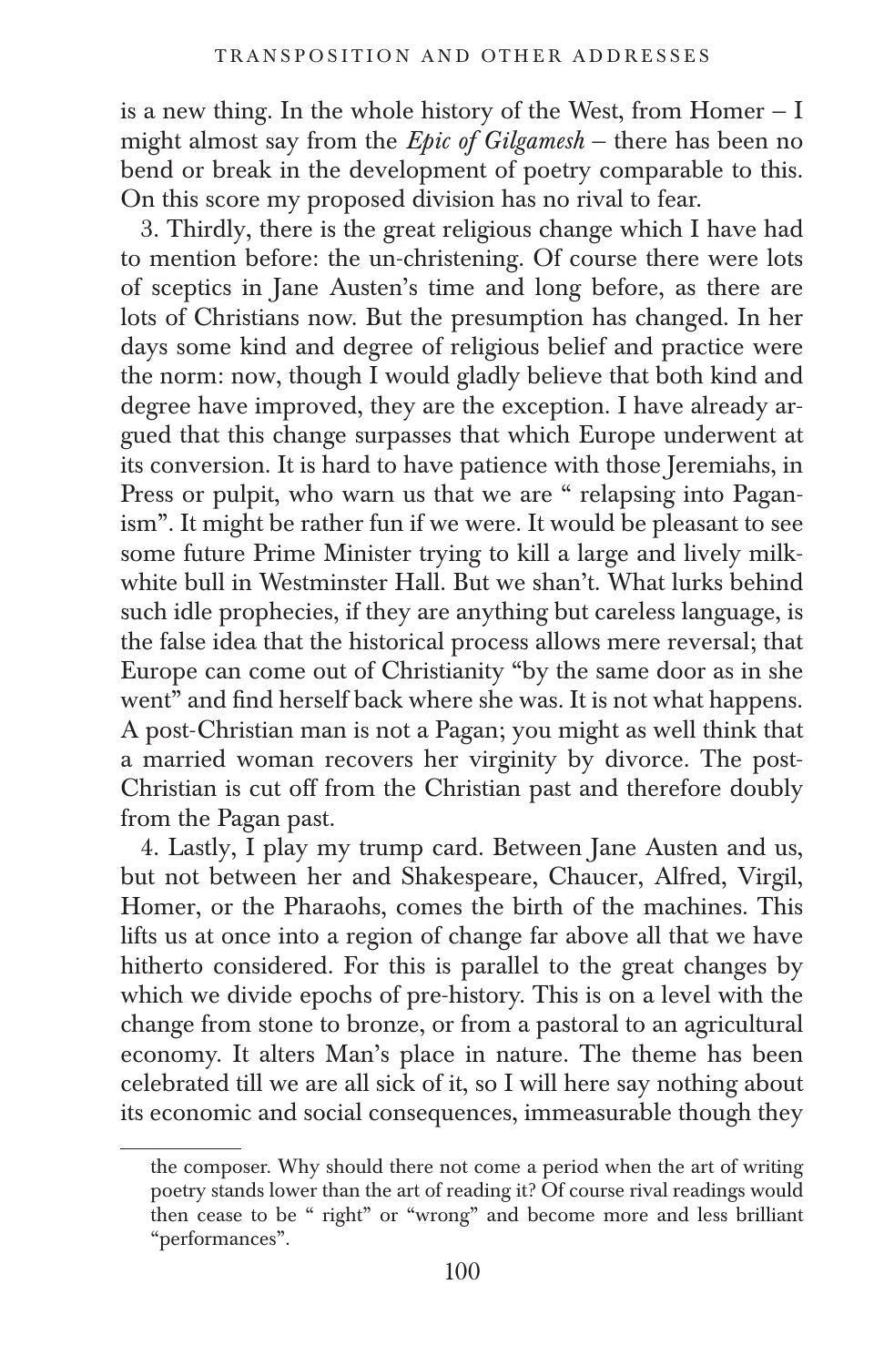is a new thing. In the whole history of the West, from Homer – I might almost say from the *Epic of Gilgamesh* – there has been no bend or break in the development of poetry comparable to this. On this score my proposed division has no rival to fear.

3. Thirdly, there is the great religious change which I have had to mention before: the un-christening. Of course there were lots of sceptics in Jane Austen's time and long before, as there are lots of Christians now. But the presumption has changed. In her days some kind and degree of religious belief and practice were the norm: now, though I would gladly believe that both kind and degree have improved, they are the exception. I have already argued that this change surpasses that which Europe underwent at its conversion. It is hard to have patience with those Jeremiahs, in Press or pulpit, who warn us that we are " relapsing into Paganism". It might be rather fun if we were. It would be pleasant to see some future Prime Minister trying to kill a large and lively milk-white bull in Westminster Hall. But we shan't. What lurks behind such idle prophecies, if they are anything but careless language, is the false idea that the historical process allows mere reversal; that Europe can come out of Christianity "by the same door as in she went" and find herself back where she was. It is not what happens. A post-Christian man is not a Pagan; you might as well think that a married woman recovers her virginity by divorce. The post-Christian is cut off from the Christian past and therefore doubly from the Pagan past.

4. Lastly, I play my trump card. Between Jane Austen and us, but not between her and Shakespeare, Chaucer, Alfred, Virgil, Homer, or the Pharaohs, comes the birth of the machines. This lifts us at once into a region of change far above all that we have hitherto considered. For this is parallel to the great changes by which we divide epochs of pre-history. This is on a level with the change from stone to bronze, or from a pastoral to an agricultural economy. It alters Man's place in nature. The theme has been celebrated till we are all sick of it, so I will here say nothing about its economic and social consequences, immeasurable though they

---

the composer. Why should there not come a period when the art of writing poetry stands lower than the art of reading it? Of course rival readings would then cease to be " right" or "wrong" and become more and less brilliant "performances".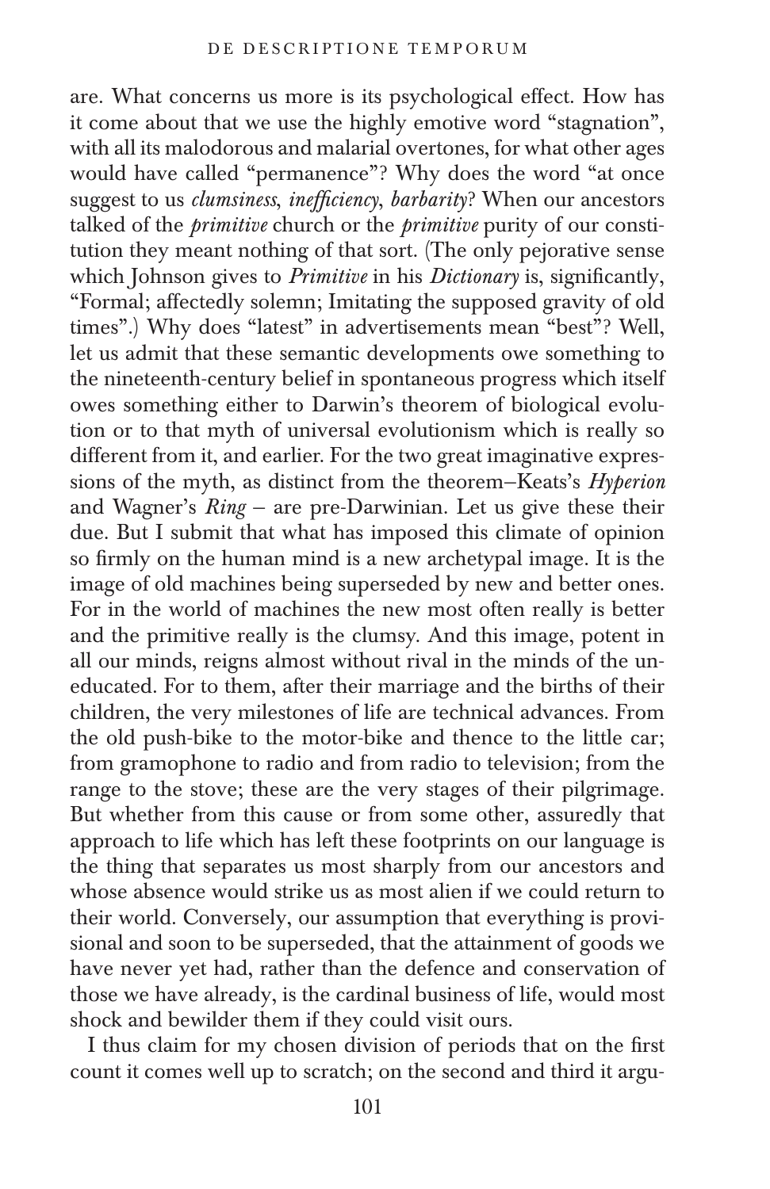are. What concerns us more is its psychological effect. How has it come about that we use the highly emotive word "stagnation", with all its malodorous and malarial overtones, for what other ages would have called "permanence"? Why does the word "at once suggest to us *clumsiness*, *inefficiency*, *barbarity*? When our ancestors talked of the *primitive* church or the *primitive* purity of our constitution they meant nothing of that sort. (The only pejorative sense which Johnson gives to *Primitive* in his *Dictionary* is, significantly, "Formal; affectedly solemn; Imitating the supposed gravity of old times".) Why does "latest" in advertisements mean "best"? Well, let us admit that these semantic developments owe something to the nineteenth-century belief in spontaneous progress which itself owes something either to Darwin's theorem of biological evolution or to that myth of universal evolutionism which is really so different from it, and earlier. For the two great imaginative expressions of the myth, as distinct from the theorem–Keats's *Hyperion* and Wagner's *Ring* – are pre-Darwinian. Let us give these their due. But I submit that what has imposed this climate of opinion so firmly on the human mind is a new archetypal image. It is the image of old machines being superseded by new and better ones. For in the world of machines the new most often really is better and the primitive really is the clumsy. And this image, potent in all our minds, reigns almost without rival in the minds of the uneducated. For to them, after their marriage and the births of their children, the very milestones of life are technical advances. From the old push-bike to the motor-bike and thence to the little car; from gramophone to radio and from radio to television; from the range to the stove; these are the very stages of their pilgrimage. But whether from this cause or from some other, assuredly that approach to life which has left these footprints on our language is the thing that separates us most sharply from our ancestors and whose absence would strike us as most alien if we could return to their world. Conversely, our assumption that everything is provisional and soon to be superseded, that the attainment of goods we have never yet had, rather than the defence and conservation of those we have already, is the cardinal business of life, would most shock and bewilder them if they could visit ours.

I thus claim for my chosen division of periods that on the first count it comes well up to scratch; on the second and third it argu-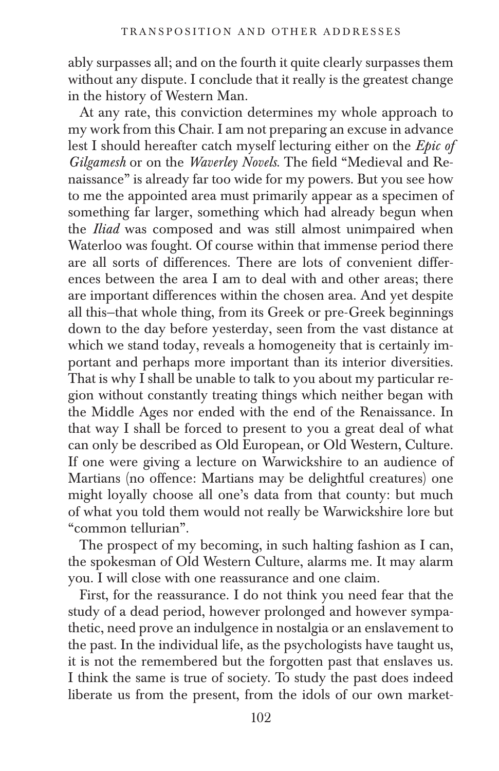ably surpasses all; and on the fourth it quite clearly surpasses them without any dispute. I conclude that it really is the greatest change in the history of Western Man.

At any rate, this conviction determines my whole approach to my work from this Chair. I am not preparing an excuse in advance lest I should hereafter catch myself lecturing either on the *Epic of Gilgamesh* or on the *Waverley Novels.* The field "Medieval and Renaissance" is already far too wide for my powers. But you see how to me the appointed area must primarily appear as a specimen of something far larger, something which had already begun when the *Iliad* was composed and was still almost unimpaired when Waterloo was fought. Of course within that immense period there are all sorts of differences. There are lots of convenient differences between the area I am to deal with and other areas; there are important differences within the chosen area. And yet despite all this—that whole thing, from its Greek or pre-Greek beginnings down to the day before yesterday, seen from the vast distance at which we stand today, reveals a homogeneity that is certainly important and perhaps more important than its interior diversities. That is why I shall be unable to talk to you about my particular region without constantly treating things which neither began with the Middle Ages nor ended with the end of the Renaissance. In that way I shall be forced to present to you a great deal of what can only be described as Old European, or Old Western, Culture. If one were giving a lecture on Warwickshire to an audience of Martians (no offence: Martians may be delightful creatures) one might loyally choose all one's data from that county: but much of what you told them would not really be Warwickshire lore but "common tellurian".

The prospect of my becoming, in such halting fashion as I can, the spokesman of Old Western Culture, alarms me. It may alarm you. I will close with one reassurance and one claim.

First, for the reassurance. I do not think you need fear that the study of a dead period, however prolonged and however sympathetic, need prove an indulgence in nostalgia or an enslavement to the past. In the individual life, as the psychologists have taught us, it is not the remembered but the forgotten past that enslaves us. I think the same is true of society. To study the past does indeed liberate us from the present, from the idols of our own market-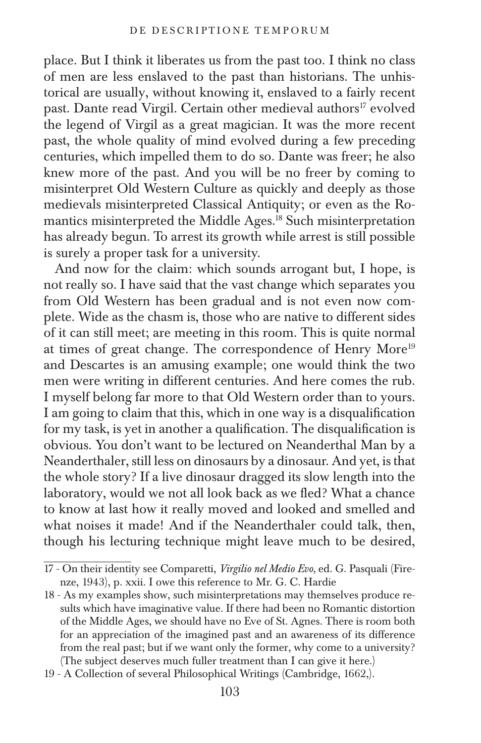place. But I think it liberates us from the past too. I think no class of men are less enslaved to the past than historians. The unhistorical are usually, without knowing it, enslaved to a fairly recent past. Dante read Virgil. Certain other medieval authors[17] evolved the legend of Virgil as a great magician. It was the more recent past, the whole quality of mind evolved during a few preceding centuries, which impelled them to do so. Dante was freer; he also knew more of the past. And you will be no freer by coming to misinterpret Old Western Culture as quickly and deeply as those medievals misinterpreted Classical Antiquity; or even as the Romantics misinterpreted the Middle Ages.[18] Such misinterpretation has already begun. To arrest its growth while arrest is still possible is surely a proper task for a university.

And now for the claim: which sounds arrogant but, I hope, is not really so. I have said that the vast change which separates you from Old Western has been gradual and is not even now complete. Wide as the chasm is, those who are native to different sides of it can still meet; are meeting in this room. This is quite normal at times of great change. The correspondence of Henry More[19] and Descartes is an amusing example; one would think the two men were writing in different centuries. And here comes the rub. I myself belong far more to that Old Western order than to yours. I am going to claim that this, which in one way is a disqualification for my task, is yet in another a qualification. The disqualification is obvious. You don't want to be lectured on Neanderthal Man by a Neanderthaler, still less on dinosaurs by a dinosaur. And yet, is that the whole story? If a live dinosaur dragged its slow length into the laboratory, would we not all look back as we fled? What a chance to know at last how it really moved and looked and smelled and what noises it made! And if the Neanderthaler could talk, then, though his lecturing technique might leave much to be desired,

---

17 - On their identity see Comparetti, *Virgilio nel Medio Evo,* ed. G. Pasquali (Firenze, 1943), p. xxii. I owe this reference to Mr. G. C. Hardie

18 - As my examples show, such misinterpretations may themselves produce results which have imaginative value. If there had been no Romantic distortion of the Middle Ages, we should have no Eve of St. Agnes. There is room both for an appreciation of the imagined past and an awareness of its difference from the real past; but if we want only the former, why come to a university? (The subject deserves much fuller treatment than I can give it here.)

19 - A Collection of several Philosophical Writings (Cambridge, 1662,).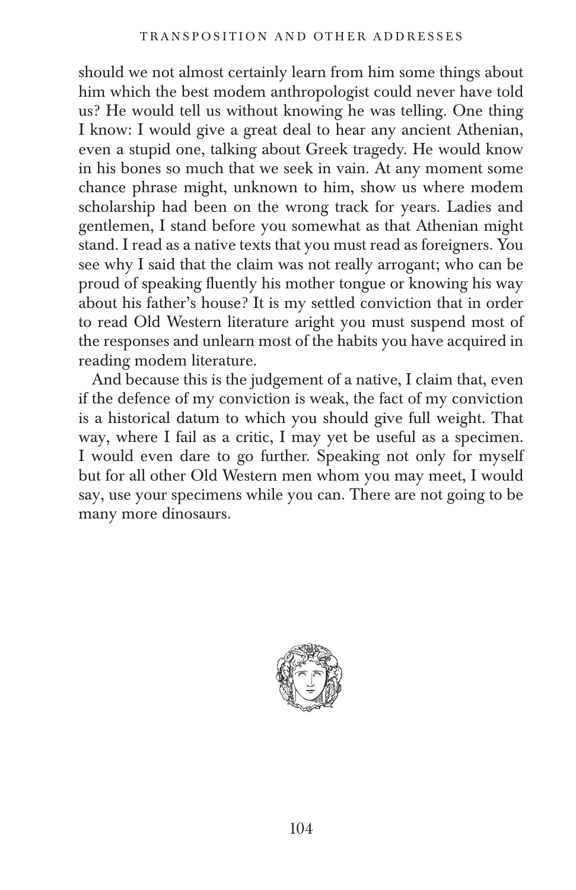should we not almost certainly learn from him some things about him which the best modem anthropologist could never have told us? He would tell us without knowing he was telling. One thing I know: I would give a great deal to hear any ancient Athenian, even a stupid one, talking about Greek tragedy. He would know in his bones so much that we seek in vain. At any moment some chance phrase might, unknown to him, show us where modem scholarship had been on the wrong track for years. Ladies and gentlemen, I stand before you somewhat as that Athenian might stand. I read as a native texts that you must read as foreigners. You see why I said that the claim was not really arrogant; who can be proud of speaking fluently his mother tongue or knowing his way about his father's house? It is my settled conviction that in order to read Old Western literature aright you must suspend most of the responses and unlearn most of the habits you have acquired in reading modem literature.

And because this is the judgement of a native, I claim that, even if the defence of my conviction is weak, the fact of my conviction is a historical datum to which you should give full weight. That way, where I fail as a critic, I may yet be useful as a specimen. I would even dare to go further. Speaking not only for myself but for all other Old Western men whom you may meet, I would say, use your specimens while you can. There are not going to be many more dinosaurs.